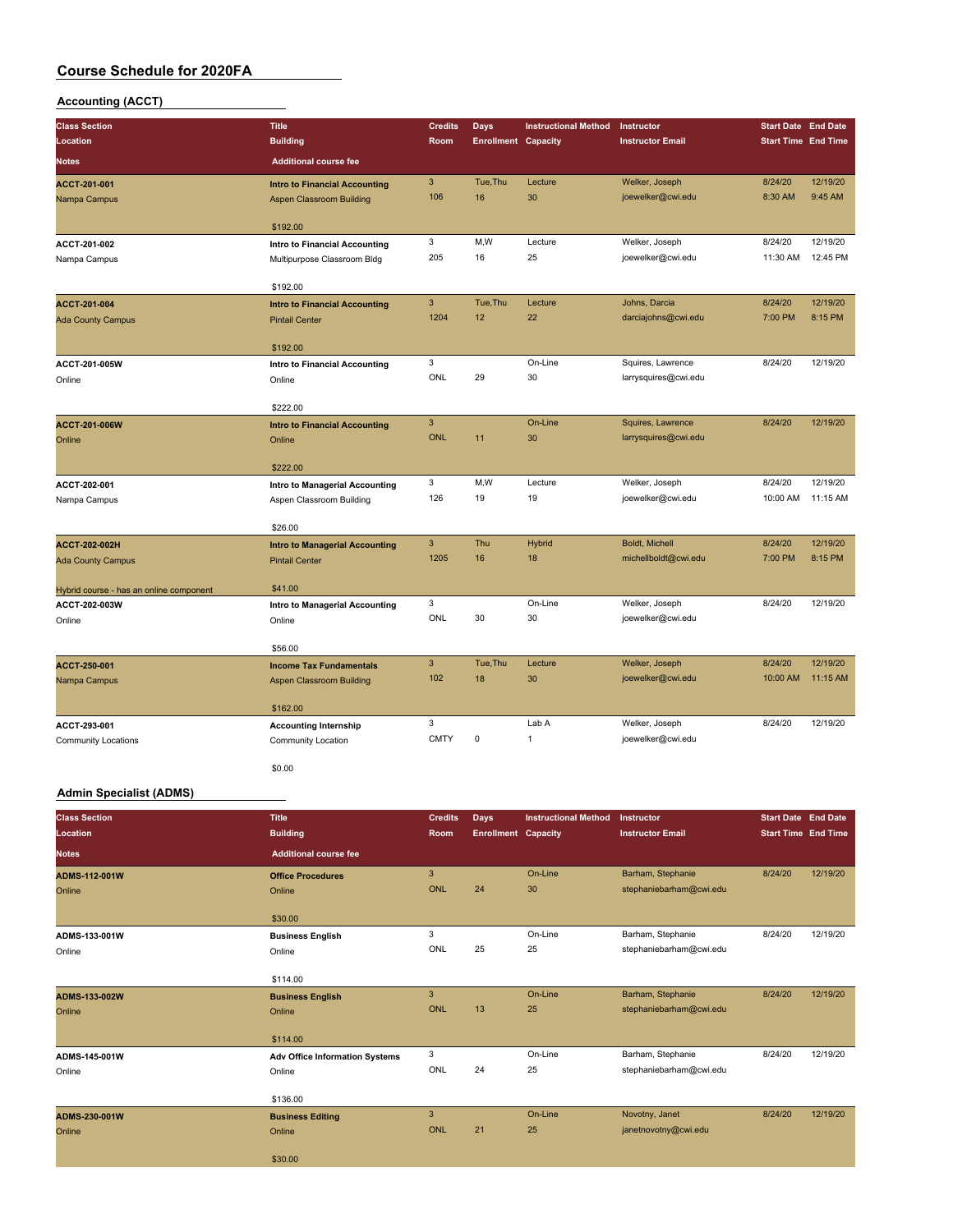# Course Schedule for 2020FA

## Accounting (ACCT)

| Class Section / Location / Notes | Title / Building / Additional course fee | Credits / Room | Days / Enrollment | Instructional Method / Capacity | Instructor / Instructor Email | Start Date / Start Time | End Date / End Time |
|---|---|---|---|---|---|---|---|
| ACCT-201-001<br>Nampa Campus | Intro to Financial Accounting<br>Aspen Classroom Building<br>$192.00 | 3<br>106 | Tue,Thu<br>16 | Lecture<br>30 | Welker, Joseph<br>joewelker@cwi.edu | 8/24/20<br>8:30 AM | 12/19/20<br>9:45 AM |
| ACCT-201-002<br>Nampa Campus | Intro to Financial Accounting<br>Multipurpose Classroom Bldg<br>$192.00 | 3<br>205 | M,W<br>16 | Lecture<br>25 | Welker, Joseph<br>joewelker@cwi.edu | 8/24/20<br>11:30 AM | 12/19/20<br>12:45 PM |
| ACCT-201-004<br>Ada County Campus | Intro to Financial Accounting<br>Pintail Center<br>$192.00 | 3<br>1204 | Tue,Thu<br>12 | Lecture<br>22 | Johns, Darcia<br>darciajohns@cwi.edu | 8/24/20<br>7:00 PM | 12/19/20<br>8:15 PM |
| ACCT-201-005W<br>Online | Intro to Financial Accounting<br>Online<br>$222.00 | 3<br>ONL | 29 | On-Line<br>30 | Squires, Lawrence<br>larrysquires@cwi.edu | 8/24/20 | 12/19/20 |
| ACCT-201-006W<br>Online | Intro to Financial Accounting<br>Online<br>$222.00 | 3<br>ONL | 11 | On-Line<br>30 | Squires, Lawrence<br>larrysquires@cwi.edu | 8/24/20 | 12/19/20 |
| ACCT-202-001<br>Nampa Campus | Intro to Managerial Accounting<br>Aspen Classroom Building<br>$26.00 | 3<br>126 | M,W<br>19 | Lecture<br>19 | Welker, Joseph<br>joewelker@cwi.edu | 8/24/20<br>10:00 AM | 12/19/20<br>11:15 AM |
| ACCT-202-002H<br>Ada County Campus<br>Hybrid course - has an online component | Intro to Managerial Accounting<br>Pintail Center<br>$41.00 | 3<br>1205 | Thu<br>16 | Hybrid<br>18 | Boldt, Michell<br>michellboldt@cwi.edu | 8/24/20<br>7:00 PM | 12/19/20<br>8:15 PM |
| ACCT-202-003W<br>Online | Intro to Managerial Accounting<br>Online<br>$56.00 | 3<br>ONL | 30 | On-Line<br>30 | Welker, Joseph<br>joewelker@cwi.edu | 8/24/20 | 12/19/20 |
| ACCT-250-001<br>Nampa Campus | Income Tax Fundamentals<br>Aspen Classroom Building<br>$162.00 | 3<br>102 | Tue,Thu<br>18 | Lecture<br>30 | Welker, Joseph<br>joewelker@cwi.edu | 8/24/20<br>10:00 AM | 12/19/20<br>11:15 AM |
| ACCT-293-001<br>Community Locations | Accounting Internship<br>Community Location<br>$0.00 | 3<br>CMTY | 0 | Lab A<br>1 | Welker, Joseph<br>joewelker@cwi.edu | 8/24/20 | 12/19/20 |

## Admin Specialist (ADMS)

| Class Section / Location / Notes | Title / Building / Additional course fee | Credits / Room | Days / Enrollment | Instructional Method / Capacity | Instructor / Instructor Email | Start Date / Start Time | End Date / End Time |
|---|---|---|---|---|---|---|---|
| ADMS-112-001W<br>Online | Office Procedures<br>Online<br>$30.00 | 3<br>ONL | 24 | On-Line<br>30 | Barham, Stephanie<br>stephaniebarham@cwi.edu | 8/24/20 | 12/19/20 |
| ADMS-133-001W<br>Online | Business English<br>Online<br>$114.00 | 3<br>ONL | 25 | On-Line<br>25 | Barham, Stephanie<br>stephaniebarham@cwi.edu | 8/24/20 | 12/19/20 |
| ADMS-133-002W<br>Online | Business English<br>Online<br>$114.00 | 3<br>ONL | 13 | On-Line<br>25 | Barham, Stephanie<br>stephaniebarham@cwi.edu | 8/24/20 | 12/19/20 |
| ADMS-145-001W<br>Online | Adv Office Information Systems<br>Online<br>$136.00 | 3<br>ONL | 24 | On-Line<br>25 | Barham, Stephanie<br>stephaniebarham@cwi.edu | 8/24/20 | 12/19/20 |
| ADMS-230-001W<br>Online | Business Editing<br>Online<br>$30.00 | 3<br>ONL | 21 | On-Line<br>25 | Novotny, Janet<br>janetnovotny@cwi.edu | 8/24/20 | 12/19/20 |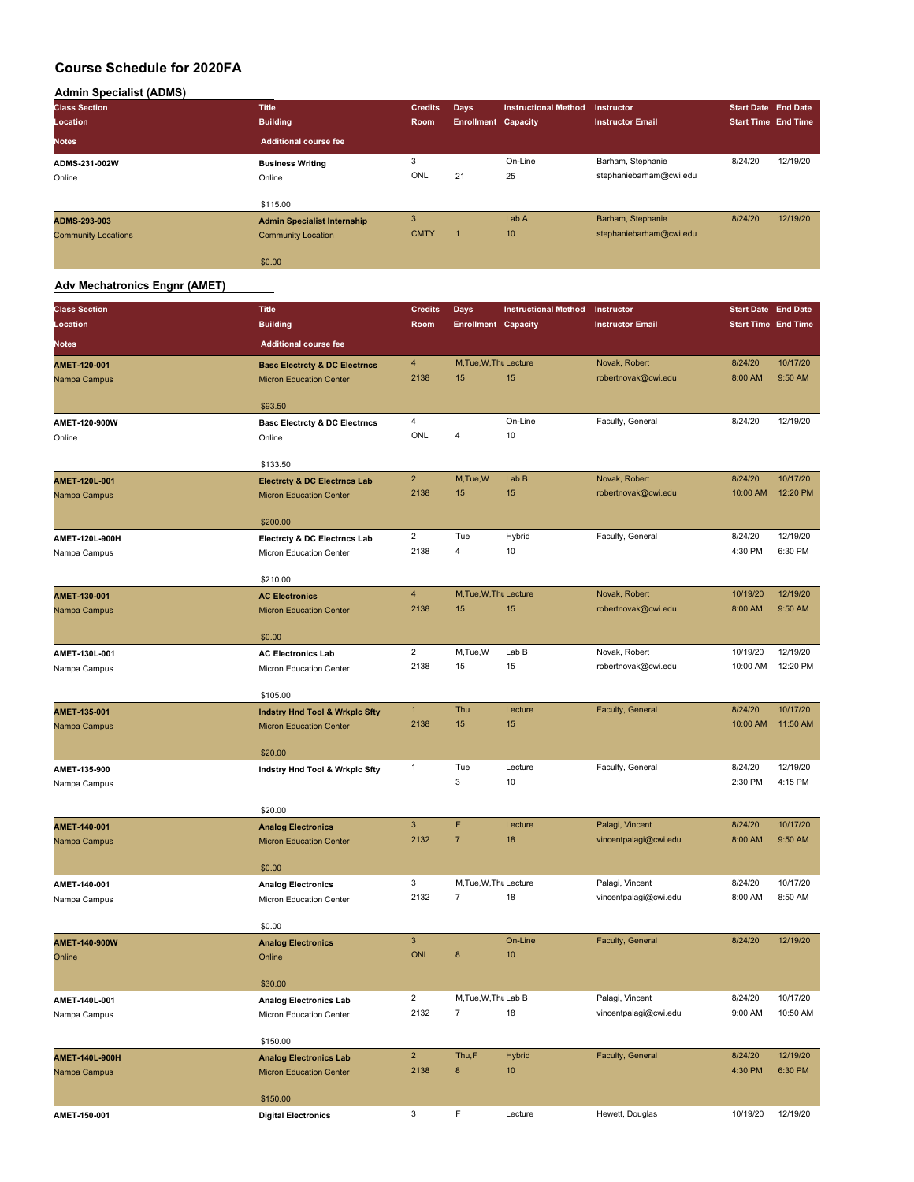# Course Schedule for 2020FA

## Admin Specialist (ADMS)

| Class Section / Location / Notes | Title / Building / Additional course fee | Credits / Room | Days / Enrollment | Instructional Method / Capacity | Instructor / Instructor Email | Start Date / Start Time | End Date / End Time |
|---|---|---|---|---|---|---|---|
| ADMS-231-002W | Business Writing | 3 | | On-Line | Barham, Stephanie | 8/24/20 | 12/19/20 |
| Online | Online | ONL | 21 | 25 | stephaniebarham@cwi.edu | | |
| | $115.00 | | | | | | |
| ADMS-293-003 | Admin Specialist Internship | 3 | | Lab A | Barham, Stephanie | 8/24/20 | 12/19/20 |
| Community Locations | Community Location | CMTY | 1 | 10 | stephaniebarham@cwi.edu | | |
| | $0.00 | | | | | | |

## Adv Mechatronics Engnr (AMET)

| Class Section / Location / Notes | Title / Building / Additional course fee | Credits / Room | Days / Enrollment | Instructional Method / Capacity | Instructor / Instructor Email | Start Date / Start Time | End Date / End Time |
|---|---|---|---|---|---|---|---|
| AMET-120-001 | Basc Electrcty & DC Electrncs | 4 | M,Tue,W,Thu | Lecture | Novak, Robert | 8/24/20 | 10/17/20 |
| Nampa Campus | Micron Education Center | 2138 | 15 | 15 | robertnovak@cwi.edu | 8:00 AM | 9:50 AM |
| | $93.50 | | | | | | |
| AMET-120-900W | Basc Electrcty & DC Electrncs | 4 | | On-Line | Faculty, General | 8/24/20 | 12/19/20 |
| Online | Online | ONL | 4 | 10 | | | |
| | $133.50 | | | | | | |
| AMET-120L-001 | Electrcty & DC Electrncs Lab | 2 | M,Tue,W | Lab B | Novak, Robert | 8/24/20 | 10/17/20 |
| Nampa Campus | Micron Education Center | 2138 | 15 | 15 | robertnovak@cwi.edu | 10:00 AM | 12:20 PM |
| | $200.00 | | | | | | |
| AMET-120L-900H | Electrcty & DC Electrncs Lab | 2 | Tue | Hybrid | Faculty, General | 8/24/20 | 12/19/20 |
| Nampa Campus | Micron Education Center | 2138 | 4 | 10 | | 4:30 PM | 6:30 PM |
| | $210.00 | | | | | | |
| AMET-130-001 | AC Electronics | 4 | M,Tue,W,Thu | Lecture | Novak, Robert | 10/19/20 | 12/19/20 |
| Nampa Campus | Micron Education Center | 2138 | 15 | 15 | robertnovak@cwi.edu | 8:00 AM | 9:50 AM |
| | $0.00 | | | | | | |
| AMET-130L-001 | AC Electronics Lab | 2 | M,Tue,W | Lab B | Novak, Robert | 10/19/20 | 12/19/20 |
| Nampa Campus | Micron Education Center | 2138 | 15 | 15 | robertnovak@cwi.edu | 10:00 AM | 12:20 PM |
| | $105.00 | | | | | | |
| AMET-135-001 | Indstry Hnd Tool & Wrkplc Sfty | 1 | Thu | Lecture | Faculty, General | 8/24/20 | 10/17/20 |
| Nampa Campus | Micron Education Center | 2138 | 15 | 15 | | 10:00 AM | 11:50 AM |
| | $20.00 | | | | | | |
| AMET-135-900 | Indstry Hnd Tool & Wrkplc Sfty | 1 | Tue | Lecture | Faculty, General | 8/24/20 | 12/19/20 |
| Nampa Campus | | | 3 | 10 | | 2:30 PM | 4:15 PM |
| | $20.00 | | | | | | |
| AMET-140-001 | Analog Electronics | 3 | F | Lecture | Palagi, Vincent | 8/24/20 | 10/17/20 |
| Nampa Campus | Micron Education Center | 2132 | 7 | 18 | vincentpalagi@cwi.edu | 8:00 AM | 9:50 AM |
| | $0.00 | | | | | | |
| AMET-140-001 | Analog Electronics | 3 | M,Tue,W,Thu | Lecture | Palagi, Vincent | 8/24/20 | 10/17/20 |
| Nampa Campus | Micron Education Center | 2132 | 7 | 18 | vincentpalagi@cwi.edu | 8:00 AM | 8:50 AM |
| | $0.00 | | | | | | |
| AMET-140-900W | Analog Electronics | 3 | | On-Line | Faculty, General | 8/24/20 | 12/19/20 |
| Online | Online | ONL | 8 | 10 | | | |
| | $30.00 | | | | | | |
| AMET-140L-001 | Analog Electronics Lab | 2 | M,Tue,W,Thu | Lab B | Palagi, Vincent | 8/24/20 | 10/17/20 |
| Nampa Campus | Micron Education Center | 2132 | 7 | 18 | vincentpalagi@cwi.edu | 9:00 AM | 10:50 AM |
| | $150.00 | | | | | | |
| AMET-140L-900H | Analog Electronics Lab | 2 | Thu,F | Hybrid | Faculty, General | 8/24/20 | 12/19/20 |
| Nampa Campus | Micron Education Center | 2138 | 8 | 10 | | 4:30 PM | 6:30 PM |
| | $150.00 | | | | | | |
| AMET-150-001 | Digital Electronics | 3 | F | Lecture | Hewett, Douglas | 10/19/20 | 12/19/20 |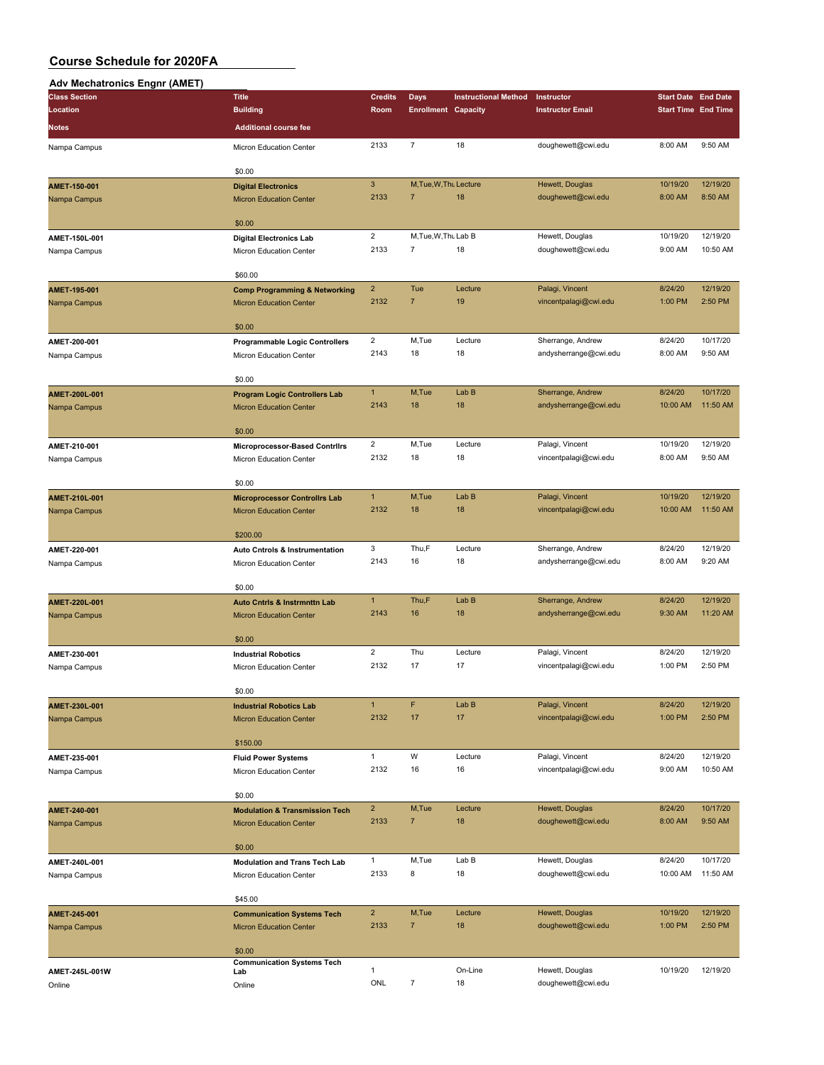# Course Schedule for 2020FA

## Adv Mechatronics Engnr (AMET)

| Class Section<br>Location<br>Notes | Title<br>Building<br>Additional course fee | Credits<br>Room | Days<br>Enrollment | Instructional Method<br>Capacity | Instructor<br>Instructor Email | Start Date<br>Start Time | End Date<br>End Time |
|---|---|---|---|---|---|---|---|
| Nampa Campus | Micron Education Center<br>$0.00 | 2133 | 7 | 18 | doughewett@cwi.edu | 8:00 AM | 9:50 AM |
| **AMET-150-001**<br>Nampa Campus | **Digital Electronics**<br>Micron Education Center<br>$0.00 | 3<br>2133 | M,Tue,W,Thu<br>7 | Lecture<br>18 | Hewett, Douglas<br>doughewett@cwi.edu | 10/19/20<br>8:00 AM | 12/19/20<br>8:50 AM |
| **AMET-150L-001**<br>Nampa Campus | **Digital Electronics Lab**<br>Micron Education Center<br>$60.00 | 2<br>2133 | M,Tue,W,Thu<br>7 | Lab B<br>18 | Hewett, Douglas<br>doughewett@cwi.edu | 10/19/20<br>9:00 AM | 12/19/20<br>10:50 AM |
| **AMET-195-001**<br>Nampa Campus | **Comp Programming & Networking**<br>Micron Education Center<br>$0.00 | 2<br>2132 | Tue<br>7 | Lecture<br>19 | Palagi, Vincent<br>vincentpalagi@cwi.edu | 8/24/20<br>1:00 PM | 12/19/20<br>2:50 PM |
| **AMET-200-001**<br>Nampa Campus | **Programmable Logic Controllers**<br>Micron Education Center<br>$0.00 | 2<br>2143 | M,Tue<br>18 | Lecture<br>18 | Sherrange, Andrew<br>andysherrange@cwi.edu | 8/24/20<br>8:00 AM | 10/17/20<br>9:50 AM |
| **AMET-200L-001**<br>Nampa Campus | **Program Logic Controllers Lab**<br>Micron Education Center<br>$0.00 | 1<br>2143 | M,Tue<br>18 | Lab B<br>18 | Sherrange, Andrew<br>andysherrange@cwi.edu | 8/24/20<br>10:00 AM | 10/17/20<br>11:50 AM |
| **AMET-210-001**<br>Nampa Campus | **Microprocessor-Based Contrllrs**<br>Micron Education Center<br>$0.00 | 2<br>2132 | M,Tue<br>18 | Lecture<br>18 | Palagi, Vincent<br>vincentpalagi@cwi.edu | 10/19/20<br>8:00 AM | 12/19/20<br>9:50 AM |
| **AMET-210L-001**<br>Nampa Campus | **Microprocessor Controllrs Lab**<br>Micron Education Center<br>$200.00 | 1<br>2132 | M,Tue<br>18 | Lab B<br>18 | Palagi, Vincent<br>vincentpalagi@cwi.edu | 10/19/20<br>10:00 AM | 12/19/20<br>11:50 AM |
| **AMET-220-001**<br>Nampa Campus | **Auto Cntrols & Instrumentation**<br>Micron Education Center<br>$0.00 | 3<br>2143 | Thu,F<br>16 | Lecture<br>18 | Sherrange, Andrew<br>andysherrange@cwi.edu | 8/24/20<br>8:00 AM | 12/19/20<br>9:20 AM |
| **AMET-220L-001**<br>Nampa Campus | **Auto Cntrls & Instrmnttn Lab**<br>Micron Education Center<br>$0.00 | 1<br>2143 | Thu,F<br>16 | Lab B<br>18 | Sherrange, Andrew<br>andysherrange@cwi.edu | 8/24/20<br>9:30 AM | 12/19/20<br>11:20 AM |
| **AMET-230-001**<br>Nampa Campus | **Industrial Robotics**<br>Micron Education Center<br>$0.00 | 2<br>2132 | Thu<br>17 | Lecture<br>17 | Palagi, Vincent<br>vincentpalagi@cwi.edu | 8/24/20<br>1:00 PM | 12/19/20<br>2:50 PM |
| **AMET-230L-001**<br>Nampa Campus | **Industrial Robotics Lab**<br>Micron Education Center<br>$150.00 | 1<br>2132 | F<br>17 | Lab B<br>17 | Palagi, Vincent<br>vincentpalagi@cwi.edu | 8/24/20<br>1:00 PM | 12/19/20<br>2:50 PM |
| **AMET-235-001**<br>Nampa Campus | **Fluid Power Systems**<br>Micron Education Center<br>$0.00 | 1<br>2132 | W<br>16 | Lecture<br>16 | Palagi, Vincent<br>vincentpalagi@cwi.edu | 8/24/20<br>9:00 AM | 12/19/20<br>10:50 AM |
| **AMET-240-001**<br>Nampa Campus | **Modulation & Transmission Tech**<br>Micron Education Center<br>$0.00 | 2<br>2133 | M,Tue<br>7 | Lecture<br>18 | Hewett, Douglas<br>doughewett@cwi.edu | 8/24/20<br>8:00 AM | 10/17/20<br>9:50 AM |
| **AMET-240L-001**<br>Nampa Campus | **Modulation and Trans Tech Lab**<br>Micron Education Center<br>$45.00 | 1<br>2133 | M,Tue<br>8 | Lab B<br>18 | Hewett, Douglas<br>doughewett@cwi.edu | 8/24/20<br>10:00 AM | 10/17/20<br>11:50 AM |
| **AMET-245-001**<br>Nampa Campus | **Communication Systems Tech**<br>Micron Education Center<br>$0.00 | 2<br>2133 | M,Tue<br>7 | Lecture<br>18 | Hewett, Douglas<br>doughewett@cwi.edu | 10/19/20<br>1:00 PM | 12/19/20<br>2:50 PM |
| **AMET-245L-001W**<br>Online | **Communication Systems Tech Lab**<br>Online | 1<br>ONL | <br>7 | On-Line<br>18 | Hewett, Douglas<br>doughewett@cwi.edu | 10/19/20 | 12/19/20 |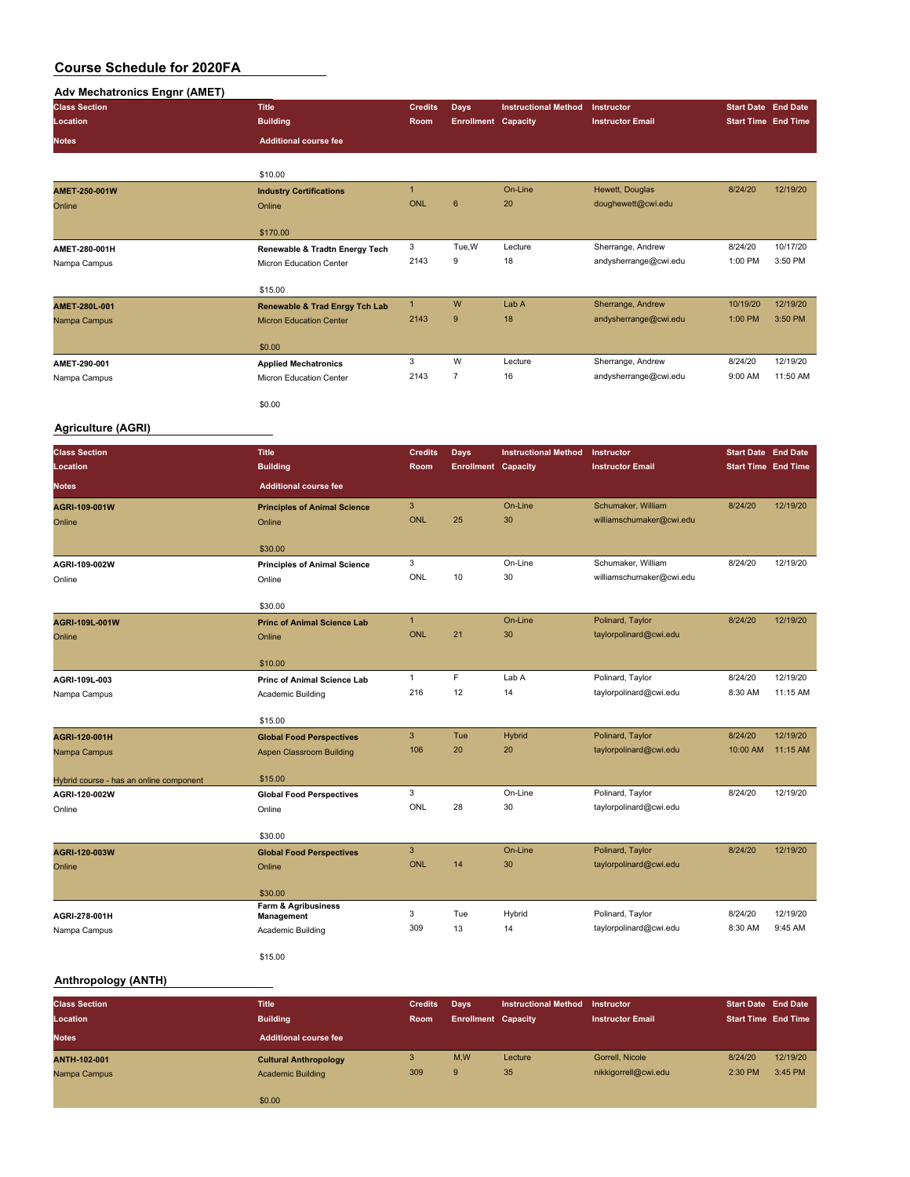# Course Schedule for 2020FA

## Adv Mechatronics Engnr (AMET)

| Class Section / Location / Notes | Title / Building / Additional course fee | Credits / Room | Days / Enrollment | Instructional Method / Capacity | Instructor / Instructor Email | Start Date / Start Time | End Date / End Time |
|---|---|---|---|---|---|---|---|
| | $10.00 | | | | | | |
| AMET-250-001W<br>Online | Industry Certifications<br>Online<br>$170.00 | 1<br>ONL | <br>6 | On-Line<br>20 | Hewett, Douglas<br>doughewett@cwi.edu | 8/24/20 | 12/19/20 |
| AMET-280-001H<br>Nampa Campus | Renewable & Tradtn Energy Tech<br>Micron Education Center<br>$15.00 | 3<br>2143 | Tue,W<br>9 | Lecture<br>18 | Sherrange, Andrew<br>andysherrange@cwi.edu | 8/24/20<br>1:00 PM | 10/17/20<br>3:50 PM |
| AMET-280L-001<br>Nampa Campus | Renewable & Trad Enrgy Tch Lab<br>Micron Education Center<br>$0.00 | 1<br>2143 | W<br>9 | Lab A<br>18 | Sherrange, Andrew<br>andysherrange@cwi.edu | 10/19/20<br>1:00 PM | 12/19/20<br>3:50 PM |
| AMET-290-001<br>Nampa Campus | Applied Mechatronics<br>Micron Education Center<br>$0.00 | 3<br>2143 | W<br>7 | Lecture<br>16 | Sherrange, Andrew<br>andysherrange@cwi.edu | 8/24/20<br>9:00 AM | 12/19/20<br>11:50 AM |

## Agriculture (AGRI)

| Class Section / Location / Notes | Title / Building / Additional course fee | Credits / Room | Days / Enrollment | Instructional Method / Capacity | Instructor / Instructor Email | Start Date / Start Time | End Date / End Time |
|---|---|---|---|---|---|---|---|
| AGRI-109-001W<br>Online | Principles of Animal Science<br>Online<br>$30.00 | 3<br>ONL | <br>25 | On-Line<br>30 | Schumaker, William<br>williamschumaker@cwi.edu | 8/24/20 | 12/19/20 |
| AGRI-109-002W<br>Online | Principles of Animal Science<br>Online<br>$30.00 | 3<br>ONL | <br>10 | On-Line<br>30 | Schumaker, William<br>williamschumaker@cwi.edu | 8/24/20 | 12/19/20 |
| AGRI-109L-001W<br>Online | Princ of Animal Science Lab<br>Online<br>$10.00 | 1<br>ONL | <br>21 | On-Line<br>30 | Polinard, Taylor<br>taylorpolinard@cwi.edu | 8/24/20 | 12/19/20 |
| AGRI-109L-003<br>Nampa Campus | Princ of Animal Science Lab<br>Academic Building<br>$15.00 | 1<br>216 | F<br>12 | Lab A<br>14 | Polinard, Taylor<br>taylorpolinard@cwi.edu | 8/24/20<br>8:30 AM | 12/19/20<br>11:15 AM |
| AGRI-120-001H<br>Nampa Campus<br>Hybrid course - has an online component | Global Food Perspectives<br>Aspen Classroom Building<br>$15.00 | 3<br>106 | Tue<br>20 | Hybrid<br>20 | Polinard, Taylor<br>taylorpolinard@cwi.edu | 8/24/20<br>10:00 AM | 12/19/20<br>11:15 AM |
| AGRI-120-002W<br>Online | Global Food Perspectives<br>Online<br>$30.00 | 3<br>ONL | <br>28 | On-Line<br>30 | Polinard, Taylor<br>taylorpolinard@cwi.edu | 8/24/20 | 12/19/20 |
| AGRI-120-003W<br>Online | Global Food Perspectives<br>Online<br>$30.00 | 3<br>ONL | <br>14 | On-Line<br>30 | Polinard, Taylor<br>taylorpolinard@cwi.edu | 8/24/20 | 12/19/20 |
| AGRI-278-001H<br>Nampa Campus | Farm & Agribusiness Management<br>Academic Building<br>$15.00 | 3<br>309 | Tue<br>13 | Hybrid<br>14 | Polinard, Taylor<br>taylorpolinard@cwi.edu | 8/24/20<br>8:30 AM | 12/19/20<br>9:45 AM |

## Anthropology (ANTH)

| Class Section / Location / Notes | Title / Building / Additional course fee | Credits / Room | Days / Enrollment | Instructional Method / Capacity | Instructor / Instructor Email | Start Date / Start Time | End Date / End Time |
|---|---|---|---|---|---|---|---|
| ANTH-102-001<br>Nampa Campus | Cultural Anthropology<br>Academic Building<br>$0.00 | 3<br>309 | M,W<br>9 | Lecture<br>35 | Gorrell, Nicole<br>nikkigorrell@cwi.edu | 8/24/20<br>2:30 PM | 12/19/20<br>3:45 PM |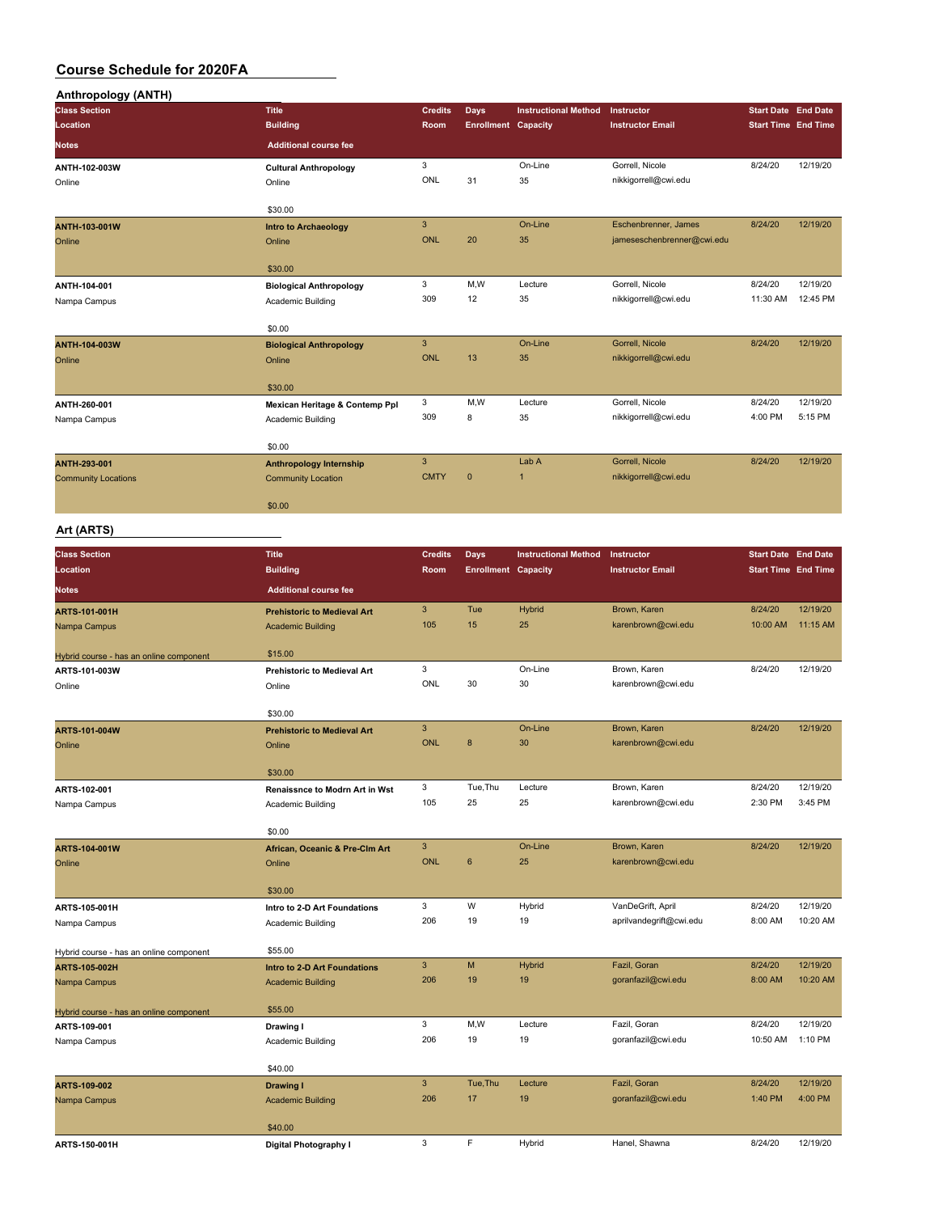# Course Schedule for 2020FA

## Anthropology (ANTH)

| Class Section / Location / Notes | Title / Building / Additional course fee | Credits / Room | Days / Enrollment | Instructional Method / Capacity | Instructor / Instructor Email | Start Date / Start Time | End Date / End Time |
|---|---|---|---|---|---|---|---|
| ANTH-102-003W | Cultural Anthropology | 3 | | On-Line | Gorrell, Nicole | 8/24/20 | 12/19/20 |
| Online | Online | ONL | 31 | 35 | nikkigorrell@cwi.edu | | |
| | $30.00 | | | | | | |
| ANTH-103-001W | Intro to Archaeology | 3 | | On-Line | Eschenbrenner, James | 8/24/20 | 12/19/20 |
| Online | Online | ONL | 20 | 35 | jameseschenbrenner@cwi.edu | | |
| | $30.00 | | | | | | |
| ANTH-104-001 | Biological Anthropology | 3 | M,W | Lecture | Gorrell, Nicole | 8/24/20 | 12/19/20 |
| Nampa Campus | Academic Building | 309 | 12 | 35 | nikkigorrell@cwi.edu | 11:30 AM | 12:45 PM |
| | $0.00 | | | | | | |
| ANTH-104-003W | Biological Anthropology | 3 | | On-Line | Gorrell, Nicole | 8/24/20 | 12/19/20 |
| Online | Online | ONL | 13 | 35 | nikkigorrell@cwi.edu | | |
| | $30.00 | | | | | | |
| ANTH-260-001 | Mexican Heritage & Contemp Ppl | 3 | M,W | Lecture | Gorrell, Nicole | 8/24/20 | 12/19/20 |
| Nampa Campus | Academic Building | 309 | 8 | 35 | nikkigorrell@cwi.edu | 4:00 PM | 5:15 PM |
| | $0.00 | | | | | | |
| ANTH-293-001 | Anthropology Internship | 3 | | Lab A | Gorrell, Nicole | 8/24/20 | 12/19/20 |
| Community Locations | Community Location | CMTY | 0 | 1 | nikkigorrell@cwi.edu | | |
| | $0.00 | | | | | | |

## Art (ARTS)

| Class Section / Location / Notes | Title / Building / Additional course fee | Credits / Room | Days / Enrollment | Instructional Method / Capacity | Instructor / Instructor Email | Start Date / Start Time | End Date / End Time |
|---|---|---|---|---|---|---|---|
| ARTS-101-001H | Prehistoric to Medieval Art | 3 | Tue | Hybrid | Brown, Karen | 8/24/20 | 12/19/20 |
| Nampa Campus | Academic Building | 105 | 15 | 25 | karenbrown@cwi.edu | 10:00 AM | 11:15 AM |
| Hybrid course - has an online component | $15.00 | | | | | | |
| ARTS-101-003W | Prehistoric to Medieval Art | 3 | | On-Line | Brown, Karen | 8/24/20 | 12/19/20 |
| Online | Online | ONL | 30 | 30 | karenbrown@cwi.edu | | |
| | $30.00 | | | | | | |
| ARTS-101-004W | Prehistoric to Medieval Art | 3 | | On-Line | Brown, Karen | 8/24/20 | 12/19/20 |
| Online | Online | ONL | 8 | 30 | karenbrown@cwi.edu | | |
| | $30.00 | | | | | | |
| ARTS-102-001 | Renaissnce to Modrn Art in Wst | 3 | Tue,Thu | Lecture | Brown, Karen | 8/24/20 | 12/19/20 |
| Nampa Campus | Academic Building | 105 | 25 | 25 | karenbrown@cwi.edu | 2:30 PM | 3:45 PM |
| | $0.00 | | | | | | |
| ARTS-104-001W | African, Oceanic & Pre-Clm Art | 3 | | On-Line | Brown, Karen | 8/24/20 | 12/19/20 |
| Online | Online | ONL | 6 | 25 | karenbrown@cwi.edu | | |
| | $30.00 | | | | | | |
| ARTS-105-001H | Intro to 2-D Art Foundations | 3 | W | Hybrid | VanDeGrift, April | 8/24/20 | 12/19/20 |
| Nampa Campus | Academic Building | 206 | 19 | 19 | aprilvandegrift@cwi.edu | 8:00 AM | 10:20 AM |
| Hybrid course - has an online component | $55.00 | | | | | | |
| ARTS-105-002H | Intro to 2-D Art Foundations | 3 | M | Hybrid | Fazil, Goran | 8/24/20 | 12/19/20 |
| Nampa Campus | Academic Building | 206 | 19 | 19 | goranfazil@cwi.edu | 8:00 AM | 10:20 AM |
| Hybrid course - has an online component | $55.00 | | | | | | |
| ARTS-109-001 | Drawing I | 3 | M,W | Lecture | Fazil, Goran | 8/24/20 | 12/19/20 |
| Nampa Campus | Academic Building | 206 | 19 | 19 | goranfazil@cwi.edu | 10:50 AM | 1:10 PM |
| | $40.00 | | | | | | |
| ARTS-109-002 | Drawing I | 3 | Tue,Thu | Lecture | Fazil, Goran | 8/24/20 | 12/19/20 |
| Nampa Campus | Academic Building | 206 | 17 | 19 | goranfazil@cwi.edu | 1:40 PM | 4:00 PM |
| | $40.00 | | | | | | |
| ARTS-150-001H | Digital Photography I | 3 | F | Hybrid | Hanel, Shawna | 8/24/20 | 12/19/20 |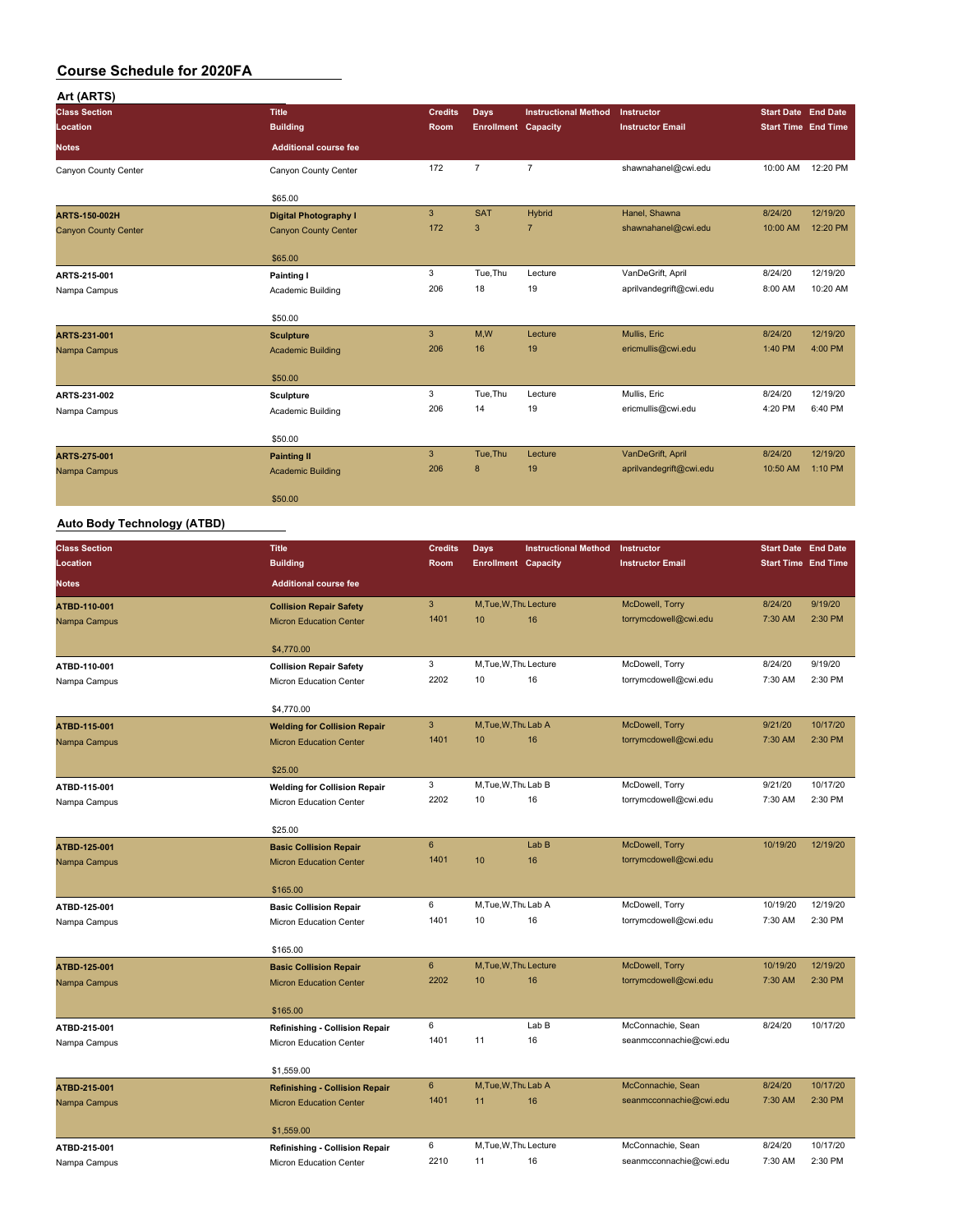# Course Schedule for 2020FA

## Art (ARTS)

| Class Section / Location / Notes | Title / Building / Additional course fee | Credits / Room | Days / Enrollment | Instructional Method / Capacity | Instructor / Instructor Email | Start Date / Start Time | End Date / End Time |
|---|---|---|---|---|---|---|---|
| Canyon County Center | Canyon County Center<br>$65.00 | 172 | 7 | 7 | shawnahanel@cwi.edu | 10:00 AM | 12:20 PM |
| **ARTS-150-002H**<br>Canyon County Center | **Digital Photography I**<br>Canyon County Center<br>$65.00 | 3<br>172 | SAT<br>3 | Hybrid<br>7 | Hanel, Shawna<br>shawnahanel@cwi.edu | 8/24/20<br>10:00 AM | 12/19/20<br>12:20 PM |
| **ARTS-215-001**<br>Nampa Campus | **Painting I**<br>Academic Building<br>$50.00 | 3<br>206 | Tue,Thu<br>18 | Lecture<br>19 | VanDeGrift, April<br>aprilvandegrift@cwi.edu | 8/24/20<br>8:00 AM | 12/19/20<br>10:20 AM |
| **ARTS-231-001**<br>Nampa Campus | **Sculpture**<br>Academic Building<br>$50.00 | 3<br>206 | M,W<br>16 | Lecture<br>19 | Mullis, Eric<br>ericmullis@cwi.edu | 8/24/20<br>1:40 PM | 12/19/20<br>4:00 PM |
| **ARTS-231-002**<br>Nampa Campus | **Sculpture**<br>Academic Building<br>$50.00 | 3<br>206 | Tue,Thu<br>14 | Lecture<br>19 | Mullis, Eric<br>ericmullis@cwi.edu | 8/24/20<br>4:20 PM | 12/19/20<br>6:40 PM |
| **ARTS-275-001**<br>Nampa Campus | **Painting II**<br>Academic Building<br>$50.00 | 3<br>206 | Tue,Thu<br>8 | Lecture<br>19 | VanDeGrift, April<br>aprilvandegrift@cwi.edu | 8/24/20<br>10:50 AM | 12/19/20<br>1:10 PM |

## Auto Body Technology (ATBD)

| Class Section / Location / Notes | Title / Building / Additional course fee | Credits / Room | Days / Enrollment | Instructional Method / Capacity | Instructor / Instructor Email | Start Date / Start Time | End Date / End Time |
|---|---|---|---|---|---|---|---|
| **ATBD-110-001**<br>Nampa Campus | **Collision Repair Safety**<br>Micron Education Center<br>$4,770.00 | 3<br>1401 | M,Tue,W,Thu<br>10 | Lecture<br>16 | McDowell, Torry<br>torrymcdowell@cwi.edu | 8/24/20<br>7:30 AM | 9/19/20<br>2:30 PM |
| **ATBD-110-001**<br>Nampa Campus | **Collision Repair Safety**<br>Micron Education Center<br>$4,770.00 | 3<br>2202 | M,Tue,W,Thu<br>10 | Lecture<br>16 | McDowell, Torry<br>torrymcdowell@cwi.edu | 8/24/20<br>7:30 AM | 9/19/20<br>2:30 PM |
| **ATBD-115-001**<br>Nampa Campus | **Welding for Collision Repair**<br>Micron Education Center<br>$25.00 | 3<br>1401 | M,Tue,W,Thu<br>10 | Lab A<br>16 | McDowell, Torry<br>torrymcdowell@cwi.edu | 9/21/20<br>7:30 AM | 10/17/20<br>2:30 PM |
| **ATBD-115-001**<br>Nampa Campus | **Welding for Collision Repair**<br>Micron Education Center<br>$25.00 | 3<br>2202 | M,Tue,W,Thu<br>10 | Lab B<br>16 | McDowell, Torry<br>torrymcdowell@cwi.edu | 9/21/20<br>7:30 AM | 10/17/20<br>2:30 PM |
| **ATBD-125-001**<br>Nampa Campus | **Basic Collision Repair**<br>Micron Education Center<br>$165.00 | 6<br>1401 | <br>10 | Lab B<br>16 | McDowell, Torry<br>torrymcdowell@cwi.edu | 10/19/20 | 12/19/20 |
| **ATBD-125-001**<br>Nampa Campus | **Basic Collision Repair**<br>Micron Education Center<br>$165.00 | 6<br>1401 | M,Tue,W,Thu<br>10 | Lab A<br>16 | McDowell, Torry<br>torrymcdowell@cwi.edu | 10/19/20<br>7:30 AM | 12/19/20<br>2:30 PM |
| **ATBD-125-001**<br>Nampa Campus | **Basic Collision Repair**<br>Micron Education Center<br>$165.00 | 6<br>2202 | M,Tue,W,Thu<br>10 | Lecture<br>16 | McDowell, Torry<br>torrymcdowell@cwi.edu | 10/19/20<br>7:30 AM | 12/19/20<br>2:30 PM |
| **ATBD-215-001**<br>Nampa Campus | **Refinishing - Collision Repair**<br>Micron Education Center<br>$1,559.00 | 6<br>1401 | <br>11 | Lab B<br>16 | McConnachie, Sean<br>seanmcconnachie@cwi.edu | 8/24/20 | 10/17/20 |
| **ATBD-215-001**<br>Nampa Campus | **Refinishing - Collision Repair**<br>Micron Education Center<br>$1,559.00 | 6<br>1401 | M,Tue,W,Thu<br>11 | Lab A<br>16 | McConnachie, Sean<br>seanmcconnachie@cwi.edu | 8/24/20<br>7:30 AM | 10/17/20<br>2:30 PM |
| **ATBD-215-001**<br>Nampa Campus | **Refinishing - Collision Repair**<br>Micron Education Center | 6<br>2210 | M,Tue,W,Thu<br>11 | Lecture<br>16 | McConnachie, Sean<br>seanmcconnachie@cwi.edu | 8/24/20<br>7:30 AM | 10/17/20<br>2:30 PM |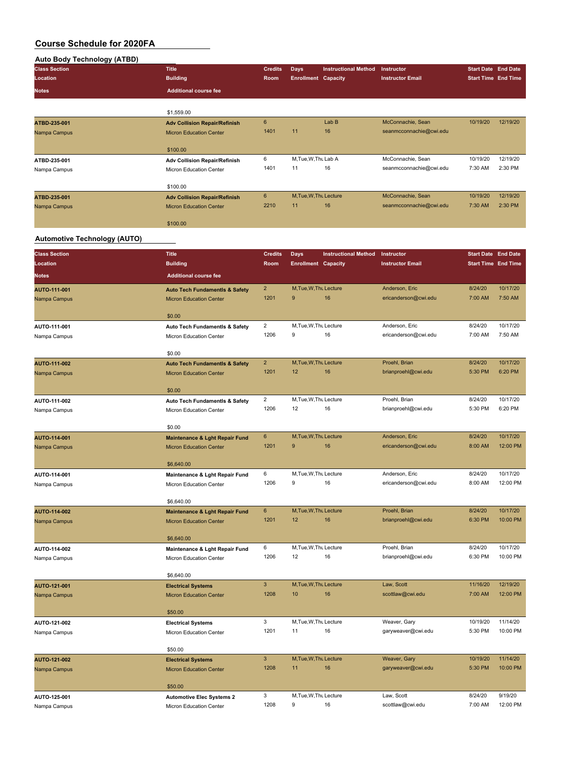# Course Schedule for 2020FA

## Auto Body Technology (ATBD)

| Class Section / Location / Notes | Title / Building / Additional course fee | Credits / Room | Days / Enrollment | Instructional Method / Capacity | Instructor / Instructor Email | Start Date / Start Time | End Date / End Time |
|---|---|---|---|---|---|---|---|
| | $1,559.00 | | | | | | |
| ATBD-235-001 | Adv Collision Repair/Refinish | 6 | | Lab B | McConnachie, Sean | 10/19/20 | 12/19/20 |
| Nampa Campus | Micron Education Center | 1401 | 11 | 16 | seanmcconnachie@cwi.edu | | |
| | $100.00 | | | | | | |
| ATBD-235-001 | Adv Collision Repair/Refinish | 6 | M,Tue,W,Thu | Lab A | McConnachie, Sean | 10/19/20 | 12/19/20 |
| Nampa Campus | Micron Education Center | 1401 | 11 | 16 | seanmcconnachie@cwi.edu | 7:30 AM | 2:30 PM |
| | $100.00 | | | | | | |
| ATBD-235-001 | Adv Collision Repair/Refinish | 6 | M,Tue,W,Thu | Lecture | McConnachie, Sean | 10/19/20 | 12/19/20 |
| Nampa Campus | Micron Education Center | 2210 | 11 | 16 | seanmcconnachie@cwi.edu | 7:30 AM | 2:30 PM |
| | $100.00 | | | | | | |

## Automotive Technology (AUTO)

| Class Section / Location / Notes | Title / Building / Additional course fee | Credits / Room | Days / Enrollment | Instructional Method / Capacity | Instructor / Instructor Email | Start Date / Start Time | End Date / End Time |
|---|---|---|---|---|---|---|---|
| AUTO-111-001 | Auto Tech Fundamentls & Safety | 2 | M,Tue,W,Thu | Lecture | Anderson, Eric | 8/24/20 | 10/17/20 |
| Nampa Campus | Micron Education Center | 1201 | 9 | 16 | ericanderson@cwi.edu | 7:00 AM | 7:50 AM |
| | $0.00 | | | | | | |
| AUTO-111-001 | Auto Tech Fundamentls & Safety | 2 | M,Tue,W,Thu | Lecture | Anderson, Eric | 8/24/20 | 10/17/20 |
| Nampa Campus | Micron Education Center | 1206 | 9 | 16 | ericanderson@cwi.edu | 7:00 AM | 7:50 AM |
| | $0.00 | | | | | | |
| AUTO-111-002 | Auto Tech Fundamentls & Safety | 2 | M,Tue,W,Thu | Lecture | Proehl, Brian | 8/24/20 | 10/17/20 |
| Nampa Campus | Micron Education Center | 1201 | 12 | 16 | brianproehl@cwi.edu | 5:30 PM | 6:20 PM |
| | $0.00 | | | | | | |
| AUTO-111-002 | Auto Tech Fundamentls & Safety | 2 | M,Tue,W,Thu | Lecture | Proehl, Brian | 8/24/20 | 10/17/20 |
| Nampa Campus | Micron Education Center | 1206 | 12 | 16 | brianproehl@cwi.edu | 5:30 PM | 6:20 PM |
| | $0.00 | | | | | | |
| AUTO-114-001 | Maintenance & Lght Repair Fund | 6 | M,Tue,W,Thu | Lecture | Anderson, Eric | 8/24/20 | 10/17/20 |
| Nampa Campus | Micron Education Center | 1201 | 9 | 16 | ericanderson@cwi.edu | 8:00 AM | 12:00 PM |
| | $6,640.00 | | | | | | |
| AUTO-114-001 | Maintenance & Lght Repair Fund | 6 | M,Tue,W,Thu | Lecture | Anderson, Eric | 8/24/20 | 10/17/20 |
| Nampa Campus | Micron Education Center | 1206 | 9 | 16 | ericanderson@cwi.edu | 8:00 AM | 12:00 PM |
| | $6,640.00 | | | | | | |
| AUTO-114-002 | Maintenance & Lght Repair Fund | 6 | M,Tue,W,Thu | Lecture | Proehl, Brian | 8/24/20 | 10/17/20 |
| Nampa Campus | Micron Education Center | 1201 | 12 | 16 | brianproehl@cwi.edu | 6:30 PM | 10:00 PM |
| | $6,640.00 | | | | | | |
| AUTO-114-002 | Maintenance & Lght Repair Fund | 6 | M,Tue,W,Thu | Lecture | Proehl, Brian | 8/24/20 | 10/17/20 |
| Nampa Campus | Micron Education Center | 1206 | 12 | 16 | brianproehl@cwi.edu | 6:30 PM | 10:00 PM |
| | $6,640.00 | | | | | | |
| AUTO-121-001 | Electrical Systems | 3 | M,Tue,W,Thu | Lecture | Law, Scott | 11/16/20 | 12/19/20 |
| Nampa Campus | Micron Education Center | 1208 | 10 | 16 | scottlaw@cwi.edu | 7:00 AM | 12:00 PM |
| | $50.00 | | | | | | |
| AUTO-121-002 | Electrical Systems | 3 | M,Tue,W,Thu | Lecture | Weaver, Gary | 10/19/20 | 11/14/20 |
| Nampa Campus | Micron Education Center | 1201 | 11 | 16 | garyweaver@cwi.edu | 5:30 PM | 10:00 PM |
| | $50.00 | | | | | | |
| AUTO-121-002 | Electrical Systems | 3 | M,Tue,W,Thu | Lecture | Weaver, Gary | 10/19/20 | 11/14/20 |
| Nampa Campus | Micron Education Center | 1208 | 11 | 16 | garyweaver@cwi.edu | 5:30 PM | 10:00 PM |
| | $50.00 | | | | | | |
| AUTO-125-001 | Automotive Elec Systems 2 | 3 | M,Tue,W,Thu | Lecture | Law, Scott | 8/24/20 | 9/19/20 |
| Nampa Campus | Micron Education Center | 1208 | 9 | 16 | scottlaw@cwi.edu | 7:00 AM | 12:00 PM |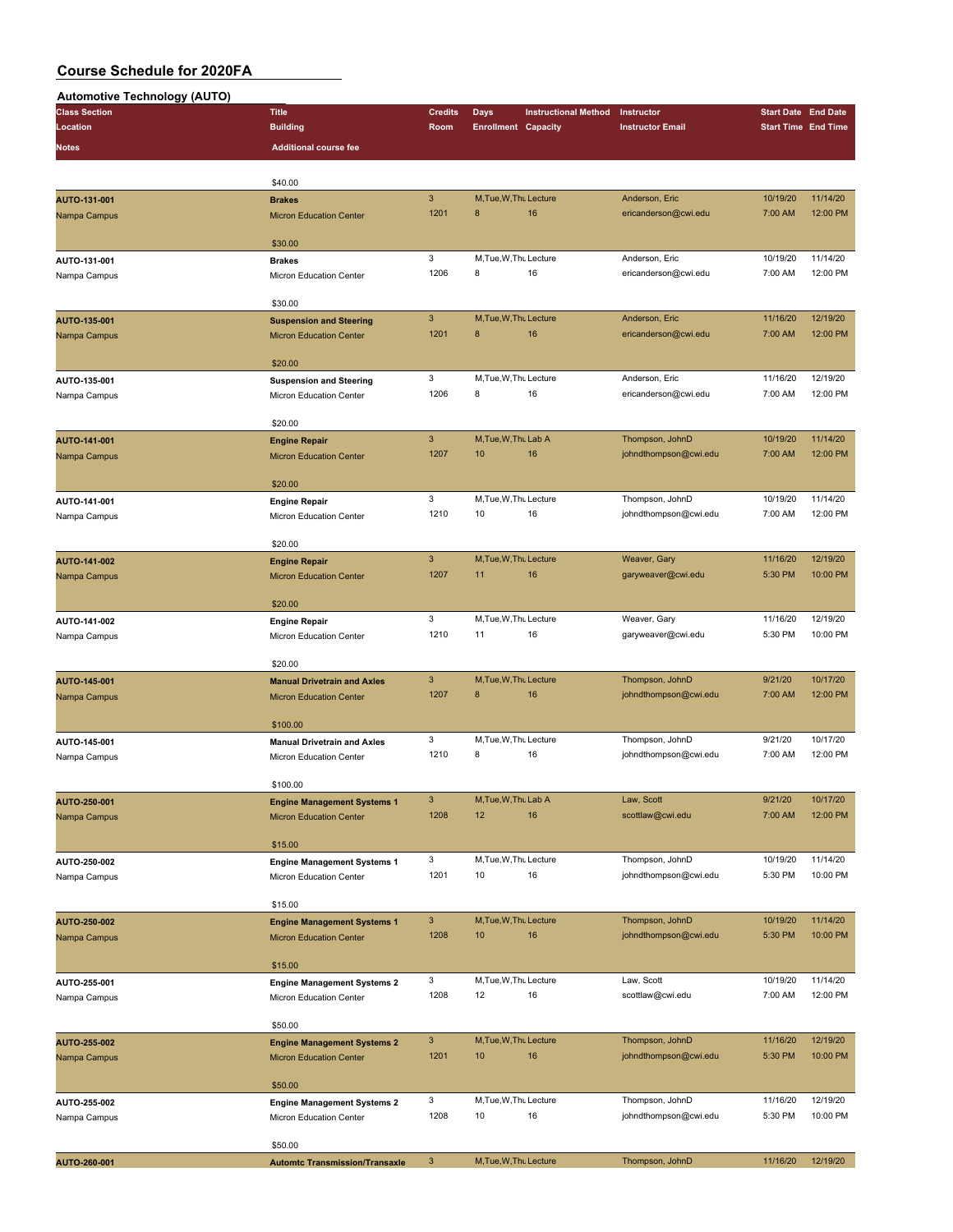# Course Schedule for 2020FA

## Automotive Technology (AUTO)

| Class Section / Location / Notes | Title / Building / Additional course fee | Credits / Room | Days / Enrollment | Instructional Method / Capacity | Instructor / Instructor Email | Start Date / Start Time | End Date / End Time |
|---|---|---|---|---|---|---|---|
| | $40.00 | | | | | | |
| **AUTO-131-001** | **Brakes** | 3 | M,Tue,W,Thu | Lecture | Anderson, Eric | 10/19/20 | 11/14/20 |
| Nampa Campus | Micron Education Center | 1201 | 8 | 16 | ericanderson@cwi.edu | 7:00 AM | 12:00 PM |
| | $30.00 | | | | | | |
| **AUTO-131-001** | **Brakes** | 3 | M,Tue,W,Thu | Lecture | Anderson, Eric | 10/19/20 | 11/14/20 |
| Nampa Campus | Micron Education Center | 1206 | 8 | 16 | ericanderson@cwi.edu | 7:00 AM | 12:00 PM |
| | $30.00 | | | | | | |
| **AUTO-135-001** | **Suspension and Steering** | 3 | M,Tue,W,Thu | Lecture | Anderson, Eric | 11/16/20 | 12/19/20 |
| Nampa Campus | Micron Education Center | 1201 | 8 | 16 | ericanderson@cwi.edu | 7:00 AM | 12:00 PM |
| | $20.00 | | | | | | |
| **AUTO-135-001** | **Suspension and Steering** | 3 | M,Tue,W,Thu | Lecture | Anderson, Eric | 11/16/20 | 12/19/20 |
| Nampa Campus | Micron Education Center | 1206 | 8 | 16 | ericanderson@cwi.edu | 7:00 AM | 12:00 PM |
| | $20.00 | | | | | | |
| **AUTO-141-001** | **Engine Repair** | 3 | M,Tue,W,Thu | Lab A | Thompson, JohnD | 10/19/20 | 11/14/20 |
| Nampa Campus | Micron Education Center | 1207 | 10 | 16 | johndthompson@cwi.edu | 7:00 AM | 12:00 PM |
| | $20.00 | | | | | | |
| **AUTO-141-001** | **Engine Repair** | 3 | M,Tue,W,Thu | Lecture | Thompson, JohnD | 10/19/20 | 11/14/20 |
| Nampa Campus | Micron Education Center | 1210 | 10 | 16 | johndthompson@cwi.edu | 7:00 AM | 12:00 PM |
| | $20.00 | | | | | | |
| **AUTO-141-002** | **Engine Repair** | 3 | M,Tue,W,Thu | Lecture | Weaver, Gary | 11/16/20 | 12/19/20 |
| Nampa Campus | Micron Education Center | 1207 | 11 | 16 | garyweaver@cwi.edu | 5:30 PM | 10:00 PM |
| | $20.00 | | | | | | |
| **AUTO-141-002** | **Engine Repair** | 3 | M,Tue,W,Thu | Lecture | Weaver, Gary | 11/16/20 | 12/19/20 |
| Nampa Campus | Micron Education Center | 1210 | 11 | 16 | garyweaver@cwi.edu | 5:30 PM | 10:00 PM |
| | $20.00 | | | | | | |
| **AUTO-145-001** | **Manual Drivetrain and Axles** | 3 | M,Tue,W,Thu | Lecture | Thompson, JohnD | 9/21/20 | 10/17/20 |
| Nampa Campus | Micron Education Center | 1207 | 8 | 16 | johndthompson@cwi.edu | 7:00 AM | 12:00 PM |
| | $100.00 | | | | | | |
| **AUTO-145-001** | **Manual Drivetrain and Axles** | 3 | M,Tue,W,Thu | Lecture | Thompson, JohnD | 9/21/20 | 10/17/20 |
| Nampa Campus | Micron Education Center | 1210 | 8 | 16 | johndthompson@cwi.edu | 7:00 AM | 12:00 PM |
| | $100.00 | | | | | | |
| **AUTO-250-001** | **Engine Management Systems 1** | 3 | M,Tue,W,Thu | Lab A | Law, Scott | 9/21/20 | 10/17/20 |
| Nampa Campus | Micron Education Center | 1208 | 12 | 16 | scottlaw@cwi.edu | 7:00 AM | 12:00 PM |
| | $15.00 | | | | | | |
| **AUTO-250-002** | **Engine Management Systems 1** | 3 | M,Tue,W,Thu | Lecture | Thompson, JohnD | 10/19/20 | 11/14/20 |
| Nampa Campus | Micron Education Center | 1201 | 10 | 16 | johndthompson@cwi.edu | 5:30 PM | 10:00 PM |
| | $15.00 | | | | | | |
| **AUTO-250-002** | **Engine Management Systems 1** | 3 | M,Tue,W,Thu | Lecture | Thompson, JohnD | 10/19/20 | 11/14/20 |
| Nampa Campus | Micron Education Center | 1208 | 10 | 16 | johndthompson@cwi.edu | 5:30 PM | 10:00 PM |
| | $15.00 | | | | | | |
| **AUTO-255-001** | **Engine Management Systems 2** | 3 | M,Tue,W,Thu | Lecture | Law, Scott | 10/19/20 | 11/14/20 |
| Nampa Campus | Micron Education Center | 1208 | 12 | 16 | scottlaw@cwi.edu | 7:00 AM | 12:00 PM |
| | $50.00 | | | | | | |
| **AUTO-255-002** | **Engine Management Systems 2** | 3 | M,Tue,W,Thu | Lecture | Thompson, JohnD | 11/16/20 | 12/19/20 |
| Nampa Campus | Micron Education Center | 1201 | 10 | 16 | johndthompson@cwi.edu | 5:30 PM | 10:00 PM |
| | $50.00 | | | | | | |
| **AUTO-255-002** | **Engine Management Systems 2** | 3 | M,Tue,W,Thu | Lecture | Thompson, JohnD | 11/16/20 | 12/19/20 |
| Nampa Campus | Micron Education Center | 1208 | 10 | 16 | johndthompson@cwi.edu | 5:30 PM | 10:00 PM |
| | $50.00 | | | | | | |
| **AUTO-260-001** | **Automtc Transmission/Transaxle** | 3 | M,Tue,W,Thu | Lecture | Thompson, JohnD | 11/16/20 | 12/19/20 |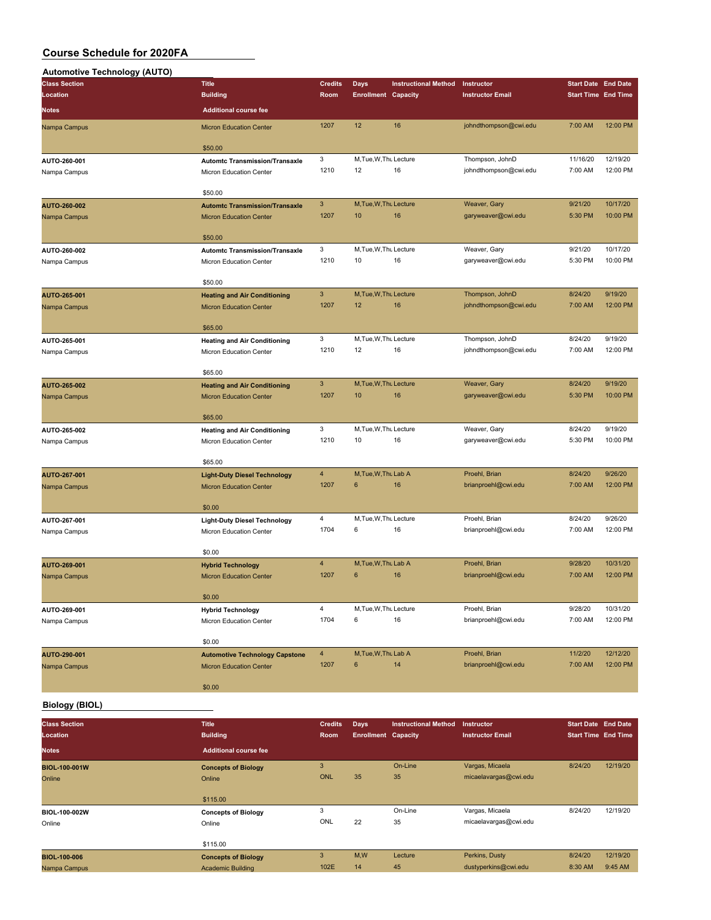# Course Schedule for 2020FA

## Automotive Technology (AUTO)

| Class Section / Location | Title / Building / Additional course fee | Credits / Room | Days / Enrollment | Instructional Method / Capacity | Instructor / Instructor Email | Start Date / Start Time | End Date / End Time |
|---|---|---|---|---|---|---|---|
| Nampa Campus | Micron Education Center | 1207 | 12 | 16 | johndthompson@cwi.edu | 7:00 AM | 12:00 PM |
| | $50.00 | | | | | | |
| AUTO-260-001 | Automtc Transmission/Transaxle | 3 | M,Tue,W,Thu | Lecture | Thompson, JohnD | 11/16/20 | 12/19/20 |
| Nampa Campus | Micron Education Center | 1210 | 12 | 16 | johndthompson@cwi.edu | 7:00 AM | 12:00 PM |
| | $50.00 | | | | | | |
| AUTO-260-002 | Automtc Transmission/Transaxle | 3 | M,Tue,W,Thu | Lecture | Weaver, Gary | 9/21/20 | 10/17/20 |
| Nampa Campus | Micron Education Center | 1207 | 10 | 16 | garyweaver@cwi.edu | 5:30 PM | 10:00 PM |
| | $50.00 | | | | | | |
| AUTO-260-002 | Automtc Transmission/Transaxle | 3 | M,Tue,W,Thu | Lecture | Weaver, Gary | 9/21/20 | 10/17/20 |
| Nampa Campus | Micron Education Center | 1210 | 10 | 16 | garyweaver@cwi.edu | 5:30 PM | 10:00 PM |
| | $50.00 | | | | | | |
| AUTO-265-001 | Heating and Air Conditioning | 3 | M,Tue,W,Thu | Lecture | Thompson, JohnD | 8/24/20 | 9/19/20 |
| Nampa Campus | Micron Education Center | 1207 | 12 | 16 | johndthompson@cwi.edu | 7:00 AM | 12:00 PM |
| | $65.00 | | | | | | |
| AUTO-265-001 | Heating and Air Conditioning | 3 | M,Tue,W,Thu | Lecture | Thompson, JohnD | 8/24/20 | 9/19/20 |
| Nampa Campus | Micron Education Center | 1210 | 12 | 16 | johndthompson@cwi.edu | 7:00 AM | 12:00 PM |
| | $65.00 | | | | | | |
| AUTO-265-002 | Heating and Air Conditioning | 3 | M,Tue,W,Thu | Lecture | Weaver, Gary | 8/24/20 | 9/19/20 |
| Nampa Campus | Micron Education Center | 1207 | 10 | 16 | garyweaver@cwi.edu | 5:30 PM | 10:00 PM |
| | $65.00 | | | | | | |
| AUTO-265-002 | Heating and Air Conditioning | 3 | M,Tue,W,Thu | Lecture | Weaver, Gary | 8/24/20 | 9/19/20 |
| Nampa Campus | Micron Education Center | 1210 | 10 | 16 | garyweaver@cwi.edu | 5:30 PM | 10:00 PM |
| | $65.00 | | | | | | |
| AUTO-267-001 | Light-Duty Diesel Technology | 4 | M,Tue,W,Thu | Lab A | Proehl, Brian | 8/24/20 | 9/26/20 |
| Nampa Campus | Micron Education Center | 1207 | 6 | 16 | brianproehl@cwi.edu | 7:00 AM | 12:00 PM |
| | $0.00 | | | | | | |
| AUTO-267-001 | Light-Duty Diesel Technology | 4 | M,Tue,W,Thu | Lecture | Proehl, Brian | 8/24/20 | 9/26/20 |
| Nampa Campus | Micron Education Center | 1704 | 6 | 16 | brianproehl@cwi.edu | 7:00 AM | 12:00 PM |
| | $0.00 | | | | | | |
| AUTO-269-001 | Hybrid Technology | 4 | M,Tue,W,Thu | Lab A | Proehl, Brian | 9/28/20 | 10/31/20 |
| Nampa Campus | Micron Education Center | 1207 | 6 | 16 | brianproehl@cwi.edu | 7:00 AM | 12:00 PM |
| | $0.00 | | | | | | |
| AUTO-269-001 | Hybrid Technology | 4 | M,Tue,W,Thu | Lecture | Proehl, Brian | 9/28/20 | 10/31/20 |
| Nampa Campus | Micron Education Center | 1704 | 6 | 16 | brianproehl@cwi.edu | 7:00 AM | 12:00 PM |
| | $0.00 | | | | | | |
| AUTO-290-001 | Automotive Technology Capstone | 4 | M,Tue,W,Thu | Lab A | Proehl, Brian | 11/2/20 | 12/12/20 |
| Nampa Campus | Micron Education Center | 1207 | 6 | 14 | brianproehl@cwi.edu | 7:00 AM | 12:00 PM |
| | $0.00 | | | | | | |

## Biology (BIOL)

| Class Section / Location | Title / Building / Additional course fee | Credits / Room | Days / Enrollment | Instructional Method / Capacity | Instructor / Instructor Email | Start Date / Start Time | End Date / End Time |
|---|---|---|---|---|---|---|---|
| BIOL-100-001W | Concepts of Biology | 3 | | On-Line | Vargas, Micaela | 8/24/20 | 12/19/20 |
| Online | Online | ONL | 35 | 35 | micaelavargas@cwi.edu | | |
| | $115.00 | | | | | | |
| BIOL-100-002W | Concepts of Biology | 3 | | On-Line | Vargas, Micaela | 8/24/20 | 12/19/20 |
| Online | Online | ONL | 22 | 35 | micaelavargas@cwi.edu | | |
| | $115.00 | | | | | | |
| BIOL-100-006 | Concepts of Biology | 3 | M,W | Lecture | Perkins, Dusty | 8/24/20 | 12/19/20 |
| Nampa Campus | Academic Building | 102E | 14 | 45 | dustyperkins@cwi.edu | 8:30 AM | 9:45 AM |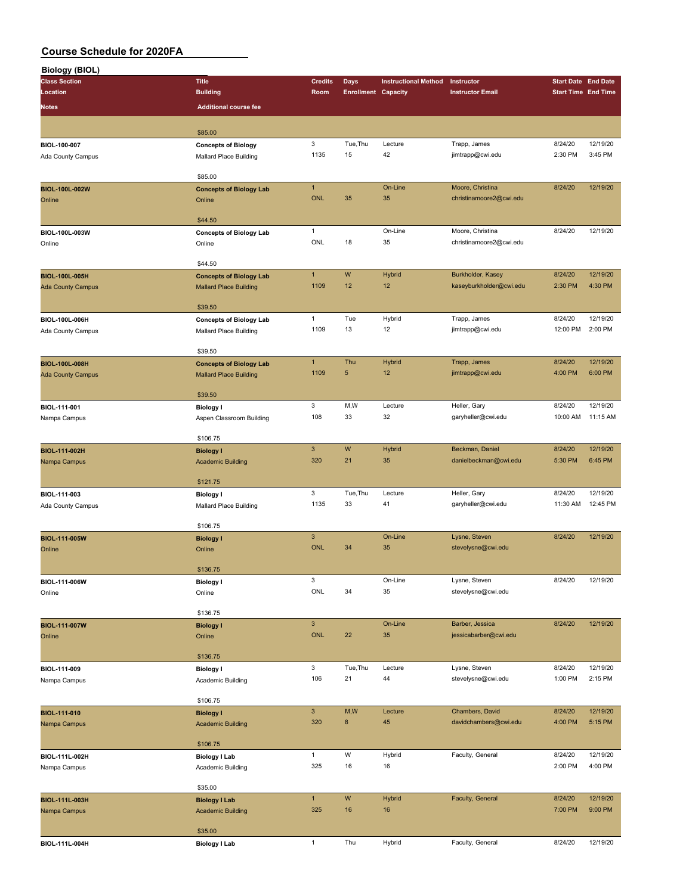# Course Schedule for 2020FA

## Biology (BIOL)

| Class Section / Location / Notes | Title / Building / Additional course fee | Credits / Room | Days / Enrollment | Instructional Method / Capacity | Instructor / Instructor Email | Start Date / Start Time | End Date / End Time |
|---|---|---|---|---|---|---|---|
| | $85.00 | | | | | | |
| BIOL-100-007 | Concepts of Biology | 3 | Tue,Thu | Lecture | Trapp, James | 8/24/20 | 12/19/20 |
| Ada County Campus | Mallard Place Building | 1135 | 15 | 42 | jimtrapp@cwi.edu | 2:30 PM | 3:45 PM |
| | $85.00 | | | | | | |
| BIOL-100L-002W | Concepts of Biology Lab | 1 | | On-Line | Moore, Christina | 8/24/20 | 12/19/20 |
| Online | Online | ONL | 35 | 35 | christinamoore2@cwi.edu | | |
| | $44.50 | | | | | | |
| BIOL-100L-003W | Concepts of Biology Lab | 1 | | On-Line | Moore, Christina | 8/24/20 | 12/19/20 |
| Online | Online | ONL | 18 | 35 | christinamoore2@cwi.edu | | |
| | $44.50 | | | | | | |
| BIOL-100L-005H | Concepts of Biology Lab | 1 | W | Hybrid | Burkholder, Kasey | 8/24/20 | 12/19/20 |
| Ada County Campus | Mallard Place Building | 1109 | 12 | 12 | kaseyburkholder@cwi.edu | 2:30 PM | 4:30 PM |
| | $39.50 | | | | | | |
| BIOL-100L-006H | Concepts of Biology Lab | 1 | Tue | Hybrid | Trapp, James | 8/24/20 | 12/19/20 |
| Ada County Campus | Mallard Place Building | 1109 | 13 | 12 | jimtrapp@cwi.edu | 12:00 PM | 2:00 PM |
| | $39.50 | | | | | | |
| BIOL-100L-008H | Concepts of Biology Lab | 1 | Thu | Hybrid | Trapp, James | 8/24/20 | 12/19/20 |
| Ada County Campus | Mallard Place Building | 1109 | 5 | 12 | jimtrapp@cwi.edu | 4:00 PM | 6:00 PM |
| | $39.50 | | | | | | |
| BIOL-111-001 | Biology I | 3 | M,W | Lecture | Heller, Gary | 8/24/20 | 12/19/20 |
| Nampa Campus | Aspen Classroom Building | 108 | 33 | 32 | garyheller@cwi.edu | 10:00 AM | 11:15 AM |
| | $106.75 | | | | | | |
| BIOL-111-002H | Biology I | 3 | W | Hybrid | Beckman, Daniel | 8/24/20 | 12/19/20 |
| Nampa Campus | Academic Building | 320 | 21 | 35 | danielbeckman@cwi.edu | 5:30 PM | 6:45 PM |
| | $121.75 | | | | | | |
| BIOL-111-003 | Biology I | 3 | Tue,Thu | Lecture | Heller, Gary | 8/24/20 | 12/19/20 |
| Ada County Campus | Mallard Place Building | 1135 | 33 | 41 | garyheller@cwi.edu | 11:30 AM | 12:45 PM |
| | $106.75 | | | | | | |
| BIOL-111-005W | Biology I | 3 | | On-Line | Lysne, Steven | 8/24/20 | 12/19/20 |
| Online | Online | ONL | 34 | 35 | stevelysne@cwi.edu | | |
| | $136.75 | | | | | | |
| BIOL-111-006W | Biology I | 3 | | On-Line | Lysne, Steven | 8/24/20 | 12/19/20 |
| Online | Online | ONL | 34 | 35 | stevelysne@cwi.edu | | |
| | $136.75 | | | | | | |
| BIOL-111-007W | Biology I | 3 | | On-Line | Barber, Jessica | 8/24/20 | 12/19/20 |
| Online | Online | ONL | 22 | 35 | jessicabarber@cwi.edu | | |
| | $136.75 | | | | | | |
| BIOL-111-009 | Biology I | 3 | Tue,Thu | Lecture | Lysne, Steven | 8/24/20 | 12/19/20 |
| Nampa Campus | Academic Building | 106 | 21 | 44 | stevelysne@cwi.edu | 1:00 PM | 2:15 PM |
| | $106.75 | | | | | | |
| BIOL-111-010 | Biology I | 3 | M,W | Lecture | Chambers, David | 8/24/20 | 12/19/20 |
| Nampa Campus | Academic Building | 320 | 8 | 45 | davidchambers@cwi.edu | 4:00 PM | 5:15 PM |
| | $106.75 | | | | | | |
| BIOL-111L-002H | Biology I Lab | 1 | W | Hybrid | Faculty, General | 8/24/20 | 12/19/20 |
| Nampa Campus | Academic Building | 325 | 16 | 16 | | 2:00 PM | 4:00 PM |
| | $35.00 | | | | | | |
| BIOL-111L-003H | Biology I Lab | 1 | W | Hybrid | Faculty, General | 8/24/20 | 12/19/20 |
| Nampa Campus | Academic Building | 325 | 16 | 16 | | 7:00 PM | 9:00 PM |
| | $35.00 | | | | | | |
| BIOL-111L-004H | Biology I Lab | 1 | Thu | Hybrid | Faculty, General | 8/24/20 | 12/19/20 |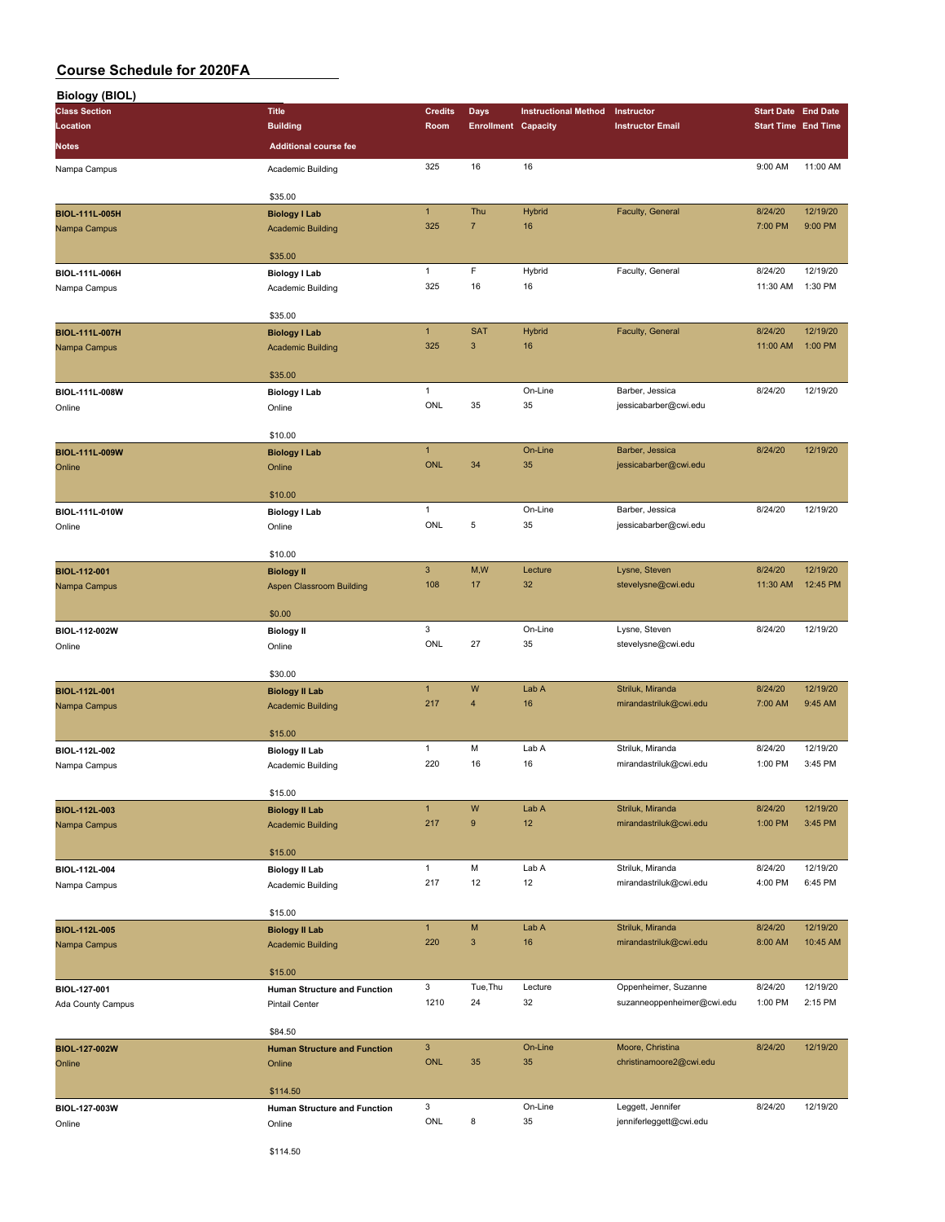# Course Schedule for 2020FA

## Biology (BIOL)

| Class Section / Location / Notes | Title / Building / Additional course fee | Credits / Room | Days / Enrollment | Instructional Method / Capacity | Instructor / Instructor Email | Start Date / Start Time | End Date / End Time |
|---|---|---|---|---|---|---|---|
| Nampa Campus | Academic Building | 325 | 16 | 16 | | 9:00 AM | 11:00 AM |
| | $35.00 | | | | | | |
| BIOL-111L-005H | Biology I Lab | 1 | Thu | Hybrid | Faculty, General | 8/24/20 | 12/19/20 |
| Nampa Campus | Academic Building | 325 | 7 | 16 | | 7:00 PM | 9:00 PM |
| | $35.00 | | | | | | |
| BIOL-111L-006H | Biology I Lab | 1 | F | Hybrid | Faculty, General | 8/24/20 | 12/19/20 |
| Nampa Campus | Academic Building | 325 | 16 | 16 | | 11:30 AM | 1:30 PM |
| | $35.00 | | | | | | |
| BIOL-111L-007H | Biology I Lab | 1 | SAT | Hybrid | Faculty, General | 8/24/20 | 12/19/20 |
| Nampa Campus | Academic Building | 325 | 3 | 16 | | 11:00 AM | 1:00 PM |
| | $35.00 | | | | | | |
| BIOL-111L-008W | Biology I Lab | 1 | | On-Line | Barber, Jessica | 8/24/20 | 12/19/20 |
| Online | Online | ONL | 35 | 35 | jessicabarber@cwi.edu | | |
| | $10.00 | | | | | | |
| BIOL-111L-009W | Biology I Lab | 1 | | On-Line | Barber, Jessica | 8/24/20 | 12/19/20 |
| Online | Online | ONL | 34 | 35 | jessicabarber@cwi.edu | | |
| | $10.00 | | | | | | |
| BIOL-111L-010W | Biology I Lab | 1 | | On-Line | Barber, Jessica | 8/24/20 | 12/19/20 |
| Online | Online | ONL | 5 | 35 | jessicabarber@cwi.edu | | |
| | $10.00 | | | | | | |
| BIOL-112-001 | Biology II | 3 | M,W | Lecture | Lysne, Steven | 8/24/20 | 12/19/20 |
| Nampa Campus | Aspen Classroom Building | 108 | 17 | 32 | stevelysne@cwi.edu | 11:30 AM | 12:45 PM |
| | $0.00 | | | | | | |
| BIOL-112-002W | Biology II | 3 | | On-Line | Lysne, Steven | 8/24/20 | 12/19/20 |
| Online | Online | ONL | 27 | 35 | stevelysne@cwi.edu | | |
| | $30.00 | | | | | | |
| BIOL-112L-001 | Biology II Lab | 1 | W | Lab A | Striluk, Miranda | 8/24/20 | 12/19/20 |
| Nampa Campus | Academic Building | 217 | 4 | 16 | mirandastriluk@cwi.edu | 7:00 AM | 9:45 AM |
| | $15.00 | | | | | | |
| BIOL-112L-002 | Biology II Lab | 1 | M | Lab A | Striluk, Miranda | 8/24/20 | 12/19/20 |
| Nampa Campus | Academic Building | 220 | 16 | 16 | mirandastriluk@cwi.edu | 1:00 PM | 3:45 PM |
| | $15.00 | | | | | | |
| BIOL-112L-003 | Biology II Lab | 1 | W | Lab A | Striluk, Miranda | 8/24/20 | 12/19/20 |
| Nampa Campus | Academic Building | 217 | 9 | 12 | mirandastriluk@cwi.edu | 1:00 PM | 3:45 PM |
| | $15.00 | | | | | | |
| BIOL-112L-004 | Biology II Lab | 1 | M | Lab A | Striluk, Miranda | 8/24/20 | 12/19/20 |
| Nampa Campus | Academic Building | 217 | 12 | 12 | mirandastriluk@cwi.edu | 4:00 PM | 6:45 PM |
| | $15.00 | | | | | | |
| BIOL-112L-005 | Biology II Lab | 1 | M | Lab A | Striluk, Miranda | 8/24/20 | 12/19/20 |
| Nampa Campus | Academic Building | 220 | 3 | 16 | mirandastriluk@cwi.edu | 8:00 AM | 10:45 AM |
| | $15.00 | | | | | | |
| BIOL-127-001 | Human Structure and Function | 3 | Tue,Thu | Lecture | Oppenheimer, Suzanne | 8/24/20 | 12/19/20 |
| Ada County Campus | Pintail Center | 1210 | 24 | 32 | suzanneoppenheimer@cwi.edu | 1:00 PM | 2:15 PM |
| | $84.50 | | | | | | |
| BIOL-127-002W | Human Structure and Function | 3 | | On-Line | Moore, Christina | 8/24/20 | 12/19/20 |
| Online | Online | ONL | 35 | 35 | christinamoore2@cwi.edu | | |
| | $114.50 | | | | | | |
| BIOL-127-003W | Human Structure and Function | 3 | | On-Line | Leggett, Jennifer | 8/24/20 | 12/19/20 |
| Online | Online | ONL | 8 | 35 | jenniferleggett@cwi.edu | | |
| | $114.50 | | | | | | |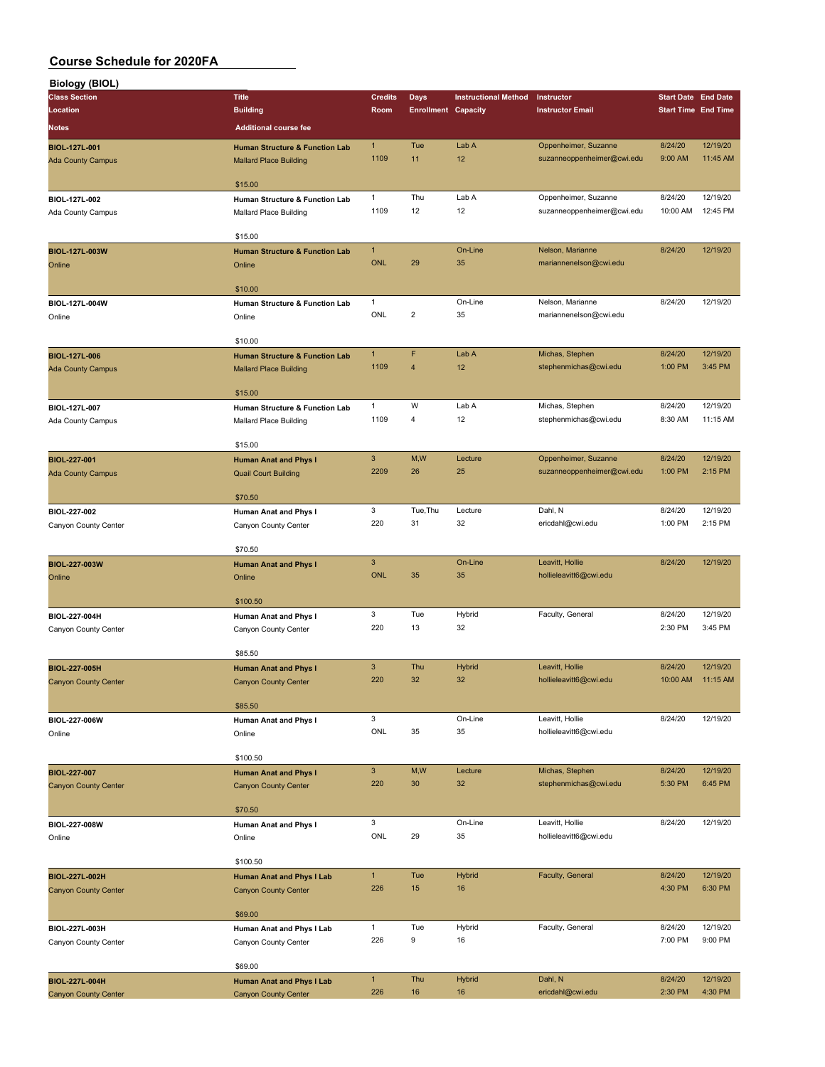## Course Schedule for 2020FA

### Biology (BIOL)

| Class Section / Location / Notes | Title / Building / Additional course fee | Credits / Room | Days / Enrollment | Instructional Method / Capacity | Instructor / Instructor Email | Start Date / Start Time | End Date / End Time |
|---|---|---|---|---|---|---|---|
| BIOL-127L-001<br>Ada County Campus | Human Structure & Function Lab<br>Mallard Place Building<br>$15.00 | 1<br>1109 | Tue<br>11 | Lab A<br>12 | Oppenheimer, Suzanne<br>suzanneoppenheimer@cwi.edu | 8/24/20<br>9:00 AM | 12/19/20<br>11:45 AM |
| BIOL-127L-002<br>Ada County Campus | Human Structure & Function Lab<br>Mallard Place Building<br>$15.00 | 1<br>1109 | Thu<br>12 | Lab A<br>12 | Oppenheimer, Suzanne<br>suzanneoppenheimer@cwi.edu | 8/24/20<br>10:00 AM | 12/19/20<br>12:45 PM |
| BIOL-127L-003W<br>Online | Human Structure & Function Lab<br>Online<br>$10.00 | 1<br>ONL | <br>29 | On-Line<br>35 | Nelson, Marianne<br>mariannenelson@cwi.edu | 8/24/20 | 12/19/20 |
| BIOL-127L-004W<br>Online | Human Structure & Function Lab<br>Online<br>$10.00 | 1<br>ONL | <br>2 | On-Line<br>35 | Nelson, Marianne<br>mariannenelson@cwi.edu | 8/24/20 | 12/19/20 |
| BIOL-127L-006<br>Ada County Campus | Human Structure & Function Lab<br>Mallard Place Building<br>$15.00 | 1<br>1109 | F<br>4 | Lab A<br>12 | Michas, Stephen<br>stephenmichas@cwi.edu | 8/24/20<br>1:00 PM | 12/19/20<br>3:45 PM |
| BIOL-127L-007<br>Ada County Campus | Human Structure & Function Lab<br>Mallard Place Building<br>$15.00 | 1<br>1109 | W<br>4 | Lab A<br>12 | Michas, Stephen<br>stephenmichas@cwi.edu | 8/24/20<br>8:30 AM | 12/19/20<br>11:15 AM |
| BIOL-227-001<br>Ada County Campus | Human Anat and Phys I<br>Quail Court Building<br>$70.50 | 3<br>2209 | M,W<br>26 | Lecture<br>25 | Oppenheimer, Suzanne<br>suzanneoppenheimer@cwi.edu | 8/24/20<br>1:00 PM | 12/19/20<br>2:15 PM |
| BIOL-227-002<br>Canyon County Center | Human Anat and Phys I<br>Canyon County Center<br>$70.50 | 3<br>220 | Tue,Thu<br>31 | Lecture<br>32 | Dahl, N<br>ericdahl@cwi.edu | 8/24/20<br>1:00 PM | 12/19/20<br>2:15 PM |
| BIOL-227-003W<br>Online | Human Anat and Phys I<br>Online<br>$100.50 | 3<br>ONL | <br>35 | On-Line<br>35 | Leavitt, Hollie<br>hollieleavitt6@cwi.edu | 8/24/20 | 12/19/20 |
| BIOL-227-004H<br>Canyon County Center | Human Anat and Phys I<br>Canyon County Center<br>$85.50 | 3<br>220 | Tue<br>13 | Hybrid<br>32 | Faculty, General | 8/24/20<br>2:30 PM | 12/19/20<br>3:45 PM |
| BIOL-227-005H<br>Canyon County Center | Human Anat and Phys I<br>Canyon County Center<br>$85.50 | 3<br>220 | Thu<br>32 | Hybrid<br>32 | Leavitt, Hollie<br>hollieleavitt6@cwi.edu | 8/24/20<br>10:00 AM | 12/19/20<br>11:15 AM |
| BIOL-227-006W<br>Online | Human Anat and Phys I<br>Online<br>$100.50 | 3<br>ONL | <br>35 | On-Line<br>35 | Leavitt, Hollie<br>hollieleavitt6@cwi.edu | 8/24/20 | 12/19/20 |
| BIOL-227-007<br>Canyon County Center | Human Anat and Phys I<br>Canyon County Center<br>$70.50 | 3<br>220 | M,W<br>30 | Lecture<br>32 | Michas, Stephen<br>stephenmichas@cwi.edu | 8/24/20<br>5:30 PM | 12/19/20<br>6:45 PM |
| BIOL-227-008W<br>Online | Human Anat and Phys I<br>Online<br>$100.50 | 3<br>ONL | <br>29 | On-Line<br>35 | Leavitt, Hollie<br>hollieleavitt6@cwi.edu | 8/24/20 | 12/19/20 |
| BIOL-227L-002H<br>Canyon County Center | Human Anat and Phys I Lab<br>Canyon County Center<br>$69.00 | 1<br>226 | Tue<br>15 | Hybrid<br>16 | Faculty, General | 8/24/20<br>4:30 PM | 12/19/20<br>6:30 PM |
| BIOL-227L-003H<br>Canyon County Center | Human Anat and Phys I Lab<br>Canyon County Center<br>$69.00 | 1<br>226 | Tue<br>9 | Hybrid<br>16 | Faculty, General | 8/24/20<br>7:00 PM | 12/19/20<br>9:00 PM |
| BIOL-227L-004H<br>Canyon County Center | Human Anat and Phys I Lab<br>Canyon County Center | 1<br>226 | Thu<br>16 | Hybrid<br>16 | Dahl, N<br>ericdahl@cwi.edu | 8/24/20<br>2:30 PM | 12/19/20<br>4:30 PM |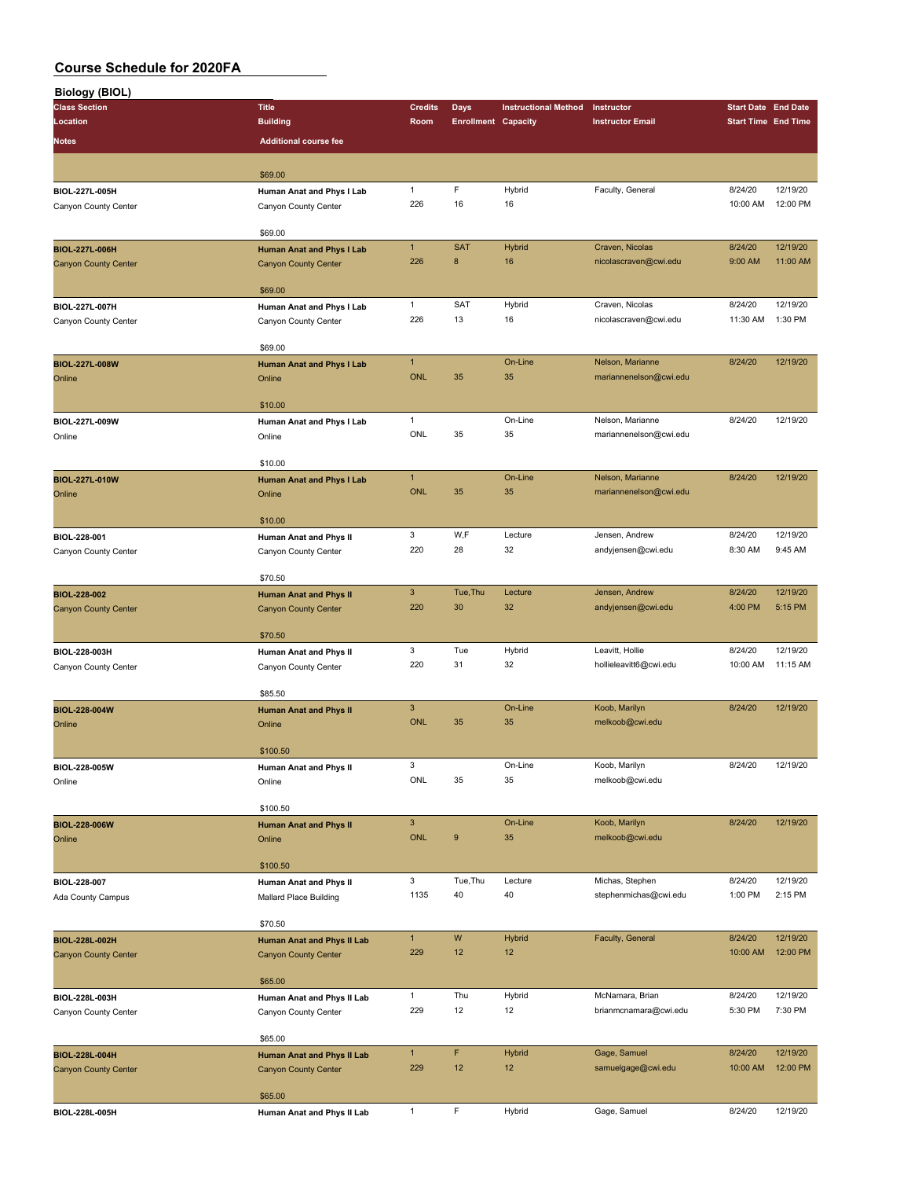# Course Schedule for 2020FA

## Biology (BIOL)

| Class Section / Location / Notes | Title / Building / Additional course fee | Credits / Room | Days / Enrollment | Instructional Method / Capacity | Instructor / Instructor Email | Start Date / Start Time | End Date / End Time |
|---|---|---|---|---|---|---|---|
| | $69.00 | | | | | | |
| BIOL-227L-005H | Human Anat and Phys I Lab | 1 | F | Hybrid | Faculty, General | 8/24/20 | 12/19/20 |
| Canyon County Center | Canyon County Center | 226 | 16 | 16 | | 10:00 AM | 12:00 PM |
| | $69.00 | | | | | | |
| BIOL-227L-006H | Human Anat and Phys I Lab | 1 | SAT | Hybrid | Craven, Nicolas | 8/24/20 | 12/19/20 |
| Canyon County Center | Canyon County Center | 226 | 8 | 16 | nicolascraven@cwi.edu | 9:00 AM | 11:00 AM |
| | $69.00 | | | | | | |
| BIOL-227L-007H | Human Anat and Phys I Lab | 1 | SAT | Hybrid | Craven, Nicolas | 8/24/20 | 12/19/20 |
| Canyon County Center | Canyon County Center | 226 | 13 | 16 | nicolascraven@cwi.edu | 11:30 AM | 1:30 PM |
| | $69.00 | | | | | | |
| BIOL-227L-008W | Human Anat and Phys I Lab | 1 | | On-Line | Nelson, Marianne | 8/24/20 | 12/19/20 |
| Online | Online | ONL | 35 | 35 | mariannenelson@cwi.edu | | |
| | $10.00 | | | | | | |
| BIOL-227L-009W | Human Anat and Phys I Lab | 1 | | On-Line | Nelson, Marianne | 8/24/20 | 12/19/20 |
| Online | Online | ONL | 35 | 35 | mariannenelson@cwi.edu | | |
| | $10.00 | | | | | | |
| BIOL-227L-010W | Human Anat and Phys I Lab | 1 | | On-Line | Nelson, Marianne | 8/24/20 | 12/19/20 |
| Online | Online | ONL | 35 | 35 | mariannenelson@cwi.edu | | |
| | $10.00 | | | | | | |
| BIOL-228-001 | Human Anat and Phys II | 3 | W,F | Lecture | Jensen, Andrew | 8/24/20 | 12/19/20 |
| Canyon County Center | Canyon County Center | 220 | 28 | 32 | andyjensen@cwi.edu | 8:30 AM | 9:45 AM |
| | $70.50 | | | | | | |
| BIOL-228-002 | Human Anat and Phys II | 3 | Tue,Thu | Lecture | Jensen, Andrew | 8/24/20 | 12/19/20 |
| Canyon County Center | Canyon County Center | 220 | 30 | 32 | andyjensen@cwi.edu | 4:00 PM | 5:15 PM |
| | $70.50 | | | | | | |
| BIOL-228-003H | Human Anat and Phys II | 3 | Tue | Hybrid | Leavitt, Hollie | 8/24/20 | 12/19/20 |
| Canyon County Center | Canyon County Center | 220 | 31 | 32 | hollieleavitt6@cwi.edu | 10:00 AM | 11:15 AM |
| | $85.50 | | | | | | |
| BIOL-228-004W | Human Anat and Phys II | 3 | | On-Line | Koob, Marilyn | 8/24/20 | 12/19/20 |
| Online | Online | ONL | 35 | 35 | melkoob@cwi.edu | | |
| | $100.50 | | | | | | |
| BIOL-228-005W | Human Anat and Phys II | 3 | | On-Line | Koob, Marilyn | 8/24/20 | 12/19/20 |
| Online | Online | ONL | 35 | 35 | melkoob@cwi.edu | | |
| | $100.50 | | | | | | |
| BIOL-228-006W | Human Anat and Phys II | 3 | | On-Line | Koob, Marilyn | 8/24/20 | 12/19/20 |
| Online | Online | ONL | 9 | 35 | melkoob@cwi.edu | | |
| | $100.50 | | | | | | |
| BIOL-228-007 | Human Anat and Phys II | 3 | Tue,Thu | Lecture | Michas, Stephen | 8/24/20 | 12/19/20 |
| Ada County Campus | Mallard Place Building | 1135 | 40 | 40 | stephenmichas@cwi.edu | 1:00 PM | 2:15 PM |
| | $70.50 | | | | | | |
| BIOL-228L-002H | Human Anat and Phys II Lab | 1 | W | Hybrid | Faculty, General | 8/24/20 | 12/19/20 |
| Canyon County Center | Canyon County Center | 229 | 12 | 12 | | 10:00 AM | 12:00 PM |
| | $65.00 | | | | | | |
| BIOL-228L-003H | Human Anat and Phys II Lab | 1 | Thu | Hybrid | McNamara, Brian | 8/24/20 | 12/19/20 |
| Canyon County Center | Canyon County Center | 229 | 12 | 12 | brianmcnamara@cwi.edu | 5:30 PM | 7:30 PM |
| | $65.00 | | | | | | |
| BIOL-228L-004H | Human Anat and Phys II Lab | 1 | F | Hybrid | Gage, Samuel | 8/24/20 | 12/19/20 |
| Canyon County Center | Canyon County Center | 229 | 12 | 12 | samuelgage@cwi.edu | 10:00 AM | 12:00 PM |
| | $65.00 | | | | | | |
| BIOL-228L-005H | Human Anat and Phys II Lab | 1 | F | Hybrid | Gage, Samuel | 8/24/20 | 12/19/20 |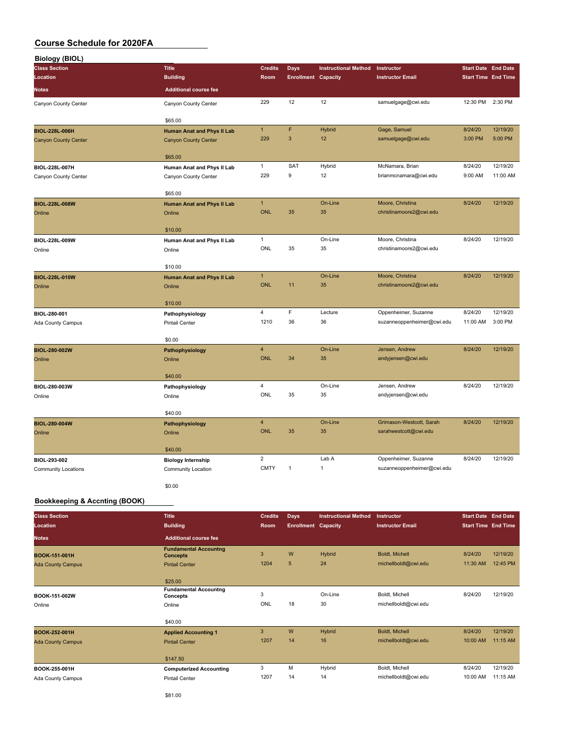# Course Schedule for 2020FA

## Biology (BIOL)

| Class Section<br>Location<br>Notes | Title<br>Building<br>Additional course fee | Credits<br>Room | Days<br>Enrollment | Instructional Method<br>Capacity | Instructor<br>Instructor Email | Start Date<br>Start Time | End Date<br>End Time |
|---|---|---|---|---|---|---|---|
| Canyon County Center | Canyon County Center<br>$65.00 | 229 | 12 | 12 | samuelgage@cwi.edu | 12:30 PM | 2:30 PM |
| **BIOL-228L-006H**<br>Canyon County Center | **Human Anat and Phys II Lab**<br>Canyon County Center<br>$65.00 | 1<br>229 | F<br>3 | Hybrid<br>12 | Gage, Samuel<br>samuelgage@cwi.edu | 8/24/20<br>3:00 PM | 12/19/20<br>5:00 PM |
| **BIOL-228L-007H**<br>Canyon County Center | **Human Anat and Phys II Lab**<br>Canyon County Center<br>$65.00 | 1<br>229 | SAT<br>9 | Hybrid<br>12 | McNamara, Brian<br>brianmcnamara@cwi.edu | 8/24/20<br>9:00 AM | 12/19/20<br>11:00 AM |
| **BIOL-228L-008W**<br>Online | **Human Anat and Phys II Lab**<br>Online<br>$10.00 | 1<br>ONL | 35 | On-Line<br>35 | Moore, Christina<br>christinamoore2@cwi.edu | 8/24/20 | 12/19/20 |
| **BIOL-228L-009W**<br>Online | **Human Anat and Phys II Lab**<br>Online<br>$10.00 | 1<br>ONL | 35 | On-Line<br>35 | Moore, Christina<br>christinamoore2@cwi.edu | 8/24/20 | 12/19/20 |
| **BIOL-228L-010W**<br>Online | **Human Anat and Phys II Lab**<br>Online<br>$10.00 | 1<br>ONL | 11 | On-Line<br>35 | Moore, Christina<br>christinamoore2@cwi.edu | 8/24/20 | 12/19/20 |
| **BIOL-280-001**<br>Ada County Campus | **Pathophysiology**<br>Pintail Center<br>$0.00 | 4<br>1210 | F<br>36 | Lecture<br>36 | Oppenheimer, Suzanne<br>suzanneoppenheimer@cwi.edu | 8/24/20<br>11:00 AM | 12/19/20<br>3:00 PM |
| **BIOL-280-002W**<br>Online | **Pathophysiology**<br>Online<br>$40.00 | 4<br>ONL | 34 | On-Line<br>35 | Jensen, Andrew<br>andyjensen@cwi.edu | 8/24/20 | 12/19/20 |
| **BIOL-280-003W**<br>Online | **Pathophysiology**<br>Online<br>$40.00 | 4<br>ONL | 35 | On-Line<br>35 | Jensen, Andrew<br>andyjensen@cwi.edu | 8/24/20 | 12/19/20 |
| **BIOL-280-004W**<br>Online | **Pathophysiology**<br>Online<br>$40.00 | 4<br>ONL | 35 | On-Line<br>35 | Grimason-Westcott, Sarah<br>sarahwestcott@cwi.edu | 8/24/20 | 12/19/20 |
| **BIOL-293-002**<br>Community Locations | **Biology Internship**<br>Community Location<br>$0.00 | 2<br>CMTY | 1 | Lab A<br>1 | Oppenheimer, Suzanne<br>suzanneoppenheimer@cwi.edu | 8/24/20 | 12/19/20 |

## Bookkeeping & Accnting (BOOK)

| Class Section<br>Location<br>Notes | Title<br>Building<br>Additional course fee | Credits<br>Room | Days<br>Enrollment | Instructional Method<br>Capacity | Instructor<br>Instructor Email | Start Date<br>Start Time | End Date<br>End Time |
|---|---|---|---|---|---|---|---|
| **BOOK-151-001H**<br>Ada County Campus | **Fundamental Accountng Concepts**<br>Pintail Center<br>$25.00 | 3<br>1204 | W<br>5 | Hybrid<br>24 | Boldt, Michell<br>michellboldt@cwi.edu | 8/24/20<br>11:30 AM | 12/19/20<br>12:45 PM |
| **BOOK-151-002W**<br>Online | **Fundamental Accountng Concepts**<br>Online<br>$40.00 | 3<br>ONL | 18 | On-Line<br>30 | Boldt, Michell<br>michellboldt@cwi.edu | 8/24/20 | 12/19/20 |
| **BOOK-252-001H**<br>Ada County Campus | **Applied Accounting 1**<br>Pintail Center<br>$147.50 | 3<br>1207 | W<br>14 | Hybrid<br>16 | Boldt, Michell<br>michellboldt@cwi.edu | 8/24/20<br>10:00 AM | 12/19/20<br>11:15 AM |
| **BOOK-255-001H**<br>Ada County Campus | **Computerized Accounting**<br>Pintail Center<br>$81.00 | 3<br>1207 | M<br>14 | Hybrid<br>14 | Boldt, Michell<br>michellboldt@cwi.edu | 8/24/20<br>10:00 AM | 12/19/20<br>11:15 AM |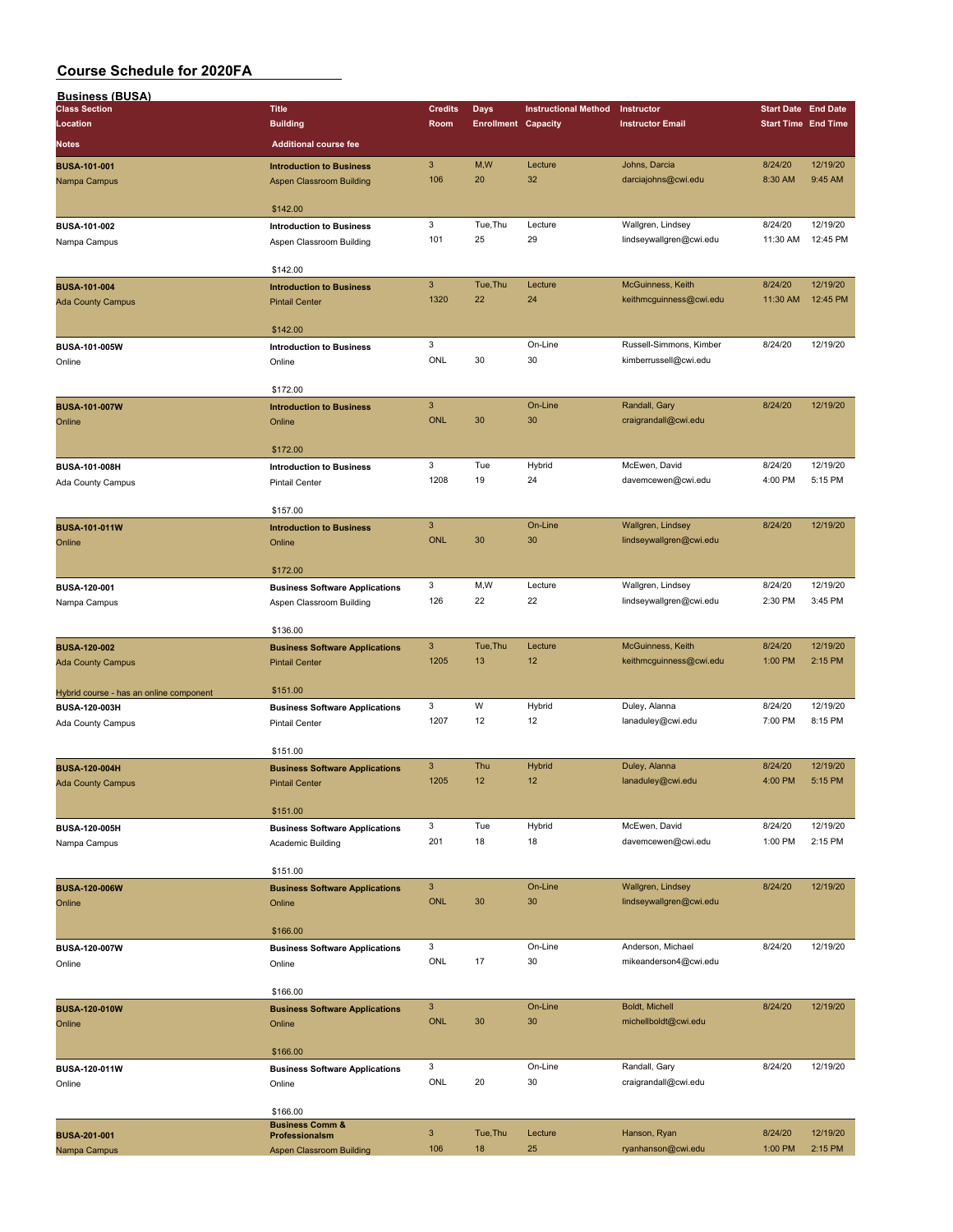# Course Schedule for 2020FA

## Business (BUSA)

| Class Section / Location / Notes | Title / Building / Additional course fee | Credits / Room | Days / Enrollment | Instructional Method / Capacity | Instructor / Instructor Email | Start Date / Start Time | End Date / End Time |
|---|---|---|---|---|---|---|---|
| **BUSA-101-001** Nampa Campus | **Introduction to Business** Aspen Classroom Building $142.00 | 3 / 106 | M,W / 20 | Lecture / 32 | Johns, Darcia darciajohns@cwi.edu | 8/24/20 8:30 AM | 12/19/20 9:45 AM |
| **BUSA-101-002** Nampa Campus | **Introduction to Business** Aspen Classroom Building $142.00 | 3 / 101 | Tue,Thu / 25 | Lecture / 29 | Wallgren, Lindsey lindseywallgren@cwi.edu | 8/24/20 11:30 AM | 12/19/20 12:45 PM |
| **BUSA-101-004** Ada County Campus | **Introduction to Business** Pintail Center $142.00 | 3 / 1320 | Tue,Thu / 22 | Lecture / 24 | McGuinness, Keith keithmcguinness@cwi.edu | 8/24/20 11:30 AM | 12/19/20 12:45 PM |
| **BUSA-101-005W** Online | **Introduction to Business** Online $172.00 | 3 / ONL | 30 | On-Line / 30 | Russell-Simmons, Kimber kimberrussell@cwi.edu | 8/24/20 | 12/19/20 |
| **BUSA-101-007W** Online | **Introduction to Business** Online $172.00 | 3 / ONL | 30 | On-Line / 30 | Randall, Gary craigrandall@cwi.edu | 8/24/20 | 12/19/20 |
| **BUSA-101-008H** Ada County Campus | **Introduction to Business** Pintail Center $157.00 | 3 / 1208 | Tue / 19 | Hybrid / 24 | McEwen, David davemcewen@cwi.edu | 8/24/20 4:00 PM | 12/19/20 5:15 PM |
| **BUSA-101-011W** Online | **Introduction to Business** Online $172.00 | 3 / ONL | 30 | On-Line / 30 | Wallgren, Lindsey lindseywallgren@cwi.edu | 8/24/20 | 12/19/20 |
| **BUSA-120-001** Nampa Campus | **Business Software Applications** Aspen Classroom Building $136.00 | 3 / 126 | M,W / 22 | Lecture / 22 | Wallgren, Lindsey lindseywallgren@cwi.edu | 8/24/20 2:30 PM | 12/19/20 3:45 PM |
| **BUSA-120-002** Ada County Campus Hybrid course - has an online component | **Business Software Applications** Pintail Center $151.00 | 3 / 1205 | Tue,Thu / 13 | Lecture / 12 | McGuinness, Keith keithmcguinness@cwi.edu | 8/24/20 1:00 PM | 12/19/20 2:15 PM |
| **BUSA-120-003H** Ada County Campus | **Business Software Applications** Pintail Center $151.00 | 3 / 1207 | W / 12 | Hybrid / 12 | Duley, Alanna lanaduley@cwi.edu | 8/24/20 7:00 PM | 12/19/20 8:15 PM |
| **BUSA-120-004H** Ada County Campus | **Business Software Applications** Pintail Center $151.00 | 3 / 1205 | Thu / 12 | Hybrid / 12 | Duley, Alanna lanaduley@cwi.edu | 8/24/20 4:00 PM | 12/19/20 5:15 PM |
| **BUSA-120-005H** Nampa Campus | **Business Software Applications** Academic Building $151.00 | 3 / 201 | Tue / 18 | Hybrid / 18 | McEwen, David davemcewen@cwi.edu | 8/24/20 1:00 PM | 12/19/20 2:15 PM |
| **BUSA-120-006W** Online | **Business Software Applications** Online $166.00 | 3 / ONL | 30 | On-Line / 30 | Wallgren, Lindsey lindseywallgren@cwi.edu | 8/24/20 | 12/19/20 |
| **BUSA-120-007W** Online | **Business Software Applications** Online $166.00 | 3 / ONL | 17 | On-Line / 30 | Anderson, Michael mikeanderson4@cwi.edu | 8/24/20 | 12/19/20 |
| **BUSA-120-010W** Online | **Business Software Applications** Online $166.00 | 3 / ONL | 30 | On-Line / 30 | Boldt, Michell michellboldt@cwi.edu | 8/24/20 | 12/19/20 |
| **BUSA-120-011W** Online | **Business Software Applications** Online $166.00 | 3 / ONL | 20 | On-Line / 30 | Randall, Gary craigrandall@cwi.edu | 8/24/20 | 12/19/20 |
| **BUSA-201-001** Nampa Campus | **Business Comm & Professionalsm** Aspen Classroom Building | 3 / 106 | Tue,Thu / 18 | Lecture / 25 | Hanson, Ryan ryanhanson@cwi.edu | 8/24/20 1:00 PM | 12/19/20 2:15 PM |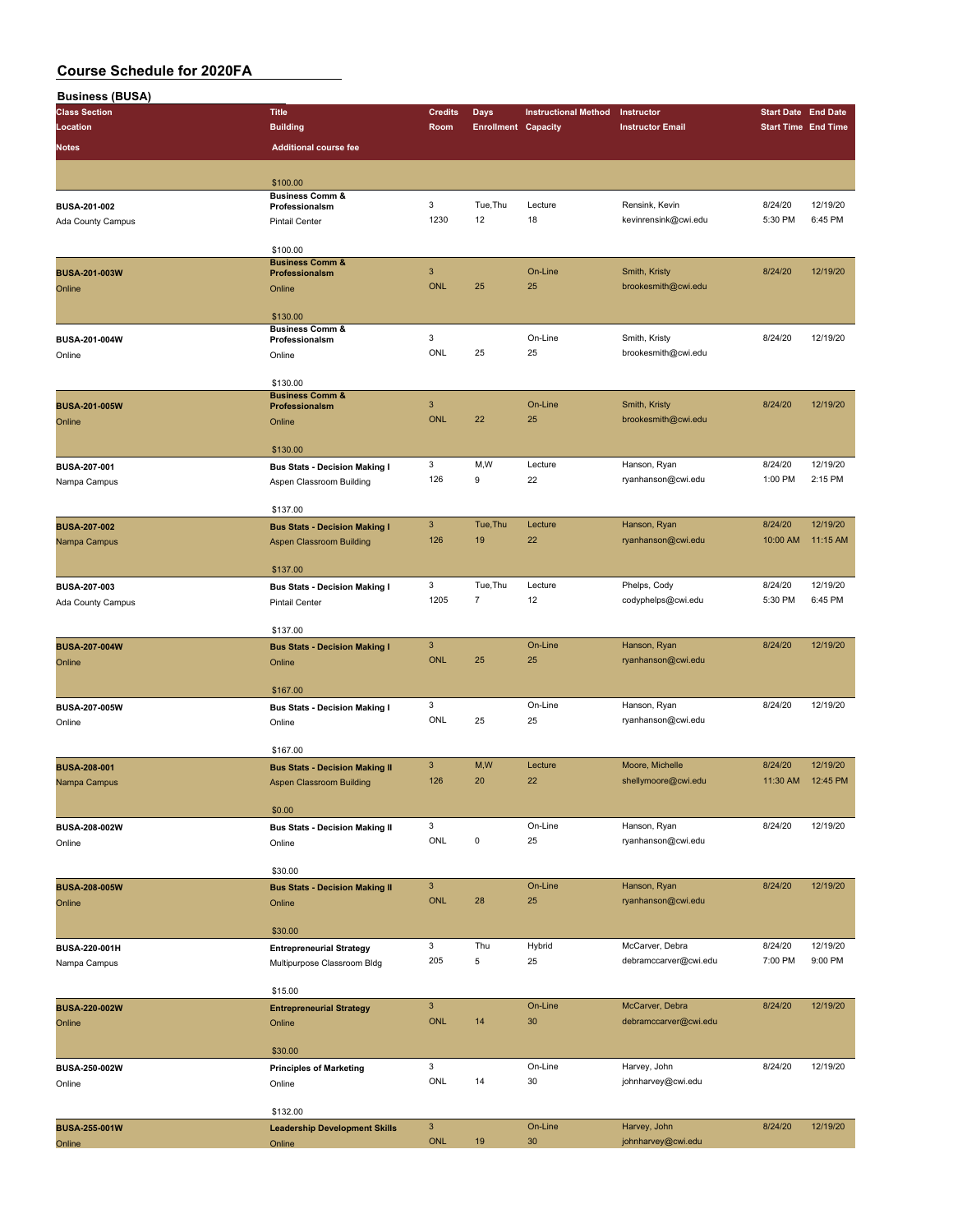# Course Schedule for 2020FA

## Business (BUSA)

| Class Section<br>Location<br>Notes | Title<br>Building<br>Additional course fee | Credits<br>Room | Days<br>Enrollment | Instructional Method<br>Capacity | Instructor<br>Instructor Email | Start Date<br>Start Time | End Date<br>End Time |
|---|---|---|---|---|---|---|---|
| | $100.00 | | | | | | |
| BUSA-201-002<br>Ada County Campus | Business Comm & Professionalsm<br>Pintail Center<br>$100.00 | 3<br>1230 | Tue,Thu<br>12 | Lecture<br>18 | Rensink, Kevin<br>kevinrensink@cwi.edu | 8/24/20<br>5:30 PM | 12/19/20<br>6:45 PM |
| BUSA-201-003W<br>Online | Business Comm & Professionalsm<br>Online<br>$130.00 | 3<br>ONL | <br>25 | On-Line<br>25 | Smith, Kristy<br>brookesmith@cwi.edu | 8/24/20 | 12/19/20 |
| BUSA-201-004W<br>Online | Business Comm & Professionalsm<br>Online<br>$130.00 | 3<br>ONL | <br>25 | On-Line<br>25 | Smith, Kristy<br>brookesmith@cwi.edu | 8/24/20 | 12/19/20 |
| BUSA-201-005W<br>Online | Business Comm & Professionalsm<br>Online<br>$130.00 | 3<br>ONL | <br>22 | On-Line<br>25 | Smith, Kristy<br>brookesmith@cwi.edu | 8/24/20 | 12/19/20 |
| BUSA-207-001<br>Nampa Campus | Bus Stats - Decision Making I<br>Aspen Classroom Building<br>$137.00 | 3<br>126 | M,W<br>9 | Lecture<br>22 | Hanson, Ryan<br>ryanhanson@cwi.edu | 8/24/20<br>1:00 PM | 12/19/20<br>2:15 PM |
| BUSA-207-002<br>Nampa Campus | Bus Stats - Decision Making I<br>Aspen Classroom Building<br>$137.00 | 3<br>126 | Tue,Thu<br>19 | Lecture<br>22 | Hanson, Ryan<br>ryanhanson@cwi.edu | 8/24/20<br>10:00 AM | 12/19/20<br>11:15 AM |
| BUSA-207-003<br>Ada County Campus | Bus Stats - Decision Making I<br>Pintail Center<br>$137.00 | 3<br>1205 | Tue,Thu<br>7 | Lecture<br>12 | Phelps, Cody<br>codyphelps@cwi.edu | 8/24/20<br>5:30 PM | 12/19/20<br>6:45 PM |
| BUSA-207-004W<br>Online | Bus Stats - Decision Making I<br>Online<br>$167.00 | 3<br>ONL | <br>25 | On-Line<br>25 | Hanson, Ryan<br>ryanhanson@cwi.edu | 8/24/20 | 12/19/20 |
| BUSA-207-005W<br>Online | Bus Stats - Decision Making I<br>Online<br>$167.00 | 3<br>ONL | <br>25 | On-Line<br>25 | Hanson, Ryan<br>ryanhanson@cwi.edu | 8/24/20 | 12/19/20 |
| BUSA-208-001<br>Nampa Campus | Bus Stats - Decision Making II<br>Aspen Classroom Building<br>$0.00 | 3<br>126 | M,W<br>20 | Lecture<br>22 | Moore, Michelle<br>shellymoore@cwi.edu | 8/24/20<br>11:30 AM | 12/19/20<br>12:45 PM |
| BUSA-208-002W<br>Online | Bus Stats - Decision Making II<br>Online<br>$30.00 | 3<br>ONL | <br>0 | On-Line<br>25 | Hanson, Ryan<br>ryanhanson@cwi.edu | 8/24/20 | 12/19/20 |
| BUSA-208-005W<br>Online | Bus Stats - Decision Making II<br>Online<br>$30.00 | 3<br>ONL | <br>28 | On-Line<br>25 | Hanson, Ryan<br>ryanhanson@cwi.edu | 8/24/20 | 12/19/20 |
| BUSA-220-001H<br>Nampa Campus | Entrepreneurial Strategy<br>Multipurpose Classroom Bldg<br>$15.00 | 3<br>205 | Thu<br>5 | Hybrid<br>25 | McCarver, Debra<br>debramccarver@cwi.edu | 8/24/20<br>7:00 PM | 12/19/20<br>9:00 PM |
| BUSA-220-002W<br>Online | Entrepreneurial Strategy<br>Online<br>$30.00 | 3<br>ONL | <br>14 | On-Line<br>30 | McCarver, Debra<br>debramccarver@cwi.edu | 8/24/20 | 12/19/20 |
| BUSA-250-002W<br>Online | Principles of Marketing<br>Online<br>$132.00 | 3<br>ONL | <br>14 | On-Line<br>30 | Harvey, John<br>johnharvey@cwi.edu | 8/24/20 | 12/19/20 |
| BUSA-255-001W<br>Online | Leadership Development Skills<br>Online | 3<br>ONL | <br>19 | On-Line<br>30 | Harvey, John<br>johnharvey@cwi.edu | 8/24/20 | 12/19/20 |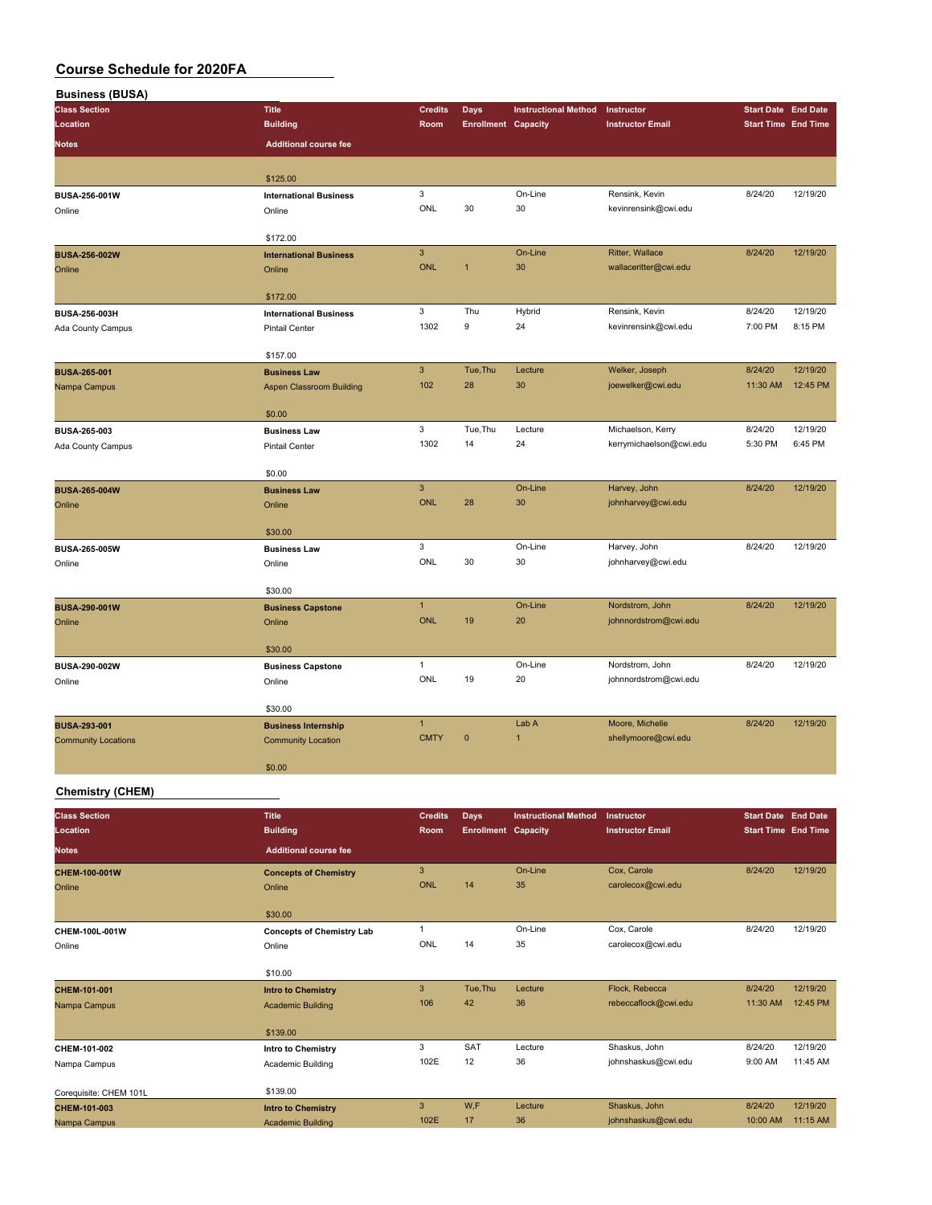# Course Schedule for 2020FA

## Business (BUSA)

| Class Section / Location / Notes | Title / Building / Additional course fee | Credits / Room | Days / Enrollment | Instructional Method / Capacity | Instructor / Instructor Email | Start Date / Start Time | End Date / End Time |
|---|---|---|---|---|---|---|---|
| | $125.00 | | | | | | |
| BUSA-256-001W<br>Online | International Business<br>Online<br>$172.00 | 3<br>ONL | <br>30 | On-Line<br>30 | Rensink, Kevin<br>kevinrensink@cwi.edu | 8/24/20 | 12/19/20 |
| BUSA-256-002W<br>Online | International Business<br>Online<br>$172.00 | 3<br>ONL | <br>1 | On-Line<br>30 | Ritter, Wallace<br>wallaceritter@cwi.edu | 8/24/20 | 12/19/20 |
| BUSA-256-003H<br>Ada County Campus | International Business<br>Pintail Center<br>$157.00 | 3<br>1302 | Thu<br>9 | Hybrid<br>24 | Rensink, Kevin<br>kevinrensink@cwi.edu | 8/24/20<br>7:00 PM | 12/19/20<br>8:15 PM |
| BUSA-265-001<br>Nampa Campus | Business Law<br>Aspen Classroom Building<br>$0.00 | 3<br>102 | Tue,Thu<br>28 | Lecture<br>30 | Welker, Joseph<br>joewelker@cwi.edu | 8/24/20<br>11:30 AM | 12/19/20<br>12:45 PM |
| BUSA-265-003<br>Ada County Campus | Business Law<br>Pintail Center<br>$0.00 | 3<br>1302 | Tue,Thu<br>14 | Lecture<br>24 | Michaelson, Kerry<br>kerrymichaelson@cwi.edu | 8/24/20<br>5:30 PM | 12/19/20<br>6:45 PM |
| BUSA-265-004W<br>Online | Business Law<br>Online<br>$30.00 | 3<br>ONL | <br>28 | On-Line<br>30 | Harvey, John<br>johnharvey@cwi.edu | 8/24/20 | 12/19/20 |
| BUSA-265-005W<br>Online | Business Law<br>Online<br>$30.00 | 3<br>ONL | <br>30 | On-Line<br>30 | Harvey, John<br>johnharvey@cwi.edu | 8/24/20 | 12/19/20 |
| BUSA-290-001W<br>Online | Business Capstone<br>Online<br>$30.00 | 1<br>ONL | <br>19 | On-Line<br>20 | Nordstrom, John<br>johnnordstrom@cwi.edu | 8/24/20 | 12/19/20 |
| BUSA-290-002W<br>Online | Business Capstone<br>Online<br>$30.00 | 1<br>ONL | <br>19 | On-Line<br>20 | Nordstrom, John<br>johnnordstrom@cwi.edu | 8/24/20 | 12/19/20 |
| BUSA-293-001<br>Community Locations | Business Internship<br>Community Location<br>$0.00 | 1<br>CMTY | <br>0 | Lab A<br>1 | Moore, Michelle<br>shellymoore@cwi.edu | 8/24/20 | 12/19/20 |

## Chemistry (CHEM)

| Class Section / Location / Notes | Title / Building / Additional course fee | Credits / Room | Days / Enrollment | Instructional Method / Capacity | Instructor / Instructor Email | Start Date / Start Time | End Date / End Time |
|---|---|---|---|---|---|---|---|
| CHEM-100-001W<br>Online | Concepts of Chemistry<br>Online<br>$30.00 | 3<br>ONL | <br>14 | On-Line<br>35 | Cox, Carole<br>carolecox@cwi.edu | 8/24/20 | 12/19/20 |
| CHEM-100L-001W<br>Online | Concepts of Chemistry Lab<br>Online<br>$10.00 | 1<br>ONL | <br>14 | On-Line<br>35 | Cox, Carole<br>carolecox@cwi.edu | 8/24/20 | 12/19/20 |
| CHEM-101-001<br>Nampa Campus | Intro to Chemistry<br>Academic Building<br>$139.00 | 3<br>106 | Tue,Thu<br>42 | Lecture<br>36 | Flock, Rebecca<br>rebeccaflock@cwi.edu | 8/24/20<br>11:30 AM | 12/19/20<br>12:45 PM |
| CHEM-101-002<br>Nampa Campus<br>Corequisite: CHEM 101L | Intro to Chemistry<br>Academic Building<br>$139.00 | 3<br>102E | SAT<br>12 | Lecture<br>36 | Shaskus, John<br>johnshaskus@cwi.edu | 8/24/20<br>9:00 AM | 12/19/20<br>11:45 AM |
| CHEM-101-003<br>Nampa Campus | Intro to Chemistry<br>Academic Building | 3<br>102E | W,F<br>17 | Lecture<br>36 | Shaskus, John<br>johnshaskus@cwi.edu | 8/24/20<br>10:00 AM | 12/19/20<br>11:15 AM |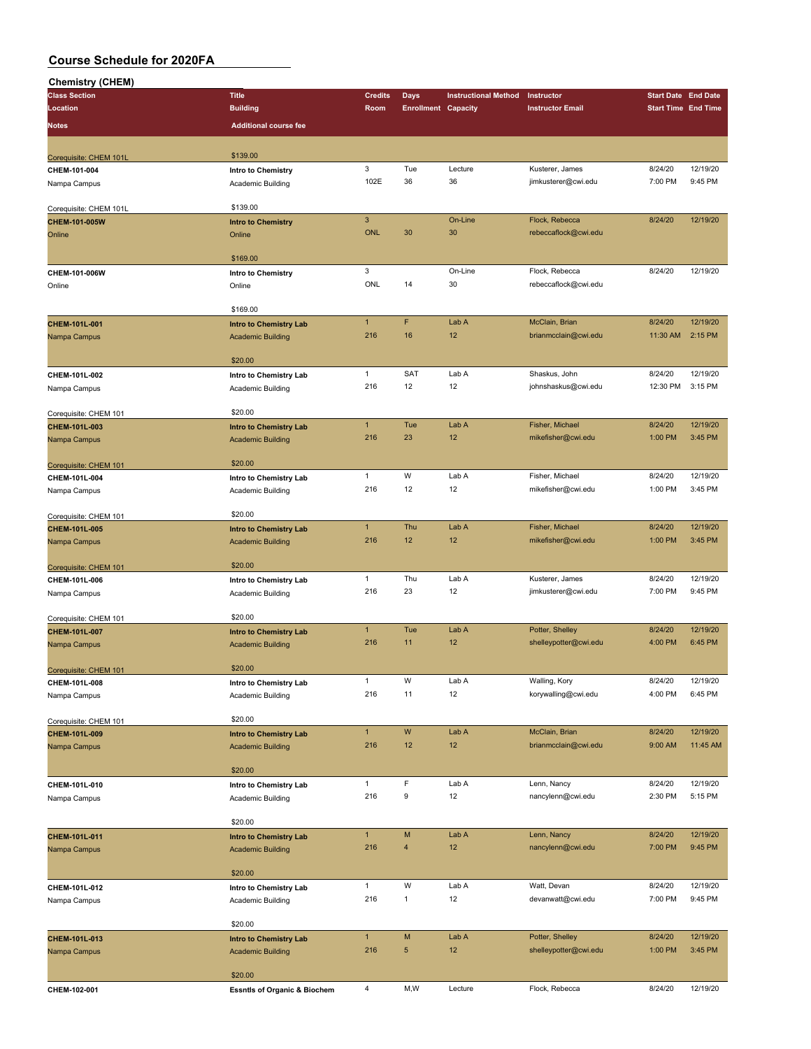# Course Schedule for 2020FA

## Chemistry (CHEM)

| Class Section / Location / Notes | Title / Building / Additional course fee | Credits / Room | Days / Enrollment | Instructional Method / Capacity | Instructor / Instructor Email | Start Date / Start Time | End Date / End Time |
|---|---|---|---|---|---|---|---|
| Corequisite: CHEM 101L | $139.00 | | | | | | |
| CHEM-101-004 | Intro to Chemistry | 3 | Tue | Lecture | Kusterer, James | 8/24/20 | 12/19/20 |
| Nampa Campus | Academic Building | 102E | 36 | 36 | jimkusterer@cwi.edu | 7:00 PM | 9:45 PM |
| Corequisite: CHEM 101L | $139.00 | | | | | | |
| CHEM-101-005W | Intro to Chemistry | 3 | | On-Line | Flock, Rebecca | 8/24/20 | 12/19/20 |
| Online | Online | ONL | 30 | 30 | rebeccaflock@cwi.edu | | |
| | $169.00 | | | | | | |
| CHEM-101-006W | Intro to Chemistry | 3 | | On-Line | Flock, Rebecca | 8/24/20 | 12/19/20 |
| Online | Online | ONL | 14 | 30 | rebeccaflock@cwi.edu | | |
| | $169.00 | | | | | | |
| CHEM-101L-001 | Intro to Chemistry Lab | 1 | F | Lab A | McClain, Brian | 8/24/20 | 12/19/20 |
| Nampa Campus | Academic Building | 216 | 16 | 12 | brianmcclain@cwi.edu | 11:30 AM | 2:15 PM |
| | $20.00 | | | | | | |
| CHEM-101L-002 | Intro to Chemistry Lab | 1 | SAT | Lab A | Shaskus, John | 8/24/20 | 12/19/20 |
| Nampa Campus | Academic Building | 216 | 12 | 12 | johnshaskus@cwi.edu | 12:30 PM | 3:15 PM |
| Corequisite: CHEM 101 | $20.00 | | | | | | |
| CHEM-101L-003 | Intro to Chemistry Lab | 1 | Tue | Lab A | Fisher, Michael | 8/24/20 | 12/19/20 |
| Nampa Campus | Academic Building | 216 | 23 | 12 | mikefisher@cwi.edu | 1:00 PM | 3:45 PM |
| Corequisite: CHEM 101 | $20.00 | | | | | | |
| CHEM-101L-004 | Intro to Chemistry Lab | 1 | W | Lab A | Fisher, Michael | 8/24/20 | 12/19/20 |
| Nampa Campus | Academic Building | 216 | 12 | 12 | mikefisher@cwi.edu | 1:00 PM | 3:45 PM |
| Corequisite: CHEM 101 | $20.00 | | | | | | |
| CHEM-101L-005 | Intro to Chemistry Lab | 1 | Thu | Lab A | Fisher, Michael | 8/24/20 | 12/19/20 |
| Nampa Campus | Academic Building | 216 | 12 | 12 | mikefisher@cwi.edu | 1:00 PM | 3:45 PM |
| Corequisite: CHEM 101 | $20.00 | | | | | | |
| CHEM-101L-006 | Intro to Chemistry Lab | 1 | Thu | Lab A | Kusterer, James | 8/24/20 | 12/19/20 |
| Nampa Campus | Academic Building | 216 | 23 | 12 | jimkusterer@cwi.edu | 7:00 PM | 9:45 PM |
| Corequisite: CHEM 101 | $20.00 | | | | | | |
| CHEM-101L-007 | Intro to Chemistry Lab | 1 | Tue | Lab A | Potter, Shelley | 8/24/20 | 12/19/20 |
| Nampa Campus | Academic Building | 216 | 11 | 12 | shelleypotter@cwi.edu | 4:00 PM | 6:45 PM |
| Corequisite: CHEM 101 | $20.00 | | | | | | |
| CHEM-101L-008 | Intro to Chemistry Lab | 1 | W | Lab A | Walling, Kory | 8/24/20 | 12/19/20 |
| Nampa Campus | Academic Building | 216 | 11 | 12 | korywalling@cwi.edu | 4:00 PM | 6:45 PM |
| Corequisite: CHEM 101 | $20.00 | | | | | | |
| CHEM-101L-009 | Intro to Chemistry Lab | 1 | W | Lab A | McClain, Brian | 8/24/20 | 12/19/20 |
| Nampa Campus | Academic Building | 216 | 12 | 12 | brianmcclain@cwi.edu | 9:00 AM | 11:45 AM |
| | $20.00 | | | | | | |
| CHEM-101L-010 | Intro to Chemistry Lab | 1 | F | Lab A | Lenn, Nancy | 8/24/20 | 12/19/20 |
| Nampa Campus | Academic Building | 216 | 9 | 12 | nancylenn@cwi.edu | 2:30 PM | 5:15 PM |
| | $20.00 | | | | | | |
| CHEM-101L-011 | Intro to Chemistry Lab | 1 | M | Lab A | Lenn, Nancy | 8/24/20 | 12/19/20 |
| Nampa Campus | Academic Building | 216 | 4 | 12 | nancylenn@cwi.edu | 7:00 PM | 9:45 PM |
| | $20.00 | | | | | | |
| CHEM-101L-012 | Intro to Chemistry Lab | 1 | W | Lab A | Watt, Devan | 8/24/20 | 12/19/20 |
| Nampa Campus | Academic Building | 216 | 1 | 12 | devanwatt@cwi.edu | 7:00 PM | 9:45 PM |
| | $20.00 | | | | | | |
| CHEM-101L-013 | Intro to Chemistry Lab | 1 | M | Lab A | Potter, Shelley | 8/24/20 | 12/19/20 |
| Nampa Campus | Academic Building | 216 | 5 | 12 | shelleypotter@cwi.edu | 1:00 PM | 3:45 PM |
| | $20.00 | | | | | | |
| CHEM-102-001 | Essntls of Organic & Biochem | 4 | M,W | Lecture | Flock, Rebecca | 8/24/20 | 12/19/20 |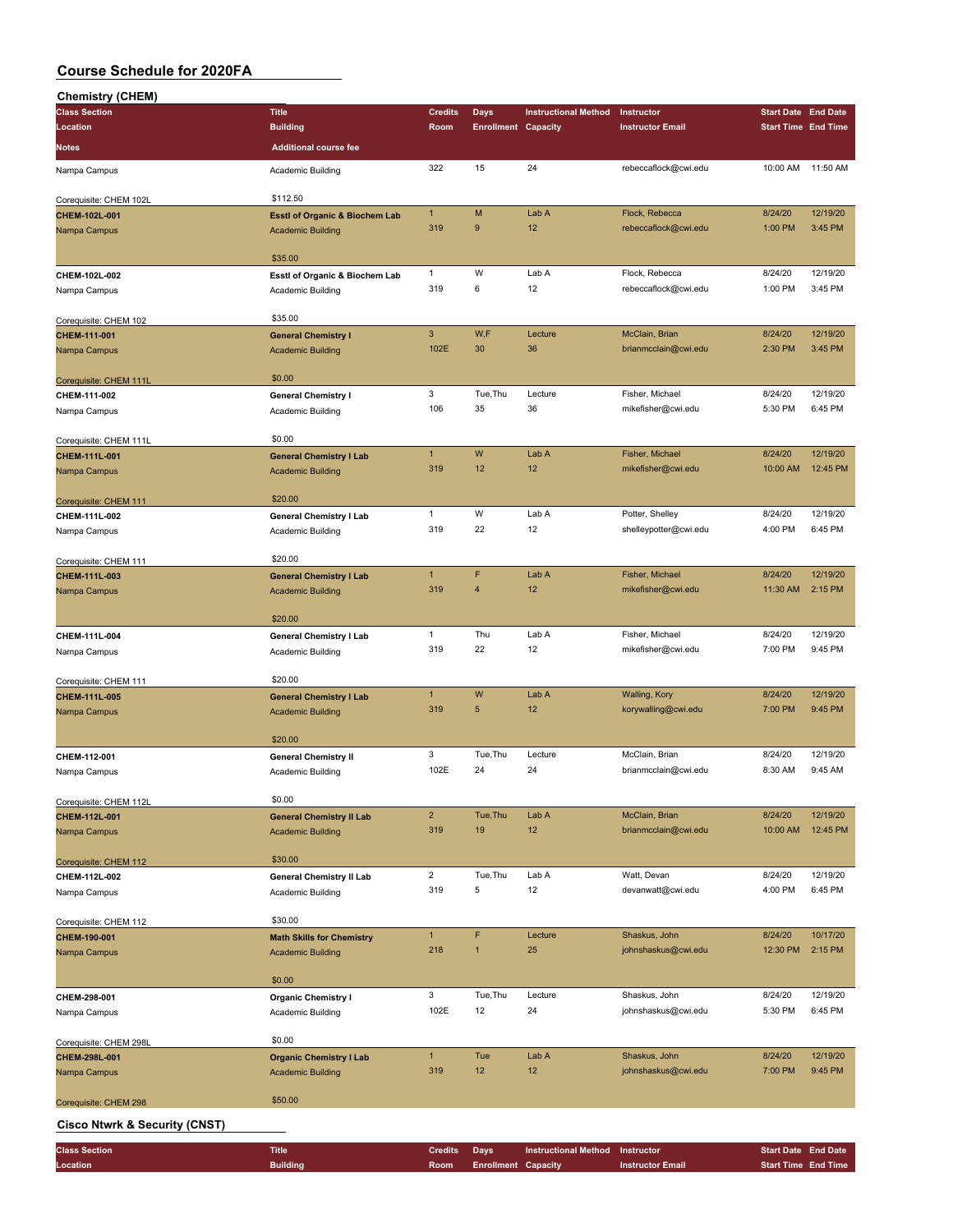# Course Schedule for 2020FA

## Chemistry (CHEM)

| Class Section / Location / Notes | Title / Building / Additional course fee | Credits / Room | Days / Enrollment | Instructional Method / Capacity | Instructor / Instructor Email | Start Date / Start Time | End Date / End Time |
|---|---|---|---|---|---|---|---|
| Nampa Campus | Academic Building | 322 | 15 | 24 | rebeccaflock@cwi.edu | 10:00 AM | 11:50 AM |
| Corequisite: CHEM 102L | $112.50 | | | | | | |
| **CHEM-102L-001** | **Esstl of Organic & Biochem Lab** | 1 | M | Lab A | Flock, Rebecca | 8/24/20 | 12/19/20 |
| Nampa Campus | Academic Building | 319 | 9 | 12 | rebeccaflock@cwi.edu | 1:00 PM | 3:45 PM |
| | $35.00 | | | | | | |
| **CHEM-102L-002** | **Esstl of Organic & Biochem Lab** | 1 | W | Lab A | Flock, Rebecca | 8/24/20 | 12/19/20 |
| Nampa Campus | Academic Building | 319 | 6 | 12 | rebeccaflock@cwi.edu | 1:00 PM | 3:45 PM |
| Corequisite: CHEM 102 | $35.00 | | | | | | |
| **CHEM-111-001** | **General Chemistry I** | 3 | W,F | Lecture | McClain, Brian | 8/24/20 | 12/19/20 |
| Nampa Campus | Academic Building | 102E | 30 | 36 | brianmcclain@cwi.edu | 2:30 PM | 3:45 PM |
| Corequisite: CHEM 111L | $0.00 | | | | | | |
| **CHEM-111-002** | **General Chemistry I** | 3 | Tue,Thu | Lecture | Fisher, Michael | 8/24/20 | 12/19/20 |
| Nampa Campus | Academic Building | 106 | 35 | 36 | mikefisher@cwi.edu | 5:30 PM | 6:45 PM |
| Corequisite: CHEM 111L | $0.00 | | | | | | |
| **CHEM-111L-001** | **General Chemistry I Lab** | 1 | W | Lab A | Fisher, Michael | 8/24/20 | 12/19/20 |
| Nampa Campus | Academic Building | 319 | 12 | 12 | mikefisher@cwi.edu | 10:00 AM | 12:45 PM |
| Corequisite: CHEM 111 | $20.00 | | | | | | |
| **CHEM-111L-002** | **General Chemistry I Lab** | 1 | W | Lab A | Potter, Shelley | 8/24/20 | 12/19/20 |
| Nampa Campus | Academic Building | 319 | 22 | 12 | shelleypotter@cwi.edu | 4:00 PM | 6:45 PM |
| Corequisite: CHEM 111 | $20.00 | | | | | | |
| **CHEM-111L-003** | **General Chemistry I Lab** | 1 | F | Lab A | Fisher, Michael | 8/24/20 | 12/19/20 |
| Nampa Campus | Academic Building | 319 | 4 | 12 | mikefisher@cwi.edu | 11:30 AM | 2:15 PM |
| | $20.00 | | | | | | |
| **CHEM-111L-004** | **General Chemistry I Lab** | 1 | Thu | Lab A | Fisher, Michael | 8/24/20 | 12/19/20 |
| Nampa Campus | Academic Building | 319 | 22 | 12 | mikefisher@cwi.edu | 7:00 PM | 9:45 PM |
| Corequisite: CHEM 111 | $20.00 | | | | | | |
| **CHEM-111L-005** | **General Chemistry I Lab** | 1 | W | Lab A | Walling, Kory | 8/24/20 | 12/19/20 |
| Nampa Campus | Academic Building | 319 | 5 | 12 | korywalling@cwi.edu | 7:00 PM | 9:45 PM |
| | $20.00 | | | | | | |
| **CHEM-112-001** | **General Chemistry II** | 3 | Tue,Thu | Lecture | McClain, Brian | 8/24/20 | 12/19/20 |
| Nampa Campus | Academic Building | 102E | 24 | 24 | brianmcclain@cwi.edu | 8:30 AM | 9:45 AM |
| Corequisite: CHEM 112L | $0.00 | | | | | | |
| **CHEM-112L-001** | **General Chemistry II Lab** | 2 | Tue,Thu | Lab A | McClain, Brian | 8/24/20 | 12/19/20 |
| Nampa Campus | Academic Building | 319 | 19 | 12 | brianmcclain@cwi.edu | 10:00 AM | 12:45 PM |
| Corequisite: CHEM 112 | $30.00 | | | | | | |
| **CHEM-112L-002** | **General Chemistry II Lab** | 2 | Tue,Thu | Lab A | Watt, Devan | 8/24/20 | 12/19/20 |
| Nampa Campus | Academic Building | 319 | 5 | 12 | devanwatt@cwi.edu | 4:00 PM | 6:45 PM |
| Corequisite: CHEM 112 | $30.00 | | | | | | |
| **CHEM-190-001** | **Math Skills for Chemistry** | 1 | F | Lecture | Shaskus, John | 8/24/20 | 10/17/20 |
| Nampa Campus | Academic Building | 218 | 1 | 25 | johnshaskus@cwi.edu | 12:30 PM | 2:15 PM |
| | $0.00 | | | | | | |
| **CHEM-298-001** | **Organic Chemistry I** | 3 | Tue,Thu | Lecture | Shaskus, John | 8/24/20 | 12/19/20 |
| Nampa Campus | Academic Building | 102E | 12 | 24 | johnshaskus@cwi.edu | 5:30 PM | 6:45 PM |
| Corequisite: CHEM 298L | $0.00 | | | | | | |
| **CHEM-298L-001** | **Organic Chemistry I Lab** | 1 | Tue | Lab A | Shaskus, John | 8/24/20 | 12/19/20 |
| Nampa Campus | Academic Building | 319 | 12 | 12 | johnshaskus@cwi.edu | 7:00 PM | 9:45 PM |
| Corequisite: CHEM 298 | $50.00 | | | | | | |

## Cisco Ntwrk & Security (CNST)

| Class Section / Location | Title / Building | Credits / Room | Days / Enrollment | Instructional Method / Capacity | Instructor / Instructor Email | Start Date / Start Time | End Date / End Time |
|---|---|---|---|---|---|---|---|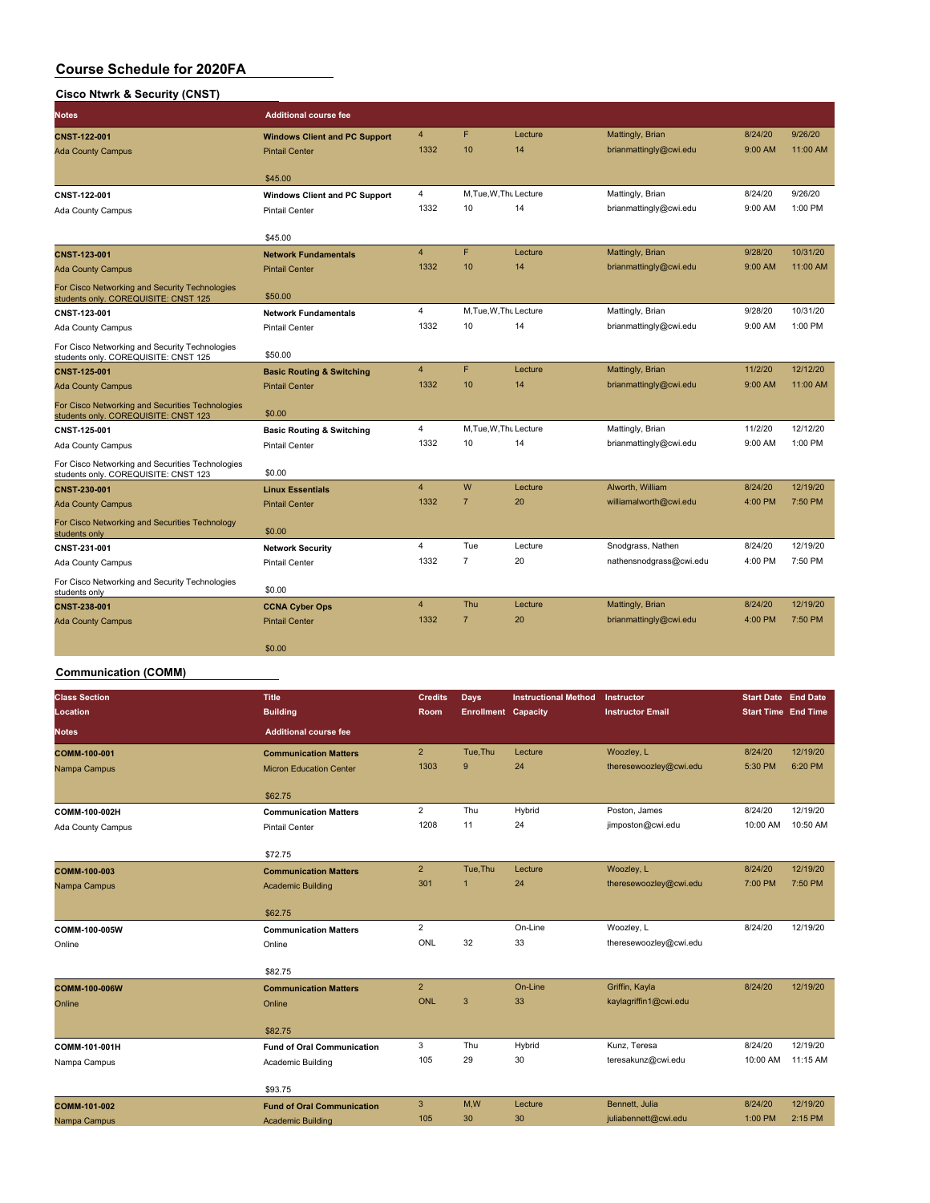# Course Schedule for 2020FA

## Cisco Ntwrk & Security (CNST)

| Class Section / Location / Notes | Title / Building / Additional course fee | Credits / Room | Days / Enrollment | Instructional Method / Capacity | Instructor / Instructor Email | Start Date / Start Time | End Date / End Time |
|---|---|---|---|---|---|---|---|
| CNST-122-001<br>Ada County Campus | Windows Client and PC Support<br>Pintail Center<br>$45.00 | 4<br>1332 | F<br>10 | Lecture<br>14 | Mattingly, Brian<br>brianmattingly@cwi.edu | 8/24/20<br>9:00 AM | 9/26/20<br>11:00 AM |
| CNST-122-001<br>Ada County Campus | Windows Client and PC Support<br>Pintail Center<br>$45.00 | 4<br>1332 | M,Tue,W,Thu<br>10 | Lecture<br>14 | Mattingly, Brian<br>brianmattingly@cwi.edu | 8/24/20<br>9:00 AM | 9/26/20<br>1:00 PM |
| CNST-123-001<br>Ada County Campus<br>For Cisco Networking and Security Technologies students only. COREQUISITE: CNST 125 | Network Fundamentals<br>Pintail Center<br>$50.00 | 4<br>1332 | F<br>10 | Lecture<br>14 | Mattingly, Brian<br>brianmattingly@cwi.edu | 9/28/20<br>9:00 AM | 10/31/20<br>11:00 AM |
| CNST-123-001<br>Ada County Campus<br>For Cisco Networking and Security Technologies students only. COREQUISITE: CNST 125 | Network Fundamentals<br>Pintail Center<br>$50.00 | 4<br>1332 | M,Tue,W,Thu<br>10 | Lecture<br>14 | Mattingly, Brian<br>brianmattingly@cwi.edu | 9/28/20<br>9:00 AM | 10/31/20<br>1:00 PM |
| CNST-125-001<br>Ada County Campus<br>For Cisco Networking and Securities Technologies students only. COREQUISITE: CNST 123 | Basic Routing & Switching<br>Pintail Center<br>$0.00 | 4<br>1332 | F<br>10 | Lecture<br>14 | Mattingly, Brian<br>brianmattingly@cwi.edu | 11/2/20<br>9:00 AM | 12/12/20<br>11:00 AM |
| CNST-125-001<br>Ada County Campus<br>For Cisco Networking and Securities Technologies students only. COREQUISITE: CNST 123 | Basic Routing & Switching<br>Pintail Center<br>$0.00 | 4<br>1332 | M,Tue,W,Thu<br>10 | Lecture<br>14 | Mattingly, Brian<br>brianmattingly@cwi.edu | 11/2/20<br>9:00 AM | 12/12/20<br>1:00 PM |
| CNST-230-001<br>Ada County Campus<br>For Cisco Networking and Securities Technology students only | Linux Essentials<br>Pintail Center<br>$0.00 | 4<br>1332 | W<br>7 | Lecture<br>20 | Alworth, William<br>williamalworth@cwi.edu | 8/24/20<br>4:00 PM | 12/19/20<br>7:50 PM |
| CNST-231-001<br>Ada County Campus<br>For Cisco Networking and Security Technologies students only | Network Security<br>Pintail Center<br>$0.00 | 4<br>1332 | Tue<br>7 | Lecture<br>20 | Snodgrass, Nathen<br>nathensnodgrass@cwi.edu | 8/24/20<br>4:00 PM | 12/19/20<br>7:50 PM |
| CNST-238-001<br>Ada County Campus | CCNA Cyber Ops<br>Pintail Center<br>$0.00 | 4<br>1332 | Thu<br>7 | Lecture<br>20 | Mattingly, Brian<br>brianmattingly@cwi.edu | 8/24/20<br>4:00 PM | 12/19/20<br>7:50 PM |

## Communication (COMM)

| Class Section / Location / Notes | Title / Building / Additional course fee | Credits / Room | Days / Enrollment | Instructional Method / Capacity | Instructor / Instructor Email | Start Date / Start Time | End Date / End Time |
|---|---|---|---|---|---|---|---|
| COMM-100-001<br>Nampa Campus | Communication Matters<br>Micron Education Center<br>$62.75 | 2<br>1303 | Tue,Thu<br>9 | Lecture<br>24 | Woozley, L<br>theresewoozley@cwi.edu | 8/24/20<br>5:30 PM | 12/19/20<br>6:20 PM |
| COMM-100-002H<br>Ada County Campus | Communication Matters<br>Pintail Center<br>$72.75 | 2<br>1208 | Thu<br>11 | Hybrid<br>24 | Poston, James<br>jimposton@cwi.edu | 8/24/20<br>10:00 AM | 12/19/20<br>10:50 AM |
| COMM-100-003<br>Nampa Campus | Communication Matters<br>Academic Building<br>$62.75 | 2<br>301 | Tue,Thu<br>1 | Lecture<br>24 | Woozley, L<br>theresewoozley@cwi.edu | 8/24/20<br>7:00 PM | 12/19/20<br>7:50 PM |
| COMM-100-005W<br>Online | Communication Matters<br>Online<br>$82.75 | 2<br>ONL | <br>32 | On-Line<br>33 | Woozley, L<br>theresewoozley@cwi.edu | 8/24/20 | 12/19/20 |
| COMM-100-006W<br>Online | Communication Matters<br>Online<br>$82.75 | 2<br>ONL | <br>3 | On-Line<br>33 | Griffin, Kayla<br>kaylagriffin1@cwi.edu | 8/24/20 | 12/19/20 |
| COMM-101-001H<br>Nampa Campus | Fund of Oral Communication<br>Academic Building<br>$93.75 | 3<br>105 | Thu<br>29 | Hybrid<br>30 | Kunz, Teresa<br>teresakunz@cwi.edu | 8/24/20<br>10:00 AM | 12/19/20<br>11:15 AM |
| COMM-101-002<br>Nampa Campus | Fund of Oral Communication<br>Academic Building | 3<br>105 | M,W<br>30 | Lecture<br>30 | Bennett, Julia<br>juliabennett@cwi.edu | 8/24/20<br>1:00 PM | 12/19/20<br>2:15 PM |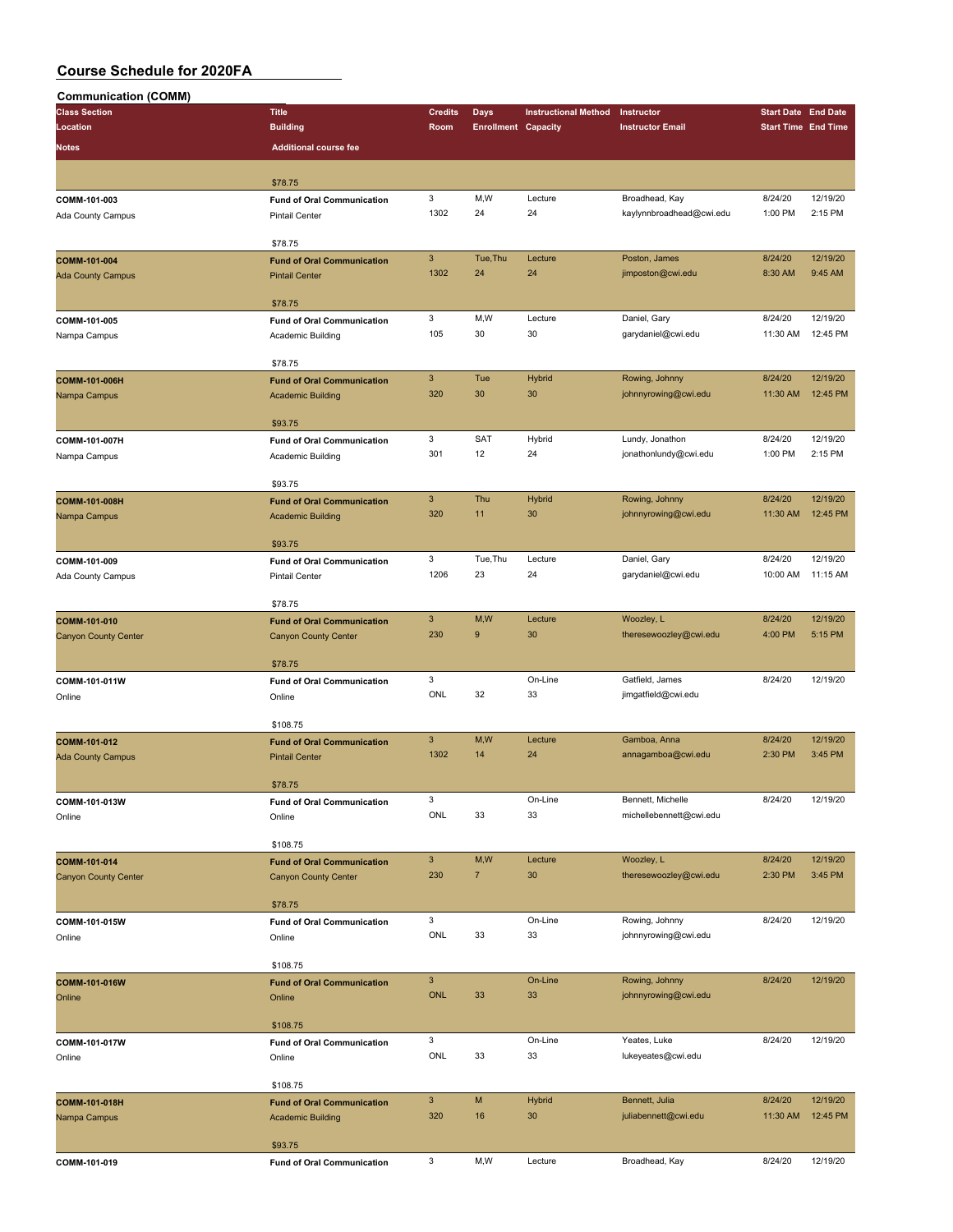# Course Schedule for 2020FA

## Communication (COMM)

| Class Section / Location / Notes | Title / Building / Additional course fee | Credits / Room | Days / Enrollment | Instructional Method / Capacity | Instructor / Instructor Email | Start Date / Start Time | End Date / End Time |
|---|---|---|---|---|---|---|---|
| | $78.75 | | | | | | |
| COMM-101-003<br>Ada County Campus | Fund of Oral Communication<br>Pintail Center<br>$78.75 | 3<br>1302 | M,W<br>24 | Lecture<br>24 | Broadhead, Kay<br>kaylynnbroadhead@cwi.edu | 8/24/20<br>1:00 PM | 12/19/20<br>2:15 PM |
| COMM-101-004<br>Ada County Campus | Fund of Oral Communication<br>Pintail Center<br>$78.75 | 3<br>1302 | Tue,Thu<br>24 | Lecture<br>24 | Poston, James<br>jimposton@cwi.edu | 8/24/20<br>8:30 AM | 12/19/20<br>9:45 AM |
| COMM-101-005<br>Nampa Campus | Fund of Oral Communication<br>Academic Building<br>$78.75 | 3<br>105 | M,W<br>30 | Lecture<br>30 | Daniel, Gary<br>garydaniel@cwi.edu | 8/24/20<br>11:30 AM | 12/19/20<br>12:45 PM |
| COMM-101-006H<br>Nampa Campus | Fund of Oral Communication<br>Academic Building<br>$93.75 | 3<br>320 | Tue<br>30 | Hybrid<br>30 | Rowing, Johnny<br>johnnyrowing@cwi.edu | 8/24/20<br>11:30 AM | 12/19/20<br>12:45 PM |
| COMM-101-007H<br>Nampa Campus | Fund of Oral Communication<br>Academic Building<br>$93.75 | 3<br>301 | SAT<br>12 | Hybrid<br>24 | Lundy, Jonathon<br>jonathonlundy@cwi.edu | 8/24/20<br>1:00 PM | 12/19/20<br>2:15 PM |
| COMM-101-008H<br>Nampa Campus | Fund of Oral Communication<br>Academic Building<br>$93.75 | 3<br>320 | Thu<br>11 | Hybrid<br>30 | Rowing, Johnny<br>johnnyrowing@cwi.edu | 8/24/20<br>11:30 AM | 12/19/20<br>12:45 PM |
| COMM-101-009<br>Ada County Campus | Fund of Oral Communication<br>Pintail Center<br>$78.75 | 3<br>1206 | Tue,Thu<br>23 | Lecture<br>24 | Daniel, Gary<br>garydaniel@cwi.edu | 8/24/20<br>10:00 AM | 12/19/20<br>11:15 AM |
| COMM-101-010<br>Canyon County Center | Fund of Oral Communication<br>Canyon County Center<br>$78.75 | 3<br>230 | M,W<br>9 | Lecture<br>30 | Woozley, L<br>theresewoozley@cwi.edu | 8/24/20<br>4:00 PM | 12/19/20<br>5:15 PM |
| COMM-101-011W<br>Online | Fund of Oral Communication<br>Online<br>$108.75 | 3<br>ONL | <br>32 | On-Line<br>33 | Gatfield, James<br>jimgatfield@cwi.edu | 8/24/20 | 12/19/20 |
| COMM-101-012<br>Ada County Campus | Fund of Oral Communication<br>Pintail Center<br>$78.75 | 3<br>1302 | M,W<br>14 | Lecture<br>24 | Gamboa, Anna<br>annagamboa@cwi.edu | 8/24/20<br>2:30 PM | 12/19/20<br>3:45 PM |
| COMM-101-013W<br>Online | Fund of Oral Communication<br>Online<br>$108.75 | 3<br>ONL | <br>33 | On-Line<br>33 | Bennett, Michelle<br>michellebennett@cwi.edu | 8/24/20 | 12/19/20 |
| COMM-101-014<br>Canyon County Center | Fund of Oral Communication<br>Canyon County Center<br>$78.75 | 3<br>230 | M,W<br>7 | Lecture<br>30 | Woozley, L<br>theresewoozley@cwi.edu | 8/24/20<br>2:30 PM | 12/19/20<br>3:45 PM |
| COMM-101-015W<br>Online | Fund of Oral Communication<br>Online<br>$108.75 | 3<br>ONL | <br>33 | On-Line<br>33 | Rowing, Johnny<br>johnnyrowing@cwi.edu | 8/24/20 | 12/19/20 |
| COMM-101-016W<br>Online | Fund of Oral Communication<br>Online<br>$108.75 | 3<br>ONL | <br>33 | On-Line<br>33 | Rowing, Johnny<br>johnnyrowing@cwi.edu | 8/24/20 | 12/19/20 |
| COMM-101-017W<br>Online | Fund of Oral Communication<br>Online<br>$108.75 | 3<br>ONL | <br>33 | On-Line<br>33 | Yeates, Luke<br>lukeyeates@cwi.edu | 8/24/20 | 12/19/20 |
| COMM-101-018H<br>Nampa Campus | Fund of Oral Communication<br>Academic Building<br>$93.75 | 3<br>320 | M<br>16 | Hybrid<br>30 | Bennett, Julia<br>juliabennett@cwi.edu | 8/24/20<br>11:30 AM | 12/19/20<br>12:45 PM |
| COMM-101-019 | Fund of Oral Communication | 3 | M,W | Lecture | Broadhead, Kay | 8/24/20 | 12/19/20 |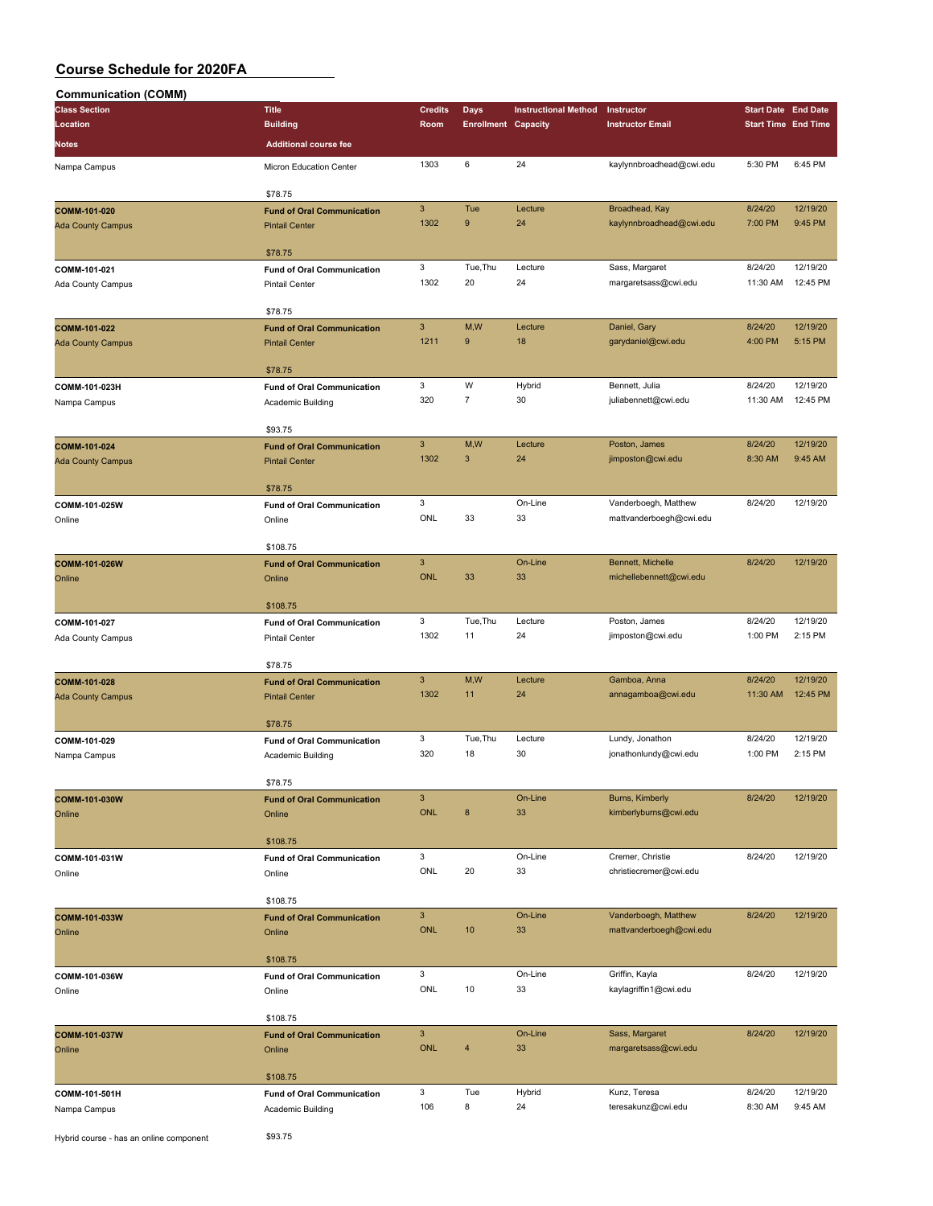# Course Schedule for 2020FA

## Communication (COMM)

| Class Section / Location | Title / Building | Credits / Room | Days / Enrollment | Instructional Method / Capacity | Instructor / Instructor Email | Start Date / Start Time | End Date / End Time | Notes | Additional course fee |
|---|---|---|---|---|---|---|---|---|---|
| Nampa Campus | Micron Education Center | 1303 | 6 | 24 | kaylynnbroadhead@cwi.edu | 5:30 PM | 6:45 PM | | $78.75 |
| **COMM-101-020** / Ada County Campus | **Fund of Oral Communication** / Pintail Center | 3 / 1302 | Tue / 9 | Lecture / 24 | Broadhead, Kay / kaylynnbroadhead@cwi.edu | 8/24/20 / 7:00 PM | 12/19/20 / 9:45 PM | | $78.75 |
| **COMM-101-021** / Ada County Campus | **Fund of Oral Communication** / Pintail Center | 3 / 1302 | Tue,Thu / 20 | Lecture / 24 | Sass, Margaret / margaretsass@cwi.edu | 8/24/20 / 11:30 AM | 12/19/20 / 12:45 PM | | $78.75 |
| **COMM-101-022** / Ada County Campus | **Fund of Oral Communication** / Pintail Center | 3 / 1211 | M,W / 9 | Lecture / 18 | Daniel, Gary / garydaniel@cwi.edu | 8/24/20 / 4:00 PM | 12/19/20 / 5:15 PM | | $78.75 |
| **COMM-101-023H** / Nampa Campus | **Fund of Oral Communication** / Academic Building | 3 / 320 | W / 7 | Hybrid / 30 | Bennett, Julia / juliabennett@cwi.edu | 8/24/20 / 11:30 AM | 12/19/20 / 12:45 PM | | $93.75 |
| **COMM-101-024** / Ada County Campus | **Fund of Oral Communication** / Pintail Center | 3 / 1302 | M,W / 3 | Lecture / 24 | Poston, James / jimposton@cwi.edu | 8/24/20 / 8:30 AM | 12/19/20 / 9:45 AM | | $78.75 |
| **COMM-101-025W** / Online | **Fund of Oral Communication** / Online | 3 / ONL | 33 | On-Line / 33 | Vanderboegh, Matthew / mattvanderboegh@cwi.edu | 8/24/20 | 12/19/20 | | $108.75 |
| **COMM-101-026W** / Online | **Fund of Oral Communication** / Online | 3 / ONL | 33 | On-Line / 33 | Bennett, Michelle / michellebennett@cwi.edu | 8/24/20 | 12/19/20 | | $108.75 |
| **COMM-101-027** / Ada County Campus | **Fund of Oral Communication** / Pintail Center | 3 / 1302 | Tue,Thu / 11 | Lecture / 24 | Poston, James / jimposton@cwi.edu | 8/24/20 / 1:00 PM | 12/19/20 / 2:15 PM | | $78.75 |
| **COMM-101-028** / Ada County Campus | **Fund of Oral Communication** / Pintail Center | 3 / 1302 | M,W / 11 | Lecture / 24 | Gamboa, Anna / annagamboa@cwi.edu | 8/24/20 / 11:30 AM | 12/19/20 / 12:45 PM | | $78.75 |
| **COMM-101-029** / Nampa Campus | **Fund of Oral Communication** / Academic Building | 3 / 320 | Tue,Thu / 18 | Lecture / 30 | Lundy, Jonathon / jonathonlundy@cwi.edu | 8/24/20 / 1:00 PM | 12/19/20 / 2:15 PM | | $78.75 |
| **COMM-101-030W** / Online | **Fund of Oral Communication** / Online | 3 / ONL | 8 | On-Line / 33 | Burns, Kimberly / kimberlyburns@cwi.edu | 8/24/20 | 12/19/20 | | $108.75 |
| **COMM-101-031W** / Online | **Fund of Oral Communication** / Online | 3 / ONL | 20 | On-Line / 33 | Cremer, Christie / christiecremer@cwi.edu | 8/24/20 | 12/19/20 | | $108.75 |
| **COMM-101-033W** / Online | **Fund of Oral Communication** / Online | 3 / ONL | 10 | On-Line / 33 | Vanderboegh, Matthew / mattvanderboegh@cwi.edu | 8/24/20 | 12/19/20 | | $108.75 |
| **COMM-101-036W** / Online | **Fund of Oral Communication** / Online | 3 / ONL | 10 | On-Line / 33 | Griffin, Kayla / kaylagriffin1@cwi.edu | 8/24/20 | 12/19/20 | | $108.75 |
| **COMM-101-037W** / Online | **Fund of Oral Communication** / Online | 3 / ONL | 4 | On-Line / 33 | Sass, Margaret / margaretsass@cwi.edu | 8/24/20 | 12/19/20 | | $108.75 |
| **COMM-101-501H** / Nampa Campus | **Fund of Oral Communication** / Academic Building | 3 / 106 | Tue / 8 | Hybrid / 24 | Kunz, Teresa / teresakunz@cwi.edu | 8/24/20 / 8:30 AM | 12/19/20 / 9:45 AM | Hybrid course - has an online component | $93.75 |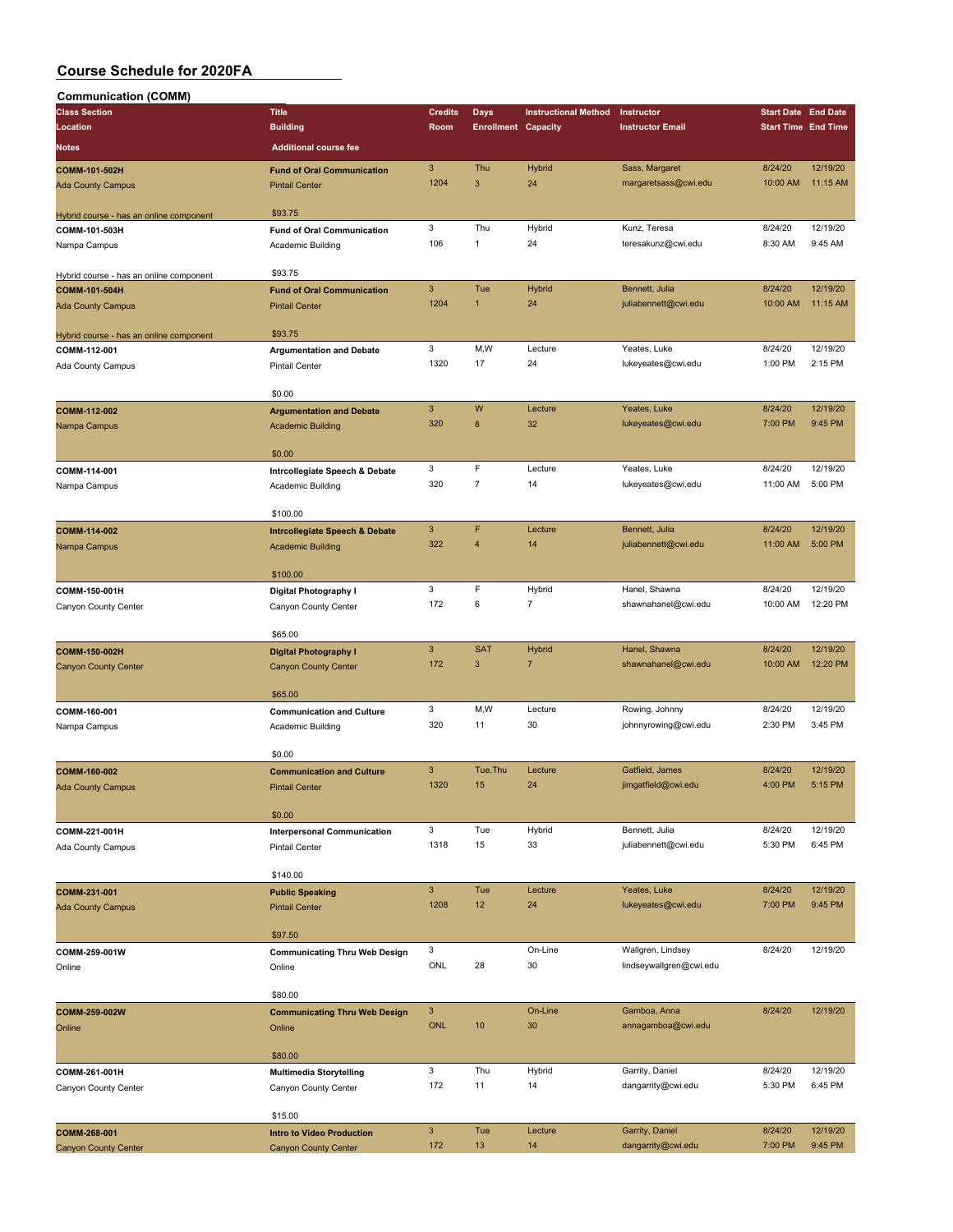# Course Schedule for 2020FA

## Communication (COMM)

| Class Section / Location / Notes | Title / Building / Additional course fee | Credits / Room | Days / Enrollment | Instructional Method / Capacity | Instructor / Instructor Email | Start Date / Start Time | End Date / End Time |
|---|---|---|---|---|---|---|---|
| COMM-101-502H<br>Ada County Campus<br>Hybrid course - has an online component | Fund of Oral Communication<br>Pintail Center<br>$93.75 | 3<br>1204 | Thu<br>3 | Hybrid<br>24 | Sass, Margaret<br>margaretsass@cwi.edu | 8/24/20<br>10:00 AM | 12/19/20<br>11:15 AM |
| COMM-101-503H<br>Nampa Campus<br>Hybrid course - has an online component | Fund of Oral Communication<br>Academic Building<br>$93.75 | 3<br>106 | Thu<br>1 | Hybrid<br>24 | Kunz, Teresa<br>teresakunz@cwi.edu | 8/24/20<br>8:30 AM | 12/19/20<br>9:45 AM |
| COMM-101-504H<br>Ada County Campus<br>Hybrid course - has an online component | Fund of Oral Communication<br>Pintail Center<br>$93.75 | 3<br>1204 | Tue<br>1 | Hybrid<br>24 | Bennett, Julia<br>juliabennett@cwi.edu | 8/24/20<br>10:00 AM | 12/19/20<br>11:15 AM |
| COMM-112-001<br>Ada County Campus | Argumentation and Debate<br>Pintail Center<br>$0.00 | 3<br>1320 | M,W<br>17 | Lecture<br>24 | Yeates, Luke<br>lukeyeates@cwi.edu | 8/24/20<br>1:00 PM | 12/19/20<br>2:15 PM |
| COMM-112-002<br>Nampa Campus | Argumentation and Debate<br>Academic Building<br>$0.00 | 3<br>320 | W<br>8 | Lecture<br>32 | Yeates, Luke<br>lukeyeates@cwi.edu | 8/24/20<br>7:00 PM | 12/19/20<br>9:45 PM |
| COMM-114-001<br>Nampa Campus | Intrcollegiate Speech & Debate<br>Academic Building<br>$100.00 | 3<br>320 | F<br>7 | Lecture<br>14 | Yeates, Luke<br>lukeyeates@cwi.edu | 8/24/20<br>11:00 AM | 12/19/20<br>5:00 PM |
| COMM-114-002<br>Nampa Campus | Intrcollegiate Speech & Debate<br>Academic Building<br>$100.00 | 3<br>322 | F<br>4 | Lecture<br>14 | Bennett, Julia<br>juliabennett@cwi.edu | 8/24/20<br>11:00 AM | 12/19/20<br>5:00 PM |
| COMM-150-001H<br>Canyon County Center | Digital Photography I<br>Canyon County Center<br>$65.00 | 3<br>172 | F<br>6 | Hybrid<br>7 | Hanel, Shawna<br>shawnahanel@cwi.edu | 8/24/20<br>10:00 AM | 12/19/20<br>12:20 PM |
| COMM-150-002H<br>Canyon County Center | Digital Photography I<br>Canyon County Center<br>$65.00 | 3<br>172 | SAT<br>3 | Hybrid<br>7 | Hanel, Shawna<br>shawnahanel@cwi.edu | 8/24/20<br>10:00 AM | 12/19/20<br>12:20 PM |
| COMM-160-001<br>Nampa Campus | Communication and Culture<br>Academic Building<br>$0.00 | 3<br>320 | M,W<br>11 | Lecture<br>30 | Rowing, Johnny<br>johnnyrowing@cwi.edu | 8/24/20<br>2:30 PM | 12/19/20<br>3:45 PM |
| COMM-160-002<br>Ada County Campus | Communication and Culture<br>Pintail Center<br>$0.00 | 3<br>1320 | Tue,Thu<br>15 | Lecture<br>24 | Gatfield, James<br>jimgatfield@cwi.edu | 8/24/20<br>4:00 PM | 12/19/20<br>5:15 PM |
| COMM-221-001H<br>Ada County Campus | Interpersonal Communication<br>Pintail Center<br>$140.00 | 3<br>1318 | Tue<br>15 | Hybrid<br>33 | Bennett, Julia<br>juliabennett@cwi.edu | 8/24/20<br>5:30 PM | 12/19/20<br>6:45 PM |
| COMM-231-001<br>Ada County Campus | Public Speaking<br>Pintail Center<br>$97.50 | 3<br>1208 | Tue<br>12 | Lecture<br>24 | Yeates, Luke<br>lukeyeates@cwi.edu | 8/24/20<br>7:00 PM | 12/19/20<br>9:45 PM |
| COMM-259-001W<br>Online | Communicating Thru Web Design<br>Online<br>$80.00 | 3<br>ONL | <br>28 | On-Line<br>30 | Wallgren, Lindsey<br>lindseywallgren@cwi.edu | 8/24/20 | 12/19/20 |
| COMM-259-002W<br>Online | Communicating Thru Web Design<br>Online<br>$80.00 | 3<br>ONL | <br>10 | On-Line<br>30 | Gamboa, Anna<br>annagamboa@cwi.edu | 8/24/20 | 12/19/20 |
| COMM-261-001H<br>Canyon County Center | Multimedia Storytelling<br>Canyon County Center<br>$15.00 | 3<br>172 | Thu<br>11 | Hybrid<br>14 | Garrity, Daniel<br>dangarrity@cwi.edu | 8/24/20<br>5:30 PM | 12/19/20<br>6:45 PM |
| COMM-268-001<br>Canyon County Center | Intro to Video Production<br>Canyon County Center | 3<br>172 | Tue<br>13 | Lecture<br>14 | Garrity, Daniel<br>dangarrity@cwi.edu | 8/24/20<br>7:00 PM | 12/19/20<br>9:45 PM |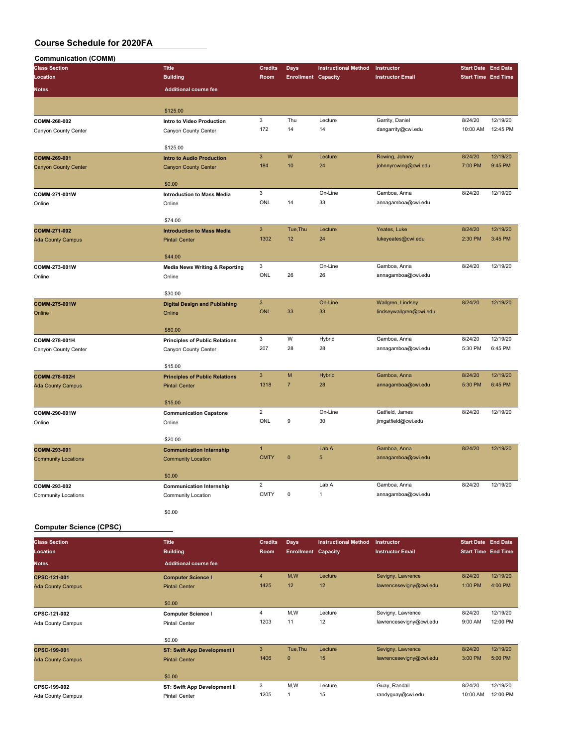# Course Schedule for 2020FA

## Communication (COMM)

| Class Section / Location / Notes | Title / Building / Additional course fee | Credits / Room | Days / Enrollment | Instructional Method / Capacity | Instructor / Instructor Email | Start Date / Start Time | End Date / End Time |
|---|---|---|---|---|---|---|---|
| | $125.00 | | | | | | |
| COMM-268-002<br>Canyon County Center | Intro to Video Production<br>Canyon County Center<br>$125.00 | 3<br>172 | Thu<br>14 | Lecture<br>14 | Garrity, Daniel<br>dangarrity@cwi.edu | 8/24/20<br>10:00 AM | 12/19/20<br>12:45 PM |
| COMM-269-001<br>Canyon County Center | Intro to Audio Production<br>Canyon County Center<br>$0.00 | 3<br>184 | W<br>10 | Lecture<br>24 | Rowing, Johnny<br>johnnyrowing@cwi.edu | 8/24/20<br>7:00 PM | 12/19/20<br>9:45 PM |
| COMM-271-001W<br>Online | Introduction to Mass Media<br>Online<br>$74.00 | 3<br>ONL | <br>14 | On-Line<br>33 | Gamboa, Anna<br>annagamboa@cwi.edu | 8/24/20 | 12/19/20 |
| COMM-271-002<br>Ada County Campus | Introduction to Mass Media<br>Pintail Center<br>$44.00 | 3<br>1302 | Tue,Thu<br>12 | Lecture<br>24 | Yeates, Luke<br>lukeyeates@cwi.edu | 8/24/20<br>2:30 PM | 12/19/20<br>3:45 PM |
| COMM-273-001W<br>Online | Media News Writing & Reporting<br>Online<br>$30.00 | 3<br>ONL | <br>26 | On-Line<br>26 | Gamboa, Anna<br>annagamboa@cwi.edu | 8/24/20 | 12/19/20 |
| COMM-275-001W<br>Online | Digital Design and Publishing<br>Online<br>$80.00 | 3<br>ONL | <br>33 | On-Line<br>33 | Wallgren, Lindsey<br>lindseywallgren@cwi.edu | 8/24/20 | 12/19/20 |
| COMM-278-001H<br>Canyon County Center | Principles of Public Relations<br>Canyon County Center<br>$15.00 | 3<br>207 | W<br>28 | Hybrid<br>28 | Gamboa, Anna<br>annagamboa@cwi.edu | 8/24/20<br>5:30 PM | 12/19/20<br>6:45 PM |
| COMM-278-002H<br>Ada County Campus | Principles of Public Relations<br>Pintail Center<br>$15.00 | 3<br>1318 | M<br>7 | Hybrid<br>28 | Gamboa, Anna<br>annagamboa@cwi.edu | 8/24/20<br>5:30 PM | 12/19/20<br>6:45 PM |
| COMM-290-001W<br>Online | Communication Capstone<br>Online<br>$20.00 | 2<br>ONL | <br>9 | On-Line<br>30 | Gatfield, James<br>jimgatfield@cwi.edu | 8/24/20 | 12/19/20 |
| COMM-293-001<br>Community Locations | Communication Internship<br>Community Location<br>$0.00 | 1<br>CMTY | <br>0 | Lab A<br>5 | Gamboa, Anna<br>annagamboa@cwi.edu | 8/24/20 | 12/19/20 |
| COMM-293-002<br>Community Locations | Communication Internship<br>Community Location<br>$0.00 | 2<br>CMTY | <br>0 | Lab A<br>1 | Gamboa, Anna<br>annagamboa@cwi.edu | 8/24/20 | 12/19/20 |

## Computer Science (CPSC)

| Class Section / Location / Notes | Title / Building / Additional course fee | Credits / Room | Days / Enrollment | Instructional Method / Capacity | Instructor / Instructor Email | Start Date / Start Time | End Date / End Time |
|---|---|---|---|---|---|---|---|
| CPSC-121-001<br>Ada County Campus | Computer Science I<br>Pintail Center<br>$0.00 | 4<br>1425 | M,W<br>12 | Lecture<br>12 | Sevigny, Lawrence<br>lawrencesevigny@cwi.edu | 8/24/20<br>1:00 PM | 12/19/20<br>4:00 PM |
| CPSC-121-002<br>Ada County Campus | Computer Science I<br>Pintail Center<br>$0.00 | 4<br>1203 | M,W<br>11 | Lecture<br>12 | Sevigny, Lawrence<br>lawrencesevigny@cwi.edu | 8/24/20<br>9:00 AM | 12/19/20<br>12:00 PM |
| CPSC-199-001<br>Ada County Campus | ST: Swift App Development I<br>Pintail Center<br>$0.00 | 3<br>1406 | Tue,Thu<br>0 | Lecture<br>15 | Sevigny, Lawrence<br>lawrencesevigny@cwi.edu | 8/24/20<br>3:00 PM | 12/19/20<br>5:00 PM |
| CPSC-199-002<br>Ada County Campus | ST: Swift App Development II<br>Pintail Center | 3<br>1205 | M,W<br>1 | Lecture<br>15 | Guay, Randall<br>randyguay@cwi.edu | 8/24/20<br>10:00 AM | 12/19/20<br>12:00 PM |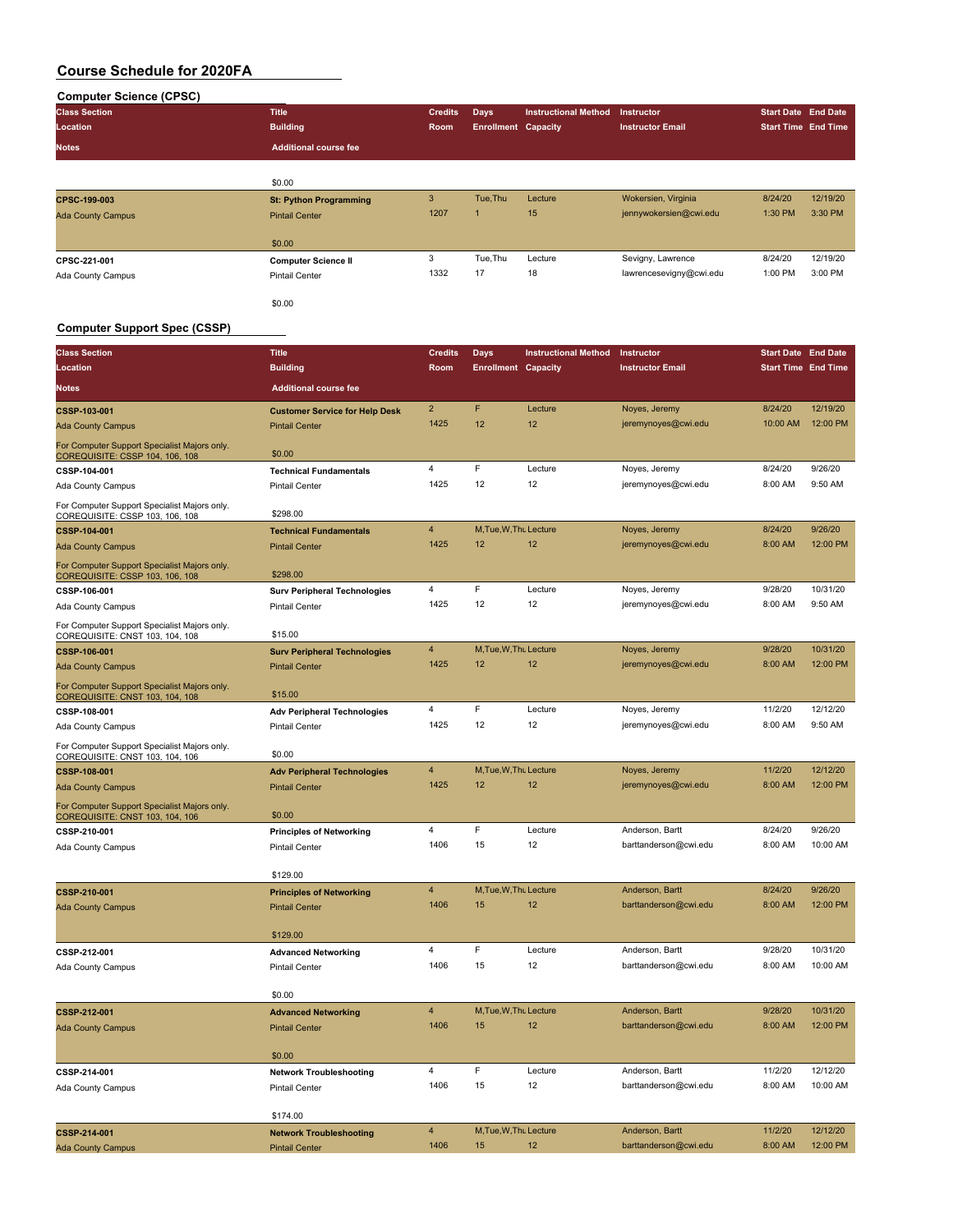# Course Schedule for 2020FA

## Computer Science (CPSC)

| Class Section / Location / Notes | Title / Building / Additional course fee | Credits / Room | Days / Enrollment | Instructional Method / Capacity | Instructor / Instructor Email | Start Date / Start Time | End Date / End Time |
|---|---|---|---|---|---|---|---|
| | $0.00 | | | | | | |
| CPSC-199-003 | St: Python Programming | 3 | Tue,Thu | Lecture | Wokersien, Virginia | 8/24/20 | 12/19/20 |
| Ada County Campus | Pintail Center | 1207 | 1 | 15 | jennywokersien@cwi.edu | 1:30 PM | 3:30 PM |
| | $0.00 | | | | | | |
| CPSC-221-001 | Computer Science II | 3 | Tue,Thu | Lecture | Sevigny, Lawrence | 8/24/20 | 12/19/20 |
| Ada County Campus | Pintail Center | 1332 | 17 | 18 | lawrencesevigny@cwi.edu | 1:00 PM | 3:00 PM |
| | $0.00 | | | | | | |

## Computer Support Spec (CSSP)

| Class Section / Location / Notes | Title / Building / Additional course fee | Credits / Room | Days / Enrollment | Instructional Method / Capacity | Instructor / Instructor Email | Start Date / Start Time | End Date / End Time |
|---|---|---|---|---|---|---|---|
| CSSP-103-001 | Customer Service for Help Desk | 2 | F | Lecture | Noyes, Jeremy | 8/24/20 | 12/19/20 |
| Ada County Campus | Pintail Center | 1425 | 12 | 12 | jeremynoyes@cwi.edu | 10:00 AM | 12:00 PM |
| For Computer Support Specialist Majors only. COREQUISITE: CSSP 104, 106, 108 | $0.00 | | | | | | |
| CSSP-104-001 | Technical Fundamentals | 4 | F | Lecture | Noyes, Jeremy | 8/24/20 | 9/26/20 |
| Ada County Campus | Pintail Center | 1425 | 12 | 12 | jeremynoyes@cwi.edu | 8:00 AM | 9:50 AM |
| For Computer Support Specialist Majors only. COREQUISITE: CSSP 103, 106, 108 | $298.00 | | | | | | |
| CSSP-104-001 | Technical Fundamentals | 4 | M,Tue,W,Thu | Lecture | Noyes, Jeremy | 8/24/20 | 9/26/20 |
| Ada County Campus | Pintail Center | 1425 | 12 | 12 | jeremynoyes@cwi.edu | 8:00 AM | 12:00 PM |
| For Computer Support Specialist Majors only. COREQUISITE: CSSP 103, 106, 108 | $298.00 | | | | | | |
| CSSP-106-001 | Surv Peripheral Technologies | 4 | F | Lecture | Noyes, Jeremy | 9/28/20 | 10/31/20 |
| Ada County Campus | Pintail Center | 1425 | 12 | 12 | jeremynoyes@cwi.edu | 8:00 AM | 9:50 AM |
| For Computer Support Specialist Majors only. COREQUISITE: CNST 103, 104, 108 | $15.00 | | | | | | |
| CSSP-106-001 | Surv Peripheral Technologies | 4 | M,Tue,W,Thu | Lecture | Noyes, Jeremy | 9/28/20 | 10/31/20 |
| Ada County Campus | Pintail Center | 1425 | 12 | 12 | jeremynoyes@cwi.edu | 8:00 AM | 12:00 PM |
| For Computer Support Specialist Majors only. COREQUISITE: CNST 103, 104, 108 | $15.00 | | | | | | |
| CSSP-108-001 | Adv Peripheral Technologies | 4 | F | Lecture | Noyes, Jeremy | 11/2/20 | 12/12/20 |
| Ada County Campus | Pintail Center | 1425 | 12 | 12 | jeremynoyes@cwi.edu | 8:00 AM | 9:50 AM |
| For Computer Support Specialist Majors only. COREQUISITE: CNST 103, 104, 106 | $0.00 | | | | | | |
| CSSP-108-001 | Adv Peripheral Technologies | 4 | M,Tue,W,Thu | Lecture | Noyes, Jeremy | 11/2/20 | 12/12/20 |
| Ada County Campus | Pintail Center | 1425 | 12 | 12 | jeremynoyes@cwi.edu | 8:00 AM | 12:00 PM |
| For Computer Support Specialist Majors only. COREQUISITE: CNST 103, 104, 106 | $0.00 | | | | | | |
| CSSP-210-001 | Principles of Networking | 4 | F | Lecture | Anderson, Bartt | 8/24/20 | 9/26/20 |
| Ada County Campus | Pintail Center | 1406 | 15 | 12 | barttanderson@cwi.edu | 8:00 AM | 10:00 AM |
| | $129.00 | | | | | | |
| CSSP-210-001 | Principles of Networking | 4 | M,Tue,W,Thu | Lecture | Anderson, Bartt | 8/24/20 | 9/26/20 |
| Ada County Campus | Pintail Center | 1406 | 15 | 12 | barttanderson@cwi.edu | 8:00 AM | 12:00 PM |
| | $129.00 | | | | | | |
| CSSP-212-001 | Advanced Networking | 4 | F | Lecture | Anderson, Bartt | 9/28/20 | 10/31/20 |
| Ada County Campus | Pintail Center | 1406 | 15 | 12 | barttanderson@cwi.edu | 8:00 AM | 10:00 AM |
| | $0.00 | | | | | | |
| CSSP-212-001 | Advanced Networking | 4 | M,Tue,W,Thu | Lecture | Anderson, Bartt | 9/28/20 | 10/31/20 |
| Ada County Campus | Pintail Center | 1406 | 15 | 12 | barttanderson@cwi.edu | 8:00 AM | 12:00 PM |
| | $0.00 | | | | | | |
| CSSP-214-001 | Network Troubleshooting | 4 | F | Lecture | Anderson, Bartt | 11/2/20 | 12/12/20 |
| Ada County Campus | Pintail Center | 1406 | 15 | 12 | barttanderson@cwi.edu | 8:00 AM | 10:00 AM |
| | $174.00 | | | | | | |
| CSSP-214-001 | Network Troubleshooting | 4 | M,Tue,W,Thu | Lecture | Anderson, Bartt | 11/2/20 | 12/12/20 |
| Ada County Campus | Pintail Center | 1406 | 15 | 12 | barttanderson@cwi.edu | 8:00 AM | 12:00 PM |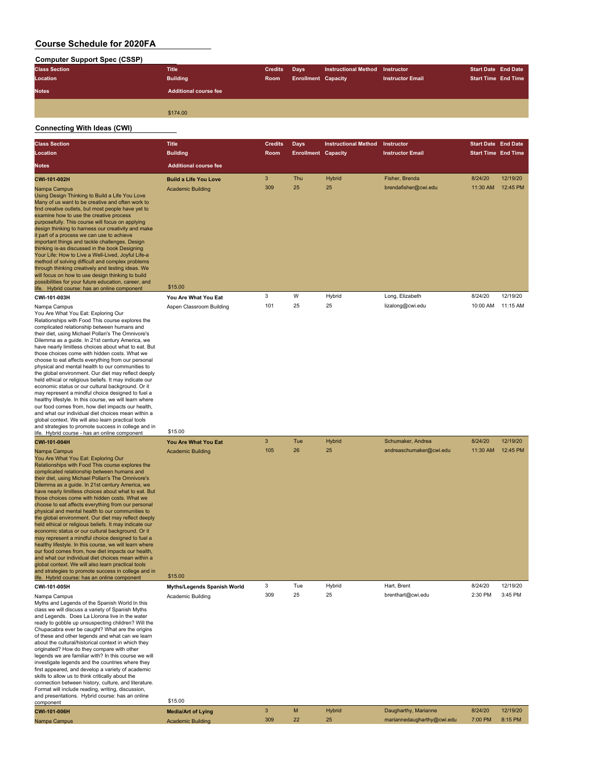# Course Schedule for 2020FA

## Computer Support Spec (CSSP)

| Class Section / Location / Notes | Title / Building / Additional course fee | Credits / Room | Days / Enrollment | Instructional Method / Capacity | Instructor / Instructor Email | Start Date / Start Time | End Date / End Time |
|---|---|---|---|---|---|---|---|
| | $174.00 | | | | | | |

## Connecting With Ideas (CWI)

| Class Section / Location / Notes | Title / Building / Additional course fee | Credits / Room | Days / Enrollment | Instructional Method / Capacity | Instructor / Instructor Email | Start Date / Start Time | End Date / End Time |
|---|---|---|---|---|---|---|---|
| **CWI-101-002H** | **Build a Life You Love** | 3 | Thu | Hybrid | Fisher, Brenda | 8/24/20 | 12/19/20 |
| Nampa Campus | Academic Building | 309 | 25 | 25 | brendafisher@cwi.edu | 11:30 AM | 12:45 PM |
| Using Design Thinking to Build a Life You Love Many of us want to be creative and often work to find creative outlets, but most people have yet to examine how to use the creative process purposefully. This course will focus on applying design thinking to harness our creativity and make it part of a process we can use to achieve important things and tackle challenges. Design thinking is-as discussed in the book Designing Your Life: How to Live a Well-Lived, Joyful Life-a method of solving difficult and complex problems through thinking creatively and testing ideas. We will focus on how to use design thinking to build possibilities for your future education, career, and life. Hybrid course: has an online component | $15.00 | | | | | | |
| **CWI-101-003H** | **You Are What You Eat** | 3 | W | Hybrid | Long, Elizabeth | 8/24/20 | 12/19/20 |
| Nampa Campus | Aspen Classroom Building | 101 | 25 | 25 | lizalong@cwi.edu | 10:00 AM | 11:15 AM |
| You Are What You Eat: Exploring Our Relationships with Food This course explores the complicated relationship between humans and their diet, using Michael Pollan's The Omnivore's Dilemma as a guide. In 21st century America, we have nearly limitless choices about what to eat. But those choices come with hidden costs. What we choose to eat affects everything from our personal physical and mental health to our communities to the global environment. Our diet may reflect deeply held ethical or religious beliefs. It may indicate our economic status or our cultural background. Or it may represent a mindful choice designed to fuel a healthy lifestyle. In this course, we will learn where our food comes from, how diet impacts our health, and what our individual diet choices mean within a global context. We will also learn practical tools and strategies to promote success in college and in life. Hybrid course - has an online component | $15.00 | | | | | | |
| **CWI-101-004H** | **You Are What You Eat** | 3 | Tue | Hybrid | Schumaker, Andrea | 8/24/20 | 12/19/20 |
| Nampa Campus | Academic Building | 105 | 26 | 25 | andreaschumaker@cwi.edu | 11:30 AM | 12:45 PM |
| You Are What You Eat: Exploring Our Relationships with Food This course explores the complicated relationship between humans and their diet, using Michael Pollan's The Omnivore's Dilemma as a guide. In 21st century America, we have nearly limitless choices about what to eat. But those choices come with hidden costs. What we choose to eat affects everything from our personal physical and mental health to our communities to the global environment. Our diet may reflect deeply held ethical or religious beliefs. It may indicate our economic status or our cultural background. Or it may represent a mindful choice designed to fuel a healthy lifestyle. In this course, we will learn where our food comes from, how diet impacts our health, and what our individual diet choices mean within a global context. We will also learn practical tools and strategies to promote success in college and in life. Hybrid course: has an online component | $15.00 | | | | | | |
| **CWI-101-005H** | **Myths/Legends Spanish World** | 3 | Tue | Hybrid | Hart, Brent | 8/24/20 | 12/19/20 |
| Nampa Campus | Academic Building | 309 | 25 | 25 | brenthart@cwi.edu | 2:30 PM | 3:45 PM |
| Myths and Legends of the Spanish World In this class we will discuss a variety of Spanish Myths and Legends. Does La Llorona live in the water ready to gobble up unsuspecting children? Will the Chupacabra ever be caught? What are the origins of these and other legends and what can we learn about the cultural/historical context in which they originated? How do they compare with other legends we are familiar with? In this course we will investigate legends and the countries where they first appeared, and develop a variety of academic skills to allow us to think critically about the connection between history, culture, and literature. Format will include reading, writing, discussion, and presentations. Hybrid course: has an online component | $15.00 | | | | | | |
| **CWI-101-006H** | **Media/Art of Lying** | 3 | M | Hybrid | Daugharthy, Marianne | 8/24/20 | 12/19/20 |
| Nampa Campus | Academic Building | 309 | 22 | 25 | mariannedaugharthy@cwi.edu | 7:00 PM | 8:15 PM |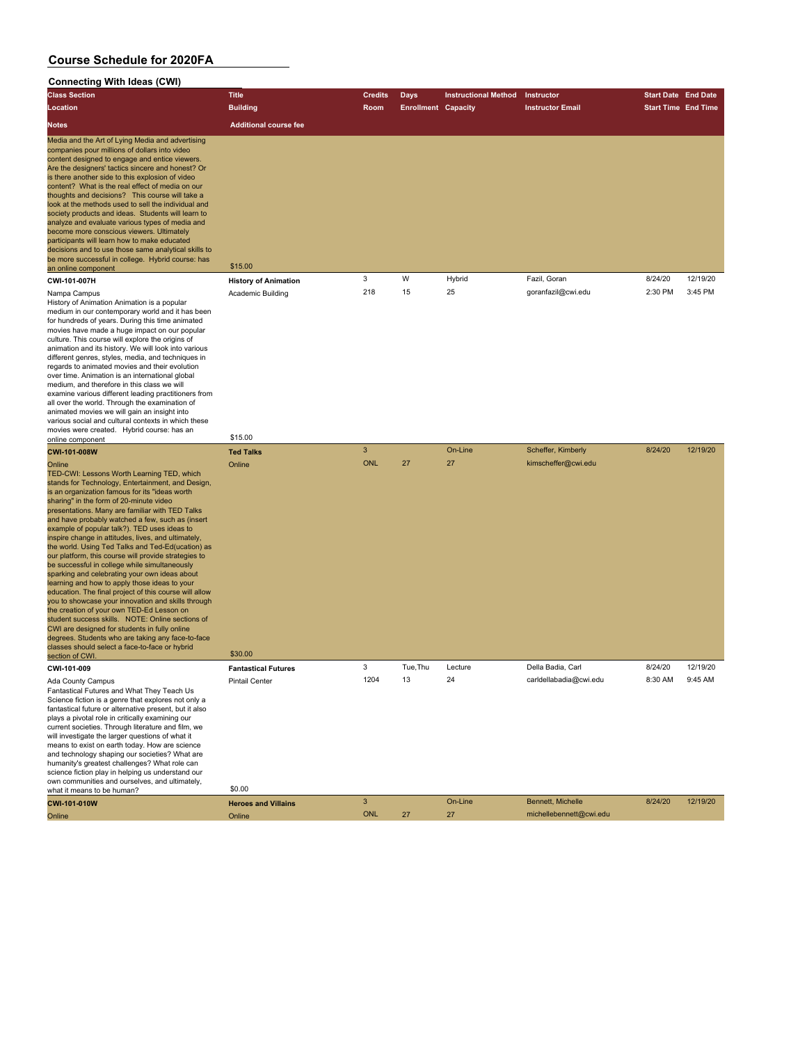# Course Schedule for 2020FA

## Connecting With Ideas (CWI)

| Class Section / Location / Notes | Title / Building / Additional course fee | Credits / Room | Days / Enrollment | Instructional Method / Capacity | Instructor / Instructor Email | Start Date / Start Time | End Date / End Time |
|---|---|---|---|---|---|---|---|
| Media and the Art of Lying Media and advertising companies pour millions of dollars into video content designed to engage and entice viewers. Are the designers' tactics sincere and honest? Or is there another side to this explosion of video content? What is the real effect of media on our thoughts and decisions? This course will take a look at the methods used to sell the individual and society products and ideas. Students will learn to analyze and evaluate various types of media and become more conscious viewers. Ultimately participants will learn how to make educated decisions and to use those same analytical skills to be more successful in college. Hybrid course: has an online component | $15.00 | | | | | | |
| **CWI-101-007H** | **History of Animation** | 3 | W | Hybrid | Fazil, Goran | 8/24/20 | 12/19/20 |
| Nampa Campus | Academic Building | 218 | 15 | 25 | goranfazil@cwi.edu | 2:30 PM | 3:45 PM |
| History of Animation Animation is a popular medium in our contemporary world and it has been for hundreds of years. During this time animated movies have made a huge impact on our popular culture. This course will explore the origins of animation and its history. We will look into various different genres, styles, media, and techniques in regards to animated movies and their evolution over time. Animation is an international global medium, and therefore in this class we will examine various different leading practitioners from all over the world. Through the examination of animated movies we will gain an insight into various social and cultural contexts in which these movies were created. Hybrid course: has an online component | $15.00 | | | | | | |
| **CWI-101-008W** | **Ted Talks** | 3 | | On-Line | Scheffer, Kimberly | 8/24/20 | 12/19/20 |
| Online | Online | ONL | 27 | 27 | kimscheffer@cwi.edu | | |
| TED-CWI: Lessons Worth Learning TED, which stands for Technology, Entertainment, and Design, is an organization famous for its "ideas worth sharing" in the form of 20-minute video presentations. Many are familiar with TED Talks and have probably watched a few, such as (insert example of popular talk?). TED uses ideas to inspire change in attitudes, lives, and ultimately, the world. Using Ted Talks and Ted-Ed(ucation) as our platform, this course will provide strategies to be successful in college while simultaneously sparking and celebrating your own ideas about learning and how to apply those ideas to your education. The final project of this course will allow you to showcase your innovation and skills through the creation of your own TED-Ed Lesson on student success skills. NOTE: Online sections of CWI are designed for students in fully online degrees. Students who are taking any face-to-face classes should select a face-to-face or hybrid section of CWI. | $30.00 | | | | | | |
| **CWI-101-009** | **Fantastical Futures** | 3 | Tue,Thu | Lecture | Della Badia, Carl | 8/24/20 | 12/19/20 |
| Ada County Campus | Pintail Center | 1204 | 13 | 24 | carldellabadia@cwi.edu | 8:30 AM | 9:45 AM |
| Fantastical Futures and What They Teach Us Science fiction is a genre that explores not only a fantastical future or alternative present, but it also plays a pivotal role in critically examining our current societies. Through literature and film, we will investigate the larger questions of what it means to exist on earth today. How are science and technology shaping our societies? What are humanity's greatest challenges? What role can science fiction play in helping us understand our own communities and ourselves, and ultimately, what it means to be human? | $0.00 | | | | | | |
| **CWI-101-010W** | **Heroes and Villains** | 3 | | On-Line | Bennett, Michelle | 8/24/20 | 12/19/20 |
| Online | Online | ONL | 27 | 27 | michellebennett@cwi.edu | | |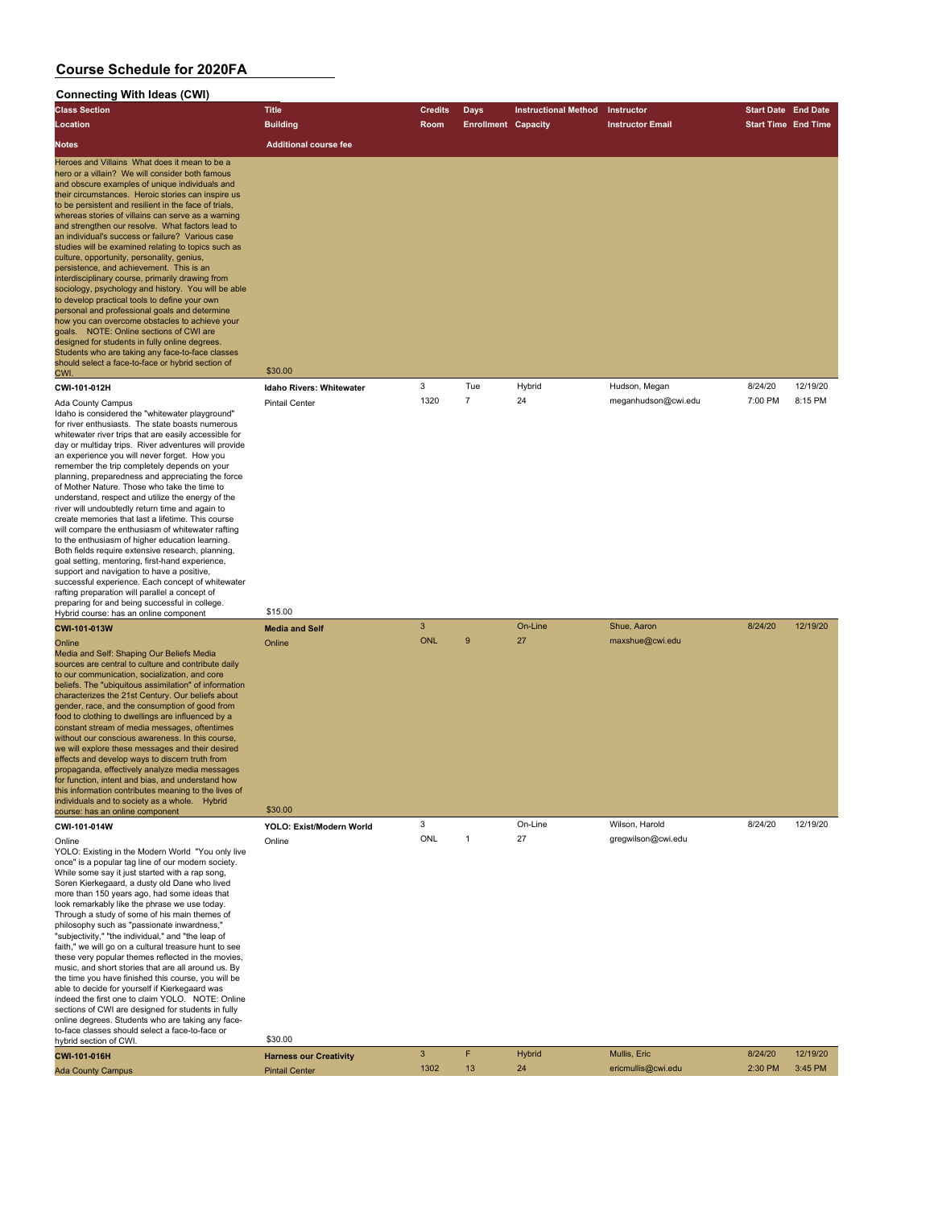# Course Schedule for 2020FA

## Connecting With Ideas (CWI)

| Class Section / Location / Notes | Title / Building / Additional course fee | Credits / Room | Days / Enrollment | Instructional Method / Capacity | Instructor / Instructor Email | Start Date / Start Time | End Date / End Time |
|---|---|---|---|---|---|---|---|
| Heroes and Villains What does it mean to be a hero or a villain? We will consider both famous and obscure examples of unique individuals and their circumstances. Heroic stories can inspire us to be persistent and resilient in the face of trials, whereas stories of villains can serve as a warning and strengthen our resolve. What factors lead to an individual's success or failure? Various case studies will be examined relating to topics such as culture, opportunity, personality, genius, persistence, and achievement. This is an interdisciplinary course, primarily drawing from sociology, psychology and history. You will be able to develop practical tools to define your own personal and professional goals and determine how you can overcome obstacles to achieve your goals. NOTE: Online sections of CWI are designed for students in fully online degrees. Students who are taking any face-to-face classes should select a face-to-face or hybrid section of CWI. | $30.00 | | | | | | |
| **CWI-101-012H** | **Idaho Rivers: Whitewater** | 3 | Tue | Hybrid | Hudson, Megan | 8/24/20 | 12/19/20 |
| Ada County Campus | Pintail Center | 1320 | 7 | 24 | meganhudson@cwi.edu | 7:00 PM | 8:15 PM |
| Idaho is considered the "whitewater playground" for river enthusiasts. The state boasts numerous whitewater river trips that are easily accessible for day or multiday trips. River adventures will provide an experience you will never forget. How you remember the trip completely depends on your planning, preparedness and appreciating the force of Mother Nature. Those who take the time to understand, respect and utilize the energy of the river will undoubtedly return time and again to create memories that last a lifetime. This course will compare the enthusiasm of whitewater rafting to the enthusiasm of higher education learning. Both fields require extensive research, planning, goal setting, mentoring, first-hand experience, support and navigation to have a positive, successful experience. Each concept of whitewater rafting preparation will parallel a concept of preparing for and being successful in college. Hybrid course: has an online component | $15.00 | | | | | | |
| **CWI-101-013W** | **Media and Self** | 3 | | On-Line | Shue, Aaron | 8/24/20 | 12/19/20 |
| Online | Online | ONL | 9 | 27 | maxshue@cwi.edu | | |
| Media and Self: Shaping Our Beliefs Media sources are central to culture and contribute daily to our communication, socialization, and core beliefs. The "ubiquitous assimilation" of information characterizes the 21st Century. Our beliefs about gender, race, and the consumption of good from food to clothing to dwellings are influenced by a constant stream of media messages, oftentimes without our conscious awareness. In this course, we will explore these messages and their desired effects and develop ways to discern truth from propaganda, effectively analyze media messages for function, intent and bias, and understand how this information contributes meaning to the lives of individuals and to society as a whole. Hybrid course: has an online component | $30.00 | | | | | | |
| **CWI-101-014W** | **YOLO: Exist/Modern World** | 3 | | On-Line | Wilson, Harold | 8/24/20 | 12/19/20 |
| Online | Online | ONL | 1 | 27 | gregwilson@cwi.edu | | |
| YOLO: Existing in the Modern World "You only live once" is a popular tag line of our modern society. While some say it just started with a rap song, Soren Kierkegaard, a dusty old Dane who lived more than 150 years ago, had some ideas that look remarkably like the phrase we use today. Through a study of some of his main themes of philosophy such as "passionate inwardness," "subjectivity," "the individual," and "the leap of faith," we will go on a cultural treasure hunt to see these very popular themes reflected in the movies, music, and short stories that are all around us. By the time you have finished this course, you will be able to decide for yourself if Kierkegaard was indeed the first one to claim YOLO. NOTE: Online sections of CWI are designed for students in fully online degrees. Students who are taking any face-to-face classes should select a face-to-face or hybrid section of CWI. | $30.00 | | | | | | |
| **CWI-101-016H** | **Harness our Creativity** | 3 | F | Hybrid | Mullis, Eric | 8/24/20 | 12/19/20 |
| Ada County Campus | Pintail Center | 1302 | 13 | 24 | ericmullis@cwi.edu | 2:30 PM | 3:45 PM |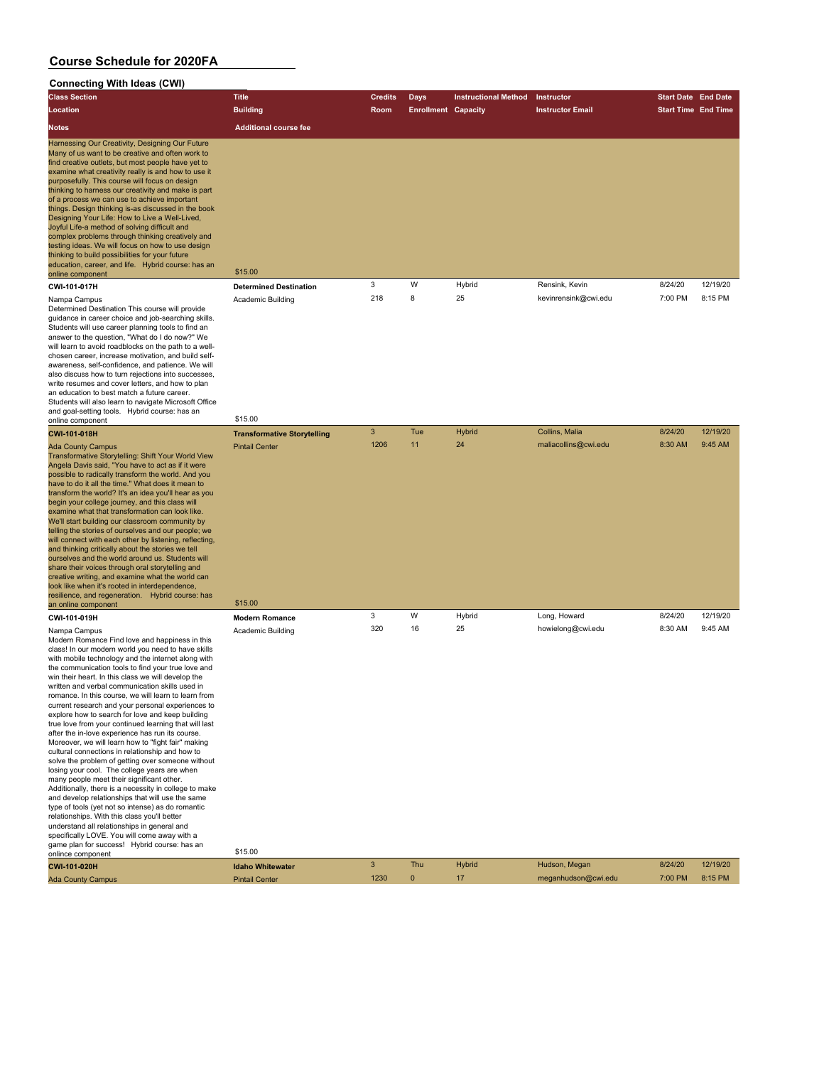# Course Schedule for 2020FA

## Connecting With Ideas (CWI)

| Class Section / Location / Notes | Title / Building / Additional course fee | Credits / Room | Days / Enrollment | Instructional Method / Capacity | Instructor / Instructor Email | Start Date / Start Time | End Date / End Time |
|---|---|---|---|---|---|---|---|
| Harnessing Our Creativity, Designing Our Future Many of us want to be creative and often work to find creative outlets, but most people have yet to examine what creativity really is and how to use it purposefully. This course will focus on design thinking to harness our creativity and make is part of a process we can use to achieve important things. Design thinking is-as discussed in the book Designing Your Life: How to Live a Well-Lived, Joyful Life-a method of solving difficult and complex problems through thinking creatively and testing ideas. We will focus on how to use design thinking to build possibilities for your future education, career, and life. Hybrid course: has an online component | $15.00 | | | | | | |
| **CWI-101-017H** | **Determined Destination** | 3 | W | Hybrid | Rensink, Kevin | 8/24/20 | 12/19/20 |
| Nampa Campus | Academic Building | 218 | 8 | 25 | kevinrensink@cwi.edu | 7:00 PM | 8:15 PM |
| Determined Destination This course will provide guidance in career choice and job-searching skills. Students will use career planning tools to find an answer to the question, "What do I do now?" We will learn to avoid roadblocks on the path to a well-chosen career, increase motivation, and build self-awareness, self-confidence, and patience. We will also discuss how to turn rejections into successes, write resumes and cover letters, and how to plan an education to best match a future career. Students will also learn to navigate Microsoft Office and goal-setting tools. Hybrid course: has an online component | $15.00 | | | | | | |
| **CWI-101-018H** | **Transformative Storytelling** | 3 | Tue | Hybrid | Collins, Malia | 8/24/20 | 12/19/20 |
| Ada County Campus | Pintail Center | 1206 | 11 | 24 | maliacollins@cwi.edu | 8:30 AM | 9:45 AM |
| Transformative Storytelling: Shift Your World View Angela Davis said, "You have to act as if it were possible to radically transform the world. And you have to do it all the time." What does it mean to transform the world? It's an idea you'll hear as you begin your college journey, and this class will examine what that transformation can look like. We'll start building our classroom community by telling the stories of ourselves and our people; we will connect with each other by listening, reflecting, and thinking critically about the stories we tell ourselves and the world around us. Students will share their voices through oral storytelling and creative writing, and examine what the world can look like when it's rooted in interdependence, resilience, and regeneration. Hybrid course: has an online component | $15.00 | | | | | | |
| **CWI-101-019H** | **Modern Romance** | 3 | W | Hybrid | Long, Howard | 8/24/20 | 12/19/20 |
| Nampa Campus | Academic Building | 320 | 16 | 25 | howielong@cwi.edu | 8:30 AM | 9:45 AM |
| Modern Romance Find love and happiness in this class! In our modern world you need to have skills with mobile technology and the internet along with the communication tools to find your true love and win their heart. In this class we will develop the written and verbal communication skills used in romance. In this course, we will learn to learn from current research and your personal experiences to explore how to search for love and keep building true love from your continued learning that will last after the in-love experience has run its course. Moreover, we will learn how to "fight fair" making cultural connections in relationship and how to solve the problem of getting over someone without losing your cool. The college years are when many people meet their significant other. Additionally, there is a necessity in college to make and develop relationships that will use the same type of tools (yet not so intense) as do romantic relationships. With this class you'll better understand all relationships in general and specifically LOVE. You will come away with a game plan for success! Hybrid course: has an onlince component | $15.00 | | | | | | |
| **CWI-101-020H** | **Idaho Whitewater** | 3 | Thu | Hybrid | Hudson, Megan | 8/24/20 | 12/19/20 |
| Ada County Campus | Pintail Center | 1230 | 0 | 17 | meganhudson@cwi.edu | 7:00 PM | 8:15 PM |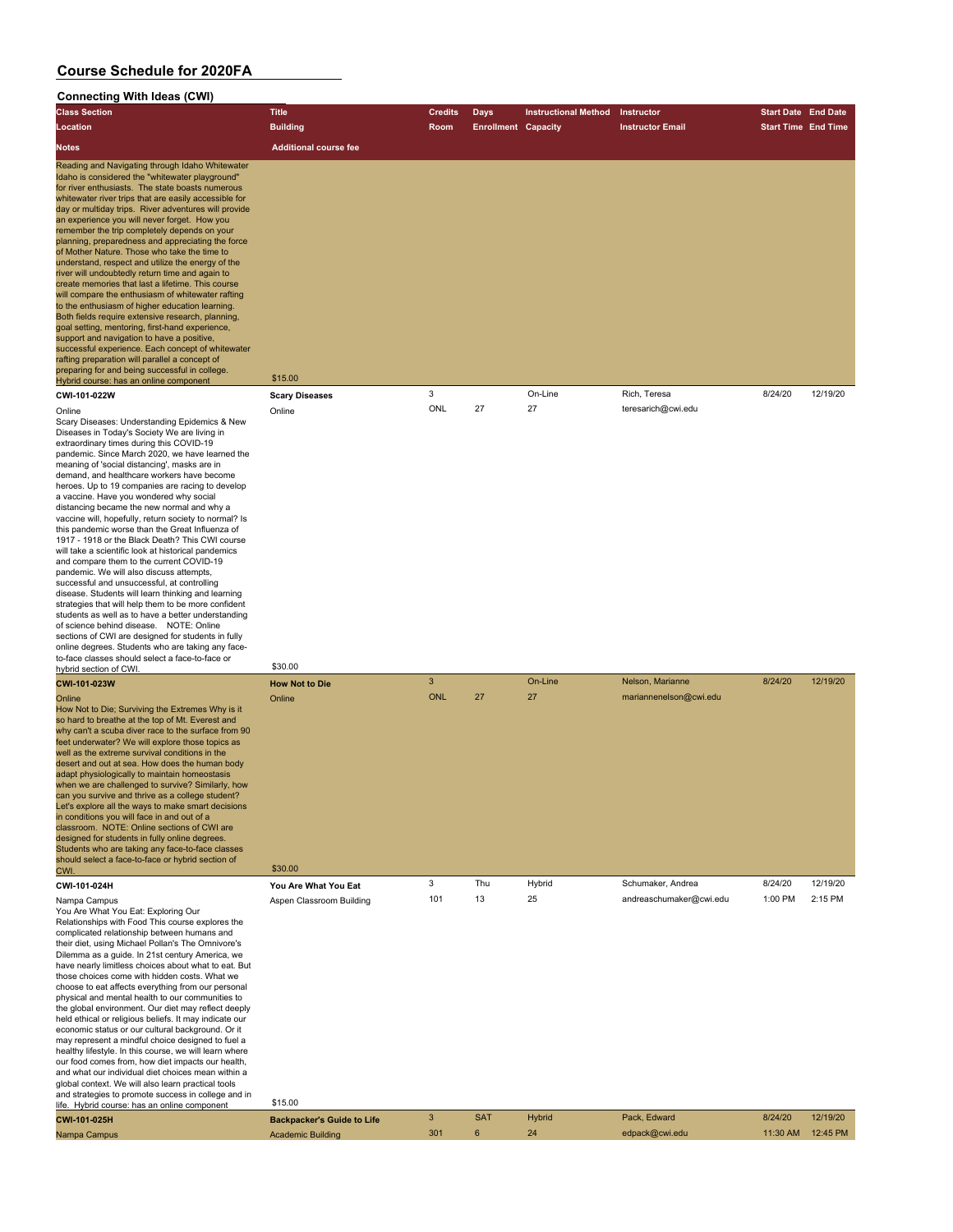# Course Schedule for 2020FA

## Connecting With Ideas (CWI)

| Class Section / Location / Notes | Title / Building / Additional course fee | Credits / Room | Days / Enrollment | Instructional Method / Capacity | Instructor / Instructor Email | Start Date / Start Time | End Date / End Time |
|---|---|---|---|---|---|---|---|
| Reading and Navigating through Idaho Whitewater Idaho is considered the "whitewater playground" for river enthusiasts. The state boasts numerous whitewater river trips that are easily accessible for day or multiday trips. River adventures will provide an experience you will never forget. How you remember the trip completely depends on your planning, preparedness and appreciating the force of Mother Nature. Those who take the time to understand, respect and utilize the energy of the river will undoubtedly return time and again to create memories that last a lifetime. This course will compare the enthusiasm of whitewater rafting to the enthusiasm of higher education learning. Both fields require extensive research, planning, goal setting, mentoring, first-hand experience, support and navigation to have a positive, successful experience. Each concept of whitewater rafting preparation will parallel a concept of preparing for and being successful in college. Hybrid course: has an online component | $15.00 | | | | | | |
| **CWI-101-022W** | **Scary Diseases** | 3 | | On-Line | Rich, Teresa | 8/24/20 | 12/19/20 |
| Online | Online | ONL | 27 | 27 | teresarich@cwi.edu | | |
| Scary Diseases: Understanding Epidemics & New Diseases in Today's Society We are living in extraordinary times during this COVID-19 pandemic. Since March 2020, we have learned the meaning of 'social distancing', masks are in demand, and healthcare workers have become heroes. Up to 19 companies are racing to develop a vaccine. Have you wondered why social distancing became the new normal and why a vaccine will, hopefully, return society to normal? Is this pandemic worse than the Great Influenza of 1917 - 1918 or the Black Death? This CWI course will take a scientific look at historical pandemics and compare them to the current COVID-19 pandemic. We will also discuss attempts, successful and unsuccessful, at controlling disease. Students will learn thinking and learning strategies that will help them to be more confident students as well as to have a better understanding of science behind disease. NOTE: Online sections of CWI are designed for students in fully online degrees. Students who are taking any face-to-face classes should select a face-to-face or hybrid section of CWI. | $30.00 | | | | | | |
| **CWI-101-023W** | **How Not to Die** | 3 | | On-Line | Nelson, Marianne | 8/24/20 | 12/19/20 |
| Online | Online | ONL | 27 | 27 | mariannenelson@cwi.edu | | |
| How Not to Die; Surviving the Extremes Why is it so hard to breathe at the top of Mt. Everest and why can't a scuba diver race to the surface from 90 feet underwater? We will explore those topics as well as the extreme survival conditions in the desert and out at sea. How does the human body adapt physiologically to maintain homeostasis when we are challenged to survive? Similarly, how can you survive and thrive as a college student? Let's explore all the ways to make smart decisions in conditions you will face in and out of a classroom. NOTE: Online sections of CWI are designed for students in fully online degrees. Students who are taking any face-to-face classes should select a face-to-face or hybrid section of CWI. | $30.00 | | | | | | |
| **CWI-101-024H** | **You Are What You Eat** | 3 | Thu | Hybrid | Schumaker, Andrea | 8/24/20 | 12/19/20 |
| Nampa Campus | Aspen Classroom Building | 101 | 13 | 25 | andreaschumaker@cwi.edu | 1:00 PM | 2:15 PM |
| You Are What You Eat: Exploring Our Relationships with Food This course explores the complicated relationship between humans and their diet, using Michael Pollan's The Omnivore's Dilemma as a guide. In 21st century America, we have nearly limitless choices about what to eat. But those choices come with hidden costs. What we choose to eat affects everything from our personal physical and mental health to our communities to the global environment. Our diet may reflect deeply held ethical or religious beliefs. It may indicate our economic status or our cultural background. Or it may represent a mindful choice designed to fuel a healthy lifestyle. In this course, we will learn where our food comes from, how diet impacts our health, and what our individual diet choices mean within a global context. We will also learn practical tools and strategies to promote success in college and in life. Hybrid course: has an online component | $15.00 | | | | | | |
| **CWI-101-025H** | **Backpacker's Guide to Life** | 3 | SAT | Hybrid | Pack, Edward | 8/24/20 | 12/19/20 |
| Nampa Campus | Academic Building | 301 | 6 | 24 | edpack@cwi.edu | 11:30 AM | 12:45 PM |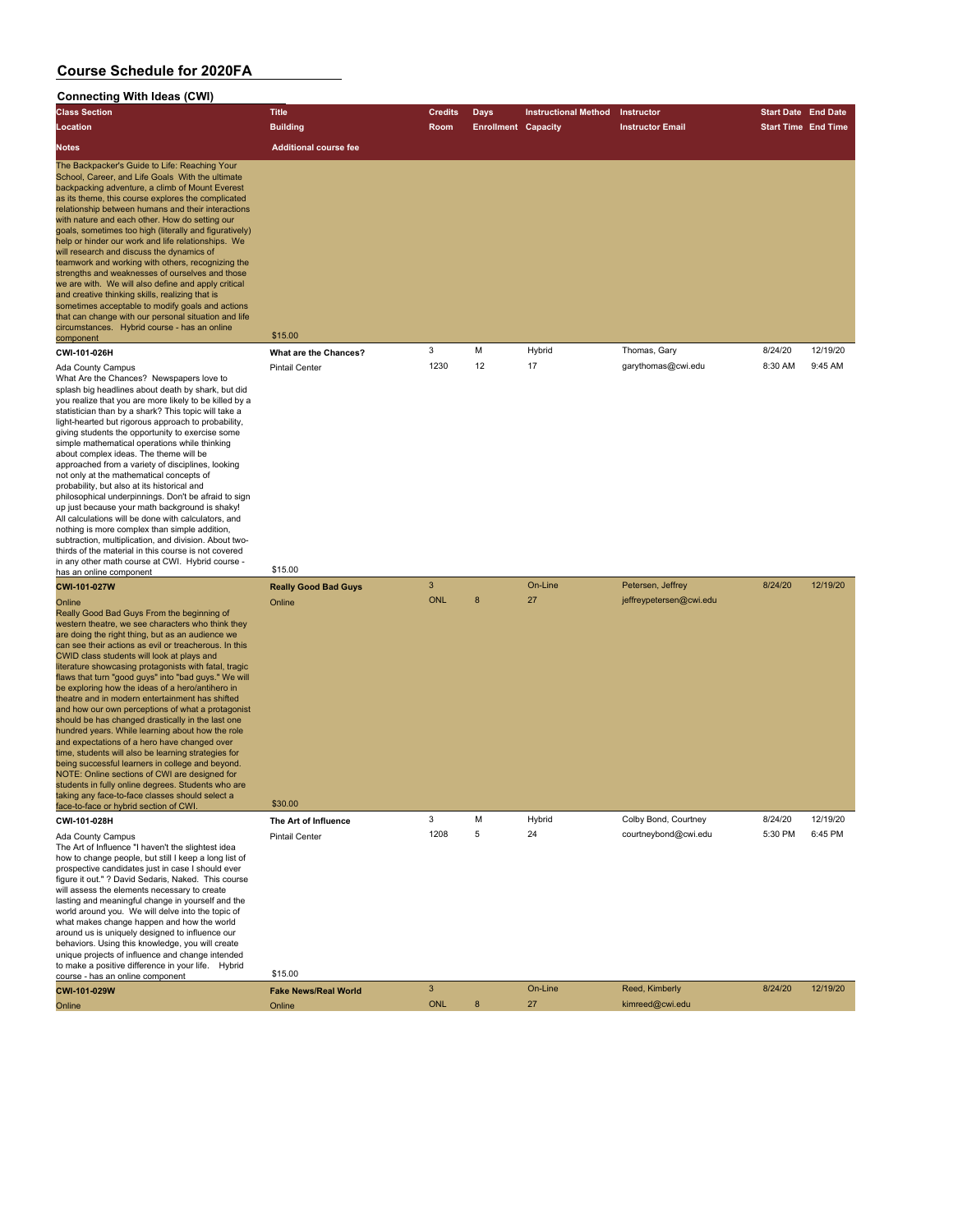# Course Schedule for 2020FA

## Connecting With Ideas (CWI)

| Class Section / Location / Notes | Title / Building / Additional course fee | Credits / Room | Days / Enrollment | Instructional Method / Capacity | Instructor / Instructor Email | Start Date / Start Time | End Date / End Time |
|---|---|---|---|---|---|---|---|
| The Backpacker's Guide to Life: Reaching Your School, Career, and Life Goals With the ultimate backpacking adventure, a climb of Mount Everest as its theme, this course explores the complicated relationship between humans and their interactions with nature and each other. How do setting our goals, sometimes too high (literally and figuratively) help or hinder our work and life relationships. We will research and discuss the dynamics of teamwork and working with others, recognizing the strengths and weaknesses of ourselves and those we are with. We will also define and apply critical and creative thinking skills, realizing that is sometimes acceptable to modify goals and actions that can change with our personal situation and life circumstances. Hybrid course - has an online component | $15.00 | | | | | | |
| **CWI-101-026H** | **What are the Chances?** | 3 | M | Hybrid | Thomas, Gary | 8/24/20 | 12/19/20 |
| Ada County Campus | Pintail Center | 1230 | 12 | 17 | garythomas@cwi.edu | 8:30 AM | 9:45 AM |
| What Are the Chances? Newspapers love to splash big headlines about death by shark, but did you realize that you are more likely to be killed by a statistician than by a shark? This topic will take a light-hearted but rigorous approach to probability, giving students the opportunity to exercise some simple mathematical operations while thinking about complex ideas. The theme will be approached from a variety of disciplines, looking not only at the mathematical concepts of probability, but also at its historical and philosophical underpinnings. Don't be afraid to sign up just because your math background is shaky! All calculations will be done with calculators, and nothing is more complex than simple addition, subtraction, multiplication, and division. About two-thirds of the material in this course is not covered in any other math course at CWI. Hybrid course - has an online component | $15.00 | | | | | | |
| **CWI-101-027W** | **Really Good Bad Guys** | 3 | | On-Line | Petersen, Jeffrey | 8/24/20 | 12/19/20 |
| Online | Online | ONL | 8 | 27 | jeffreypetersen@cwi.edu | | |
| Really Good Bad Guys From the beginning of western theatre, we see characters who think they are doing the right thing, but as an audience we can see their actions as evil or treacherous. In this CWID class students will look at plays and literature showcasing protagonists with fatal, tragic flaws that turn "good guys" into "bad guys." We will be exploring how the ideas of a hero/antihero in theatre and in modern entertainment has shifted and how our own perceptions of what a protagonist should be has changed drastically in the last one hundred years. While learning about how the role and expectations of a hero have changed over time, students will also be learning strategies for being successful learners in college and beyond. NOTE: Online sections of CWI are designed for students in fully online degrees. Students who are taking any face-to-face classes should select a face-to-face or hybrid section of CWI. | $30.00 | | | | | | |
| **CWI-101-028H** | **The Art of Influence** | 3 | M | Hybrid | Colby Bond, Courtney | 8/24/20 | 12/19/20 |
| Ada County Campus | Pintail Center | 1208 | 5 | 24 | courtneybond@cwi.edu | 5:30 PM | 6:45 PM |
| The Art of Influence "I haven't the slightest idea how to change people, but still I keep a long list of prospective candidates just in case I should ever figure it out." ? David Sedaris, Naked. This course will assess the elements necessary to create lasting and meaningful change in yourself and the world around you. We will delve into the topic of what makes change happen and how the world around us is uniquely designed to influence our behaviors. Using this knowledge, you will create unique projects of influence and change intended to make a positive difference in your life. Hybrid course - has an online component | $15.00 | | | | | | |
| **CWI-101-029W** | **Fake News/Real World** | 3 | | On-Line | Reed, Kimberly | 8/24/20 | 12/19/20 |
| Online | Online | ONL | 8 | 27 | kimreed@cwi.edu | | |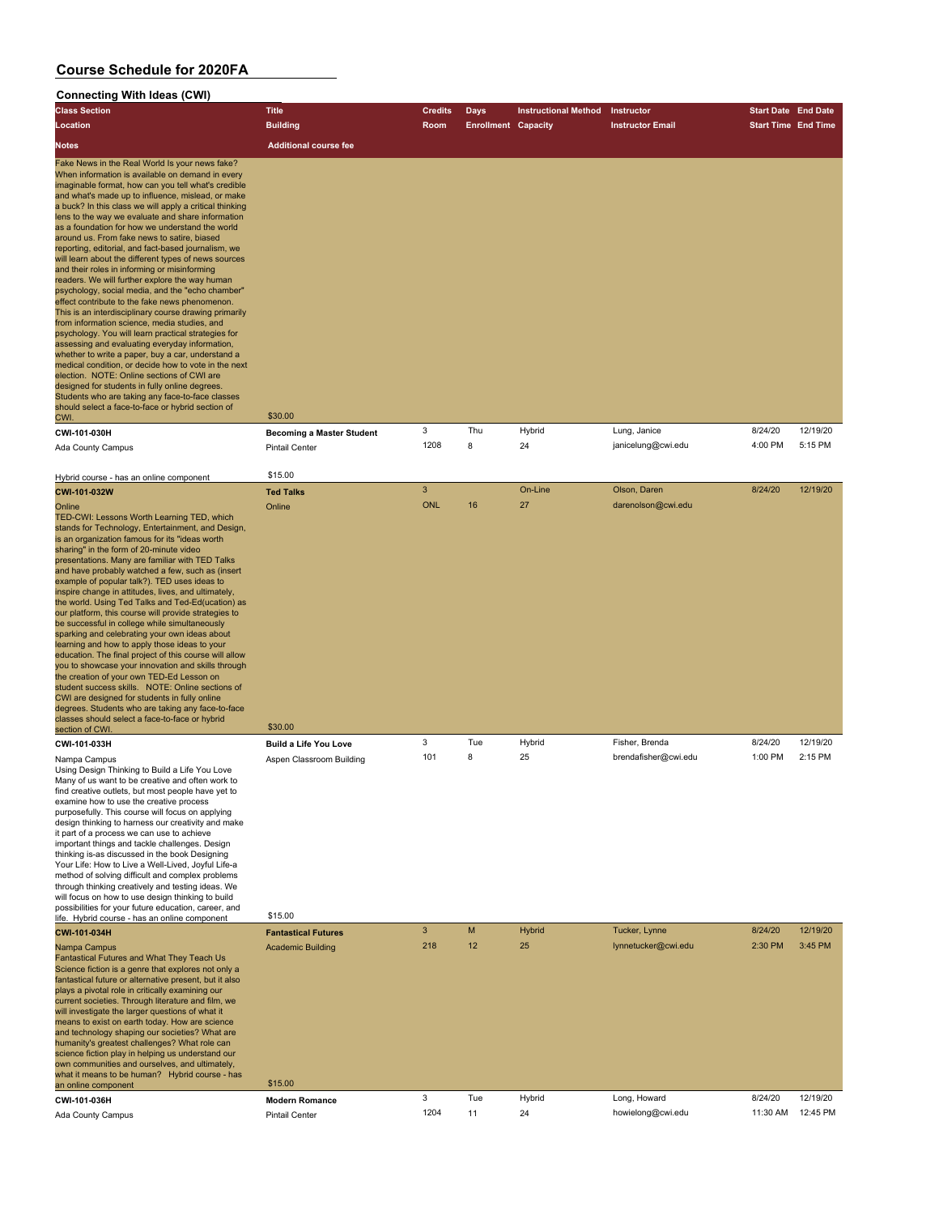# Course Schedule for 2020FA

## Connecting With Ideas (CWI)

| Class Section / Location / Notes | Title / Building / Additional course fee | Credits / Room | Days / Enrollment | Instructional Method / Capacity | Instructor / Instructor Email | Start Date / Start Time | End Date / End Time |
|---|---|---|---|---|---|---|---|
| Fake News in the Real World Is your news fake? When information is available on demand in every imaginable format, how can you tell what's credible and what's made up to influence, mislead, or make a buck? In this class we will apply a critical thinking lens to the way we evaluate and share information as a foundation for how we understand the world around us. From fake news to satire, biased reporting, editorial, and fact-based journalism, we will learn about the different types of news sources and their roles in informing or misinforming readers. We will further explore the way human psychology, social media, and the "echo chamber" effect contribute to the fake news phenomenon. This is an interdisciplinary course drawing primarily from information science, media studies, and psychology. You will learn practical strategies for assessing and evaluating everyday information, whether to write a paper, buy a car, understand a medical condition, or decide how to vote in the next election. NOTE: Online sections of CWI are designed for students in fully online degrees. Students who are taking any face-to-face classes should select a face-to-face or hybrid section of CWI. | $30.00 | | | | | | |
| **CWI-101-030H** | **Becoming a Master Student** | 3 | Thu | Hybrid | Lung, Janice | 8/24/20 | 12/19/20 |
| Ada County Campus | Pintail Center | 1208 | 8 | 24 | janicelung@cwi.edu | 4:00 PM | 5:15 PM |
| Hybrid course - has an online component | $15.00 | | | | | | |
| **CWI-101-032W** | **Ted Talks** | 3 | | On-Line | Olson, Daren | 8/24/20 | 12/19/20 |
| Online | Online | ONL | 16 | 27 | darenolson@cwi.edu | | |
| TED-CWI: Lessons Worth Learning TED, which stands for Technology, Entertainment, and Design, is an organization famous for its "ideas worth sharing" in the form of 20-minute video presentations. Many are familiar with TED Talks and have probably watched a few, such as (insert example of popular talk?). TED uses ideas to inspire change in attitudes, lives, and ultimately, the world. Using Ted Talks and Ted-Ed(ucation) as our platform, this course will provide strategies to be successful in college while simultaneously sparking and celebrating your own ideas about learning and how to apply those ideas to your education. The final project of this course will allow you to showcase your innovation and skills through the creation of your own TED-Ed Lesson on student success skills. NOTE: Online sections of CWI are designed for students in fully online degrees. Students who are taking any face-to-face classes should select a face-to-face or hybrid section of CWI. | $30.00 | | | | | | |
| **CWI-101-033H** | **Build a Life You Love** | 3 | Tue | Hybrid | Fisher, Brenda | 8/24/20 | 12/19/20 |
| Nampa Campus | Aspen Classroom Building | 101 | 8 | 25 | brendafisher@cwi.edu | 1:00 PM | 2:15 PM |
| Using Design Thinking to Build a Life You Love Many of us want to be creative and often work to find creative outlets, but most people have yet to examine how to use the creative process purposefully. This course will focus on applying design thinking to harness our creativity and make it part of a process we can use to achieve important things and tackle challenges. Design thinking is-as discussed in the book Designing Your Life: How to Live a Well-Lived, Joyful Life-a method of solving difficult and complex problems through thinking creatively and testing ideas. We will focus on how to use design thinking to build possibilities for your future education, career, and life. Hybrid course - has an online component | $15.00 | | | | | | |
| **CWI-101-034H** | **Fantastical Futures** | 3 | M | Hybrid | Tucker, Lynne | 8/24/20 | 12/19/20 |
| Nampa Campus | Academic Building | 218 | 12 | 25 | lynnetucker@cwi.edu | 2:30 PM | 3:45 PM |
| Fantastical Futures and What They Teach Us Science fiction is a genre that explores not only a fantastical future or alternative present, but it also plays a pivotal role in critically examining our current societies. Through literature and film, we will investigate the larger questions of what it means to exist on earth today. How are science and technology shaping our societies? What are humanity's greatest challenges? What role can science fiction play in helping us understand our own communities and ourselves, and ultimately, what it means to be human? Hybrid course - has an online component | $15.00 | | | | | | |
| **CWI-101-036H** | **Modern Romance** | 3 | Tue | Hybrid | Long, Howard | 8/24/20 | 12/19/20 |
| Ada County Campus | Pintail Center | 1204 | 11 | 24 | howielong@cwi.edu | 11:30 AM | 12:45 PM |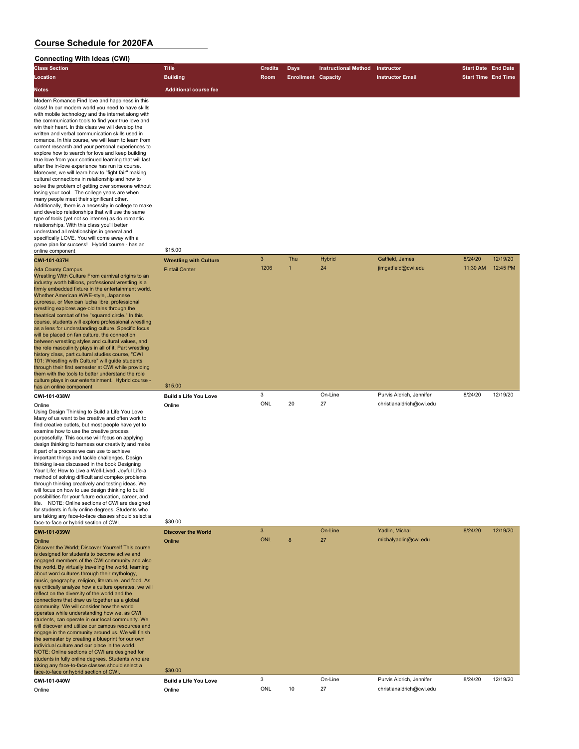# Course Schedule for 2020FA

## Connecting With Ideas (CWI)

| Class Section | Title | Credits | Days | Instructional Method | Instructor | Start Date | End Date |
|---|---|---|---|---|---|---|---|
| Location | Building | Room | Enrollment | Capacity | Instructor Email | Start Time | End Time |
| Notes | Additional course fee | | | | | | |
| Modern Romance Find love and happiness in this class! In our modern world you need to have skills with mobile technology and the internet along with the communication tools to find your true love and win their heart. In this class we will develop the written and verbal communication skills used in romance. In this course, we will learn to learn from current research and your personal experiences to explore how to search for love and keep building true love from your continued learning that will last after the in-love experience has run its course. Moreover, we will learn how to "fight fair" making cultural connections in relationship and how to solve the problem of getting over someone without losing your cool. The college years are when many people meet their significant other. Additionally, there is a necessity in college to make and develop relationships that will use the same type of tools (yet not so intense) as do romantic relationships. With this class you'll better understand all relationships in general and specifically LOVE. You will come away with a game plan for success! Hybrid course - has an online component | $15.00 | | | | | | |
| **CWI-101-037H** | **Wrestling with Culture** | 3 | Thu | Hybrid | Gatfield, James | 8/24/20 | 12/19/20 |
| Ada County Campus | Pintail Center | 1206 | 1 | 24 | jimgatfield@cwi.edu | 11:30 AM | 12:45 PM |
| Wrestling With Culture From carnival origins to an industry worth billions, professional wrestling is a firmly embedded fixture in the entertainment world. Whether American WWE-style, Japanese puroresu, or Mexican lucha libre, professional wrestling explores age-old tales through the theatrical combat of the "squared circle." In this course, students will explore professional wrestling as a lens for understanding culture. Specific focus will be placed on fan culture, the connection between wrestling styles and cultural values, and the role masculinity plays in all of it. Part wrestling history class, part cultural studies course, "CWI 101: Wrestling with Culture" will guide students through their first semester at CWI while providing them with the tools to better understand the role culture plays in our entertainment. Hybrid course - has an online component | $15.00 | | | | | | |
| **CWI-101-038W** | **Build a Life You Love** | 3 | | On-Line | Purvis Aldrich, Jennifer | 8/24/20 | 12/19/20 |
| Online | Online | ONL | 20 | 27 | christianaldrich@cwi.edu | | |
| Using Design Thinking to Build a Life You Love Many of us want to be creative and often work to find creative outlets, but most people have yet to examine how to use the creative process purposefully. This course will focus on applying design thinking to harness our creativity and make it part of a process we can use to achieve important things and tackle challenges. Design thinking is-as discussed in the book Designing Your Life: How to Live a Well-Lived, Joyful Life-a method of solving difficult and complex problems through thinking creatively and testing ideas. We will focus on how to use design thinking to build possibilities for your future education, career, and life. NOTE: Online sections of CWI are designed for students in fully online degrees. Students who are taking any face-to-face classes should select a face-to-face or hybrid section of CWI. | $30.00 | | | | | | |
| **CWI-101-039W** | **Discover the World** | 3 | | On-Line | Yadlin, Michal | 8/24/20 | 12/19/20 |
| Online | Online | ONL | 8 | 27 | michalyadlin@cwi.edu | | |
| Discover the World; Discover Yourself This course is designed for students to become active and engaged members of the CWI community and also the world. By virtually traveling the world, learning about word cultures through their mythology, music, geography, religion, literature, and food. As we critically analyze how a culture operates, we will reflect on the diversity of the world and the connections that draw us together as a global community. We will consider how the world operates while understanding how we, as CWI students, can operate in our local community. We will discover and utilize our campus resources and engage in the community around us. We will finish the semester by creating a blueprint for our own individual culture and our place in the world. NOTE: Online sections of CWI are designed for students in fully online degrees. Students who are taking any face-to-face classes should select a face-to-face or hybrid section of CWI. | $30.00 | | | | | | |
| **CWI-101-040W** | **Build a Life You Love** | 3 | | On-Line | Purvis Aldrich, Jennifer | 8/24/20 | 12/19/20 |
| Online | Online | ONL | 10 | 27 | christianaldrich@cwi.edu | | |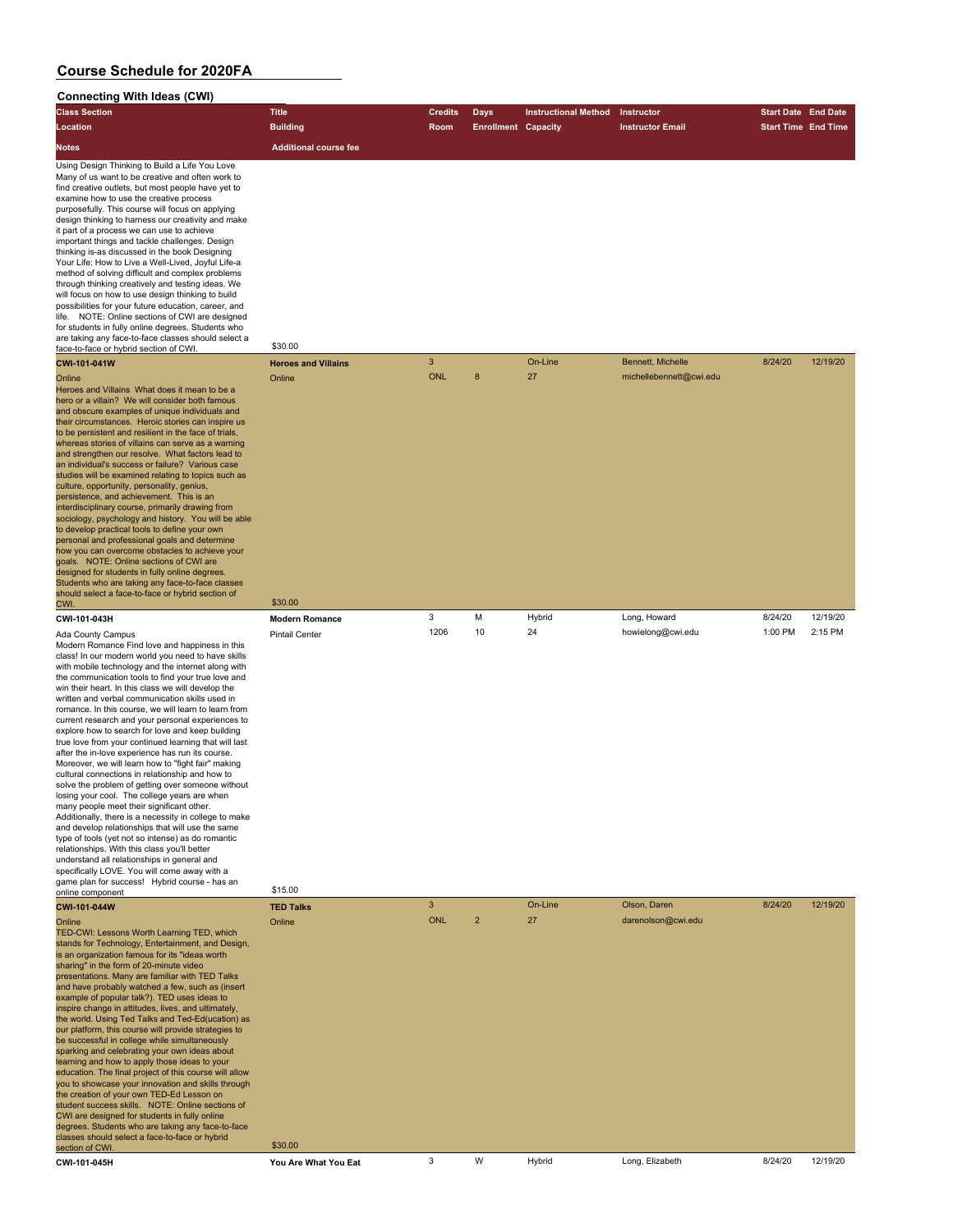# Course Schedule for 2020FA

## Connecting With Ideas (CWI)

| Class Section / Location / Notes | Title / Building / Additional course fee | Credits / Room | Days / Enrollment | Instructional Method / Capacity | Instructor / Instructor Email | Start Date / Start Time | End Date / End Time |
|---|---|---|---|---|---|---|---|
| Using Design Thinking to Build a Life You Love Many of us want to be creative and often work to find creative outlets, but most people have yet to examine how to use the creative process purposefully. This course will focus on applying design thinking to harness our creativity and make it part of a process we can use to achieve important things and tackle challenges. Design thinking is-as discussed in the book Designing Your Life: How to Live a Well-Lived, Joyful Life-a method of solving difficult and complex problems through thinking creatively and testing ideas. We will focus on how to use design thinking to build possibilities for your future education, career, and life. NOTE: Online sections of CWI are designed for students in fully online degrees. Students who are taking any face-to-face classes should select a face-to-face or hybrid section of CWI. | $30.00 | | | | | | |
| **CWI-101-041W** | **Heroes and Villains** | 3 | | On-Line | Bennett, Michelle | 8/24/20 | 12/19/20 |
| Online | Online | ONL | 8 | 27 | michellebennett@cwi.edu | | |
| Heroes and Villains What does it mean to be a hero or a villain? We will consider both famous and obscure examples of unique individuals and their circumstances. Heroic stories can inspire us to be persistent and resilient in the face of trials, whereas stories of villains can serve as a warning and strengthen our resolve. What factors lead to an individual's success or failure? Various case studies will be examined relating to topics such as culture, opportunity, personality, genius, persistence, and achievement. This is an interdisciplinary course, primarily drawing from sociology, psychology and history. You will be able to develop practical tools to define your own personal and professional goals and determine how you can overcome obstacles to achieve your goals. NOTE: Online sections of CWI are designed for students in fully online degrees. Students who are taking any face-to-face classes should select a face-to-face or hybrid section of CWI. | $30.00 | | | | | | |
| **CWI-101-043H** | **Modern Romance** | 3 | M | Hybrid | Long, Howard | 8/24/20 | 12/19/20 |
| Ada County Campus | Pintail Center | 1206 | 10 | 24 | howielong@cwi.edu | 1:00 PM | 2:15 PM |
| Modern Romance Find love and happiness in this class! In our modern world you need to have skills with mobile technology and the internet along with the communication tools to find your true love and win their heart. In this class we will develop the written and verbal communication skills used in romance. In this course, we will learn to learn from current research and your personal experiences to explore how to search for love and keep building true love from your continued learning that will last after the in-love experience has run its course. Moreover, we will learn how to "fight fair" making cultural connections in relationship and how to solve the problem of getting over someone without losing your cool. The college years are when many people meet their significant other. Additionally, there is a necessity in college to make and develop relationships that will use the same type of tools (yet not so intense) as do romantic relationships. With this class you'll better understand all relationships in general and specifically LOVE. You will come away with a game plan for success! Hybrid course - has an online component | $15.00 | | | | | | |
| **CWI-101-044W** | **TED Talks** | 3 | | On-Line | Olson, Daren | 8/24/20 | 12/19/20 |
| Online | Online | ONL | 2 | 27 | darenolson@cwi.edu | | |
| TED-CWI: Lessons Worth Learning TED, which stands for Technology, Entertainment, and Design, is an organization famous for its "ideas worth sharing" in the form of 20-minute video presentations. Many are familiar with TED Talks and have probably watched a few, such as (insert example of popular talk?). TED uses ideas to inspire change in attitudes, lives, and ultimately, the world. Using Ted Talks and Ted-Ed(ucation) as our platform, this course will provide strategies to be successful in college while simultaneously sparking and celebrating your own ideas about learning and how to apply those ideas to your education. The final project of this course will allow you to showcase your innovation and skills through the creation of your own TED-Ed Lesson on student success skills. NOTE: Online sections of CWI are designed for students in fully online degrees. Students who are taking any face-to-face classes should select a face-to-face or hybrid section of CWI. | $30.00 | | | | | | |
| **CWI-101-045H** | **You Are What You Eat** | 3 | W | Hybrid | Long, Elizabeth | 8/24/20 | 12/19/20 |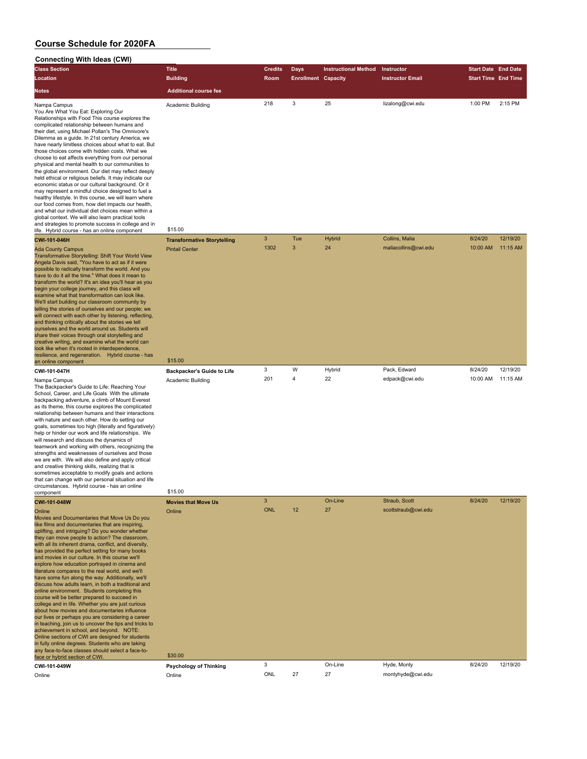# Course Schedule for 2020FA

## Connecting With Ideas (CWI)

| Class Section / Location / Notes | Title / Building / Additional course fee | Credits / Room | Days / Enrollment | Instructional Method / Capacity | Instructor / Instructor Email | Start Date / Start Time | End Date / End Time |
|---|---|---|---|---|---|---|---|
| Nampa Campus<br>You Are What You Eat: Exploring Our Relationships with Food This course explores the complicated relationship between humans and their diet, using Michael Pollan's The Omnivore's Dilemma as a guide. In 21st century America, we have nearly limitless choices about what to eat. But those choices come with hidden costs. What we choose to eat affects everything from our personal physical and mental health to our communities to the global environment. Our diet may reflect deeply held ethical or religious beliefs. It may indicate our economic status or our cultural background. Or it may represent a mindful choice designed to fuel a healthy lifestyle. In this course, we will learn where our food comes from, how diet impacts our health, and what our individual diet choices mean within a global context. We will also learn practical tools and strategies to promote success in college and in life. Hybrid course - has an online component | Academic Building<br>$15.00 | 218 | 3 | 25 | lizalong@cwi.edu | 1:00 PM | 2:15 PM |
| **CWI-101-046H**<br>Ada County Campus<br>Transformative Storytelling: Shift Your World View Angela Davis said, "You have to act as if it were possible to radically transform the world. And you have to do it all the time." What does it mean to transform the world? It's an idea you'll hear as you begin your college journey, and this class will examine what that transformation can look like. We'll start building our classroom community by telling the stories of ourselves and our people; we will connect with each other by listening, reflecting, and thinking critically about the stories we tell ourselves and the world around us. Students will share their voices through oral storytelling and creative writing, and examine what the world can look like when it's rooted in interdependence, resilience, and regeneration. Hybrid course - has an online component | **Transformative Storytelling**<br>Pintail Center<br>$15.00 | 3<br>1302 | Tue<br>3 | Hybrid<br>24 | Collins, Malia<br>maliacollins@cwi.edu | 8/24/20<br>10:00 AM | 12/19/20<br>11:15 AM |
| **CWI-101-047H**<br>Nampa Campus<br>The Backpacker's Guide to Life: Reaching Your School, Career, and Life Goals With the ultimate backpacking adventure, a climb of Mount Everest as its theme, this course explores the complicated relationship between humans and their interactions with nature and each other. How do setting our goals, sometimes too high (literally and figuratively) help or hinder our work and life relationships. We will research and discuss the dynamics of teamwork and working with others, recognizing the strengths and weaknesses of ourselves and those we are with. We will also define and apply critical and creative thinking skills, realizing that is sometimes acceptable to modify goals and actions that can change with our personal situation and life circumstances. Hybrid course - has an online component | **Backpacker's Guide to Life**<br>Academic Building<br>$15.00 | 3<br>201 | W<br>4 | Hybrid<br>22 | Pack, Edward<br>edpack@cwi.edu | 8/24/20<br>10:00 AM | 12/19/20<br>11:15 AM |
| **CWI-101-048W**<br>Online<br>Movies and Documentaries that Move Us Do you like films and documentaries that are inspiring, uplifting, and intriguing? Do you wonder whether they can move people to action? The classroom, with all its inherent drama, conflict, and diversity, has provided the perfect setting for many books and movies in our culture. In this course we'll explore how education portrayed in cinema and literature compares to the real world, and we'll have some fun along the way. Additionally, we'll discuss how adults learn, in both a traditional and online environment. Students completing this course will be better prepared to succeed in college and in life. Whether you are just curious about how movies and documentaries influence our lives or perhaps you are considering a career in teaching, join us to uncover the tips and tricks to achievement in school, and beyond. NOTE: Online sections of CWI are designed for students in fully online degrees. Students who are taking any face-to-face classes should select a face-to-face or hybrid section of CWI. | **Movies that Move Us**<br>Online<br>$30.00 | 3<br>ONL | <br>12 | On-Line<br>27 | Straub, Scott<br>scottstraub@cwi.edu | 8/24/20 | 12/19/20 |
| **CWI-101-049W**<br>Online | **Psychology of Thinking**<br>Online | 3<br>ONL | <br>27 | On-Line<br>27 | Hyde, Monty<br>montyhyde@cwi.edu | 8/24/20 | 12/19/20 |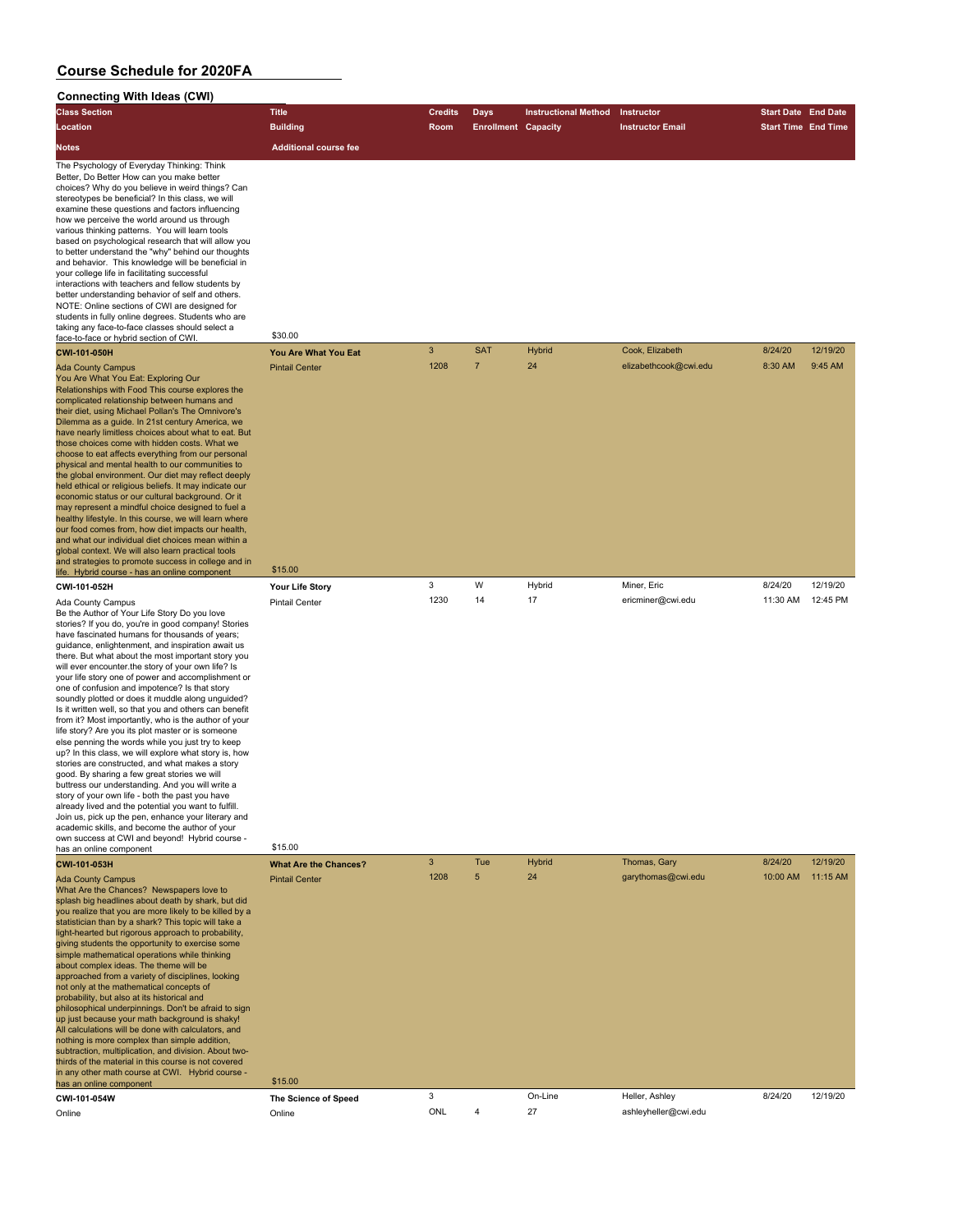# Course Schedule for 2020FA

## Connecting With Ideas (CWI)

| Class Section / Location / Notes | Title / Building / Additional course fee | Credits / Room | Days / Enrollment | Instructional Method / Capacity | Instructor / Instructor Email | Start Date / Start Time | End Date / End Time |
|---|---|---|---|---|---|---|---|
| The Psychology of Everyday Thinking: Think Better, Do Better How can you make better choices? Why do you believe in weird things? Can stereotypes be beneficial? In this class, we will examine these questions and factors influencing how we perceive the world around us through various thinking patterns. You will learn tools based on psychological research that will allow you to better understand the "why" behind our thoughts and behavior. This knowledge will be beneficial in your college life in facilitating successful interactions with teachers and fellow students by better understanding behavior of self and others. NOTE: Online sections of CWI are designed for students in fully online degrees. Students who are taking any face-to-face classes should select a face-to-face or hybrid section of CWI. | $30.00 | | | | | | |
| **CWI-101-050H** | **You Are What You Eat** | 3 | SAT | Hybrid | Cook, Elizabeth | 8/24/20 | 12/19/20 |
| Ada County Campus | Pintail Center | 1208 | 7 | 24 | elizabethcook@cwi.edu | 8:30 AM | 9:45 AM |
| You Are What You Eat: Exploring Our Relationships with Food This course explores the complicated relationship between humans and their diet, using Michael Pollan's The Omnivore's Dilemma as a guide. In 21st century America, we have nearly limitless choices about what to eat. But those choices come with hidden costs. What we choose to eat affects everything from our personal physical and mental health to our communities to the global environment. Our diet may reflect deeply held ethical or religious beliefs. It may indicate our economic status or our cultural background. Or it may represent a mindful choice designed to fuel a healthy lifestyle. In this course, we will learn where our food comes from, how diet impacts our health, and what our individual diet choices mean within a global context. We will also learn practical tools and strategies to promote success in college and in life. Hybrid course - has an online component | $15.00 | | | | | | |
| **CWI-101-052H** | **Your Life Story** | 3 | W | Hybrid | Miner, Eric | 8/24/20 | 12/19/20 |
| Ada County Campus | Pintail Center | 1230 | 14 | 17 | ericminer@cwi.edu | 11:30 AM | 12:45 PM |
| Be the Author of Your Life Story Do you love stories? If you do, you're in good company! Stories have fascinated humans for thousands of years; guidance, enlightenment, and inspiration await us there. But what about the most important story you will ever encounter.the story of your own life? Is your life story one of power and accomplishment or one of confusion and impotence? Is that story soundly plotted or does it muddle along unguided? Is it written well, so that you and others can benefit from it? Most importantly, who is the author of your life story? Are you its plot master or is someone else penning the words while you just try to keep up? In this class, we will explore what story is, how stories are constructed, and what makes a story good. By sharing a few great stories we will buttress our understanding. And you will write a story of your own life - both the past you have already lived and the potential you want to fulfill. Join us, pick up the pen, enhance your literary and academic skills, and become the author of your own success at CWI and beyond! Hybrid course - has an online component | $15.00 | | | | | | |
| **CWI-101-053H** | **What Are the Chances?** | 3 | Tue | Hybrid | Thomas, Gary | 8/24/20 | 12/19/20 |
| Ada County Campus | Pintail Center | 1208 | 5 | 24 | garythomas@cwi.edu | 10:00 AM | 11:15 AM |
| What Are the Chances? Newspapers love to splash big headlines about death by shark, but did you realize that you are more likely to be killed by a statistician than by a shark? This topic will take a light-hearted but rigorous approach to probability, giving students the opportunity to exercise some simple mathematical operations while thinking about complex ideas. The theme will be approached from a variety of disciplines, looking not only at the mathematical concepts of probability, but also at its historical and philosophical underpinnings. Don't be afraid to sign up just because your math background is shaky! All calculations will be done with calculators, and nothing is more complex than simple addition, subtraction, multiplication, and division. About two-thirds of the material in this course is not covered in any other math course at CWI. Hybrid course - has an online component | $15.00 | | | | | | |
| **CWI-101-054W** | **The Science of Speed** | 3 | | On-Line | Heller, Ashley | 8/24/20 | 12/19/20 |
| Online | Online | ONL | 4 | 27 | ashleyheller@cwi.edu | | |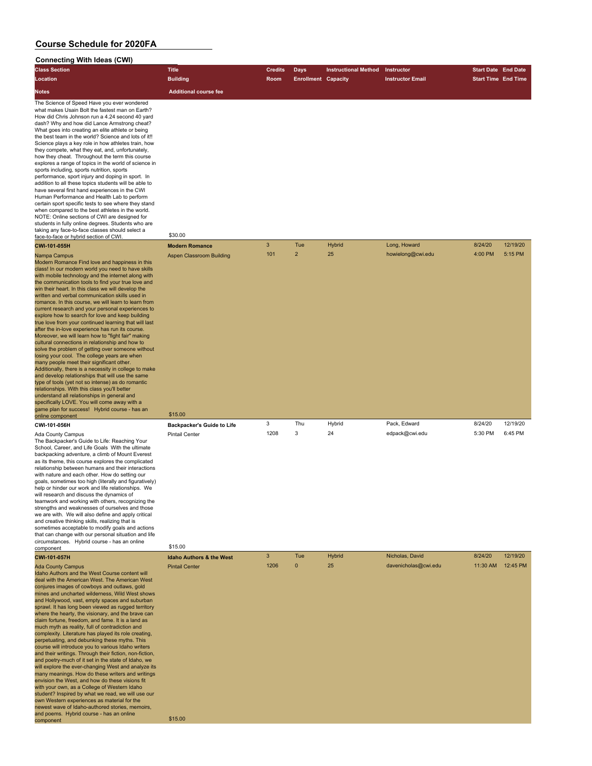# Course Schedule for 2020FA

## Connecting With Ideas (CWI)

| Class Section / Location / Notes | Title / Building / Additional course fee | Credits / Room | Days / Enrollment | Instructional Method / Capacity | Instructor / Instructor Email | Start Date / Start Time | End Date / End Time |
|---|---|---|---|---|---|---|---|
| The Science of Speed Have you ever wondered what makes Usain Bolt the fastest man on Earth? How did Chris Johnson run a 4.24 second 40 yard dash? Why and how did Lance Armstrong cheat? What goes into creating an elite athlete or being the best team in the world? Science and lots of it!! Science plays a key role in how athletes train, how they compete, what they eat, and, unfortunately, how they cheat. Throughout the term this course explores a range of topics in the world of science in sports including, sports nutrition, sports performance, sport injury and doping in sport. In addition to all these topics students will be able to have several first hand experiences in the CWI Human Performance and Health Lab to perform certain sport specific tests to see where they stand when compared to the best athletes in the world. NOTE: Online sections of CWI are designed for students in fully online degrees. Students who are taking any face-to-face classes should select a face-to-face or hybrid section of CWI. | $30.00 | | | | | | |
| **CWI-101-055H** | **Modern Romance** | 3 | Tue | Hybrid | Long, Howard | 8/24/20 | 12/19/20 |
| Nampa Campus | Aspen Classroom Building | 101 | 2 | 25 | howielong@cwi.edu | 4:00 PM | 5:15 PM |
| Modern Romance Find love and happiness in this class! In our modern world you need to have skills with mobile technology and the internet along with the communication tools to find your true love and win their heart. In this class we will develop the written and verbal communication skills used in romance. In this course, we will learn to learn from current research and your personal experiences to explore how to search for love and keep building true love from your continued learning that will last after the in-love experience has run its course. Moreover, we will learn how to "fight fair" making cultural connections in relationship and how to solve the problem of getting over someone without losing your cool. The college years are when many people meet their significant other. Additionally, there is a necessity in college to make and develop relationships that will use the same type of tools (yet not so intense) as do romantic relationships. With this class you'll better understand all relationships in general and specifically LOVE. You will come away with a game plan for success! Hybrid course - has an online component | $15.00 | | | | | | |
| **CWI-101-056H** | **Backpacker's Guide to Life** | 3 | Thu | Hybrid | Pack, Edward | 8/24/20 | 12/19/20 |
| Ada County Campus | Pintail Center | 1208 | 3 | 24 | edpack@cwi.edu | 5:30 PM | 6:45 PM |
| The Backpacker's Guide to Life: Reaching Your School, Career, and Life Goals With the ultimate backpacking adventure, a climb of Mount Everest as its theme, this course explores the complicated relationship between humans and their interactions with nature and each other. How do setting our goals, sometimes too high (literally and figuratively) help or hinder our work and life relationships. We will research and discuss the dynamics of teamwork and working with others, recognizing the strengths and weaknesses of ourselves and those we are with. We will also define and apply critical and creative thinking skills, realizing that is sometimes acceptable to modify goals and actions that can change with our personal situation and life circumstances. Hybrid course - has an online component | $15.00 | | | | | | |
| **CWI-101-057H** | **Idaho Authors & the West** | 3 | Tue | Hybrid | Nicholas, David | 8/24/20 | 12/19/20 |
| Ada County Campus | Pintail Center | 1206 | 0 | 25 | davenicholas@cwi.edu | 11:30 AM | 12:45 PM |
| Idaho Authors and the West Course content will deal with the American West. The American West conjures images of cowboys and outlaws, gold mines and uncharted wilderness, Wild West shows and Hollywood, vast, empty spaces and suburban sprawl. It has long been viewed as rugged territory where the hearty, the visionary, and the brave can claim fortune, freedom, and fame. It is a land as much myth as reality, full of contradiction and complexity. Literature has played its role creating, perpetuating, and debunking these myths. This course will introduce you to various Idaho writers and their writings. Through their fiction, non-fiction, and poetry-much of it set in the state of Idaho, we will explore the ever-changing West and analyze its many meanings. How do these writers and writings envision the West, and how do these visions fit with your own, as a College of Western Idaho student? Inspired by what we read, we will use our own Western experiences as material for the newest wave of Idaho-authored stories, memoirs, and poems. Hybrid course - has an online component | $15.00 | | | | | | |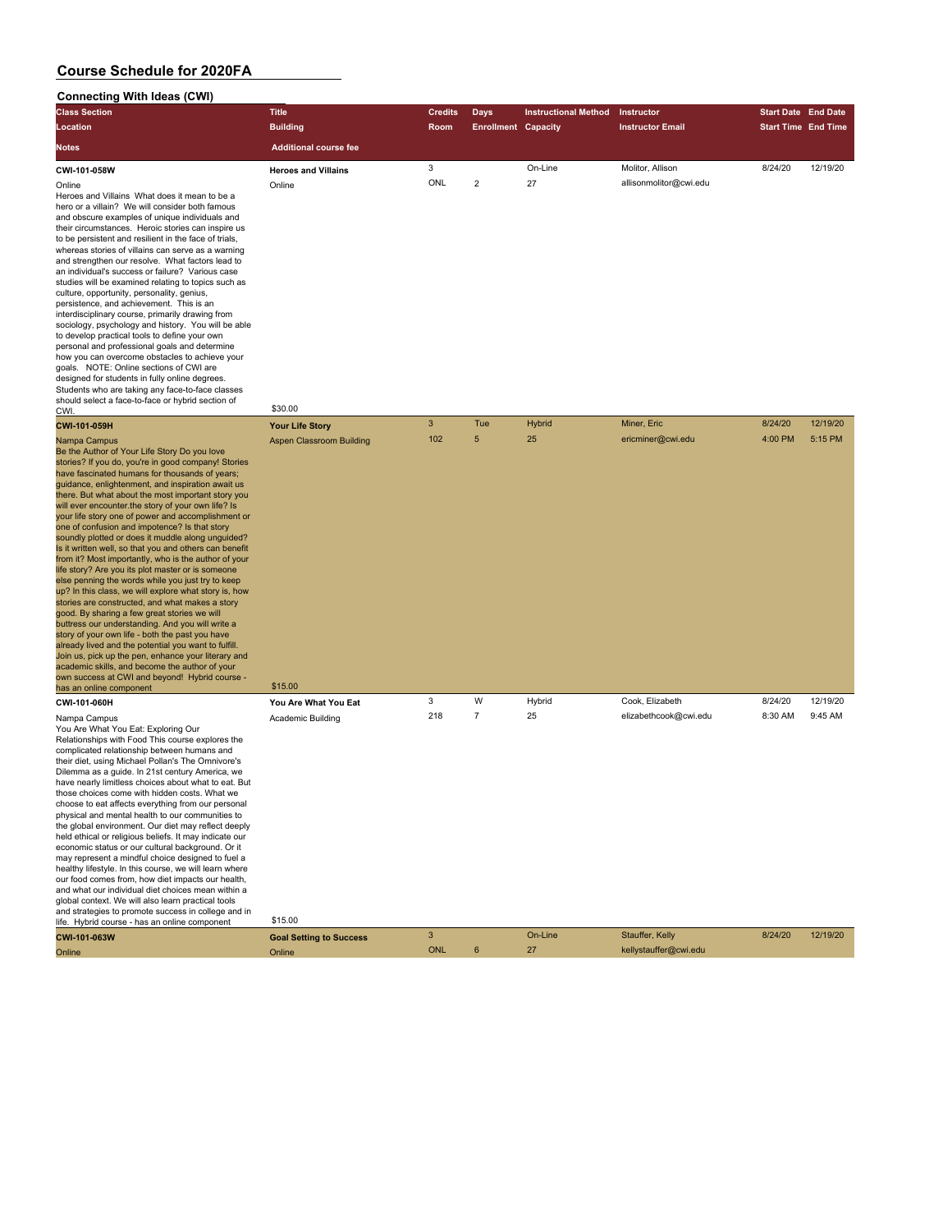# Course Schedule for 2020FA

## Connecting With Ideas (CWI)

| Class Section / Location / Notes | Title / Building / Additional course fee | Credits / Room | Days / Enrollment | Instructional Method / Capacity | Instructor / Instructor Email | Start Date / Start Time | End Date / End Time |
|---|---|---|---|---|---|---|---|
| **CWI-101-058W** | **Heroes and Villains** | 3 | | On-Line | Molitor, Allison | 8/24/20 | 12/19/20 |
| Online | Online | ONL | 2 | 27 | allisonmolitor@cwi.edu | | |
| Heroes and Villains What does it mean to be a hero or a villain? We will consider both famous and obscure examples of unique individuals and their circumstances. Heroic stories can inspire us to be persistent and resilient in the face of trials, whereas stories of villains can serve as a warning and strengthen our resolve. What factors lead to an individual's success or failure? Various case studies will be examined relating to topics such as culture, opportunity, personality, genius, persistence, and achievement. This is an interdisciplinary course, primarily drawing from sociology, psychology and history. You will be able to develop practical tools to define your own personal and professional goals and determine how you can overcome obstacles to achieve your goals. NOTE: Online sections of CWI are designed for students in fully online degrees. Students who are taking any face-to-face classes should select a face-to-face or hybrid section of CWI. | $30.00 | | | | | | |
| **CWI-101-059H** | **Your Life Story** | 3 | Tue | Hybrid | Miner, Eric | 8/24/20 | 12/19/20 |
| Nampa Campus | Aspen Classroom Building | 102 | 5 | 25 | ericminer@cwi.edu | 4:00 PM | 5:15 PM |
| Be the Author of Your Life Story Do you love stories? If you do, you're in good company! Stories have fascinated humans for thousands of years; guidance, enlightenment, and inspiration await us there. But what about the most important story you will ever encounter.the story of your own life? Is your life story one of power and accomplishment or one of confusion and impotence? Is that story soundly plotted or does it muddle along unguided? Is it written well, so that you and others can benefit from it? Most importantly, who is the author of your life story? Are you its plot master or is someone else penning the words while you just try to keep up? In this class, we will explore what story is, how stories are constructed, and what makes a story good. By sharing a few great stories we will buttress our understanding. And you will write a story of your own life - both the past you have already lived and the potential you want to fulfill. Join us, pick up the pen, enhance your literary and academic skills, and become the author of your own success at CWI and beyond! Hybrid course - has an online component | $15.00 | | | | | | |
| **CWI-101-060H** | **You Are What You Eat** | 3 | W | Hybrid | Cook, Elizabeth | 8/24/20 | 12/19/20 |
| Nampa Campus | Academic Building | 218 | 7 | 25 | elizabethcook@cwi.edu | 8:30 AM | 9:45 AM |
| You Are What You Eat: Exploring Our Relationships with Food This course explores the complicated relationship between humans and their diet, using Michael Pollan's The Omnivore's Dilemma as a guide. In 21st century America, we have nearly limitless choices about what to eat. But those choices come with hidden costs. What we choose to eat affects everything from our personal physical and mental health to our communities to the global environment. Our diet may reflect deeply held ethical or religious beliefs. It may indicate our economic status or our cultural background. Or it may represent a mindful choice designed to fuel a healthy lifestyle. In this course, we will learn where our food comes from, how diet impacts our health, and what our individual diet choices mean within a global context. We will also learn practical tools and strategies to promote success in college and in life. Hybrid course - has an online component | $15.00 | | | | | | |
| **CWI-101-063W** | **Goal Setting to Success** | 3 | | On-Line | Stauffer, Kelly | 8/24/20 | 12/19/20 |
| Online | Online | ONL | 6 | 27 | kellystauffer@cwi.edu | | |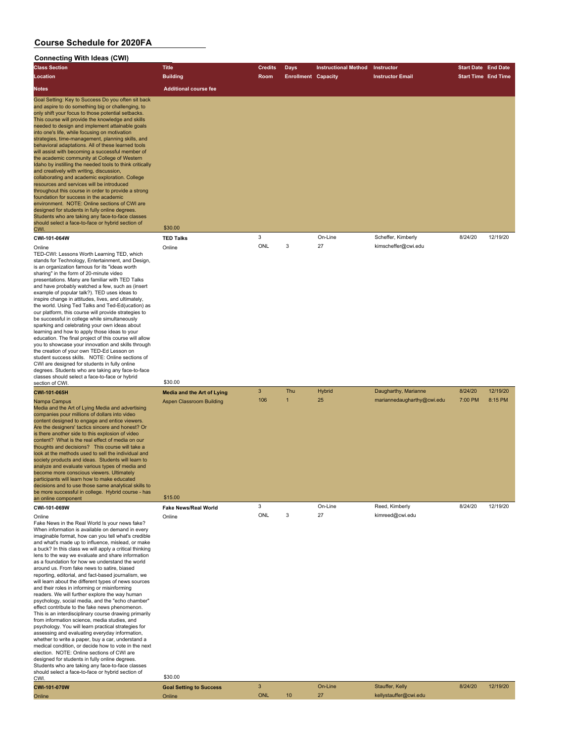# Course Schedule for 2020FA

## Connecting With Ideas (CWI)

| Class Section | Title | Credits | Days | Instructional Method | Instructor | Start Date | End Date |
|---|---|---|---|---|---|---|---|
| **Location** | **Building** | **Room** | **Enrollment** | **Capacity** | **Instructor Email** | **Start Time** | **End Time** |
| **Notes** | **Additional course fee** | | | | | | |
| Goal Setting: Key to Success Do you often sit back and aspire to do something big or challenging, to only shift your focus to those potential setbacks. This course will provide the knowledge and skills needed to design and implement attainable goals into one's life, while focusing on motivation strategies, time-management, planning skills, and behavioral adaptations. All of these learned tools will assist with becoming a successful member of the academic community at College of Western Idaho by instilling the needed tools to think critically and creatively with writing, discussion, collaborating and academic exploration. College resources and services will be introduced throughout this course in order to provide a strong foundation for success in the academic environment. NOTE: Online sections of CWI are designed for students in fully online degrees. Students who are taking any face-to-face classes should select a face-to-face or hybrid section of CWI. | $30.00 | | | | | | |
| **CWI-101-064W** | **TED Talks** | 3 | | On-Line | Scheffer, Kimberly | 8/24/20 | 12/19/20 |
| Online | Online | ONL | 3 | 27 | kimscheffer@cwi.edu | | |
| TED-CWI: Lessons Worth Learning TED, which stands for Technology, Entertainment, and Design, is an organization famous for its "ideas worth sharing" in the form of 20-minute video presentations. Many are familiar with TED Talks and have probably watched a few, such as (insert example of popular talk?). TED uses ideas to inspire change in attitudes, lives, and ultimately, the world. Using Ted Talks and Ted-Ed(ucation) as our platform, this course will provide strategies to be successful in college while simultaneously sparking and celebrating your own ideas about learning and how to apply those ideas to your education. The final project of this course will allow you to showcase your innovation and skills through the creation of your own TED-Ed Lesson on student success skills. NOTE: Online sections of CWI are designed for students in fully online degrees. Students who are taking any face-to-face classes should select a face-to-face or hybrid section of CWI. | $30.00 | | | | | | |
| **CWI-101-065H** | **Media and the Art of Lying** | 3 | Thu | Hybrid | Daugharthy, Marianne | 8/24/20 | 12/19/20 |
| Nampa Campus | Aspen Classroom Building | 106 | 1 | 25 | mariannedaugharthy@cwi.edu | 7:00 PM | 8:15 PM |
| Media and the Art of Lying Media and advertising companies pour millions of dollars into video content designed to engage and entice viewers. Are the designers' tactics sincere and honest? Or is there another side to this explosion of video content? What is the real effect of media on our thoughts and decisions? This course will take a look at the methods used to sell the individual and society products and ideas. Students will learn to analyze and evaluate various types of media and become more conscious viewers. Ultimately participants will learn how to make educated decisions and to use those same analytical skills to be more successful in college. Hybrid course - has an online component | $15.00 | | | | | | |
| **CWI-101-069W** | **Fake News/Real World** | 3 | | On-Line | Reed, Kimberly | 8/24/20 | 12/19/20 |
| Online | Online | ONL | 3 | 27 | kimreed@cwi.edu | | |
| Fake News in the Real World Is your news fake? When information is available on demand in every imaginable format, how can you tell what's credible and what's made up to influence, mislead, or make a buck? In this class we will apply a critical thinking lens to the way we evaluate and share information as a foundation for how we understand the world around us. From fake news to satire, biased reporting, editorial, and fact-based journalism, we will learn about the different types of news sources and their roles in informing or misinforming readers. We will further explore the way human psychology, social media, and the "echo chamber" effect contribute to the fake news phenomenon. This is an interdisciplinary course drawing primarily from information science, media studies, and psychology. You will learn practical strategies for assessing and evaluating everyday information, whether to write a paper, buy a car, understand a medical condition, or decide how to vote in the next election. NOTE: Online sections of CWI are designed for students in fully online degrees. Students who are taking any face-to-face classes should select a face-to-face or hybrid section of CWI. | $30.00 | | | | | | |
| **CWI-101-070W** | **Goal Setting to Success** | 3 | | On-Line | Stauffer, Kelly | 8/24/20 | 12/19/20 |
| Online | Online | ONL | 10 | 27 | kellystauffer@cwi.edu | | |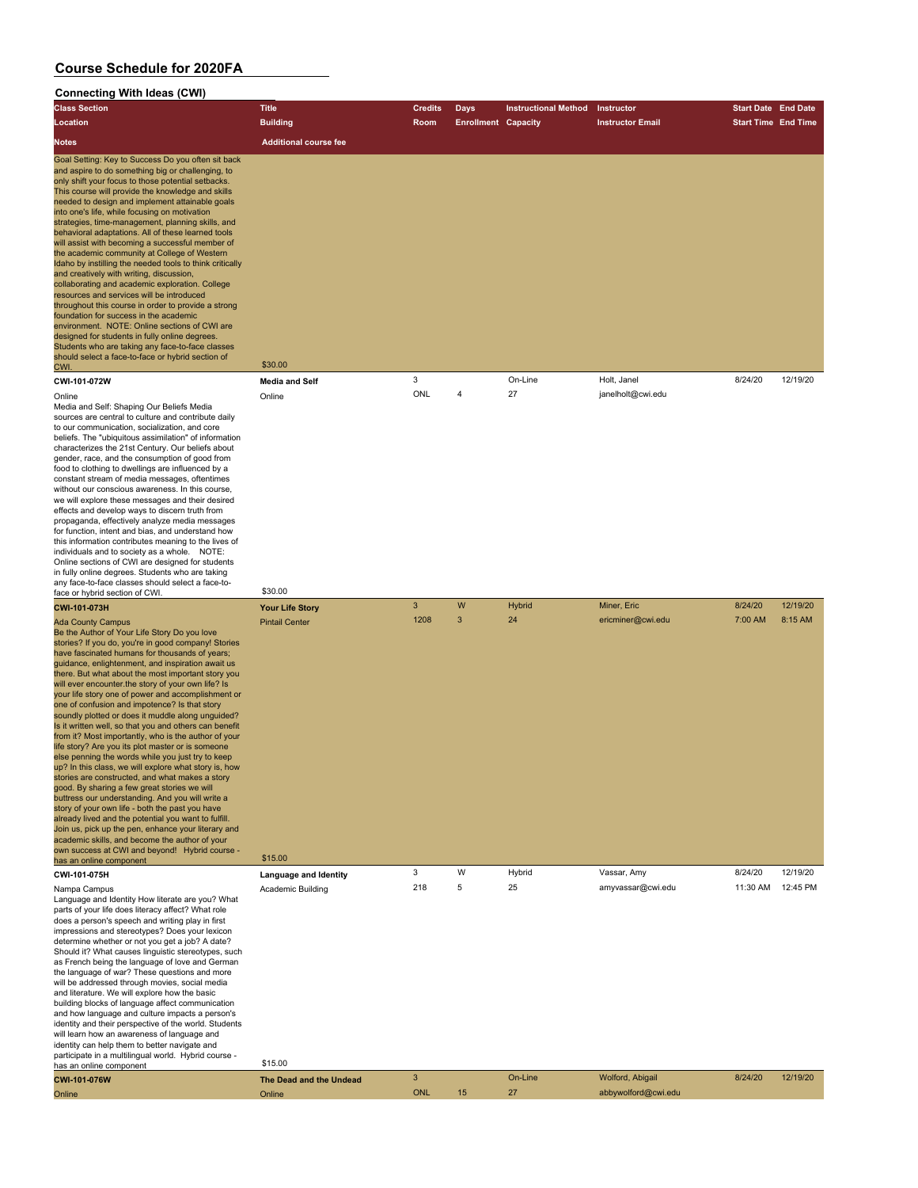# Course Schedule for 2020FA

## Connecting With Ideas (CWI)

| Class Section / Location / Notes | Title / Building / Additional course fee | Credits / Room | Days / Enrollment | Instructional Method / Capacity | Instructor / Instructor Email | Start Date / Start Time | End Date / End Time |
|---|---|---|---|---|---|---|---|
| Goal Setting: Key to Success Do you often sit back and aspire to do something big or challenging, to only shift your focus to those potential setbacks. This course will provide the knowledge and skills needed to design and implement attainable goals into one's life, while focusing on motivation strategies, time-management, planning skills, and behavioral adaptations. All of these learned tools will assist with becoming a successful member of the academic community at College of Western Idaho by instilling the needed tools to think critically and creatively with writing, discussion, collaborating and academic exploration. College resources and services will be introduced throughout this course in order to provide a strong foundation for success in the academic environment. NOTE: Online sections of CWI are designed for students in fully online degrees. Students who are taking any face-to-face classes should select a face-to-face or hybrid section of CWI. | $30.00 | | | | | | |
| **CWI-101-072W** | **Media and Self** | 3 | | On-Line | Holt, Janel | 8/24/20 | 12/19/20 |
| Online | Online | ONL | 4 | 27 | janelholt@cwi.edu | | |
| Media and Self: Shaping Our Beliefs Media sources are central to culture and contribute daily to our communication, socialization, and core beliefs. The "ubiquitous assimilation" of information characterizes the 21st Century. Our beliefs about gender, race, and the consumption of good from food to clothing to dwellings are influenced by a constant stream of media messages, oftentimes without our conscious awareness. In this course, we will explore these messages and their desired effects and develop ways to discern truth from propaganda, effectively analyze media messages for function, intent and bias, and understand how this information contributes meaning to the lives of individuals and to society as a whole. NOTE: Online sections of CWI are designed for students in fully online degrees. Students who are taking any face-to-face classes should select a face-to-face or hybrid section of CWI. | $30.00 | | | | | | |
| **CWI-101-073H** | **Your Life Story** | 3 | W | Hybrid | Miner, Eric | 8/24/20 | 12/19/20 |
| Ada County Campus | Pintail Center | 1208 | 3 | 24 | ericminer@cwi.edu | 7:00 AM | 8:15 AM |
| Be the Author of Your Life Story Do you love stories? If you do, you're in good company! Stories have fascinated humans for thousands of years; guidance, enlightenment, and inspiration await us there. But what about the most important story you will ever encounter.the story of your own life? Is your life story one of power and accomplishment or one of confusion and impotence? Is that story soundly plotted or does it muddle along unguided? Is it written well, so that you and others can benefit from it? Most importantly, who is the author of your life story? Are you its plot master or is someone else penning the words while you just try to keep up? In this class, we will explore what story is, how stories are constructed, and what makes a story good. By sharing a few great stories we will buttress our understanding. And you will write a story of your own life - both the past you have already lived and the potential you want to fulfill. Join us, pick up the pen, enhance your literary and academic skills, and become the author of your own success at CWI and beyond! Hybrid course - has an online component | $15.00 | | | | | | |
| **CWI-101-075H** | **Language and Identity** | 3 | W | Hybrid | Vassar, Amy | 8/24/20 | 12/19/20 |
| Nampa Campus | Academic Building | 218 | 5 | 25 | amyvassar@cwi.edu | 11:30 AM | 12:45 PM |
| Language and Identity How literate are you? What parts of your life does literacy affect? What role does a person's speech and writing play in first impressions and stereotypes? Does your lexicon determine whether or not you get a job? A date? Should it? What causes linguistic stereotypes, such as French being the language of love and German the language of war? These questions and more will be addressed through movies, social media and literature. We will explore how the basic building blocks of language affect communication and how language and culture impacts a person's identity and their perspective of the world. Students will learn how an awareness of language and identity can help them to better navigate and participate in a multilingual world. Hybrid course - has an online component | $15.00 | | | | | | |
| **CWI-101-076W** | **The Dead and the Undead** | 3 | | On-Line | Wolford, Abigail | 8/24/20 | 12/19/20 |
| Online | Online | ONL | 15 | 27 | abbywolford@cwi.edu | | |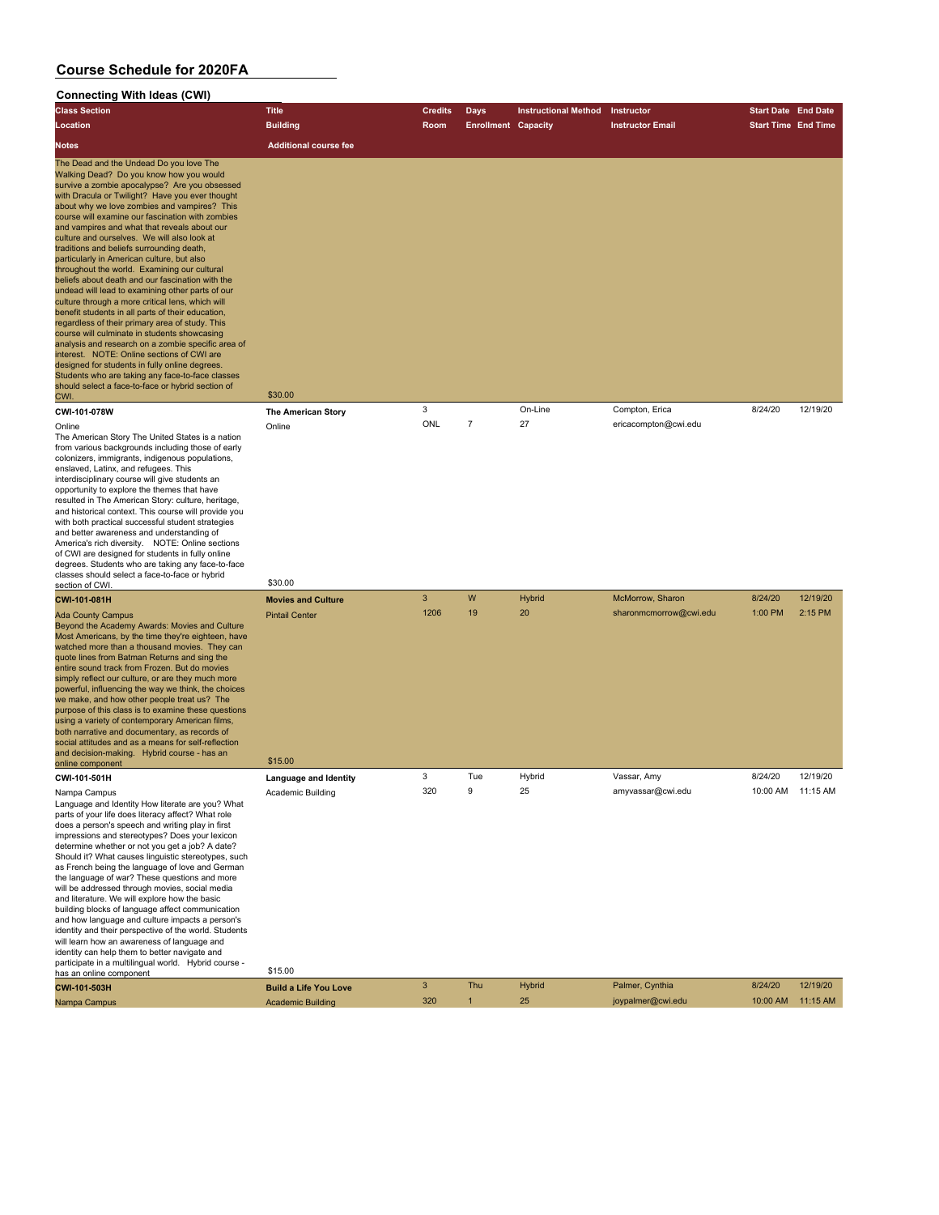# Course Schedule for 2020FA

## Connecting With Ideas (CWI)

| Class Section / Location / Notes | Title / Building / Additional course fee | Credits / Room | Days / Enrollment | Instructional Method / Capacity | Instructor / Instructor Email | Start Date / Start Time | End Date / End Time |
|---|---|---|---|---|---|---|---|
| The Dead and the Undead Do you love The Walking Dead? Do you know how you would survive a zombie apocalypse? Are you obsessed with Dracula or Twilight? Have you ever thought about why we love zombies and vampires? This course will examine our fascination with zombies and vampires and what that reveals about our culture and ourselves. We will also look at traditions and beliefs surrounding death, particularly in American culture, but also throughout the world. Examining our cultural beliefs about death and our fascination with the undead will lead to examining other parts of our culture through a more critical lens, which will benefit students in all parts of their education, regardless of their primary area of study. This course will culminate in students showcasing analysis and research on a zombie specific area of interest. NOTE: Online sections of CWI are designed for students in fully online degrees. Students who are taking any face-to-face classes should select a face-to-face or hybrid section of CWI. | $30.00 | | | | | | |
| **CWI-101-078W** | **The American Story** | 3 | | On-Line | Compton, Erica | 8/24/20 | 12/19/20 |
| Online | Online | ONL | 7 | 27 | ericacompton@cwi.edu | | |
| The American Story The United States is a nation from various backgrounds including those of early colonizers, immigrants, indigenous populations, enslaved, Latinx, and refugees. This interdisciplinary course will give students an opportunity to explore the themes that have resulted in The American Story: culture, heritage, and historical context. This course will provide you with both practical successful student strategies and better awareness and understanding of America's rich diversity. NOTE: Online sections of CWI are designed for students in fully online degrees. Students who are taking any face-to-face classes should select a face-to-face or hybrid section of CWI. | $30.00 | | | | | | |
| **CWI-101-081H** | **Movies and Culture** | 3 | W | Hybrid | McMorrow, Sharon | 8/24/20 | 12/19/20 |
| Ada County Campus | Pintail Center | 1206 | 19 | 20 | sharonmcmorrow@cwi.edu | 1:00 PM | 2:15 PM |
| Beyond the Academy Awards: Movies and Culture Most Americans, by the time they're eighteen, have watched more than a thousand movies. They can quote lines from Batman Returns and sing the entire sound track from Frozen. But do movies simply reflect our culture, or are they much more powerful, influencing the way we think, the choices we make, and how other people treat us? The purpose of this class is to examine these questions using a variety of contemporary American films, both narrative and documentary, as records of social attitudes and as a means for self-reflection and decision-making. Hybrid course - has an online component | $15.00 | | | | | | |
| **CWI-101-501H** | **Language and Identity** | 3 | Tue | Hybrid | Vassar, Amy | 8/24/20 | 12/19/20 |
| Nampa Campus | Academic Building | 320 | 9 | 25 | amyvassar@cwi.edu | 10:00 AM | 11:15 AM |
| Language and Identity How literate are you? What parts of your life does literacy affect? What role does a person's speech and writing play in first impressions and stereotypes? Does your lexicon determine whether or not you get a job? A date? Should it? What causes linguistic stereotypes, such as French being the language of love and German the language of war? These questions and more will be addressed through movies, social media and literature. We will explore how the basic building blocks of language affect communication and how language and culture impacts a person's identity and their perspective of the world. Students will learn how an awareness of language and identity can help them to better navigate and participate in a multilingual world. Hybrid course - has an online component | $15.00 | | | | | | |
| **CWI-101-503H** | **Build a Life You Love** | 3 | Thu | Hybrid | Palmer, Cynthia | 8/24/20 | 12/19/20 |
| Nampa Campus | Academic Building | 320 | 1 | 25 | joypalmer@cwi.edu | 10:00 AM | 11:15 AM |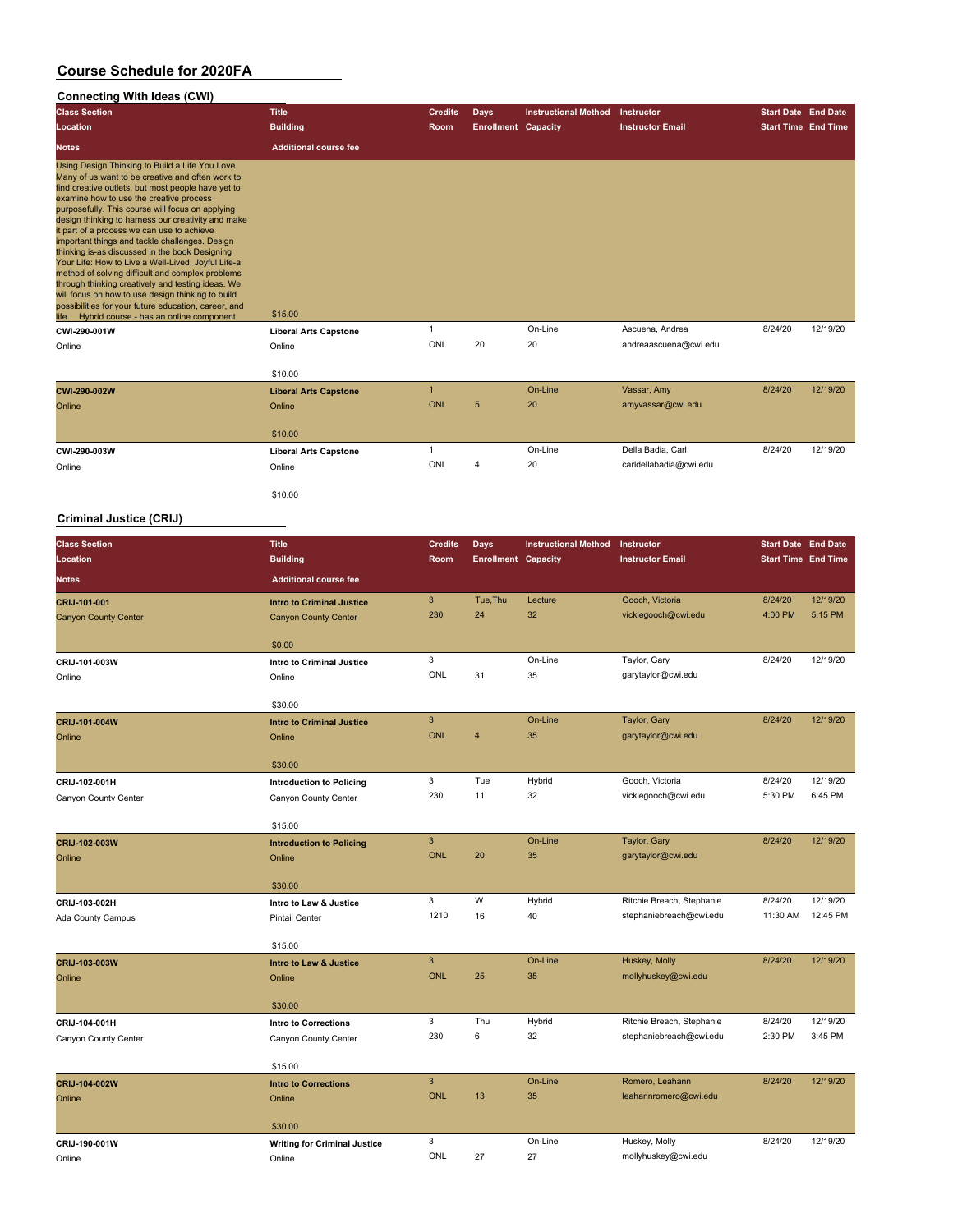# Course Schedule for 2020FA

## Connecting With Ideas (CWI)

| Class Section / Location / Notes | Title / Building / Additional course fee | Credits / Room | Days / Enrollment | Instructional Method / Capacity | Instructor / Instructor Email | Start Date / Start Time | End Date / End Time |
|---|---|---|---|---|---|---|---|
| Using Design Thinking to Build a Life You Love Many of us want to be creative and often work to find creative outlets, but most people have yet to examine how to use the creative process purposefully. This course will focus on applying design thinking to harness our creativity and make it part of a process we can use to achieve important things and tackle challenges. Design thinking is-as discussed in the book Designing Your Life: How to Live a Well-Lived, Joyful Life-a method of solving difficult and complex problems through thinking creatively and testing ideas. We will focus on how to use design thinking to build possibilities for your future education, career, and life. Hybrid course - has an online component | $15.00 | | | | | | |
| **CWI-290-001W** / Online | **Liberal Arts Capstone** / Online / $10.00 | 1 / ONL | 20 | On-Line / 20 | Ascuena, Andrea / andreaascuena@cwi.edu | 8/24/20 | 12/19/20 |
| **CWI-290-002W** / Online | **Liberal Arts Capstone** / Online / $10.00 | 1 / ONL | 5 | On-Line / 20 | Vassar, Amy / amyvassar@cwi.edu | 8/24/20 | 12/19/20 |
| **CWI-290-003W** / Online | **Liberal Arts Capstone** / Online / $10.00 | 1 / ONL | 4 | On-Line / 20 | Della Badia, Carl / carldellabadia@cwi.edu | 8/24/20 | 12/19/20 |

## Criminal Justice (CRIJ)

| Class Section / Location / Notes | Title / Building / Additional course fee | Credits / Room | Days / Enrollment | Instructional Method / Capacity | Instructor / Instructor Email | Start Date / Start Time | End Date / End Time |
|---|---|---|---|---|---|---|---|
| **CRIJ-101-001** / Canyon County Center | **Intro to Criminal Justice** / Canyon County Center / $0.00 | 3 / 230 | Tue,Thu / 24 | Lecture / 32 | Gooch, Victoria / vickiegooch@cwi.edu | 8/24/20 / 4:00 PM | 12/19/20 / 5:15 PM |
| **CRIJ-101-003W** / Online | **Intro to Criminal Justice** / Online / $30.00 | 3 / ONL | 31 | On-Line / 35 | Taylor, Gary / garytaylor@cwi.edu | 8/24/20 | 12/19/20 |
| **CRIJ-101-004W** / Online | **Intro to Criminal Justice** / Online / $30.00 | 3 / ONL | 4 | On-Line / 35 | Taylor, Gary / garytaylor@cwi.edu | 8/24/20 | 12/19/20 |
| **CRIJ-102-001H** / Canyon County Center | **Introduction to Policing** / Canyon County Center / $15.00 | 3 / 230 | Tue / 11 | Hybrid / 32 | Gooch, Victoria / vickiegooch@cwi.edu | 8/24/20 / 5:30 PM | 12/19/20 / 6:45 PM |
| **CRIJ-102-003W** / Online | **Introduction to Policing** / Online / $30.00 | 3 / ONL | 20 | On-Line / 35 | Taylor, Gary / garytaylor@cwi.edu | 8/24/20 | 12/19/20 |
| **CRIJ-103-002H** / Ada County Campus | **Intro to Law & Justice** / Pintail Center / $15.00 | 3 / 1210 | W / 16 | Hybrid / 40 | Ritchie Breach, Stephanie / stephaniebreach@cwi.edu | 8/24/20 / 11:30 AM | 12/19/20 / 12:45 PM |
| **CRIJ-103-003W** / Online | **Intro to Law & Justice** / Online / $30.00 | 3 / ONL | 25 | On-Line / 35 | Huskey, Molly / mollyhuskey@cwi.edu | 8/24/20 | 12/19/20 |
| **CRIJ-104-001H** / Canyon County Center | **Intro to Corrections** / Canyon County Center / $15.00 | 3 / 230 | Thu / 6 | Hybrid / 32 | Ritchie Breach, Stephanie / stephaniebreach@cwi.edu | 8/24/20 / 2:30 PM | 12/19/20 / 3:45 PM |
| **CRIJ-104-002W** / Online | **Intro to Corrections** / Online / $30.00 | 3 / ONL | 13 | On-Line / 35 | Romero, Leahann / leahannromero@cwi.edu | 8/24/20 | 12/19/20 |
| **CRIJ-190-001W** / Online | **Writing for Criminal Justice** / Online | 3 / ONL | 27 | On-Line / 27 | Huskey, Molly / mollyhuskey@cwi.edu | 8/24/20 | 12/19/20 |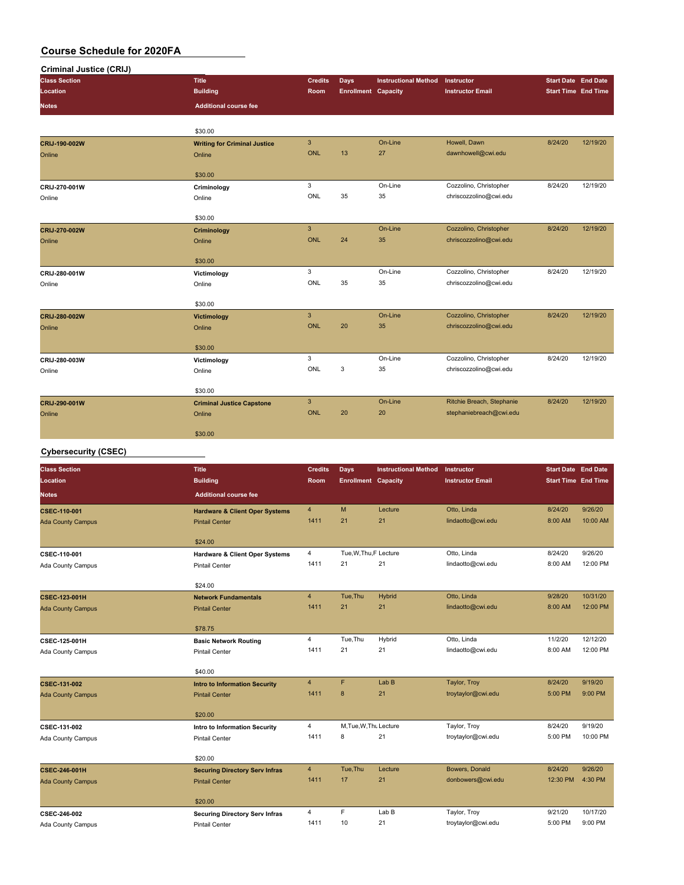# Course Schedule for 2020FA

## Criminal Justice (CRIJ)

| Class Section / Location / Notes | Title / Building / Additional course fee | Credits / Room | Days / Enrollment | Instructional Method / Capacity | Instructor / Instructor Email | Start Date / Start Time | End Date / End Time |
|---|---|---|---|---|---|---|---|
| | $30.00 | | | | | | |
| CRIJ-190-002W<br>Online | Writing for Criminal Justice<br>Online<br>$30.00 | 3<br>ONL | <br>13 | On-Line<br>27 | Howell, Dawn<br>dawnhowell@cwi.edu | 8/24/20 | 12/19/20 |
| CRIJ-270-001W<br>Online | Criminology<br>Online<br>$30.00 | 3<br>ONL | <br>35 | On-Line<br>35 | Cozzolino, Christopher<br>chriscozzolino@cwi.edu | 8/24/20 | 12/19/20 |
| CRIJ-270-002W<br>Online | Criminology<br>Online<br>$30.00 | 3<br>ONL | <br>24 | On-Line<br>35 | Cozzolino, Christopher<br>chriscozzolino@cwi.edu | 8/24/20 | 12/19/20 |
| CRIJ-280-001W<br>Online | Victimology<br>Online<br>$30.00 | 3<br>ONL | <br>35 | On-Line<br>35 | Cozzolino, Christopher<br>chriscozzolino@cwi.edu | 8/24/20 | 12/19/20 |
| CRIJ-280-002W<br>Online | Victimology<br>Online<br>$30.00 | 3<br>ONL | <br>20 | On-Line<br>35 | Cozzolino, Christopher<br>chriscozzolino@cwi.edu | 8/24/20 | 12/19/20 |
| CRIJ-280-003W<br>Online | Victimology<br>Online<br>$30.00 | 3<br>ONL | <br>3 | On-Line<br>35 | Cozzolino, Christopher<br>chriscozzolino@cwi.edu | 8/24/20 | 12/19/20 |
| CRIJ-290-001W<br>Online | Criminal Justice Capstone<br>Online<br>$30.00 | 3<br>ONL | <br>20 | On-Line<br>20 | Ritchie Breach, Stephanie<br>stephaniebreach@cwi.edu | 8/24/20 | 12/19/20 |

## Cybersecurity (CSEC)

| Class Section / Location / Notes | Title / Building / Additional course fee | Credits / Room | Days / Enrollment | Instructional Method / Capacity | Instructor / Instructor Email | Start Date / Start Time | End Date / End Time |
|---|---|---|---|---|---|---|---|
| CSEC-110-001<br>Ada County Campus | Hardware & Client Oper Systems<br>Pintail Center<br>$24.00 | 4<br>1411 | M<br>21 | Lecture<br>21 | Otto, Linda<br>lindaotto@cwi.edu | 8/24/20<br>8:00 AM | 9/26/20<br>10:00 AM |
| CSEC-110-001<br>Ada County Campus | Hardware & Client Oper Systems<br>Pintail Center<br>$24.00 | 4<br>1411 | Tue,W,Thu,F<br>21 | Lecture<br>21 | Otto, Linda<br>lindaotto@cwi.edu | 8/24/20<br>8:00 AM | 9/26/20<br>12:00 PM |
| CSEC-123-001H<br>Ada County Campus | Network Fundamentals<br>Pintail Center<br>$78.75 | 4<br>1411 | Tue,Thu<br>21 | Hybrid<br>21 | Otto, Linda<br>lindaotto@cwi.edu | 9/28/20<br>8:00 AM | 10/31/20<br>12:00 PM |
| CSEC-125-001H<br>Ada County Campus | Basic Network Routing<br>Pintail Center<br>$40.00 | 4<br>1411 | Tue,Thu<br>21 | Hybrid<br>21 | Otto, Linda<br>lindaotto@cwi.edu | 11/2/20<br>8:00 AM | 12/12/20<br>12:00 PM |
| CSEC-131-002<br>Ada County Campus | Intro to Information Security<br>Pintail Center<br>$20.00 | 4<br>1411 | F<br>8 | Lab B<br>21 | Taylor, Troy<br>troytaylor@cwi.edu | 8/24/20<br>5:00 PM | 9/19/20<br>9:00 PM |
| CSEC-131-002<br>Ada County Campus | Intro to Information Security<br>Pintail Center<br>$20.00 | 4<br>1411 | M,Tue,W,Thu<br>8 | Lecture<br>21 | Taylor, Troy<br>troytaylor@cwi.edu | 8/24/20<br>5:00 PM | 9/19/20<br>10:00 PM |
| CSEC-246-001H<br>Ada County Campus | Securing Directory Serv Infras<br>Pintail Center<br>$20.00 | 4<br>1411 | Tue,Thu<br>17 | Lecture<br>21 | Bowers, Donald<br>donbowers@cwi.edu | 8/24/20<br>12:30 PM | 9/26/20<br>4:30 PM |
| CSEC-246-002<br>Ada County Campus | Securing Directory Serv Infras<br>Pintail Center | 4<br>1411 | F<br>10 | Lab B<br>21 | Taylor, Troy<br>troytaylor@cwi.edu | 9/21/20<br>5:00 PM | 10/17/20<br>9:00 PM |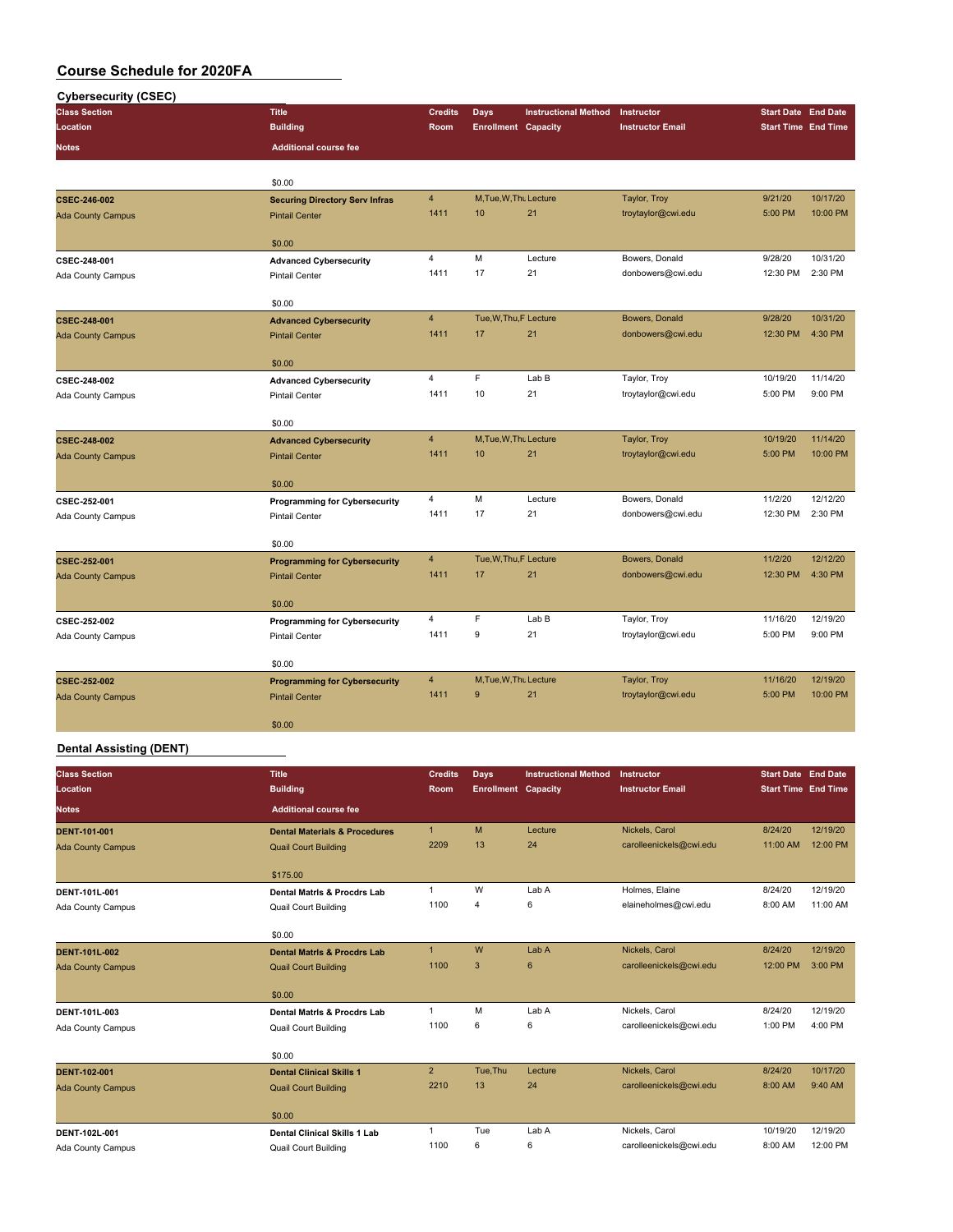# Course Schedule for 2020FA

## Cybersecurity (CSEC)

| Class Section / Location / Notes | Title / Building / Additional course fee | Credits / Room | Days / Enrollment | Instructional Method / Capacity | Instructor / Instructor Email | Start Date / Start Time | End Date / End Time |
|---|---|---|---|---|---|---|---|
| | $0.00 | | | | | | |
| CSEC-246-002 | Securing Directory Serv Infras | 4 | M,Tue,W,Thu | Lecture | Taylor, Troy | 9/21/20 | 10/17/20 |
| Ada County Campus | Pintail Center | 1411 | 10 | 21 | troytaylor@cwi.edu | 5:00 PM | 10:00 PM |
| | $0.00 | | | | | | |
| CSEC-248-001 | Advanced Cybersecurity | 4 | M | Lecture | Bowers, Donald | 9/28/20 | 10/31/20 |
| Ada County Campus | Pintail Center | 1411 | 17 | 21 | donbowers@cwi.edu | 12:30 PM | 2:30 PM |
| | $0.00 | | | | | | |
| CSEC-248-001 | Advanced Cybersecurity | 4 | Tue,W,Thu,F | Lecture | Bowers, Donald | 9/28/20 | 10/31/20 |
| Ada County Campus | Pintail Center | 1411 | 17 | 21 | donbowers@cwi.edu | 12:30 PM | 4:30 PM |
| | $0.00 | | | | | | |
| CSEC-248-002 | Advanced Cybersecurity | 4 | F | Lab B | Taylor, Troy | 10/19/20 | 11/14/20 |
| Ada County Campus | Pintail Center | 1411 | 10 | 21 | troytaylor@cwi.edu | 5:00 PM | 9:00 PM |
| | $0.00 | | | | | | |
| CSEC-248-002 | Advanced Cybersecurity | 4 | M,Tue,W,Thu | Lecture | Taylor, Troy | 10/19/20 | 11/14/20 |
| Ada County Campus | Pintail Center | 1411 | 10 | 21 | troytaylor@cwi.edu | 5:00 PM | 10:00 PM |
| | $0.00 | | | | | | |
| CSEC-252-001 | Programming for Cybersecurity | 4 | M | Lecture | Bowers, Donald | 11/2/20 | 12/12/20 |
| Ada County Campus | Pintail Center | 1411 | 17 | 21 | donbowers@cwi.edu | 12:30 PM | 2:30 PM |
| | $0.00 | | | | | | |
| CSEC-252-001 | Programming for Cybersecurity | 4 | Tue,W,Thu,F | Lecture | Bowers, Donald | 11/2/20 | 12/12/20 |
| Ada County Campus | Pintail Center | 1411 | 17 | 21 | donbowers@cwi.edu | 12:30 PM | 4:30 PM |
| | $0.00 | | | | | | |
| CSEC-252-002 | Programming for Cybersecurity | 4 | F | Lab B | Taylor, Troy | 11/16/20 | 12/19/20 |
| Ada County Campus | Pintail Center | 1411 | 9 | 21 | troytaylor@cwi.edu | 5:00 PM | 9:00 PM |
| | $0.00 | | | | | | |
| CSEC-252-002 | Programming for Cybersecurity | 4 | M,Tue,W,Thu | Lecture | Taylor, Troy | 11/16/20 | 12/19/20 |
| Ada County Campus | Pintail Center | 1411 | 9 | 21 | troytaylor@cwi.edu | 5:00 PM | 10:00 PM |
| | $0.00 | | | | | | |

## Dental Assisting (DENT)

| Class Section / Location / Notes | Title / Building / Additional course fee | Credits / Room | Days / Enrollment | Instructional Method / Capacity | Instructor / Instructor Email | Start Date / Start Time | End Date / End Time |
|---|---|---|---|---|---|---|---|
| DENT-101-001 | Dental Materials & Procedures | 1 | M | Lecture | Nickels, Carol | 8/24/20 | 12/19/20 |
| Ada County Campus | Quail Court Building | 2209 | 13 | 24 | carolleenickels@cwi.edu | 11:00 AM | 12:00 PM |
| | $175.00 | | | | | | |
| DENT-101L-001 | Dental Matrls & Procdrs Lab | 1 | W | Lab A | Holmes, Elaine | 8/24/20 | 12/19/20 |
| Ada County Campus | Quail Court Building | 1100 | 4 | 6 | elaineholmes@cwi.edu | 8:00 AM | 11:00 AM |
| | $0.00 | | | | | | |
| DENT-101L-002 | Dental Matrls & Procdrs Lab | 1 | W | Lab A | Nickels, Carol | 8/24/20 | 12/19/20 |
| Ada County Campus | Quail Court Building | 1100 | 3 | 6 | carolleenickels@cwi.edu | 12:00 PM | 3:00 PM |
| | $0.00 | | | | | | |
| DENT-101L-003 | Dental Matrls & Procdrs Lab | 1 | M | Lab A | Nickels, Carol | 8/24/20 | 12/19/20 |
| Ada County Campus | Quail Court Building | 1100 | 6 | 6 | carolleenickels@cwi.edu | 1:00 PM | 4:00 PM |
| | $0.00 | | | | | | |
| DENT-102-001 | Dental Clinical Skills 1 | 2 | Tue,Thu | Lecture | Nickels, Carol | 8/24/20 | 10/17/20 |
| Ada County Campus | Quail Court Building | 2210 | 13 | 24 | carolleenickels@cwi.edu | 8:00 AM | 9:40 AM |
| | $0.00 | | | | | | |
| DENT-102L-001 | Dental Clinical Skills 1 Lab | 1 | Tue | Lab A | Nickels, Carol | 10/19/20 | 12/19/20 |
| Ada County Campus | Quail Court Building | 1100 | 6 | 6 | carolleenickels@cwi.edu | 8:00 AM | 12:00 PM |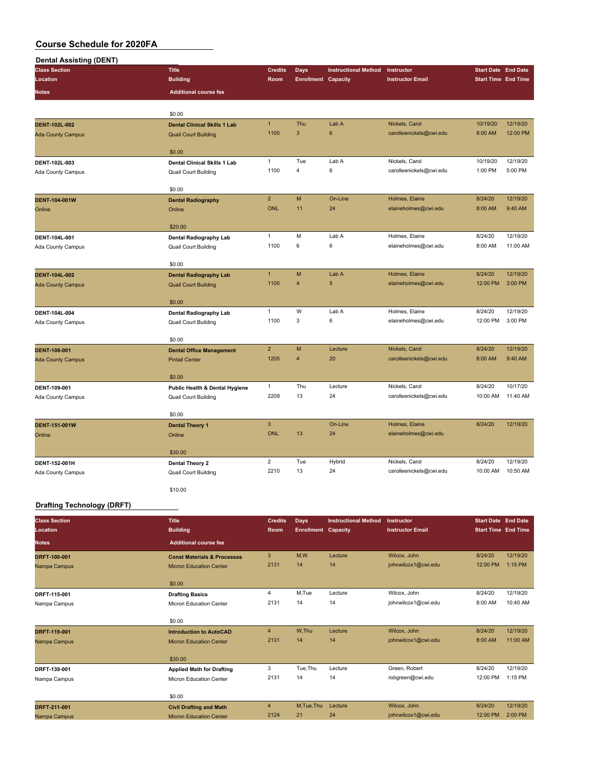# Course Schedule for 2020FA

## Dental Assisting (DENT)

| Class Section | Title | Credits | Days | Instructional Method | Instructor | Start Date | End Date |
|---|---|---|---|---|---|---|---|
| Location | Building | Room | Enrollment | Capacity | Instructor Email | Start Time | End Time |
| Notes | Additional course fee | | | | | | |
| | $0.00 | | | | | | |
| DENT-102L-002 | Dental Clinical Skills 1 Lab | 1 | Thu | Lab A | Nickels, Carol | 10/19/20 | 12/19/20 |
| Ada County Campus | Quail Court Building | 1100 | 3 | 6 | carolleenickels@cwi.edu | 8:00 AM | 12:00 PM |
| | $0.00 | | | | | | |
| DENT-102L-003 | Dental Clinical Skills 1 Lab | 1 | Tue | Lab A | Nickels, Carol | 10/19/20 | 12/19/20 |
| Ada County Campus | Quail Court Building | 1100 | 4 | 6 | carolleenickels@cwi.edu | 1:00 PM | 5:00 PM |
| | $0.00 | | | | | | |
| DENT-104-001W | Dental Radiography | 2 | M | On-Line | Holmes, Elaine | 8/24/20 | 12/19/20 |
| Online | Online | ONL | 11 | 24 | elaineholmes@cwi.edu | 8:00 AM | 9:40 AM |
| | $20.00 | | | | | | |
| DENT-104L-001 | Dental Radiography Lab | 1 | M | Lab A | Holmes, Elaine | 8/24/20 | 12/19/20 |
| Ada County Campus | Quail Court Building | 1100 | 6 | 6 | elaineholmes@cwi.edu | 8:00 AM | 11:00 AM |
| | $0.00 | | | | | | |
| DENT-104L-002 | Dental Radiography Lab | 1 | M | Lab A | Holmes, Elaine | 8/24/20 | 12/19/20 |
| Ada County Campus | Quail Court Building | 1100 | 4 | 5 | elaineholmes@cwi.edu | 12:00 PM | 3:00 PM |
| | $0.00 | | | | | | |
| DENT-104L-004 | Dental Radiography Lab | 1 | W | Lab A | Holmes, Elaine | 8/24/20 | 12/19/20 |
| Ada County Campus | Quail Court Building | 1100 | 3 | 6 | elaineholmes@cwi.edu | 12:00 PM | 3:00 PM |
| | $0.00 | | | | | | |
| DENT-108-001 | Dental Office Management | 2 | M | Lecture | Nickels, Carol | 8/24/20 | 12/19/20 |
| Ada County Campus | Pintail Center | 1205 | 4 | 20 | carolleenickels@cwi.edu | 8:00 AM | 9:40 AM |
| | $0.00 | | | | | | |
| DENT-109-001 | Public Health & Dental Hygiene | 1 | Thu | Lecture | Nickels, Carol | 8/24/20 | 10/17/20 |
| Ada County Campus | Quail Court Building | 2209 | 13 | 24 | carolleenickels@cwi.edu | 10:00 AM | 11:40 AM |
| | $0.00 | | | | | | |
| DENT-151-001W | Dental Theory 1 | 3 | | On-Line | Holmes, Elaine | 8/24/20 | 12/19/20 |
| Online | Online | ONL | 13 | 24 | elaineholmes@cwi.edu | | |
| | $30.00 | | | | | | |
| DENT-152-001H | Dental Theory 2 | 2 | Tue | Hybrid | Nickels, Carol | 8/24/20 | 12/19/20 |
| Ada County Campus | Quail Court Building | 2210 | 13 | 24 | carolleenickels@cwi.edu | 10:00 AM | 10:50 AM |
| | $10.00 | | | | | | |

## Drafting Technology (DRFT)

| Class Section | Title | Credits | Days | Instructional Method | Instructor | Start Date | End Date |
|---|---|---|---|---|---|---|---|
| Location | Building | Room | Enrollment | Capacity | Instructor Email | Start Time | End Time |
| Notes | Additional course fee | | | | | | |
| DRFT-100-001 | Const Materials & Processes | 3 | M,W | Lecture | Wilcox, John | 8/24/20 | 12/19/20 |
| Nampa Campus | Micron Education Center | 2131 | 14 | 14 | johnwilcox1@cwi.edu | 12:00 PM | 1:15 PM |
| | $0.00 | | | | | | |
| DRFT-115-001 | Drafting Basics | 4 | M,Tue | Lecture | Wilcox, John | 8/24/20 | 12/19/20 |
| Nampa Campus | Micron Education Center | 2131 | 14 | 14 | johnwilcox1@cwi.edu | 8:00 AM | 10:40 AM |
| | $0.00 | | | | | | |
| DRFT-119-001 | Introduction to AutoCAD | 4 | W,Thu | Lecture | Wilcox, John | 8/24/20 | 12/19/20 |
| Nampa Campus | Micron Education Center | 2131 | 14 | 14 | johnwilcox1@cwi.edu | 8:00 AM | 11:00 AM |
| | $30.00 | | | | | | |
| DRFT-139-001 | Applied Math for Drafting | 3 | Tue,Thu | Lecture | Green, Robert | 8/24/20 | 12/19/20 |
| Nampa Campus | Micron Education Center | 2131 | 14 | 14 | robgreen@cwi.edu | 12:00 PM | 1:15 PM |
| | $0.00 | | | | | | |
| DRFT-211-001 | Civil Drafting and Math | 4 | M,Tue,Thu | Lecture | Wilcox, John | 8/24/20 | 12/19/20 |
| Nampa Campus | Micron Education Center | 2124 | 21 | 24 | johnwilcox1@cwi.edu | 12:00 PM | 2:00 PM |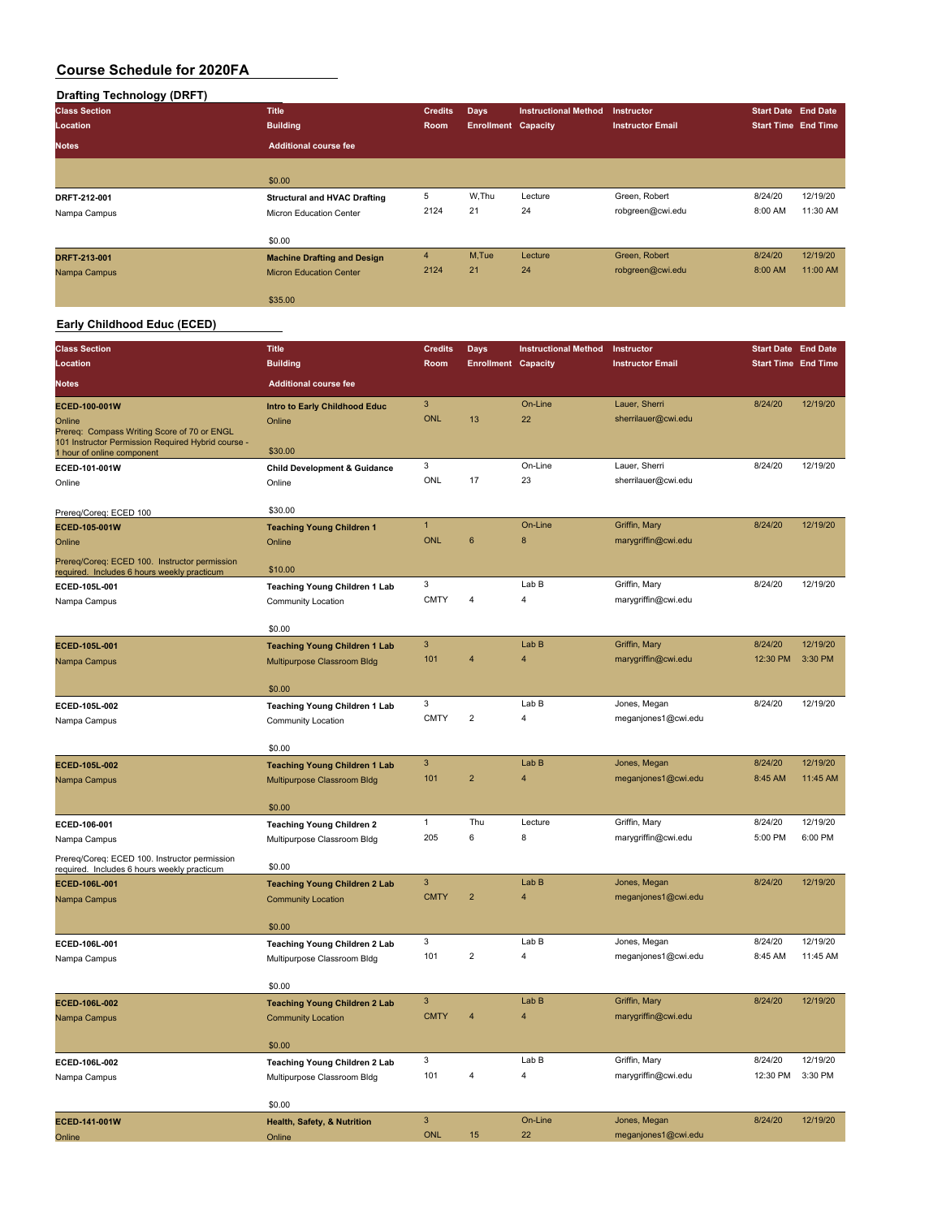# Course Schedule for 2020FA

## Drafting Technology (DRFT)

| Class Section / Location / Notes | Title / Building / Additional course fee | Credits / Room | Days / Enrollment | Instructional Method / Capacity | Instructor / Instructor Email | Start Date / Start Time | End Date / End Time |
|---|---|---|---|---|---|---|---|
| | $0.00 | | | | | | |
| DRFT-212-001<br>Nampa Campus | Structural and HVAC Drafting<br>Micron Education Center<br>$0.00 | 5<br>2124 | W,Thu<br>21 | Lecture<br>24 | Green, Robert<br>robgreen@cwi.edu | 8/24/20<br>8:00 AM | 12/19/20<br>11:30 AM |
| DRFT-213-001<br>Nampa Campus | Machine Drafting and Design<br>Micron Education Center<br>$35.00 | 4<br>2124 | M,Tue<br>21 | Lecture<br>24 | Green, Robert<br>robgreen@cwi.edu | 8/24/20<br>8:00 AM | 12/19/20<br>11:00 AM |

## Early Childhood Educ (ECED)

| Class Section / Location / Notes | Title / Building / Additional course fee | Credits / Room | Days / Enrollment | Instructional Method / Capacity | Instructor / Instructor Email | Start Date / Start Time | End Date / End Time |
|---|---|---|---|---|---|---|---|
| ECED-100-001W<br>Online<br>Prereq: Compass Writing Score of 70 or ENGL 101 Instructor Permission Required Hybrid course - 1 hour of online component | Intro to Early Childhood Educ<br>Online<br>$30.00 | 3<br>ONL | <br>13 | On-Line<br>22 | Lauer, Sherri<br>sherrilauer@cwi.edu | 8/24/20 | 12/19/20 |
| ECED-101-001W<br>Online<br>Prereq/Coreq: ECED 100 | Child Development & Guidance<br>Online<br>$30.00 | 3<br>ONL | <br>17 | On-Line<br>23 | Lauer, Sherri<br>sherrilauer@cwi.edu | 8/24/20 | 12/19/20 |
| ECED-105-001W<br>Online<br>Prereq/Coreq: ECED 100. Instructor permission required. Includes 6 hours weekly practicum | Teaching Young Children 1<br>Online<br>$10.00 | 1<br>ONL | <br>6 | On-Line<br>8 | Griffin, Mary<br>marygriffin@cwi.edu | 8/24/20 | 12/19/20 |
| ECED-105L-001<br>Nampa Campus | Teaching Young Children 1 Lab<br>Community Location<br>$0.00 | 3<br>CMTY | <br>4 | Lab B<br>4 | Griffin, Mary<br>marygriffin@cwi.edu | 8/24/20 | 12/19/20 |
| ECED-105L-001<br>Nampa Campus | Teaching Young Children 1 Lab<br>Multipurpose Classroom Bldg<br>$0.00 | 3<br>101 | <br>4 | Lab B<br>4 | Griffin, Mary<br>marygriffin@cwi.edu | 8/24/20<br>12:30 PM | 12/19/20<br>3:30 PM |
| ECED-105L-002<br>Nampa Campus | Teaching Young Children 1 Lab<br>Community Location<br>$0.00 | 3<br>CMTY | <br>2 | Lab B<br>4 | Jones, Megan<br>meganjones1@cwi.edu | 8/24/20 | 12/19/20 |
| ECED-105L-002<br>Nampa Campus | Teaching Young Children 1 Lab<br>Multipurpose Classroom Bldg<br>$0.00 | 3<br>101 | <br>2 | Lab B<br>4 | Jones, Megan<br>meganjones1@cwi.edu | 8/24/20<br>8:45 AM | 12/19/20<br>11:45 AM |
| ECED-106-001<br>Nampa Campus<br>Prereq/Coreq: ECED 100. Instructor permission required. Includes 6 hours weekly practicum | Teaching Young Children 2<br>Multipurpose Classroom Bldg<br>$0.00 | 1<br>205 | Thu<br>6 | Lecture<br>8 | Griffin, Mary<br>marygriffin@cwi.edu | 8/24/20<br>5:00 PM | 12/19/20<br>6:00 PM |
| ECED-106L-001<br>Nampa Campus | Teaching Young Children 2 Lab<br>Community Location<br>$0.00 | 3<br>CMTY | <br>2 | Lab B<br>4 | Jones, Megan<br>meganjones1@cwi.edu | 8/24/20 | 12/19/20 |
| ECED-106L-001<br>Nampa Campus | Teaching Young Children 2 Lab<br>Multipurpose Classroom Bldg<br>$0.00 | 3<br>101 | <br>2 | Lab B<br>4 | Jones, Megan<br>meganjones1@cwi.edu | 8/24/20<br>8:45 AM | 12/19/20<br>11:45 AM |
| ECED-106L-002<br>Nampa Campus | Teaching Young Children 2 Lab<br>Community Location<br>$0.00 | 3<br>CMTY | <br>4 | Lab B<br>4 | Griffin, Mary<br>marygriffin@cwi.edu | 8/24/20 | 12/19/20 |
| ECED-106L-002<br>Nampa Campus | Teaching Young Children 2 Lab<br>Multipurpose Classroom Bldg<br>$0.00 | 3<br>101 | <br>4 | Lab B<br>4 | Griffin, Mary<br>marygriffin@cwi.edu | 8/24/20<br>12:30 PM | 12/19/20<br>3:30 PM |
| ECED-141-001W<br>Online | Health, Safety, & Nutrition<br>Online | 3<br>ONL | <br>15 | On-Line<br>22 | Jones, Megan<br>meganjones1@cwi.edu | 8/24/20 | 12/19/20 |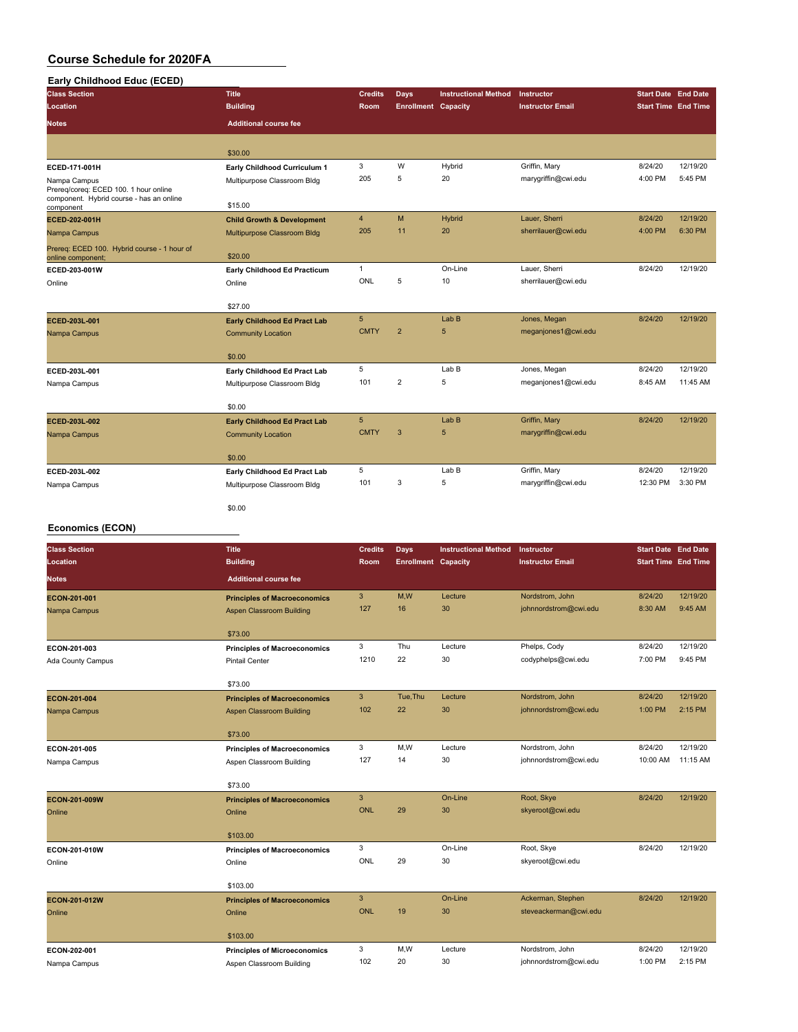# Course Schedule for 2020FA

## Early Childhood Educ (ECED)

| Class Section / Location / Notes | Title / Building / Additional course fee | Credits / Room | Days / Enrollment | Instructional Method / Capacity | Instructor / Instructor Email | Start Date / Start Time | End Date / End Time |
|---|---|---|---|---|---|---|---|
| | $30.00 | | | | | | |
| ECED-171-001H<br>Nampa Campus<br>Prereq/coreq: ECED 100. 1 hour online component. Hybrid course - has an online component | Early Childhood Curriculum 1<br>Multipurpose Classroom Bldg<br>$15.00 | 3<br>205 | W<br>5 | Hybrid<br>20 | Griffin, Mary<br>marygriffin@cwi.edu | 8/24/20<br>4:00 PM | 12/19/20<br>5:45 PM |
| ECED-202-001H<br>Nampa Campus<br>Prereq: ECED 100. Hybrid course - 1 hour of online component; | Child Growth & Development<br>Multipurpose Classroom Bldg<br>$20.00 | 4<br>205 | M<br>11 | Hybrid<br>20 | Lauer, Sherri<br>sherrilauer@cwi.edu | 8/24/20<br>4:00 PM | 12/19/20<br>6:30 PM |
| ECED-203-001W<br>Online | Early Childhood Ed Practicum<br>Online<br>$27.00 | 1<br>ONL | <br>5 | On-Line<br>10 | Lauer, Sherri<br>sherrilauer@cwi.edu | 8/24/20 | 12/19/20 |
| ECED-203L-001<br>Nampa Campus | Early Childhood Ed Pract Lab<br>Community Location<br>$0.00 | 5<br>CMTY | <br>2 | Lab B<br>5 | Jones, Megan<br>meganjones1@cwi.edu | 8/24/20 | 12/19/20 |
| ECED-203L-001<br>Nampa Campus | Early Childhood Ed Pract Lab<br>Multipurpose Classroom Bldg<br>$0.00 | 5<br>101 | <br>2 | Lab B<br>5 | Jones, Megan<br>meganjones1@cwi.edu | 8/24/20<br>8:45 AM | 12/19/20<br>11:45 AM |
| ECED-203L-002<br>Nampa Campus | Early Childhood Ed Pract Lab<br>Community Location<br>$0.00 | 5<br>CMTY | <br>3 | Lab B<br>5 | Griffin, Mary<br>marygriffin@cwi.edu | 8/24/20 | 12/19/20 |
| ECED-203L-002<br>Nampa Campus | Early Childhood Ed Pract Lab<br>Multipurpose Classroom Bldg<br>$0.00 | 5<br>101 | <br>3 | Lab B<br>5 | Griffin, Mary<br>marygriffin@cwi.edu | 8/24/20<br>12:30 PM | 12/19/20<br>3:30 PM |

## Economics (ECON)

| Class Section / Location / Notes | Title / Building / Additional course fee | Credits / Room | Days / Enrollment | Instructional Method / Capacity | Instructor / Instructor Email | Start Date / Start Time | End Date / End Time |
|---|---|---|---|---|---|---|---|
| ECON-201-001<br>Nampa Campus | Principles of Macroeconomics<br>Aspen Classroom Building<br>$73.00 | 3<br>127 | M,W<br>16 | Lecture<br>30 | Nordstrom, John<br>johnnordstrom@cwi.edu | 8/24/20<br>8:30 AM | 12/19/20<br>9:45 AM |
| ECON-201-003<br>Ada County Campus | Principles of Macroeconomics<br>Pintail Center<br>$73.00 | 3<br>1210 | Thu<br>22 | Lecture<br>30 | Phelps, Cody<br>codyphelps@cwi.edu | 8/24/20<br>7:00 PM | 12/19/20<br>9:45 PM |
| ECON-201-004<br>Nampa Campus | Principles of Macroeconomics<br>Aspen Classroom Building<br>$73.00 | 3<br>102 | Tue,Thu<br>22 | Lecture<br>30 | Nordstrom, John<br>johnnordstrom@cwi.edu | 8/24/20<br>1:00 PM | 12/19/20<br>2:15 PM |
| ECON-201-005<br>Nampa Campus | Principles of Macroeconomics<br>Aspen Classroom Building<br>$73.00 | 3<br>127 | M,W<br>14 | Lecture<br>30 | Nordstrom, John<br>johnnordstrom@cwi.edu | 8/24/20<br>10:00 AM | 12/19/20<br>11:15 AM |
| ECON-201-009W<br>Online | Principles of Macroeconomics<br>Online<br>$103.00 | 3<br>ONL | <br>29 | On-Line<br>30 | Root, Skye<br>skyeroot@cwi.edu | 8/24/20 | 12/19/20 |
| ECON-201-010W<br>Online | Principles of Macroeconomics<br>Online<br>$103.00 | 3<br>ONL | <br>29 | On-Line<br>30 | Root, Skye<br>skyeroot@cwi.edu | 8/24/20 | 12/19/20 |
| ECON-201-012W<br>Online | Principles of Macroeconomics<br>Online<br>$103.00 | 3<br>ONL | <br>19 | On-Line<br>30 | Ackerman, Stephen<br>steveackerman@cwi.edu | 8/24/20 | 12/19/20 |
| ECON-202-001<br>Nampa Campus | Principles of Microeconomics<br>Aspen Classroom Building | 3<br>102 | M,W<br>20 | Lecture<br>30 | Nordstrom, John<br>johnnordstrom@cwi.edu | 8/24/20<br>1:00 PM | 12/19/20<br>2:15 PM |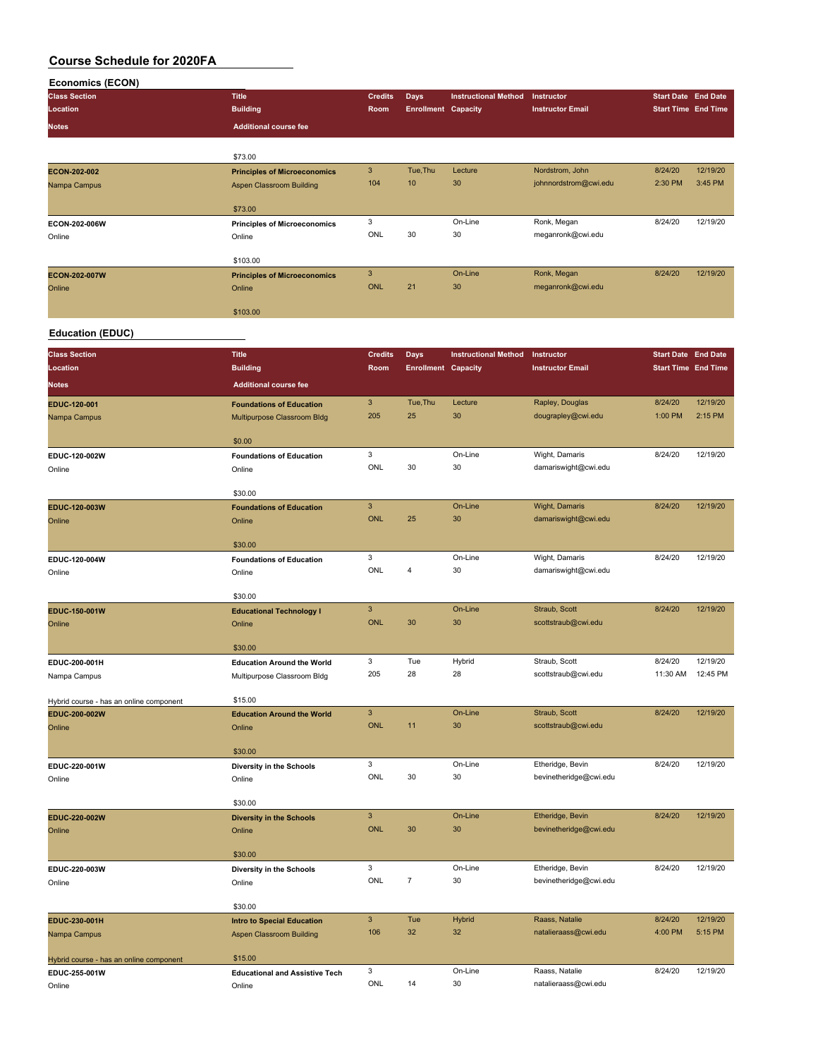# Course Schedule for 2020FA

## Economics (ECON)

| Class Section / Location / Notes | Title / Building / Additional course fee | Credits / Room | Days / Enrollment | Instructional Method / Capacity | Instructor / Instructor Email | Start Date / Start Time | End Date / End Time |
|---|---|---|---|---|---|---|---|
| | $73.00 | | | | | | |
| ECON-202-002 | Principles of Microeconomics | 3 | Tue,Thu | Lecture | Nordstrom, John | 8/24/20 | 12/19/20 |
| Nampa Campus | Aspen Classroom Building | 104 | 10 | 30 | johnnordstrom@cwi.edu | 2:30 PM | 3:45 PM |
| | $73.00 | | | | | | |
| ECON-202-006W | Principles of Microeconomics | 3 | | On-Line | Ronk, Megan | 8/24/20 | 12/19/20 |
| Online | Online | ONL | 30 | 30 | meganronk@cwi.edu | | |
| | $103.00 | | | | | | |
| ECON-202-007W | Principles of Microeconomics | 3 | | On-Line | Ronk, Megan | 8/24/20 | 12/19/20 |
| Online | Online | ONL | 21 | 30 | meganronk@cwi.edu | | |
| | $103.00 | | | | | | |

## Education (EDUC)

| Class Section / Location / Notes | Title / Building / Additional course fee | Credits / Room | Days / Enrollment | Instructional Method / Capacity | Instructor / Instructor Email | Start Date / Start Time | End Date / End Time |
|---|---|---|---|---|---|---|---|
| EDUC-120-001 | Foundations of Education | 3 | Tue,Thu | Lecture | Rapley, Douglas | 8/24/20 | 12/19/20 |
| Nampa Campus | Multipurpose Classroom Bldg | 205 | 25 | 30 | dougrapley@cwi.edu | 1:00 PM | 2:15 PM |
| | $0.00 | | | | | | |
| EDUC-120-002W | Foundations of Education | 3 | | On-Line | Wight, Damaris | 8/24/20 | 12/19/20 |
| Online | Online | ONL | 30 | 30 | damariswight@cwi.edu | | |
| | $30.00 | | | | | | |
| EDUC-120-003W | Foundations of Education | 3 | | On-Line | Wight, Damaris | 8/24/20 | 12/19/20 |
| Online | Online | ONL | 25 | 30 | damariswight@cwi.edu | | |
| | $30.00 | | | | | | |
| EDUC-120-004W | Foundations of Education | 3 | | On-Line | Wight, Damaris | 8/24/20 | 12/19/20 |
| Online | Online | ONL | 4 | 30 | damariswight@cwi.edu | | |
| | $30.00 | | | | | | |
| EDUC-150-001W | Educational Technology I | 3 | | On-Line | Straub, Scott | 8/24/20 | 12/19/20 |
| Online | Online | ONL | 30 | 30 | scottstraub@cwi.edu | | |
| | $30.00 | | | | | | |
| EDUC-200-001H | Education Around the World | 3 | Tue | Hybrid | Straub, Scott | 8/24/20 | 12/19/20 |
| Nampa Campus | Multipurpose Classroom Bldg | 205 | 28 | 28 | scottstraub@cwi.edu | 11:30 AM | 12:45 PM |
| Hybrid course - has an online component | $15.00 | | | | | | |
| EDUC-200-002W | Education Around the World | 3 | | On-Line | Straub, Scott | 8/24/20 | 12/19/20 |
| Online | Online | ONL | 11 | 30 | scottstraub@cwi.edu | | |
| | $30.00 | | | | | | |
| EDUC-220-001W | Diversity in the Schools | 3 | | On-Line | Etheridge, Bevin | 8/24/20 | 12/19/20 |
| Online | Online | ONL | 30 | 30 | bevinetheridge@cwi.edu | | |
| | $30.00 | | | | | | |
| EDUC-220-002W | Diversity in the Schools | 3 | | On-Line | Etheridge, Bevin | 8/24/20 | 12/19/20 |
| Online | Online | ONL | 30 | 30 | bevinetheridge@cwi.edu | | |
| | $30.00 | | | | | | |
| EDUC-220-003W | Diversity in the Schools | 3 | | On-Line | Etheridge, Bevin | 8/24/20 | 12/19/20 |
| Online | Online | ONL | 7 | 30 | bevinetheridge@cwi.edu | | |
| | $30.00 | | | | | | |
| EDUC-230-001H | Intro to Special Education | 3 | Tue | Hybrid | Raass, Natalie | 8/24/20 | 12/19/20 |
| Nampa Campus | Aspen Classroom Building | 106 | 32 | 32 | natalieraass@cwi.edu | 4:00 PM | 5:15 PM |
| Hybrid course - has an online component | $15.00 | | | | | | |
| EDUC-255-001W | Educational and Assistive Tech | 3 | | On-Line | Raass, Natalie | 8/24/20 | 12/19/20 |
| Online | Online | ONL | 14 | 30 | natalieraass@cwi.edu | | |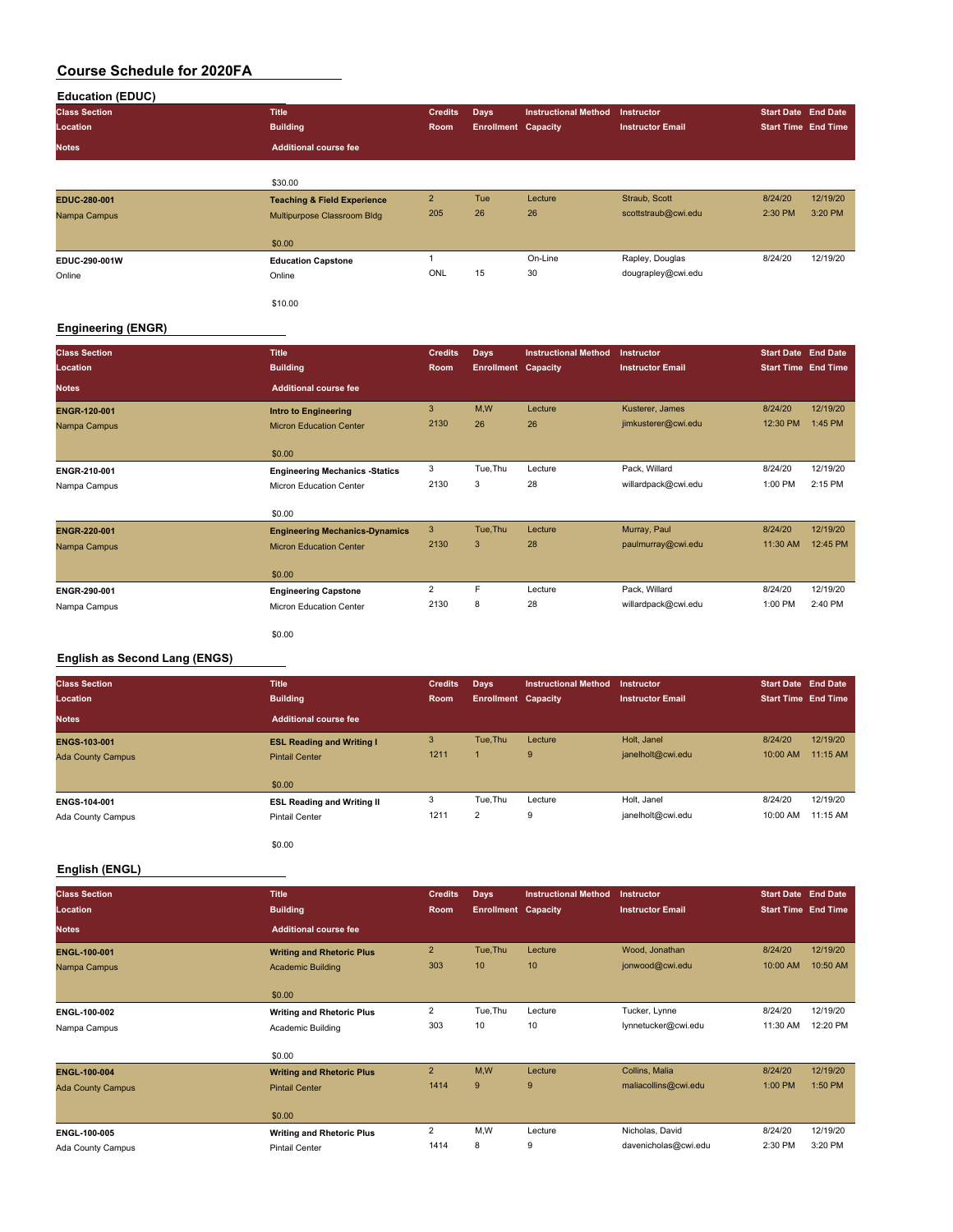# Course Schedule for 2020FA

## Education (EDUC)

| Class Section / Location / Notes | Title / Building / Additional course fee | Credits / Room | Days / Enrollment | Instructional Method / Capacity | Instructor / Instructor Email | Start Date / Start Time | End Date / End Time |
|---|---|---|---|---|---|---|---|
| | $30.00 | | | | | | |
| **EDUC-280-001** | **Teaching & Field Experience** | 2 | Tue | Lecture | Straub, Scott | 8/24/20 | 12/19/20 |
| Nampa Campus | Multipurpose Classroom Bldg | 205 | 26 | 26 | scottstraub@cwi.edu | 2:30 PM | 3:20 PM |
| | $0.00 | | | | | | |
| **EDUC-290-001W** | **Education Capstone** | 1 | | On-Line | Rapley, Douglas | 8/24/20 | 12/19/20 |
| Online | Online | ONL | 15 | 30 | dougrapley@cwi.edu | | |
| | $10.00 | | | | | | |

## Engineering (ENGR)

| Class Section / Location / Notes | Title / Building / Additional course fee | Credits / Room | Days / Enrollment | Instructional Method / Capacity | Instructor / Instructor Email | Start Date / Start Time | End Date / End Time |
|---|---|---|---|---|---|---|---|
| **ENGR-120-001** | **Intro to Engineering** | 3 | M,W | Lecture | Kusterer, James | 8/24/20 | 12/19/20 |
| Nampa Campus | Micron Education Center | 2130 | 26 | 26 | jimkusterer@cwi.edu | 12:30 PM | 1:45 PM |
| | $0.00 | | | | | | |
| **ENGR-210-001** | **Engineering Mechanics -Statics** | 3 | Tue,Thu | Lecture | Pack, Willard | 8/24/20 | 12/19/20 |
| Nampa Campus | Micron Education Center | 2130 | 3 | 28 | willardpack@cwi.edu | 1:00 PM | 2:15 PM |
| | $0.00 | | | | | | |
| **ENGR-220-001** | **Engineering Mechanics-Dynamics** | 3 | Tue,Thu | Lecture | Murray, Paul | 8/24/20 | 12/19/20 |
| Nampa Campus | Micron Education Center | 2130 | 3 | 28 | paulmurray@cwi.edu | 11:30 AM | 12:45 PM |
| | $0.00 | | | | | | |
| **ENGR-290-001** | **Engineering Capstone** | 2 | F | Lecture | Pack, Willard | 8/24/20 | 12/19/20 |
| Nampa Campus | Micron Education Center | 2130 | 8 | 28 | willardpack@cwi.edu | 1:00 PM | 2:40 PM |
| | $0.00 | | | | | | |

## English as Second Lang (ENGS)

| Class Section / Location / Notes | Title / Building / Additional course fee | Credits / Room | Days / Enrollment | Instructional Method / Capacity | Instructor / Instructor Email | Start Date / Start Time | End Date / End Time |
|---|---|---|---|---|---|---|---|
| **ENGS-103-001** | **ESL Reading and Writing I** | 3 | Tue,Thu | Lecture | Holt, Janel | 8/24/20 | 12/19/20 |
| Ada County Campus | Pintail Center | 1211 | 1 | 9 | janelholt@cwi.edu | 10:00 AM | 11:15 AM |
| | $0.00 | | | | | | |
| **ENGS-104-001** | **ESL Reading and Writing II** | 3 | Tue,Thu | Lecture | Holt, Janel | 8/24/20 | 12/19/20 |
| Ada County Campus | Pintail Center | 1211 | 2 | 9 | janelholt@cwi.edu | 10:00 AM | 11:15 AM |
| | $0.00 | | | | | | |

## English (ENGL)

| Class Section / Location / Notes | Title / Building / Additional course fee | Credits / Room | Days / Enrollment | Instructional Method / Capacity | Instructor / Instructor Email | Start Date / Start Time | End Date / End Time |
|---|---|---|---|---|---|---|---|
| **ENGL-100-001** | **Writing and Rhetoric Plus** | 2 | Tue,Thu | Lecture | Wood, Jonathan | 8/24/20 | 12/19/20 |
| Nampa Campus | Academic Building | 303 | 10 | 10 | jonwood@cwi.edu | 10:00 AM | 10:50 AM |
| | $0.00 | | | | | | |
| **ENGL-100-002** | **Writing and Rhetoric Plus** | 2 | Tue,Thu | Lecture | Tucker, Lynne | 8/24/20 | 12/19/20 |
| Nampa Campus | Academic Building | 303 | 10 | 10 | lynnetucker@cwi.edu | 11:30 AM | 12:20 PM |
| | $0.00 | | | | | | |
| **ENGL-100-004** | **Writing and Rhetoric Plus** | 2 | M,W | Lecture | Collins, Malia | 8/24/20 | 12/19/20 |
| Ada County Campus | Pintail Center | 1414 | 9 | 9 | maliacollins@cwi.edu | 1:00 PM | 1:50 PM |
| | $0.00 | | | | | | |
| **ENGL-100-005** | **Writing and Rhetoric Plus** | 2 | M,W | Lecture | Nicholas, David | 8/24/20 | 12/19/20 |
| Ada County Campus | Pintail Center | 1414 | 8 | 9 | davenicholas@cwi.edu | 2:30 PM | 3:20 PM |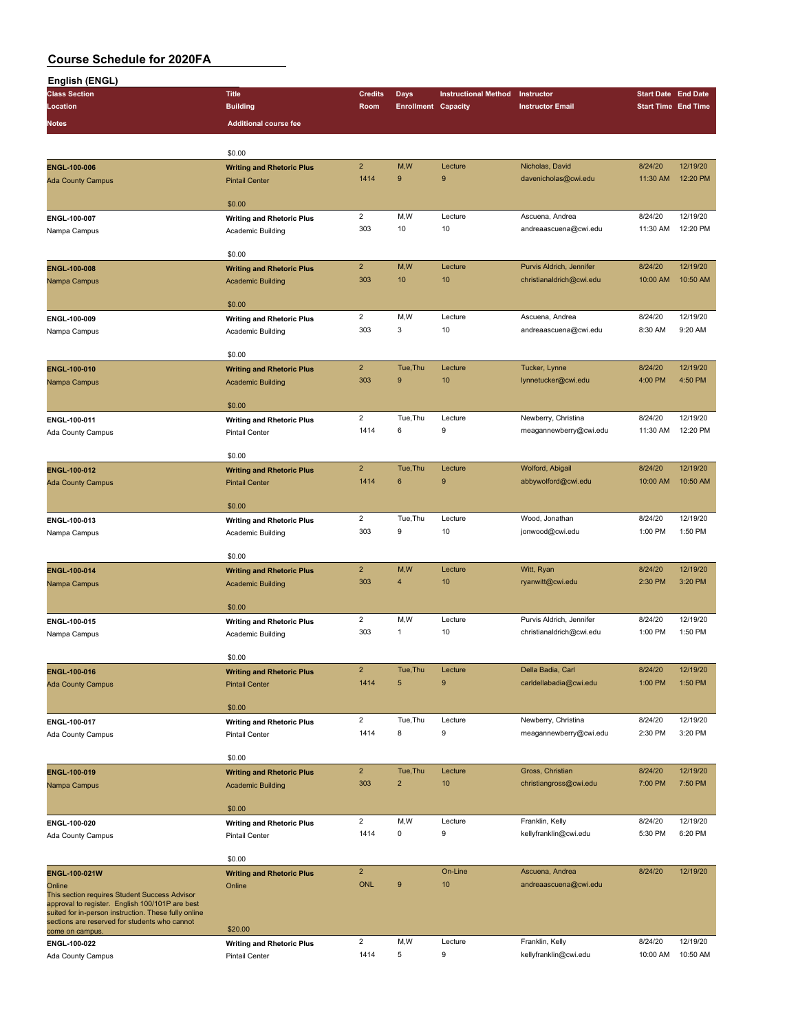# Course Schedule for 2020FA

## English (ENGL)

| Class Section / Location / Notes | Title / Building / Additional course fee | Credits / Room | Days / Enrollment | Instructional Method / Capacity | Instructor / Instructor Email | Start Date / Start Time | End Date / End Time |
|---|---|---|---|---|---|---|---|
| | $0.00 | | | | | | |
| **ENGL-100-006** | **Writing and Rhetoric Plus** | 2 | M,W | Lecture | Nicholas, David | 8/24/20 | 12/19/20 |
| Ada County Campus | Pintail Center | 1414 | 9 | 9 | davenicholas@cwi.edu | 11:30 AM | 12:20 PM |
| | $0.00 | | | | | | |
| **ENGL-100-007** | **Writing and Rhetoric Plus** | 2 | M,W | Lecture | Ascuena, Andrea | 8/24/20 | 12/19/20 |
| Nampa Campus | Academic Building | 303 | 10 | 10 | andreaascuena@cwi.edu | 11:30 AM | 12:20 PM |
| | $0.00 | | | | | | |
| **ENGL-100-008** | **Writing and Rhetoric Plus** | 2 | M,W | Lecture | Purvis Aldrich, Jennifer | 8/24/20 | 12/19/20 |
| Nampa Campus | Academic Building | 303 | 10 | 10 | christianaldrich@cwi.edu | 10:00 AM | 10:50 AM |
| | $0.00 | | | | | | |
| **ENGL-100-009** | **Writing and Rhetoric Plus** | 2 | M,W | Lecture | Ascuena, Andrea | 8/24/20 | 12/19/20 |
| Nampa Campus | Academic Building | 303 | 3 | 10 | andreaascuena@cwi.edu | 8:30 AM | 9:20 AM |
| | $0.00 | | | | | | |
| **ENGL-100-010** | **Writing and Rhetoric Plus** | 2 | Tue,Thu | Lecture | Tucker, Lynne | 8/24/20 | 12/19/20 |
| Nampa Campus | Academic Building | 303 | 9 | 10 | lynnetucker@cwi.edu | 4:00 PM | 4:50 PM |
| | $0.00 | | | | | | |
| **ENGL-100-011** | **Writing and Rhetoric Plus** | 2 | Tue,Thu | Lecture | Newberry, Christina | 8/24/20 | 12/19/20 |
| Ada County Campus | Pintail Center | 1414 | 6 | 9 | meagannewberry@cwi.edu | 11:30 AM | 12:20 PM |
| | $0.00 | | | | | | |
| **ENGL-100-012** | **Writing and Rhetoric Plus** | 2 | Tue,Thu | Lecture | Wolford, Abigail | 8/24/20 | 12/19/20 |
| Ada County Campus | Pintail Center | 1414 | 6 | 9 | abbywolford@cwi.edu | 10:00 AM | 10:50 AM |
| | $0.00 | | | | | | |
| **ENGL-100-013** | **Writing and Rhetoric Plus** | 2 | Tue,Thu | Lecture | Wood, Jonathan | 8/24/20 | 12/19/20 |
| Nampa Campus | Academic Building | 303 | 9 | 10 | jonwood@cwi.edu | 1:00 PM | 1:50 PM |
| | $0.00 | | | | | | |
| **ENGL-100-014** | **Writing and Rhetoric Plus** | 2 | M,W | Lecture | Witt, Ryan | 8/24/20 | 12/19/20 |
| Nampa Campus | Academic Building | 303 | 4 | 10 | ryanwitt@cwi.edu | 2:30 PM | 3:20 PM |
| | $0.00 | | | | | | |
| **ENGL-100-015** | **Writing and Rhetoric Plus** | 2 | M,W | Lecture | Purvis Aldrich, Jennifer | 8/24/20 | 12/19/20 |
| Nampa Campus | Academic Building | 303 | 1 | 10 | christianaldrich@cwi.edu | 1:00 PM | 1:50 PM |
| | $0.00 | | | | | | |
| **ENGL-100-016** | **Writing and Rhetoric Plus** | 2 | Tue,Thu | Lecture | Della Badia, Carl | 8/24/20 | 12/19/20 |
| Ada County Campus | Pintail Center | 1414 | 5 | 9 | carldellabadia@cwi.edu | 1:00 PM | 1:50 PM |
| | $0.00 | | | | | | |
| **ENGL-100-017** | **Writing and Rhetoric Plus** | 2 | Tue,Thu | Lecture | Newberry, Christina | 8/24/20 | 12/19/20 |
| Ada County Campus | Pintail Center | 1414 | 8 | 9 | meagannewberry@cwi.edu | 2:30 PM | 3:20 PM |
| | $0.00 | | | | | | |
| **ENGL-100-019** | **Writing and Rhetoric Plus** | 2 | Tue,Thu | Lecture | Gross, Christian | 8/24/20 | 12/19/20 |
| Nampa Campus | Academic Building | 303 | 2 | 10 | christiangross@cwi.edu | 7:00 PM | 7:50 PM |
| | $0.00 | | | | | | |
| **ENGL-100-020** | **Writing and Rhetoric Plus** | 2 | M,W | Lecture | Franklin, Kelly | 8/24/20 | 12/19/20 |
| Ada County Campus | Pintail Center | 1414 | 0 | 9 | kellyfranklin@cwi.edu | 5:30 PM | 6:20 PM |
| | $0.00 | | | | | | |
| **ENGL-100-021W** | **Writing and Rhetoric Plus** | 2 | | On-Line | Ascuena, Andrea | 8/24/20 | 12/19/20 |
| Online | Online | ONL | 9 | 10 | andreaascuena@cwi.edu | | |
| This section requires Student Success Advisor approval to register. English 100/101P are best suited for in-person instruction. These fully online sections are reserved for students who cannot come on campus. | $20.00 | | | | | | |
| **ENGL-100-022** | **Writing and Rhetoric Plus** | 2 | M,W | Lecture | Franklin, Kelly | 8/24/20 | 12/19/20 |
| Ada County Campus | Pintail Center | 1414 | 5 | 9 | kellyfranklin@cwi.edu | 10:00 AM | 10:50 AM |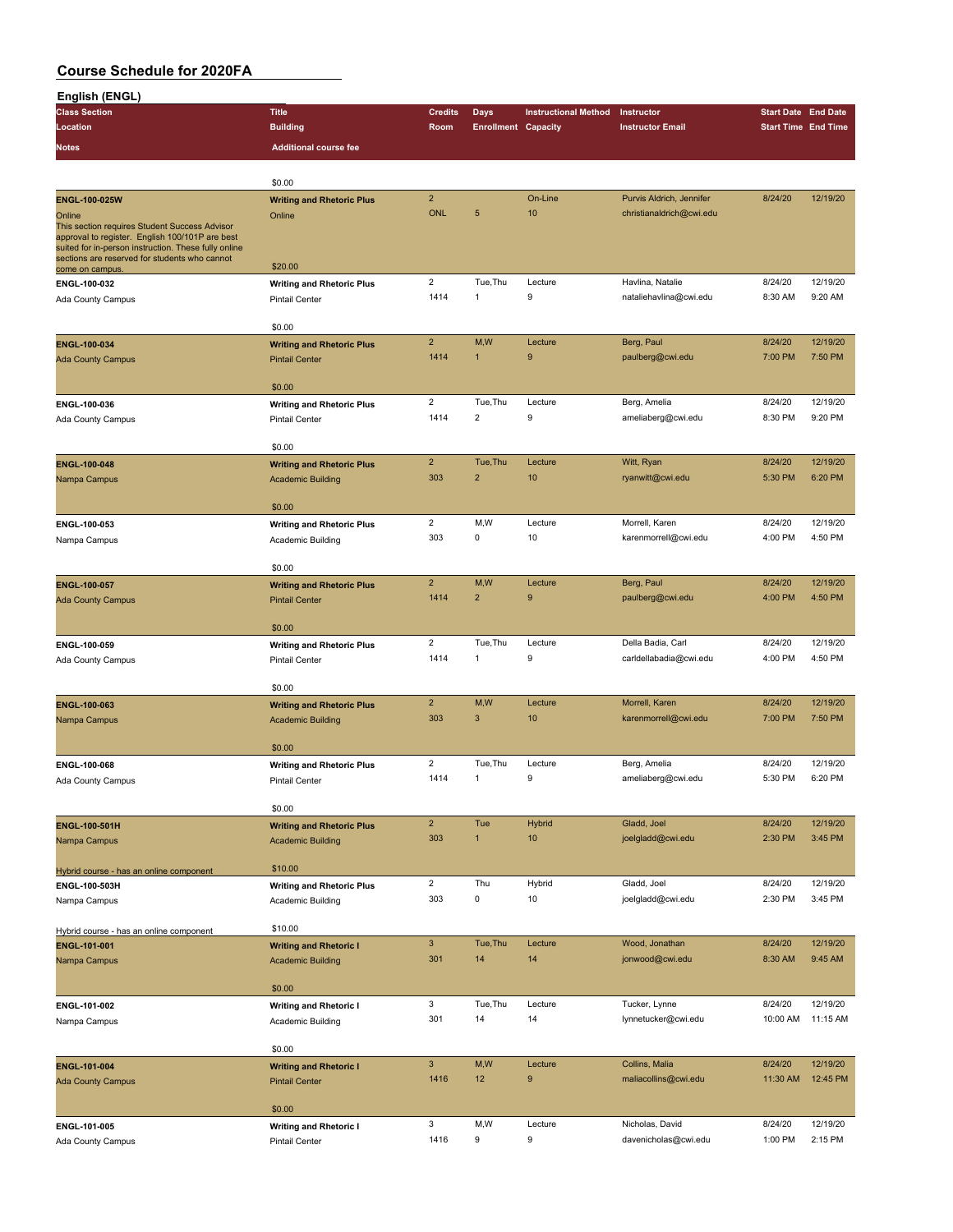# Course Schedule for 2020FA

## English (ENGL)

| Class Section / Location / Notes | Title / Building / Additional course fee | Credits / Room | Days / Enrollment | Instructional Method / Capacity | Instructor / Instructor Email | Start Date / Start Time | End Date / End Time |
|---|---|---|---|---|---|---|---|
| | $0.00 | | | | | | |
| **ENGL-100-025W** Online. This section requires Student Success Advisor approval to register. English 100/101P are best suited for in-person instruction. These fully online sections are reserved for students who cannot come on campus. | **Writing and Rhetoric Plus** Online $20.00 | 2 ONL | 5 | On-Line 10 | Purvis Aldrich, Jennifer christianaldrich@cwi.edu | 8/24/20 | 12/19/20 |
| **ENGL-100-032** Ada County Campus | **Writing and Rhetoric Plus** Pintail Center $0.00 | 2 1414 | Tue,Thu 1 | Lecture 9 | Havlina, Natalie nataliehavlina@cwi.edu | 8/24/20 8:30 AM | 12/19/20 9:20 AM |
| **ENGL-100-034** Ada County Campus | **Writing and Rhetoric Plus** Pintail Center $0.00 | 2 1414 | M,W 1 | Lecture 9 | Berg, Paul paulberg@cwi.edu | 8/24/20 7:00 PM | 12/19/20 7:50 PM |
| **ENGL-100-036** Ada County Campus | **Writing and Rhetoric Plus** Pintail Center $0.00 | 2 1414 | Tue,Thu 2 | Lecture 9 | Berg, Amelia ameliaberg@cwi.edu | 8/24/20 8:30 PM | 12/19/20 9:20 PM |
| **ENGL-100-048** Nampa Campus | **Writing and Rhetoric Plus** Academic Building $0.00 | 2 303 | Tue,Thu 2 | Lecture 10 | Witt, Ryan ryanwitt@cwi.edu | 8/24/20 5:30 PM | 12/19/20 6:20 PM |
| **ENGL-100-053** Nampa Campus | **Writing and Rhetoric Plus** Academic Building $0.00 | 2 303 | M,W 0 | Lecture 10 | Morrell, Karen karenmorrell@cwi.edu | 8/24/20 4:00 PM | 12/19/20 4:50 PM |
| **ENGL-100-057** Ada County Campus | **Writing and Rhetoric Plus** Pintail Center $0.00 | 2 1414 | M,W 2 | Lecture 9 | Berg, Paul paulberg@cwi.edu | 8/24/20 4:00 PM | 12/19/20 4:50 PM |
| **ENGL-100-059** Ada County Campus | **Writing and Rhetoric Plus** Pintail Center $0.00 | 2 1414 | Tue,Thu 1 | Lecture 9 | Della Badia, Carl carldellabadia@cwi.edu | 8/24/20 4:00 PM | 12/19/20 4:50 PM |
| **ENGL-100-063** Nampa Campus | **Writing and Rhetoric Plus** Academic Building $0.00 | 2 303 | M,W 3 | Lecture 10 | Morrell, Karen karenmorrell@cwi.edu | 8/24/20 7:00 PM | 12/19/20 7:50 PM |
| **ENGL-100-068** Ada County Campus | **Writing and Rhetoric Plus** Pintail Center $0.00 | 2 1414 | Tue,Thu 1 | Lecture 9 | Berg, Amelia ameliaberg@cwi.edu | 8/24/20 5:30 PM | 12/19/20 6:20 PM |
| **ENGL-100-501H** Nampa Campus. Hybrid course - has an online component | **Writing and Rhetoric Plus** Academic Building $10.00 | 2 303 | Tue 1 | Hybrid 10 | Gladd, Joel joelgladd@cwi.edu | 8/24/20 2:30 PM | 12/19/20 3:45 PM |
| **ENGL-100-503H** Nampa Campus. Hybrid course - has an online component | **Writing and Rhetoric Plus** Academic Building $10.00 | 2 303 | Thu 0 | Hybrid 10 | Gladd, Joel joelgladd@cwi.edu | 8/24/20 2:30 PM | 12/19/20 3:45 PM |
| **ENGL-101-001** Nampa Campus | **Writing and Rhetoric I** Academic Building $0.00 | 3 301 | Tue,Thu 14 | Lecture 14 | Wood, Jonathan jonwood@cwi.edu | 8/24/20 8:30 AM | 12/19/20 9:45 AM |
| **ENGL-101-002** Nampa Campus | **Writing and Rhetoric I** Academic Building $0.00 | 3 301 | Tue,Thu 14 | Lecture 14 | Tucker, Lynne lynnetucker@cwi.edu | 8/24/20 10:00 AM | 12/19/20 11:15 AM |
| **ENGL-101-004** Ada County Campus | **Writing and Rhetoric I** Pintail Center $0.00 | 3 1416 | M,W 12 | Lecture 9 | Collins, Malia maliacollins@cwi.edu | 8/24/20 11:30 AM | 12/19/20 12:45 PM |
| **ENGL-101-005** Ada County Campus | **Writing and Rhetoric I** Pintail Center | 3 1416 | M,W 9 | Lecture 9 | Nicholas, David davenicholas@cwi.edu | 8/24/20 1:00 PM | 12/19/20 2:15 PM |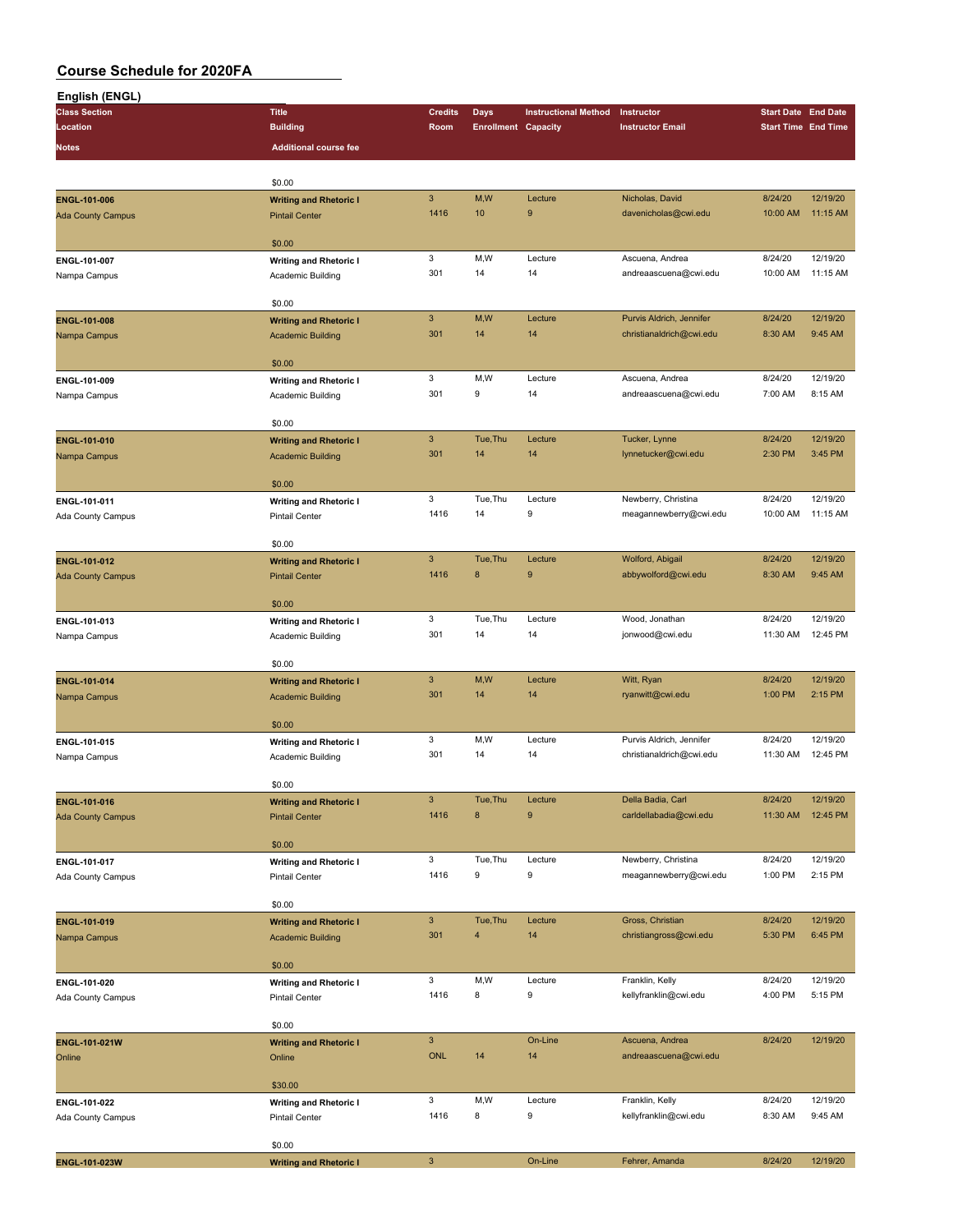# Course Schedule for 2020FA

## English (ENGL)

| Class Section / Location / Notes | Title / Building / Additional course fee | Credits / Room | Days / Enrollment | Instructional Method / Capacity | Instructor / Instructor Email | Start Date / Start Time | End Date / End Time |
|---|---|---|---|---|---|---|---|
| | $0.00 | | | | | | |
| **ENGL-101-006** | **Writing and Rhetoric I** | 3 | M,W | Lecture | Nicholas, David | 8/24/20 | 12/19/20 |
| Ada County Campus | Pintail Center | 1416 | 10 | 9 | davenicholas@cwi.edu | 10:00 AM | 11:15 AM |
| | $0.00 | | | | | | |
| **ENGL-101-007** | **Writing and Rhetoric I** | 3 | M,W | Lecture | Ascuena, Andrea | 8/24/20 | 12/19/20 |
| Nampa Campus | Academic Building | 301 | 14 | 14 | andreaascuena@cwi.edu | 10:00 AM | 11:15 AM |
| | $0.00 | | | | | | |
| **ENGL-101-008** | **Writing and Rhetoric I** | 3 | M,W | Lecture | Purvis Aldrich, Jennifer | 8/24/20 | 12/19/20 |
| Nampa Campus | Academic Building | 301 | 14 | 14 | christianaldrich@cwi.edu | 8:30 AM | 9:45 AM |
| | $0.00 | | | | | | |
| **ENGL-101-009** | **Writing and Rhetoric I** | 3 | M,W | Lecture | Ascuena, Andrea | 8/24/20 | 12/19/20 |
| Nampa Campus | Academic Building | 301 | 9 | 14 | andreaascuena@cwi.edu | 7:00 AM | 8:15 AM |
| | $0.00 | | | | | | |
| **ENGL-101-010** | **Writing and Rhetoric I** | 3 | Tue,Thu | Lecture | Tucker, Lynne | 8/24/20 | 12/19/20 |
| Nampa Campus | Academic Building | 301 | 14 | 14 | lynnetucker@cwi.edu | 2:30 PM | 3:45 PM |
| | $0.00 | | | | | | |
| **ENGL-101-011** | **Writing and Rhetoric I** | 3 | Tue,Thu | Lecture | Newberry, Christina | 8/24/20 | 12/19/20 |
| Ada County Campus | Pintail Center | 1416 | 14 | 9 | meagannewberry@cwi.edu | 10:00 AM | 11:15 AM |
| | $0.00 | | | | | | |
| **ENGL-101-012** | **Writing and Rhetoric I** | 3 | Tue,Thu | Lecture | Wolford, Abigail | 8/24/20 | 12/19/20 |
| Ada County Campus | Pintail Center | 1416 | 8 | 9 | abbywolford@cwi.edu | 8:30 AM | 9:45 AM |
| | $0.00 | | | | | | |
| **ENGL-101-013** | **Writing and Rhetoric I** | 3 | Tue,Thu | Lecture | Wood, Jonathan | 8/24/20 | 12/19/20 |
| Nampa Campus | Academic Building | 301 | 14 | 14 | jonwood@cwi.edu | 11:30 AM | 12:45 PM |
| | $0.00 | | | | | | |
| **ENGL-101-014** | **Writing and Rhetoric I** | 3 | M,W | Lecture | Witt, Ryan | 8/24/20 | 12/19/20 |
| Nampa Campus | Academic Building | 301 | 14 | 14 | ryanwitt@cwi.edu | 1:00 PM | 2:15 PM |
| | $0.00 | | | | | | |
| **ENGL-101-015** | **Writing and Rhetoric I** | 3 | M,W | Lecture | Purvis Aldrich, Jennifer | 8/24/20 | 12/19/20 |
| Nampa Campus | Academic Building | 301 | 14 | 14 | christianaldrich@cwi.edu | 11:30 AM | 12:45 PM |
| | $0.00 | | | | | | |
| **ENGL-101-016** | **Writing and Rhetoric I** | 3 | Tue,Thu | Lecture | Della Badia, Carl | 8/24/20 | 12/19/20 |
| Ada County Campus | Pintail Center | 1416 | 8 | 9 | carldellabadia@cwi.edu | 11:30 AM | 12:45 PM |
| | $0.00 | | | | | | |
| **ENGL-101-017** | **Writing and Rhetoric I** | 3 | Tue,Thu | Lecture | Newberry, Christina | 8/24/20 | 12/19/20 |
| Ada County Campus | Pintail Center | 1416 | 9 | 9 | meagannewberry@cwi.edu | 1:00 PM | 2:15 PM |
| | $0.00 | | | | | | |
| **ENGL-101-019** | **Writing and Rhetoric I** | 3 | Tue,Thu | Lecture | Gross, Christian | 8/24/20 | 12/19/20 |
| Nampa Campus | Academic Building | 301 | 4 | 14 | christiangross@cwi.edu | 5:30 PM | 6:45 PM |
| | $0.00 | | | | | | |
| **ENGL-101-020** | **Writing and Rhetoric I** | 3 | M,W | Lecture | Franklin, Kelly | 8/24/20 | 12/19/20 |
| Ada County Campus | Pintail Center | 1416 | 8 | 9 | kellyfranklin@cwi.edu | 4:00 PM | 5:15 PM |
| | $0.00 | | | | | | |
| **ENGL-101-021W** | **Writing and Rhetoric I** | 3 | | On-Line | Ascuena, Andrea | 8/24/20 | 12/19/20 |
| Online | Online | ONL | 14 | 14 | andreaascuena@cwi.edu | | |
| | $30.00 | | | | | | |
| **ENGL-101-022** | **Writing and Rhetoric I** | 3 | M,W | Lecture | Franklin, Kelly | 8/24/20 | 12/19/20 |
| Ada County Campus | Pintail Center | 1416 | 8 | 9 | kellyfranklin@cwi.edu | 8:30 AM | 9:45 AM |
| | $0.00 | | | | | | |
| **ENGL-101-023W** | **Writing and Rhetoric I** | 3 | | On-Line | Fehrer, Amanda | 8/24/20 | 12/19/20 |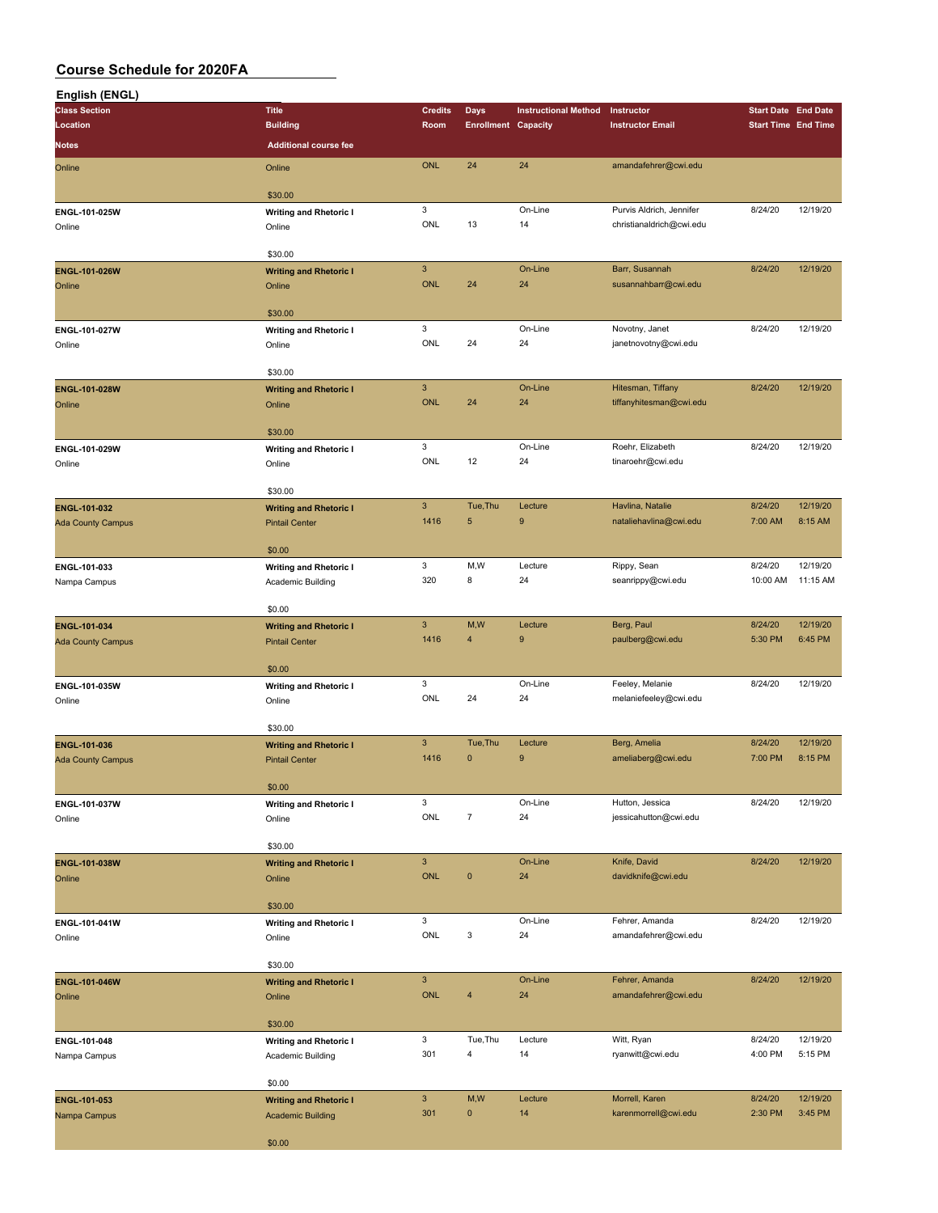# Course Schedule for 2020FA

## English (ENGL)

| Class Section / Location / Notes | Title / Building / Additional course fee | Credits / Room | Days / Enrollment | Instructional Method / Capacity | Instructor / Instructor Email | Start Date / Start Time | End Date / End Time |
|---|---|---|---|---|---|---|---|
| Online | Online<br>$30.00 | ONL | 24 | 24 | amandafehrer@cwi.edu | | |
| **ENGL-101-025W**<br>Online | **Writing and Rhetoric I**<br>Online<br>$30.00 | 3<br>ONL | <br>13 | On-Line<br>14 | Purvis Aldrich, Jennifer<br>christianaldrich@cwi.edu | 8/24/20 | 12/19/20 |
| **ENGL-101-026W**<br>Online | **Writing and Rhetoric I**<br>Online<br>$30.00 | 3<br>ONL | <br>24 | On-Line<br>24 | Barr, Susannah<br>susannahbarr@cwi.edu | 8/24/20 | 12/19/20 |
| **ENGL-101-027W**<br>Online | **Writing and Rhetoric I**<br>Online<br>$30.00 | 3<br>ONL | <br>24 | On-Line<br>24 | Novotny, Janet<br>janetnovotny@cwi.edu | 8/24/20 | 12/19/20 |
| **ENGL-101-028W**<br>Online | **Writing and Rhetoric I**<br>Online<br>$30.00 | 3<br>ONL | <br>24 | On-Line<br>24 | Hitesman, Tiffany<br>tiffanyhitesman@cwi.edu | 8/24/20 | 12/19/20 |
| **ENGL-101-029W**<br>Online | **Writing and Rhetoric I**<br>Online<br>$30.00 | 3<br>ONL | <br>12 | On-Line<br>24 | Roehr, Elizabeth<br>tinaroehr@cwi.edu | 8/24/20 | 12/19/20 |
| **ENGL-101-032**<br>Ada County Campus | **Writing and Rhetoric I**<br>Pintail Center<br>$0.00 | 3<br>1416 | Tue,Thu<br>5 | Lecture<br>9 | Havlina, Natalie<br>nataliehavlina@cwi.edu | 8/24/20<br>7:00 AM | 12/19/20<br>8:15 AM |
| **ENGL-101-033**<br>Nampa Campus | **Writing and Rhetoric I**<br>Academic Building<br>$0.00 | 3<br>320 | M,W<br>8 | Lecture<br>24 | Rippy, Sean<br>seanrippy@cwi.edu | 8/24/20<br>10:00 AM | 12/19/20<br>11:15 AM |
| **ENGL-101-034**<br>Ada County Campus | **Writing and Rhetoric I**<br>Pintail Center<br>$0.00 | 3<br>1416 | M,W<br>4 | Lecture<br>9 | Berg, Paul<br>paulberg@cwi.edu | 8/24/20<br>5:30 PM | 12/19/20<br>6:45 PM |
| **ENGL-101-035W**<br>Online | **Writing and Rhetoric I**<br>Online<br>$30.00 | 3<br>ONL | <br>24 | On-Line<br>24 | Feeley, Melanie<br>melaniefeeley@cwi.edu | 8/24/20 | 12/19/20 |
| **ENGL-101-036**<br>Ada County Campus | **Writing and Rhetoric I**<br>Pintail Center<br>$0.00 | 3<br>1416 | Tue,Thu<br>0 | Lecture<br>9 | Berg, Amelia<br>ameliaberg@cwi.edu | 8/24/20<br>7:00 PM | 12/19/20<br>8:15 PM |
| **ENGL-101-037W**<br>Online | **Writing and Rhetoric I**<br>Online<br>$30.00 | 3<br>ONL | <br>7 | On-Line<br>24 | Hutton, Jessica<br>jessicahutton@cwi.edu | 8/24/20 | 12/19/20 |
| **ENGL-101-038W**<br>Online | **Writing and Rhetoric I**<br>Online<br>$30.00 | 3<br>ONL | <br>0 | On-Line<br>24 | Knife, David<br>davidknife@cwi.edu | 8/24/20 | 12/19/20 |
| **ENGL-101-041W**<br>Online | **Writing and Rhetoric I**<br>Online<br>$30.00 | 3<br>ONL | <br>3 | On-Line<br>24 | Fehrer, Amanda<br>amandafehrer@cwi.edu | 8/24/20 | 12/19/20 |
| **ENGL-101-046W**<br>Online | **Writing and Rhetoric I**<br>Online<br>$30.00 | 3<br>ONL | <br>4 | On-Line<br>24 | Fehrer, Amanda<br>amandafehrer@cwi.edu | 8/24/20 | 12/19/20 |
| **ENGL-101-048**<br>Nampa Campus | **Writing and Rhetoric I**<br>Academic Building<br>$0.00 | 3<br>301 | Tue,Thu<br>4 | Lecture<br>14 | Witt, Ryan<br>ryanwitt@cwi.edu | 8/24/20<br>4:00 PM | 12/19/20<br>5:15 PM |
| **ENGL-101-053**<br>Nampa Campus | **Writing and Rhetoric I**<br>Academic Building<br>$0.00 | 3<br>301 | M,W<br>0 | Lecture<br>14 | Morrell, Karen<br>karenmorrell@cwi.edu | 8/24/20<br>2:30 PM | 12/19/20<br>3:45 PM |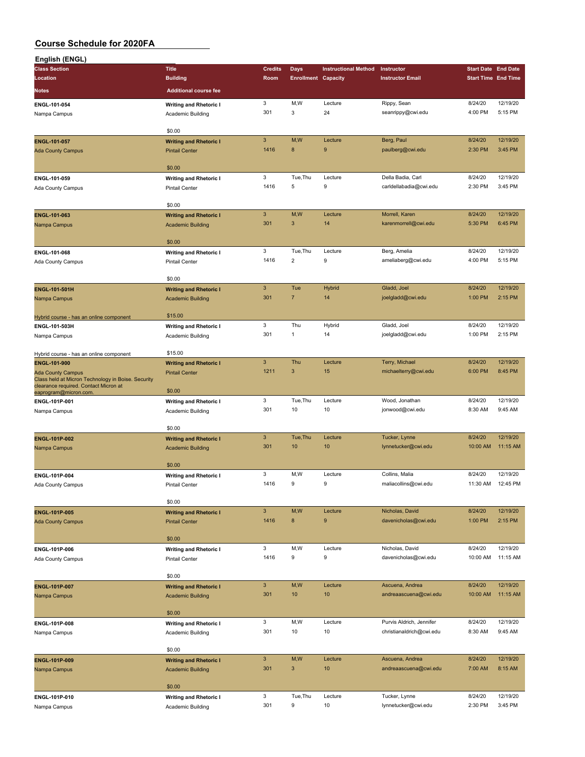# Course Schedule for 2020FA

## English (ENGL)

| Class Section / Location / Notes | Title / Building / Additional course fee | Credits / Room | Days / Enrollment | Instructional Method / Capacity | Instructor / Instructor Email | Start Date / Start Time | End Date / End Time |
|---|---|---|---|---|---|---|---|
| ENGL-101-054<br>Nampa Campus | Writing and Rhetoric I<br>Academic Building<br>$0.00 | 3<br>301 | M,W<br>3 | Lecture<br>24 | Rippy, Sean<br>seanrippy@cwi.edu | 8/24/20<br>4:00 PM | 12/19/20<br>5:15 PM |
| ENGL-101-057<br>Ada County Campus | Writing and Rhetoric I<br>Pintail Center<br>$0.00 | 3<br>1416 | M,W<br>8 | Lecture<br>9 | Berg, Paul<br>paulberg@cwi.edu | 8/24/20<br>2:30 PM | 12/19/20<br>3:45 PM |
| ENGL-101-059<br>Ada County Campus | Writing and Rhetoric I<br>Pintail Center<br>$0.00 | 3<br>1416 | Tue,Thu<br>5 | Lecture<br>9 | Della Badia, Carl<br>carldellabadia@cwi.edu | 8/24/20<br>2:30 PM | 12/19/20<br>3:45 PM |
| ENGL-101-063<br>Nampa Campus | Writing and Rhetoric I<br>Academic Building<br>$0.00 | 3<br>301 | M,W<br>3 | Lecture<br>14 | Morrell, Karen<br>karenmorrell@cwi.edu | 8/24/20<br>5:30 PM | 12/19/20<br>6:45 PM |
| ENGL-101-068<br>Ada County Campus | Writing and Rhetoric I<br>Pintail Center<br>$0.00 | 3<br>1416 | Tue,Thu<br>2 | Lecture<br>9 | Berg, Amelia<br>ameliaberg@cwi.edu | 8/24/20<br>4:00 PM | 12/19/20<br>5:15 PM |
| ENGL-101-501H<br>Nampa Campus<br>Hybrid course - has an online component | Writing and Rhetoric I<br>Academic Building<br>$15.00 | 3<br>301 | Tue<br>7 | Hybrid<br>14 | Gladd, Joel<br>joelgladd@cwi.edu | 8/24/20<br>1:00 PM | 12/19/20<br>2:15 PM |
| ENGL-101-503H<br>Nampa Campus<br>Hybrid course - has an online component | Writing and Rhetoric I<br>Academic Building<br>$15.00 | 3<br>301 | Thu<br>1 | Hybrid<br>14 | Gladd, Joel<br>joelgladd@cwi.edu | 8/24/20<br>1:00 PM | 12/19/20<br>2:15 PM |
| ENGL-101-900<br>Ada County Campus<br>Class held at Micron Technology in Boise. Security clearance required. Contact Micron at eaprogram@micron.com. | Writing and Rhetoric I<br>Pintail Center<br>$0.00 | 3<br>1211 | Thu<br>3 | Lecture<br>15 | Terry, Michael<br>michaelterry@cwi.edu | 8/24/20<br>6:00 PM | 12/19/20<br>8:45 PM |
| ENGL-101P-001<br>Nampa Campus | Writing and Rhetoric I<br>Academic Building<br>$0.00 | 3<br>301 | Tue,Thu<br>10 | Lecture<br>10 | Wood, Jonathan<br>jonwood@cwi.edu | 8/24/20<br>8:30 AM | 12/19/20<br>9:45 AM |
| ENGL-101P-002<br>Nampa Campus | Writing and Rhetoric I<br>Academic Building<br>$0.00 | 3<br>301 | Tue,Thu<br>10 | Lecture<br>10 | Tucker, Lynne<br>lynnetucker@cwi.edu | 8/24/20<br>10:00 AM | 12/19/20<br>11:15 AM |
| ENGL-101P-004<br>Ada County Campus | Writing and Rhetoric I<br>Pintail Center<br>$0.00 | 3<br>1416 | M,W<br>9 | Lecture<br>9 | Collins, Malia<br>maliacollins@cwi.edu | 8/24/20<br>11:30 AM | 12/19/20<br>12:45 PM |
| ENGL-101P-005<br>Ada County Campus | Writing and Rhetoric I<br>Pintail Center<br>$0.00 | 3<br>1416 | M,W<br>8 | Lecture<br>9 | Nicholas, David<br>davenicholas@cwi.edu | 8/24/20<br>1:00 PM | 12/19/20<br>2:15 PM |
| ENGL-101P-006<br>Ada County Campus | Writing and Rhetoric I<br>Pintail Center<br>$0.00 | 3<br>1416 | M,W<br>9 | Lecture<br>9 | Nicholas, David<br>davenicholas@cwi.edu | 8/24/20<br>10:00 AM | 12/19/20<br>11:15 AM |
| ENGL-101P-007<br>Nampa Campus | Writing and Rhetoric I<br>Academic Building<br>$0.00 | 3<br>301 | M,W<br>10 | Lecture<br>10 | Ascuena, Andrea<br>andreaascuena@cwi.edu | 8/24/20<br>10:00 AM | 12/19/20<br>11:15 AM |
| ENGL-101P-008<br>Nampa Campus | Writing and Rhetoric I<br>Academic Building<br>$0.00 | 3<br>301 | M,W<br>10 | Lecture<br>10 | Purvis Aldrich, Jennifer<br>christianaldrich@cwi.edu | 8/24/20<br>8:30 AM | 12/19/20<br>9:45 AM |
| ENGL-101P-009<br>Nampa Campus | Writing and Rhetoric I<br>Academic Building<br>$0.00 | 3<br>301 | M,W<br>3 | Lecture<br>10 | Ascuena, Andrea<br>andreaascuena@cwi.edu | 8/24/20<br>7:00 AM | 12/19/20<br>8:15 AM |
| ENGL-101P-010<br>Nampa Campus | Writing and Rhetoric I<br>Academic Building | 3<br>301 | Tue,Thu<br>9 | Lecture<br>10 | Tucker, Lynne<br>lynnetucker@cwi.edu | 8/24/20<br>2:30 PM | 12/19/20<br>3:45 PM |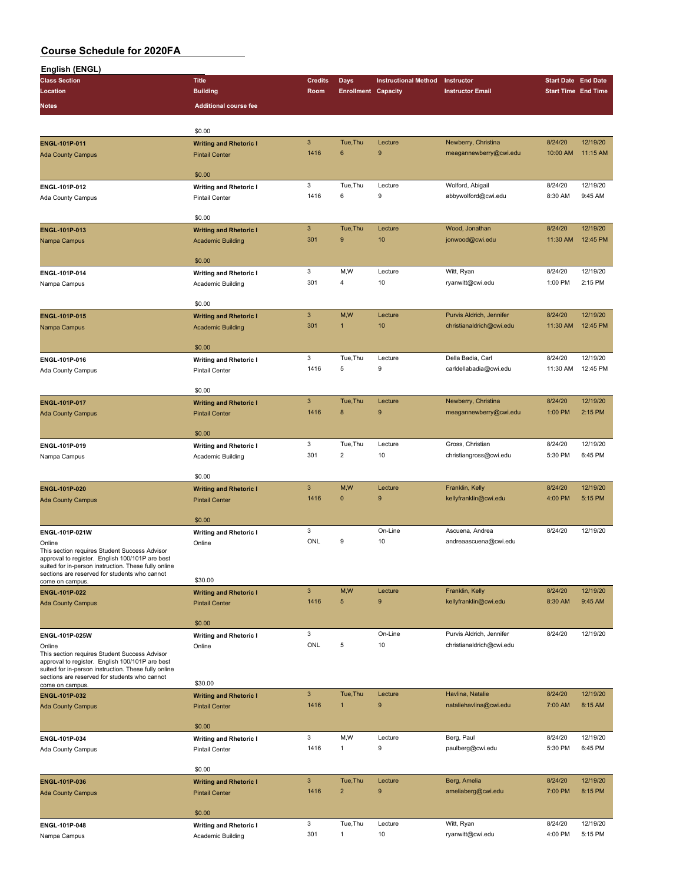# Course Schedule for 2020FA

## English (ENGL)

| Class Section | Location | Notes | Title | Building | Additional course fee | Credits | Room | Days | Enrollment | Instructional Method | Capacity | Instructor | Instructor Email | Start Date | End Date | Start Time | End Time |
|---|---|---|---|---|---|---|---|---|---|---|---|---|---|---|---|---|---|
| | | | | | $0.00 | | | | | | | | | | | | |
| ENGL-101P-011 | Ada County Campus | | Writing and Rhetoric I | Pintail Center | $0.00 | 3 | 1416 | Tue,Thu | 6 | Lecture | 9 | Newberry, Christina | meagannewberry@cwi.edu | 8/24/20 | 12/19/20 | 10:00 AM | 11:15 AM |
| ENGL-101P-012 | Ada County Campus | | Writing and Rhetoric I | Pintail Center | $0.00 | 3 | 1416 | Tue,Thu | 6 | Lecture | 9 | Wolford, Abigail | abbywolford@cwi.edu | 8/24/20 | 12/19/20 | 8:30 AM | 9:45 AM |
| ENGL-101P-013 | Nampa Campus | | Writing and Rhetoric I | Academic Building | $0.00 | 3 | 301 | Tue,Thu | 9 | Lecture | 10 | Wood, Jonathan | jonwood@cwi.edu | 8/24/20 | 12/19/20 | 11:30 AM | 12:45 PM |
| ENGL-101P-014 | Nampa Campus | | Writing and Rhetoric I | Academic Building | $0.00 | 3 | 301 | M,W | 4 | Lecture | 10 | Witt, Ryan | ryanwitt@cwi.edu | 8/24/20 | 12/19/20 | 1:00 PM | 2:15 PM |
| ENGL-101P-015 | Nampa Campus | | Writing and Rhetoric I | Academic Building | $0.00 | 3 | 301 | M,W | 1 | Lecture | 10 | Purvis Aldrich, Jennifer | christianaldrich@cwi.edu | 8/24/20 | 12/19/20 | 11:30 AM | 12:45 PM |
| ENGL-101P-016 | Ada County Campus | | Writing and Rhetoric I | Pintail Center | $0.00 | 3 | 1416 | Tue,Thu | 5 | Lecture | 9 | Della Badia, Carl | carldellabadia@cwi.edu | 8/24/20 | 12/19/20 | 11:30 AM | 12:45 PM |
| ENGL-101P-017 | Ada County Campus | | Writing and Rhetoric I | Pintail Center | $0.00 | 3 | 1416 | Tue,Thu | 8 | Lecture | 9 | Newberry, Christina | meagannewberry@cwi.edu | 8/24/20 | 12/19/20 | 1:00 PM | 2:15 PM |
| ENGL-101P-019 | Nampa Campus | | Writing and Rhetoric I | Academic Building | $0.00 | 3 | 301 | Tue,Thu | 2 | Lecture | 10 | Gross, Christian | christiangross@cwi.edu | 8/24/20 | 12/19/20 | 5:30 PM | 6:45 PM |
| ENGL-101P-020 | Ada County Campus | | Writing and Rhetoric I | Pintail Center | $0.00 | 3 | 1416 | M,W | 0 | Lecture | 9 | Franklin, Kelly | kellyfranklin@cwi.edu | 8/24/20 | 12/19/20 | 4:00 PM | 5:15 PM |
| ENGL-101P-021W | Online | This section requires Student Success Advisor approval to register. English 100/101P are best suited for in-person instruction. These fully online sections are reserved for students who cannot come on campus. | Writing and Rhetoric I | Online | $30.00 | 3 | ONL | | 9 | On-Line | 10 | Ascuena, Andrea | andreaascuena@cwi.edu | 8/24/20 | 12/19/20 | | |
| ENGL-101P-022 | Ada County Campus | | Writing and Rhetoric I | Pintail Center | $0.00 | 3 | 1416 | M,W | 5 | Lecture | 9 | Franklin, Kelly | kellyfranklin@cwi.edu | 8/24/20 | 12/19/20 | 8:30 AM | 9:45 AM |
| ENGL-101P-025W | Online | This section requires Student Success Advisor approval to register. English 100/101P are best suited for in-person instruction. These fully online sections are reserved for students who cannot come on campus. | Writing and Rhetoric I | Online | $30.00 | 3 | ONL | | 5 | On-Line | 10 | Purvis Aldrich, Jennifer | christianaldrich@cwi.edu | 8/24/20 | 12/19/20 | | |
| ENGL-101P-032 | Ada County Campus | | Writing and Rhetoric I | Pintail Center | $0.00 | 3 | 1416 | Tue,Thu | 1 | Lecture | 9 | Havlina, Natalie | nataliehavlina@cwi.edu | 8/24/20 | 12/19/20 | 7:00 AM | 8:15 AM |
| ENGL-101P-034 | Ada County Campus | | Writing and Rhetoric I | Pintail Center | $0.00 | 3 | 1416 | M,W | 1 | Lecture | 9 | Berg, Paul | paulberg@cwi.edu | 8/24/20 | 12/19/20 | 5:30 PM | 6:45 PM |
| ENGL-101P-036 | Ada County Campus | | Writing and Rhetoric I | Pintail Center | $0.00 | 3 | 1416 | Tue,Thu | 2 | Lecture | 9 | Berg, Amelia | ameliaberg@cwi.edu | 8/24/20 | 12/19/20 | 7:00 PM | 8:15 PM |
| ENGL-101P-048 | Nampa Campus | | Writing and Rhetoric I | Academic Building | | 3 | 301 | Tue,Thu | 1 | Lecture | 10 | Witt, Ryan | ryanwitt@cwi.edu | 8/24/20 | 12/19/20 | 4:00 PM | 5:15 PM |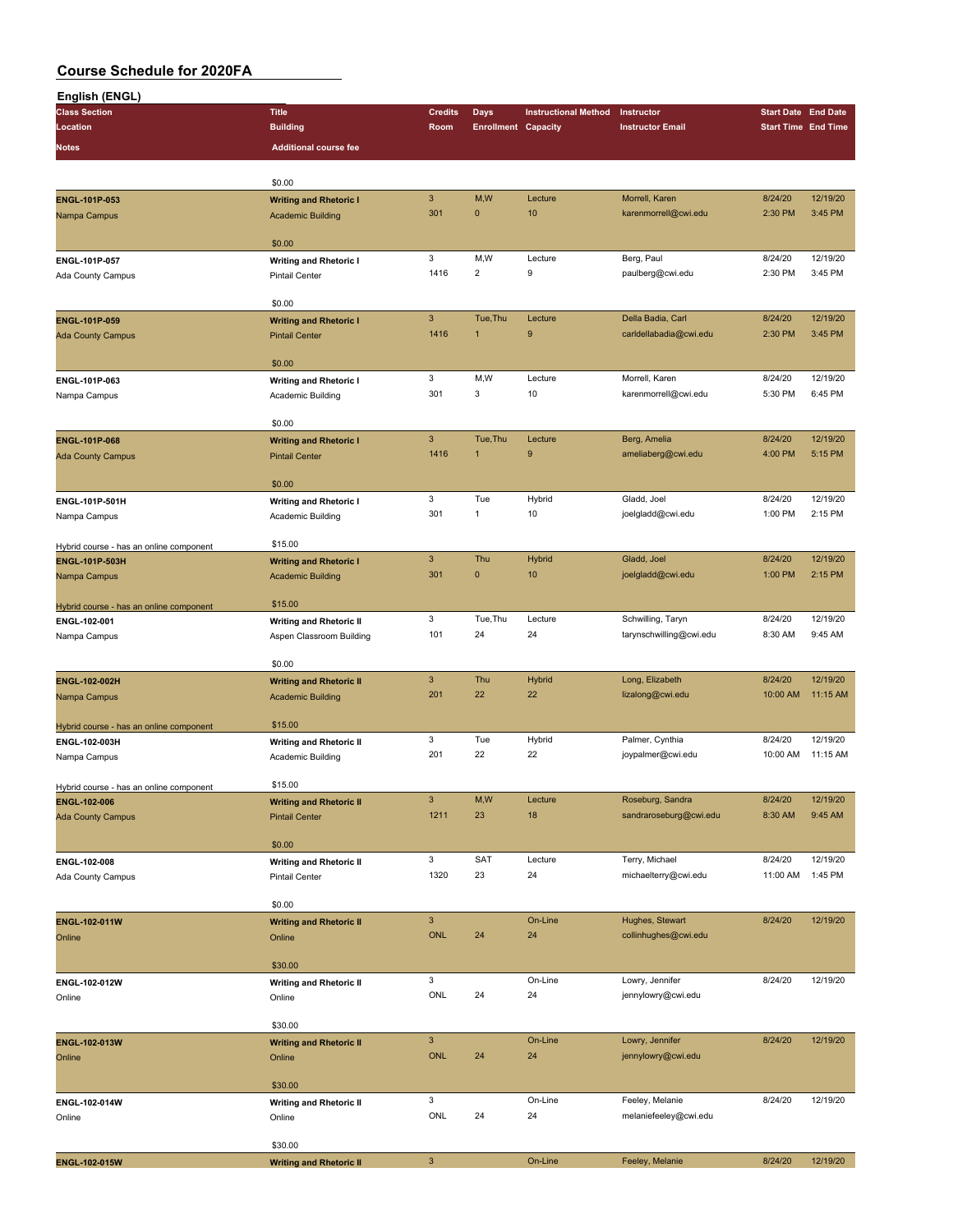# Course Schedule for 2020FA

## English (ENGL)

| Class Section / Location / Notes | Title / Building / Additional course fee | Credits / Room | Days / Enrollment | Instructional Method / Capacity | Instructor / Instructor Email | Start Date / Start Time | End Date / End Time |
|---|---|---|---|---|---|---|---|
| | $0.00 | | | | | | |
| **ENGL-101P-053** | **Writing and Rhetoric I** | 3 | M,W | Lecture | Morrell, Karen | 8/24/20 | 12/19/20 |
| Nampa Campus | Academic Building | 301 | 0 | 10 | karenmorrell@cwi.edu | 2:30 PM | 3:45 PM |
| | $0.00 | | | | | | |
| **ENGL-101P-057** | **Writing and Rhetoric I** | 3 | M,W | Lecture | Berg, Paul | 8/24/20 | 12/19/20 |
| Ada County Campus | Pintail Center | 1416 | 2 | 9 | paulberg@cwi.edu | 2:30 PM | 3:45 PM |
| | $0.00 | | | | | | |
| **ENGL-101P-059** | **Writing and Rhetoric I** | 3 | Tue,Thu | Lecture | Della Badia, Carl | 8/24/20 | 12/19/20 |
| Ada County Campus | Pintail Center | 1416 | 1 | 9 | carldellabadia@cwi.edu | 2:30 PM | 3:45 PM |
| | $0.00 | | | | | | |
| **ENGL-101P-063** | **Writing and Rhetoric I** | 3 | M,W | Lecture | Morrell, Karen | 8/24/20 | 12/19/20 |
| Nampa Campus | Academic Building | 301 | 3 | 10 | karenmorrell@cwi.edu | 5:30 PM | 6:45 PM |
| | $0.00 | | | | | | |
| **ENGL-101P-068** | **Writing and Rhetoric I** | 3 | Tue,Thu | Lecture | Berg, Amelia | 8/24/20 | 12/19/20 |
| Ada County Campus | Pintail Center | 1416 | 1 | 9 | ameliaberg@cwi.edu | 4:00 PM | 5:15 PM |
| | $0.00 | | | | | | |
| **ENGL-101P-501H** | **Writing and Rhetoric I** | 3 | Tue | Hybrid | Gladd, Joel | 8/24/20 | 12/19/20 |
| Nampa Campus | Academic Building | 301 | 1 | 10 | joelgladd@cwi.edu | 1:00 PM | 2:15 PM |
| Hybrid course - has an online component | $15.00 | | | | | | |
| **ENGL-101P-503H** | **Writing and Rhetoric I** | 3 | Thu | Hybrid | Gladd, Joel | 8/24/20 | 12/19/20 |
| Nampa Campus | Academic Building | 301 | 0 | 10 | joelgladd@cwi.edu | 1:00 PM | 2:15 PM |
| Hybrid course - has an online component | $15.00 | | | | | | |
| **ENGL-102-001** | **Writing and Rhetoric II** | 3 | Tue,Thu | Lecture | Schwilling, Taryn | 8/24/20 | 12/19/20 |
| Nampa Campus | Aspen Classroom Building | 101 | 24 | 24 | tarynschwilling@cwi.edu | 8:30 AM | 9:45 AM |
| | $0.00 | | | | | | |
| **ENGL-102-002H** | **Writing and Rhetoric II** | 3 | Thu | Hybrid | Long, Elizabeth | 8/24/20 | 12/19/20 |
| Nampa Campus | Academic Building | 201 | 22 | 22 | lizalong@cwi.edu | 10:00 AM | 11:15 AM |
| Hybrid course - has an online component | $15.00 | | | | | | |
| **ENGL-102-003H** | **Writing and Rhetoric II** | 3 | Tue | Hybrid | Palmer, Cynthia | 8/24/20 | 12/19/20 |
| Nampa Campus | Academic Building | 201 | 22 | 22 | joypalmer@cwi.edu | 10:00 AM | 11:15 AM |
| Hybrid course - has an online component | $15.00 | | | | | | |
| **ENGL-102-006** | **Writing and Rhetoric II** | 3 | M,W | Lecture | Roseburg, Sandra | 8/24/20 | 12/19/20 |
| Ada County Campus | Pintail Center | 1211 | 23 | 18 | sandraroseburg@cwi.edu | 8:30 AM | 9:45 AM |
| | $0.00 | | | | | | |
| **ENGL-102-008** | **Writing and Rhetoric II** | 3 | SAT | Lecture | Terry, Michael | 8/24/20 | 12/19/20 |
| Ada County Campus | Pintail Center | 1320 | 23 | 24 | michaelterry@cwi.edu | 11:00 AM | 1:45 PM |
| | $0.00 | | | | | | |
| **ENGL-102-011W** | **Writing and Rhetoric II** | 3 | | On-Line | Hughes, Stewart | 8/24/20 | 12/19/20 |
| Online | Online | ONL | 24 | 24 | collinhughes@cwi.edu | | |
| | $30.00 | | | | | | |
| **ENGL-102-012W** | **Writing and Rhetoric II** | 3 | | On-Line | Lowry, Jennifer | 8/24/20 | 12/19/20 |
| Online | Online | ONL | 24 | 24 | jennylowry@cwi.edu | | |
| | $30.00 | | | | | | |
| **ENGL-102-013W** | **Writing and Rhetoric II** | 3 | | On-Line | Lowry, Jennifer | 8/24/20 | 12/19/20 |
| Online | Online | ONL | 24 | 24 | jennylowry@cwi.edu | | |
| | $30.00 | | | | | | |
| **ENGL-102-014W** | **Writing and Rhetoric II** | 3 | | On-Line | Feeley, Melanie | 8/24/20 | 12/19/20 |
| Online | Online | ONL | 24 | 24 | melaniefeeley@cwi.edu | | |
| | $30.00 | | | | | | |
| **ENGL-102-015W** | **Writing and Rhetoric II** | 3 | | On-Line | Feeley, Melanie | 8/24/20 | 12/19/20 |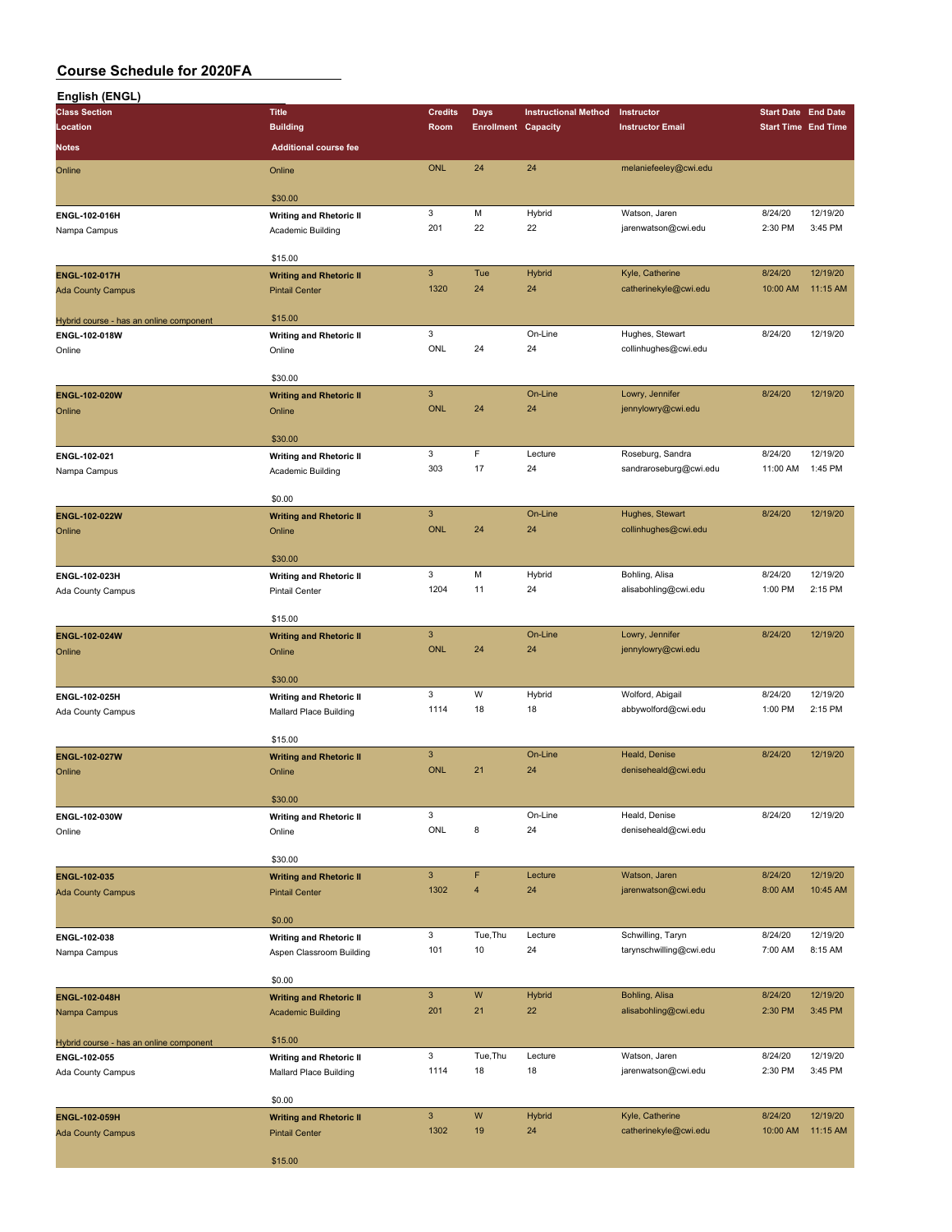# Course Schedule for 2020FA

## English (ENGL)

| Class Section / Location / Notes | Title / Building / Additional course fee | Credits / Room | Days / Enrollment | Instructional Method / Capacity | Instructor / Instructor Email | Start Date / Start Time | End Date / End Time |
|---|---|---|---|---|---|---|---|
| Online | Online | ONL | 24 | 24 | melaniefeeley@cwi.edu | | |
| | $30.00 | | | | | | |
| ENGL-102-016H | Writing and Rhetoric II | 3 | M | Hybrid | Watson, Jaren | 8/24/20 | 12/19/20 |
| Nampa Campus | Academic Building | 201 | 22 | 22 | jarenwatson@cwi.edu | 2:30 PM | 3:45 PM |
| | $15.00 | | | | | | |
| ENGL-102-017H | Writing and Rhetoric II | 3 | Tue | Hybrid | Kyle, Catherine | 8/24/20 | 12/19/20 |
| Ada County Campus | Pintail Center | 1320 | 24 | 24 | catherinekyle@cwi.edu | 10:00 AM | 11:15 AM |
| Hybrid course - has an online component | $15.00 | | | | | | |
| ENGL-102-018W | Writing and Rhetoric II | 3 | | On-Line | Hughes, Stewart | 8/24/20 | 12/19/20 |
| Online | Online | ONL | 24 | 24 | collinhughes@cwi.edu | | |
| | $30.00 | | | | | | |
| ENGL-102-020W | Writing and Rhetoric II | 3 | | On-Line | Lowry, Jennifer | 8/24/20 | 12/19/20 |
| Online | Online | ONL | 24 | 24 | jennylowry@cwi.edu | | |
| | $30.00 | | | | | | |
| ENGL-102-021 | Writing and Rhetoric II | 3 | F | Lecture | Roseburg, Sandra | 8/24/20 | 12/19/20 |
| Nampa Campus | Academic Building | 303 | 17 | 24 | sandraroseburg@cwi.edu | 11:00 AM | 1:45 PM |
| | $0.00 | | | | | | |
| ENGL-102-022W | Writing and Rhetoric II | 3 | | On-Line | Hughes, Stewart | 8/24/20 | 12/19/20 |
| Online | Online | ONL | 24 | 24 | collinhughes@cwi.edu | | |
| | $30.00 | | | | | | |
| ENGL-102-023H | Writing and Rhetoric II | 3 | M | Hybrid | Bohling, Alisa | 8/24/20 | 12/19/20 |
| Ada County Campus | Pintail Center | 1204 | 11 | 24 | alisabohling@cwi.edu | 1:00 PM | 2:15 PM |
| | $15.00 | | | | | | |
| ENGL-102-024W | Writing and Rhetoric II | 3 | | On-Line | Lowry, Jennifer | 8/24/20 | 12/19/20 |
| Online | Online | ONL | 24 | 24 | jennylowry@cwi.edu | | |
| | $30.00 | | | | | | |
| ENGL-102-025H | Writing and Rhetoric II | 3 | W | Hybrid | Wolford, Abigail | 8/24/20 | 12/19/20 |
| Ada County Campus | Mallard Place Building | 1114 | 18 | 18 | abbywolford@cwi.edu | 1:00 PM | 2:15 PM |
| | $15.00 | | | | | | |
| ENGL-102-027W | Writing and Rhetoric II | 3 | | On-Line | Heald, Denise | 8/24/20 | 12/19/20 |
| Online | Online | ONL | 21 | 24 | deniseheald@cwi.edu | | |
| | $30.00 | | | | | | |
| ENGL-102-030W | Writing and Rhetoric II | 3 | | On-Line | Heald, Denise | 8/24/20 | 12/19/20 |
| Online | Online | ONL | 8 | 24 | deniseheald@cwi.edu | | |
| | $30.00 | | | | | | |
| ENGL-102-035 | Writing and Rhetoric II | 3 | F | Lecture | Watson, Jaren | 8/24/20 | 12/19/20 |
| Ada County Campus | Pintail Center | 1302 | 4 | 24 | jarenwatson@cwi.edu | 8:00 AM | 10:45 AM |
| | $0.00 | | | | | | |
| ENGL-102-038 | Writing and Rhetoric II | 3 | Tue,Thu | Lecture | Schwilling, Taryn | 8/24/20 | 12/19/20 |
| Nampa Campus | Aspen Classroom Building | 101 | 10 | 24 | tarynschwilling@cwi.edu | 7:00 AM | 8:15 AM |
| | $0.00 | | | | | | |
| ENGL-102-048H | Writing and Rhetoric II | 3 | W | Hybrid | Bohling, Alisa | 8/24/20 | 12/19/20 |
| Nampa Campus | Academic Building | 201 | 21 | 22 | alisabohling@cwi.edu | 2:30 PM | 3:45 PM |
| Hybrid course - has an online component | $15.00 | | | | | | |
| ENGL-102-055 | Writing and Rhetoric II | 3 | Tue,Thu | Lecture | Watson, Jaren | 8/24/20 | 12/19/20 |
| Ada County Campus | Mallard Place Building | 1114 | 18 | 18 | jarenwatson@cwi.edu | 2:30 PM | 3:45 PM |
| | $0.00 | | | | | | |
| ENGL-102-059H | Writing and Rhetoric II | 3 | W | Hybrid | Kyle, Catherine | 8/24/20 | 12/19/20 |
| Ada County Campus | Pintail Center | 1302 | 19 | 24 | catherinekyle@cwi.edu | 10:00 AM | 11:15 AM |
| | $15.00 | | | | | | |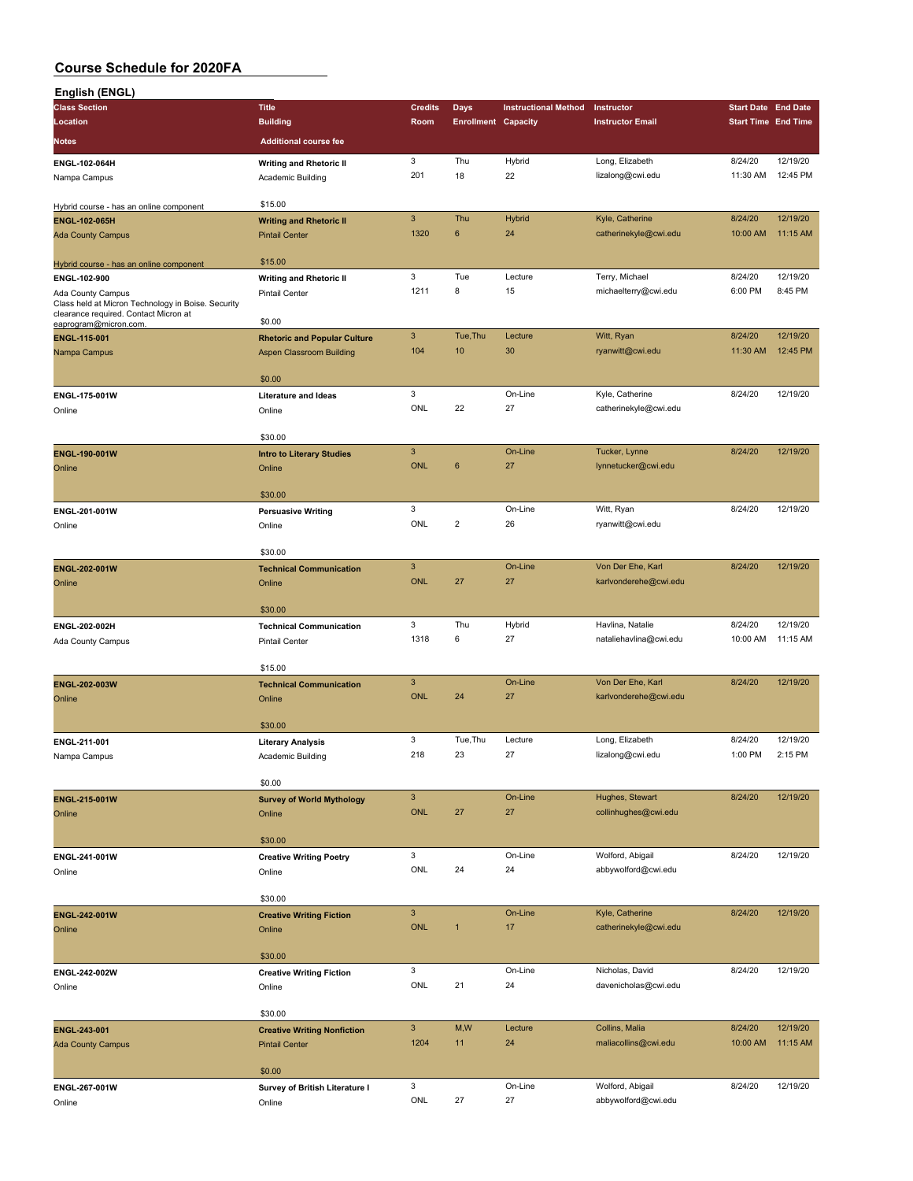# Course Schedule for 2020FA

## English (ENGL)

| Class Section / Location / Notes | Title / Building / Additional course fee | Credits / Room | Days / Enrollment | Instructional Method / Capacity | Instructor / Instructor Email | Start Date / Start Time | End Date / End Time |
|---|---|---|---|---|---|---|---|
| **ENGL-102-064H**<br>Nampa Campus<br>Hybrid course - has an online component | **Writing and Rhetoric II**<br>Academic Building<br>$15.00 | 3<br>201 | Thu<br>18 | Hybrid<br>22 | Long, Elizabeth<br>lizalong@cwi.edu | 8/24/20<br>11:30 AM | 12/19/20<br>12:45 PM |
| **ENGL-102-065H**<br>Ada County Campus<br>Hybrid course - has an online component | **Writing and Rhetoric II**<br>Pintail Center<br>$15.00 | 3<br>1320 | Thu<br>6 | Hybrid<br>24 | Kyle, Catherine<br>catherinekyle@cwi.edu | 8/24/20<br>10:00 AM | 12/19/20<br>11:15 AM |
| **ENGL-102-900**<br>Ada County Campus<br>Class held at Micron Technology in Boise. Security clearance required. Contact Micron at eaprogram@micron.com. | **Writing and Rhetoric II**<br>Pintail Center<br>$0.00 | 3<br>1211 | Tue<br>8 | Lecture<br>15 | Terry, Michael<br>michaelterry@cwi.edu | 8/24/20<br>6:00 PM | 12/19/20<br>8:45 PM |
| **ENGL-115-001**<br>Nampa Campus | **Rhetoric and Popular Culture**<br>Aspen Classroom Building<br>$0.00 | 3<br>104 | Tue,Thu<br>10 | Lecture<br>30 | Witt, Ryan<br>ryanwitt@cwi.edu | 8/24/20<br>11:30 AM | 12/19/20<br>12:45 PM |
| **ENGL-175-001W**<br>Online | **Literature and Ideas**<br>Online<br>$30.00 | 3<br>ONL | <br>22 | On-Line<br>27 | Kyle, Catherine<br>catherinekyle@cwi.edu | 8/24/20 | 12/19/20 |
| **ENGL-190-001W**<br>Online | **Intro to Literary Studies**<br>Online<br>$30.00 | 3<br>ONL | <br>6 | On-Line<br>27 | Tucker, Lynne<br>lynnetucker@cwi.edu | 8/24/20 | 12/19/20 |
| **ENGL-201-001W**<br>Online | **Persuasive Writing**<br>Online<br>$30.00 | 3<br>ONL | <br>2 | On-Line<br>26 | Witt, Ryan<br>ryanwitt@cwi.edu | 8/24/20 | 12/19/20 |
| **ENGL-202-001W**<br>Online | **Technical Communication**<br>Online<br>$30.00 | 3<br>ONL | <br>27 | On-Line<br>27 | Von Der Ehe, Karl<br>karlvonderehe@cwi.edu | 8/24/20 | 12/19/20 |
| **ENGL-202-002H**<br>Ada County Campus | **Technical Communication**<br>Pintail Center<br>$15.00 | 3<br>1318 | Thu<br>6 | Hybrid<br>27 | Havlina, Natalie<br>nataliehavlina@cwi.edu | 8/24/20<br>10:00 AM | 12/19/20<br>11:15 AM |
| **ENGL-202-003W**<br>Online | **Technical Communication**<br>Online<br>$30.00 | 3<br>ONL | <br>24 | On-Line<br>27 | Von Der Ehe, Karl<br>karlvonderehe@cwi.edu | 8/24/20 | 12/19/20 |
| **ENGL-211-001**<br>Nampa Campus | **Literary Analysis**<br>Academic Building<br>$0.00 | 3<br>218 | Tue,Thu<br>23 | Lecture<br>27 | Long, Elizabeth<br>lizalong@cwi.edu | 8/24/20<br>1:00 PM | 12/19/20<br>2:15 PM |
| **ENGL-215-001W**<br>Online | **Survey of World Mythology**<br>Online<br>$30.00 | 3<br>ONL | <br>27 | On-Line<br>27 | Hughes, Stewart<br>collinhughes@cwi.edu | 8/24/20 | 12/19/20 |
| **ENGL-241-001W**<br>Online | **Creative Writing Poetry**<br>Online<br>$30.00 | 3<br>ONL | <br>24 | On-Line<br>24 | Wolford, Abigail<br>abbywolford@cwi.edu | 8/24/20 | 12/19/20 |
| **ENGL-242-001W**<br>Online | **Creative Writing Fiction**<br>Online<br>$30.00 | 3<br>ONL | <br>1 | On-Line<br>17 | Kyle, Catherine<br>catherinekyle@cwi.edu | 8/24/20 | 12/19/20 |
| **ENGL-242-002W**<br>Online | **Creative Writing Fiction**<br>Online<br>$30.00 | 3<br>ONL | <br>21 | On-Line<br>24 | Nicholas, David<br>davenicholas@cwi.edu | 8/24/20 | 12/19/20 |
| **ENGL-243-001**<br>Ada County Campus | **Creative Writing Nonfiction**<br>Pintail Center<br>$0.00 | 3<br>1204 | M,W<br>11 | Lecture<br>24 | Collins, Malia<br>maliacollins@cwi.edu | 8/24/20<br>10:00 AM | 12/19/20<br>11:15 AM |
| **ENGL-267-001W**<br>Online | **Survey of British Literature I**<br>Online | 3<br>ONL | <br>27 | On-Line<br>27 | Wolford, Abigail<br>abbywolford@cwi.edu | 8/24/20 | 12/19/20 |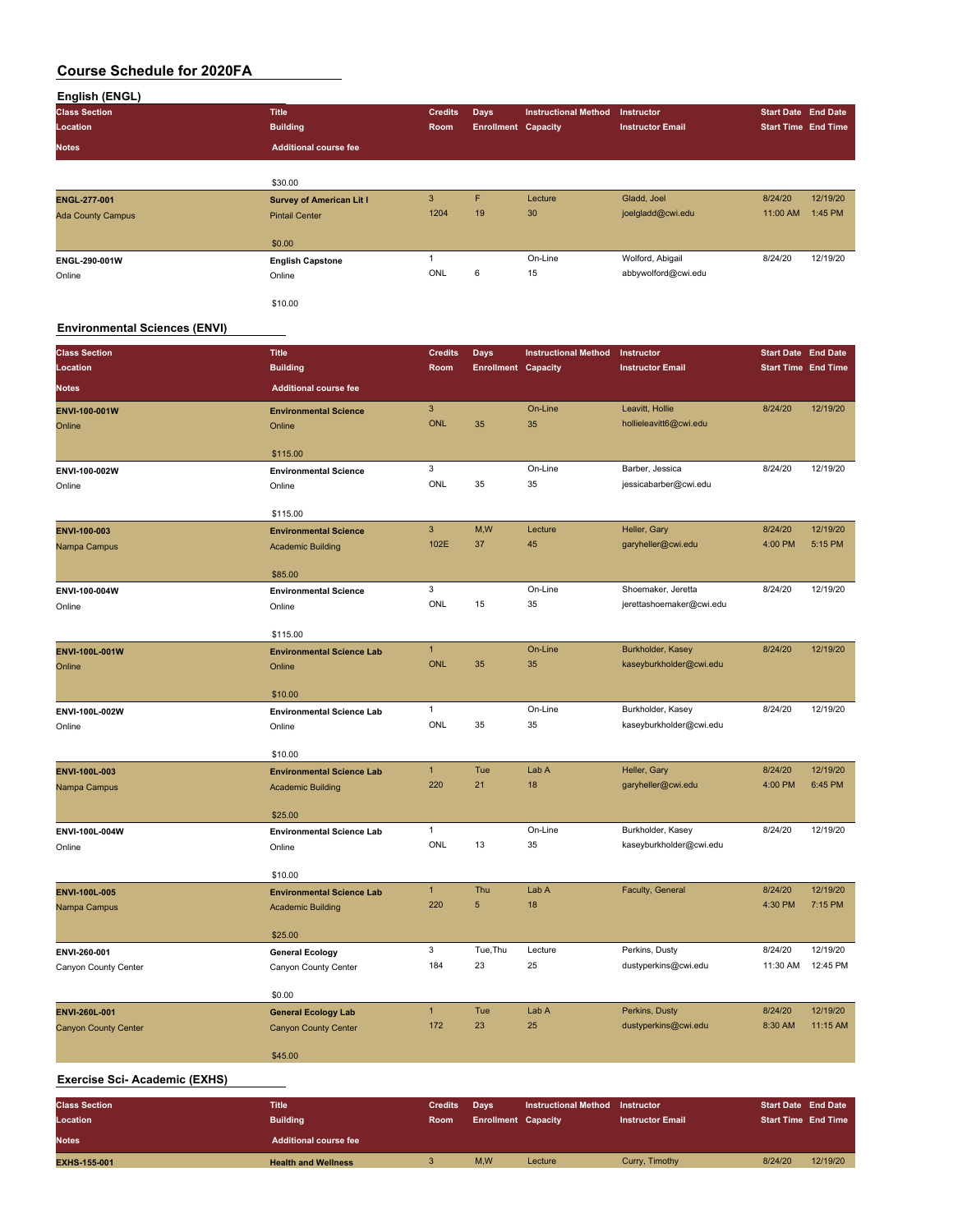# Course Schedule for 2020FA

## English (ENGL)

| Class Section / Location / Notes | Title / Building / Additional course fee | Credits / Room | Days / Enrollment | Instructional Method / Capacity | Instructor / Instructor Email | Start Date / Start Time | End Date / End Time |
|---|---|---|---|---|---|---|---|
| | $30.00 | | | | | | |
| ENGL-277-001<br>Ada County Campus | **Survey of American Lit I**<br>Pintail Center<br>$0.00 | 3<br>1204 | F<br>19 | Lecture<br>30 | Gladd, Joel<br>joelgladd@cwi.edu | 8/24/20<br>11:00 AM | 12/19/20<br>1:45 PM |
| ENGL-290-001W<br>Online | **English Capstone**<br>Online<br>$10.00 | 1<br>ONL | <br>6 | On-Line<br>15 | Wolford, Abigail<br>abbywolford@cwi.edu | 8/24/20 | 12/19/20 |

## Environmental Sciences (ENVI)

| Class Section / Location / Notes | Title / Building / Additional course fee | Credits / Room | Days / Enrollment | Instructional Method / Capacity | Instructor / Instructor Email | Start Date / Start Time | End Date / End Time |
|---|---|---|---|---|---|---|---|
| ENVI-100-001W<br>Online | **Environmental Science**<br>Online<br>$115.00 | 3<br>ONL | <br>35 | On-Line<br>35 | Leavitt, Hollie<br>hollieleavitt6@cwi.edu | 8/24/20 | 12/19/20 |
| ENVI-100-002W<br>Online | **Environmental Science**<br>Online<br>$115.00 | 3<br>ONL | <br>35 | On-Line<br>35 | Barber, Jessica<br>jessicabarber@cwi.edu | 8/24/20 | 12/19/20 |
| ENVI-100-003<br>Nampa Campus | **Environmental Science**<br>Academic Building<br>$85.00 | 3<br>102E | M,W<br>37 | Lecture<br>45 | Heller, Gary<br>garyheller@cwi.edu | 8/24/20<br>4:00 PM | 12/19/20<br>5:15 PM |
| ENVI-100-004W<br>Online | **Environmental Science**<br>Online<br>$115.00 | 3<br>ONL | <br>15 | On-Line<br>35 | Shoemaker, Jeretta<br>jerettashoemaker@cwi.edu | 8/24/20 | 12/19/20 |
| ENVI-100L-001W<br>Online | **Environmental Science Lab**<br>Online<br>$10.00 | 1<br>ONL | <br>35 | On-Line<br>35 | Burkholder, Kasey<br>kaseyburkholder@cwi.edu | 8/24/20 | 12/19/20 |
| ENVI-100L-002W<br>Online | **Environmental Science Lab**<br>Online<br>$10.00 | 1<br>ONL | <br>35 | On-Line<br>35 | Burkholder, Kasey<br>kaseyburkholder@cwi.edu | 8/24/20 | 12/19/20 |
| ENVI-100L-003<br>Nampa Campus | **Environmental Science Lab**<br>Academic Building<br>$25.00 | 1<br>220 | Tue<br>21 | Lab A<br>18 | Heller, Gary<br>garyheller@cwi.edu | 8/24/20<br>4:00 PM | 12/19/20<br>6:45 PM |
| ENVI-100L-004W<br>Online | **Environmental Science Lab**<br>Online<br>$10.00 | 1<br>ONL | <br>13 | On-Line<br>35 | Burkholder, Kasey<br>kaseyburkholder@cwi.edu | 8/24/20 | 12/19/20 |
| ENVI-100L-005<br>Nampa Campus | **Environmental Science Lab**<br>Academic Building<br>$25.00 | 1<br>220 | Thu<br>5 | Lab A<br>18 | Faculty, General | 8/24/20<br>4:30 PM | 12/19/20<br>7:15 PM |
| ENVI-260-001<br>Canyon County Center | **General Ecology**<br>Canyon County Center<br>$0.00 | 3<br>184 | Tue,Thu<br>23 | Lecture<br>25 | Perkins, Dusty<br>dustyperkins@cwi.edu | 8/24/20<br>11:30 AM | 12/19/20<br>12:45 PM |
| ENVI-260L-001<br>Canyon County Center | **General Ecology Lab**<br>Canyon County Center<br>$45.00 | 1<br>172 | Tue<br>23 | Lab A<br>25 | Perkins, Dusty<br>dustyperkins@cwi.edu | 8/24/20<br>8:30 AM | 12/19/20<br>11:15 AM |

## Exercise Sci- Academic (EXHS)

| Class Section / Location / Notes | Title / Building / Additional course fee | Credits / Room | Days / Enrollment | Instructional Method / Capacity | Instructor / Instructor Email | Start Date / Start Time | End Date / End Time |
|---|---|---|---|---|---|---|---|
| EXHS-155-001 | **Health and Wellness** | 3 | M,W | Lecture | Curry, Timothy | 8/24/20 | 12/19/20 |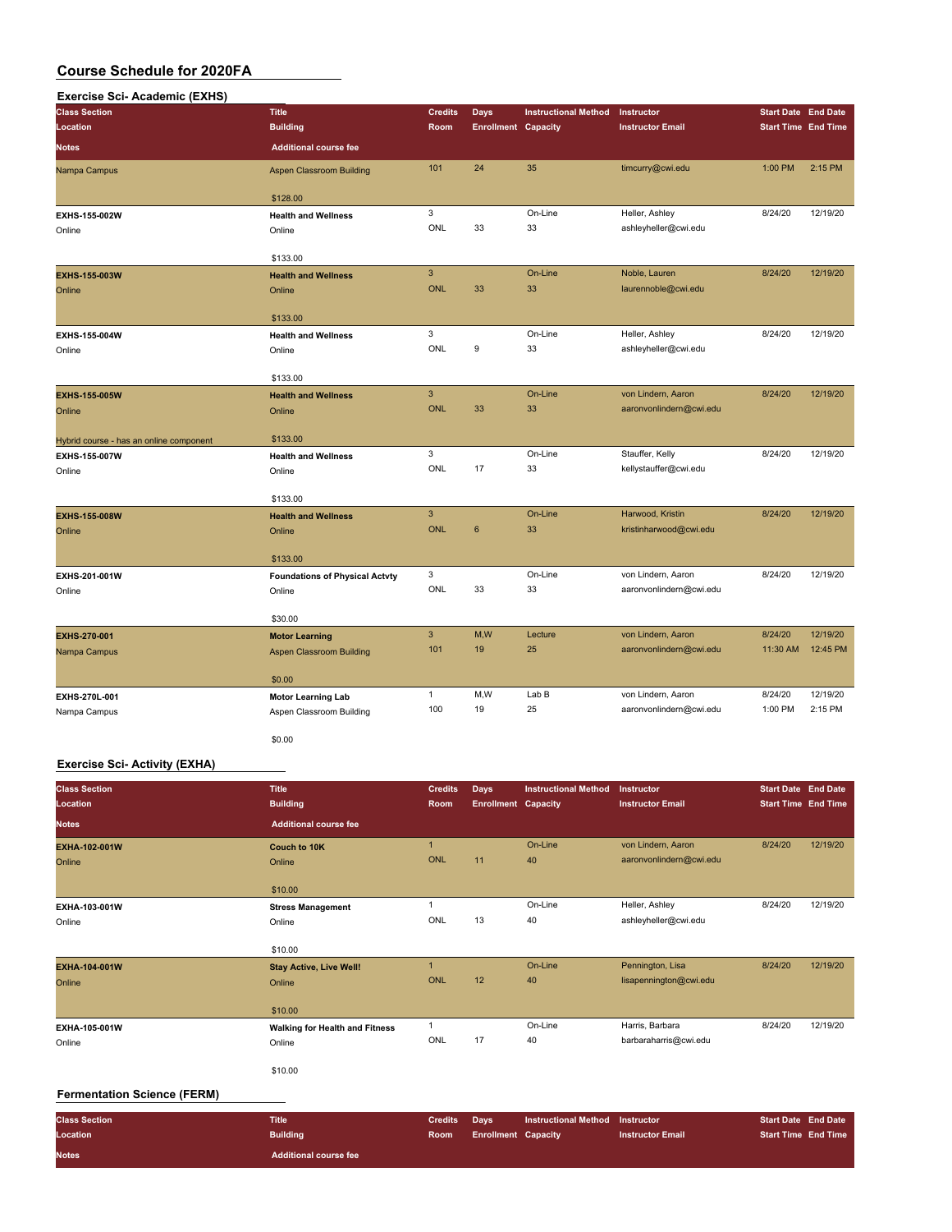## Course Schedule for 2020FA

### Exercise Sci- Academic (EXHS)

| Class Section<br>Location<br>Notes | Title<br>Building<br>Additional course fee | Credits<br>Room | Days<br>Enrollment | Instructional Method<br>Capacity | Instructor<br>Instructor Email | Start Date<br>Start Time | End Date<br>End Time |
|---|---|---|---|---|---|---|---|
| Nampa Campus | Aspen Classroom Building<br>$128.00 | 101 | 24 | 35 | timcurry@cwi.edu | 1:00 PM | 2:15 PM |
| EXHS-155-002W<br>Online | Health and Wellness<br>Online<br>$133.00 | 3<br>ONL | 33 | On-Line<br>33 | Heller, Ashley<br>ashleyheller@cwi.edu | 8/24/20 | 12/19/20 |
| EXHS-155-003W<br>Online | Health and Wellness<br>Online<br>$133.00 | 3<br>ONL | 33 | On-Line<br>33 | Noble, Lauren<br>laurennoble@cwi.edu | 8/24/20 | 12/19/20 |
| EXHS-155-004W<br>Online | Health and Wellness<br>Online<br>$133.00 | 3<br>ONL | 9 | On-Line<br>33 | Heller, Ashley<br>ashleyheller@cwi.edu | 8/24/20 | 12/19/20 |
| EXHS-155-005W<br>Online<br>Hybrid course - has an online component | Health and Wellness<br>Online<br>$133.00 | 3<br>ONL | 33 | On-Line<br>33 | von Lindern, Aaron<br>aaronvonlindern@cwi.edu | 8/24/20 | 12/19/20 |
| EXHS-155-007W<br>Online | Health and Wellness<br>Online<br>$133.00 | 3<br>ONL | 17 | On-Line<br>33 | Stauffer, Kelly<br>kellystauffer@cwi.edu | 8/24/20 | 12/19/20 |
| EXHS-155-008W<br>Online | Health and Wellness<br>Online<br>$133.00 | 3<br>ONL | 6 | On-Line<br>33 | Harwood, Kristin<br>kristinharwood@cwi.edu | 8/24/20 | 12/19/20 |
| EXHS-201-001W<br>Online | Foundations of Physical Actvty<br>Online<br>$30.00 | 3<br>ONL | 33 | On-Line<br>33 | von Lindern, Aaron<br>aaronvonlindern@cwi.edu | 8/24/20 | 12/19/20 |
| EXHS-270-001<br>Nampa Campus | Motor Learning<br>Aspen Classroom Building<br>$0.00 | 3<br>101 | M,W<br>19 | Lecture<br>25 | von Lindern, Aaron<br>aaronvonlindern@cwi.edu | 8/24/20<br>11:30 AM | 12/19/20<br>12:45 PM |
| EXHS-270L-001<br>Nampa Campus | Motor Learning Lab<br>Aspen Classroom Building<br>$0.00 | 1<br>100 | M,W<br>19 | Lab B<br>25 | von Lindern, Aaron<br>aaronvonlindern@cwi.edu | 8/24/20<br>1:00 PM | 12/19/20<br>2:15 PM |

### Exercise Sci- Activity (EXHA)

| Class Section<br>Location<br>Notes | Title<br>Building<br>Additional course fee | Credits<br>Room | Days<br>Enrollment | Instructional Method<br>Capacity | Instructor<br>Instructor Email | Start Date<br>Start Time | End Date<br>End Time |
|---|---|---|---|---|---|---|---|
| EXHA-102-001W<br>Online | Couch to 10K<br>Online<br>$10.00 | 1<br>ONL | 11 | On-Line<br>40 | von Lindern, Aaron<br>aaronvonlindern@cwi.edu | 8/24/20 | 12/19/20 |
| EXHA-103-001W<br>Online | Stress Management<br>Online<br>$10.00 | 1<br>ONL | 13 | On-Line<br>40 | Heller, Ashley<br>ashleyheller@cwi.edu | 8/24/20 | 12/19/20 |
| EXHA-104-001W<br>Online | Stay Active, Live Well!<br>Online<br>$10.00 | 1<br>ONL | 12 | On-Line<br>40 | Pennington, Lisa<br>lisapennington@cwi.edu | 8/24/20 | 12/19/20 |
| EXHA-105-001W<br>Online | Walking for Health and Fitness<br>Online<br>$10.00 | 1<br>ONL | 17 | On-Line<br>40 | Harris, Barbara<br>barbaraharris@cwi.edu | 8/24/20 | 12/19/20 |

### Fermentation Science (FERM)

| Class Section<br>Location<br>Notes | Title<br>Building<br>Additional course fee | Credits<br>Room | Days<br>Enrollment | Instructional Method<br>Capacity | Instructor<br>Instructor Email | Start Date<br>Start Time | End Date<br>End Time |
|---|---|---|---|---|---|---|---|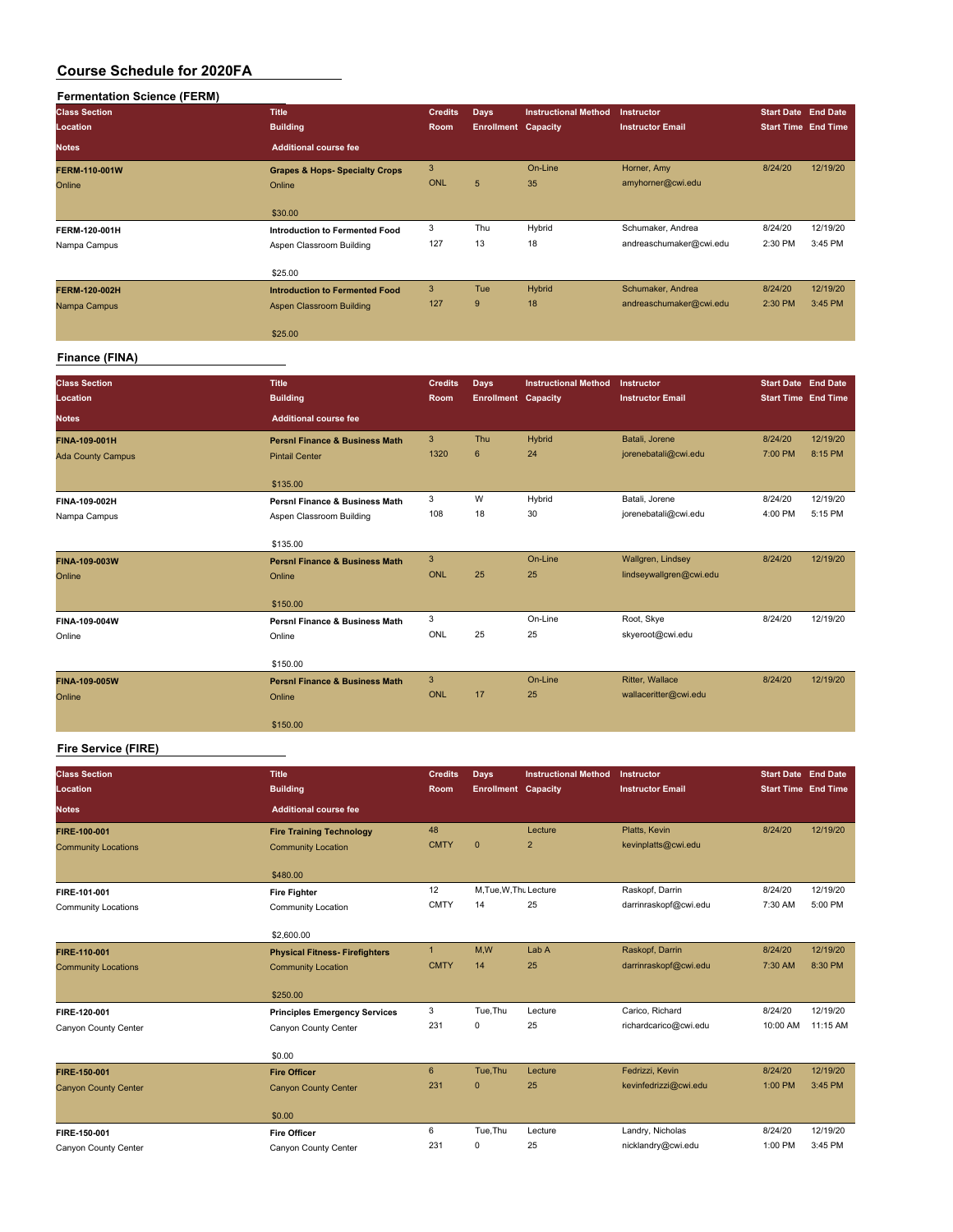# Course Schedule for 2020FA

## Fermentation Science (FERM)

| Class Section / Location / Notes | Title / Building / Additional course fee | Credits / Room | Days / Enrollment | Instructional Method / Capacity | Instructor / Instructor Email | Start Date / Start Time | End Date / End Time |
|---|---|---|---|---|---|---|---|
| FERM-110-001W<br>Online | Grapes & Hops- Specialty Crops<br>Online<br>$30.00 | 3<br>ONL | <br>5 | On-Line<br>35 | Horner, Amy<br>amyhorner@cwi.edu | 8/24/20 | 12/19/20 |
| FERM-120-001H<br>Nampa Campus | Introduction to Fermented Food<br>Aspen Classroom Building<br>$25.00 | 3<br>127 | Thu<br>13 | Hybrid<br>18 | Schumaker, Andrea<br>andreaschumaker@cwi.edu | 8/24/20<br>2:30 PM | 12/19/20<br>3:45 PM |
| FERM-120-002H<br>Nampa Campus | Introduction to Fermented Food<br>Aspen Classroom Building<br>$25.00 | 3<br>127 | Tue<br>9 | Hybrid<br>18 | Schumaker, Andrea<br>andreaschumaker@cwi.edu | 8/24/20<br>2:30 PM | 12/19/20<br>3:45 PM |

## Finance (FINA)

| Class Section / Location / Notes | Title / Building / Additional course fee | Credits / Room | Days / Enrollment | Instructional Method / Capacity | Instructor / Instructor Email | Start Date / Start Time | End Date / End Time |
|---|---|---|---|---|---|---|---|
| FINA-109-001H<br>Ada County Campus | Persnl Finance & Business Math<br>Pintail Center<br>$135.00 | 3<br>1320 | Thu<br>6 | Hybrid<br>24 | Batali, Jorene<br>jorenebatali@cwi.edu | 8/24/20<br>7:00 PM | 12/19/20<br>8:15 PM |
| FINA-109-002H<br>Nampa Campus | Persnl Finance & Business Math<br>Aspen Classroom Building<br>$135.00 | 3<br>108 | W<br>18 | Hybrid<br>30 | Batali, Jorene<br>jorenebatali@cwi.edu | 8/24/20<br>4:00 PM | 12/19/20<br>5:15 PM |
| FINA-109-003W<br>Online | Persnl Finance & Business Math<br>Online<br>$150.00 | 3<br>ONL | <br>25 | On-Line<br>25 | Wallgren, Lindsey<br>lindseywallgren@cwi.edu | 8/24/20 | 12/19/20 |
| FINA-109-004W<br>Online | Persnl Finance & Business Math<br>Online<br>$150.00 | 3<br>ONL | <br>25 | On-Line<br>25 | Root, Skye<br>skyeroot@cwi.edu | 8/24/20 | 12/19/20 |
| FINA-109-005W<br>Online | Persnl Finance & Business Math<br>Online<br>$150.00 | 3<br>ONL | <br>17 | On-Line<br>25 | Ritter, Wallace<br>wallaceritter@cwi.edu | 8/24/20 | 12/19/20 |

## Fire Service (FIRE)

| Class Section / Location / Notes | Title / Building / Additional course fee | Credits / Room | Days / Enrollment | Instructional Method / Capacity | Instructor / Instructor Email | Start Date / Start Time | End Date / End Time |
|---|---|---|---|---|---|---|---|
| FIRE-100-001<br>Community Locations | Fire Training Technology<br>Community Location<br>$480.00 | 48<br>CMTY | <br>0 | Lecture<br>2 | Platts, Kevin<br>kevinplatts@cwi.edu | 8/24/20 | 12/19/20 |
| FIRE-101-001<br>Community Locations | Fire Fighter<br>Community Location<br>$2,600.00 | 12<br>CMTY | M,Tue,W,Thu<br>14 | Lecture<br>25 | Raskopf, Darrin<br>darrinraskopf@cwi.edu | 8/24/20<br>7:30 AM | 12/19/20<br>5:00 PM |
| FIRE-110-001<br>Community Locations | Physical Fitness- Firefighters<br>Community Location<br>$250.00 | 1<br>CMTY | M,W<br>14 | Lab A<br>25 | Raskopf, Darrin<br>darrinraskopf@cwi.edu | 8/24/20<br>7:30 AM | 12/19/20<br>8:30 PM |
| FIRE-120-001<br>Canyon County Center | Principles Emergency Services<br>Canyon County Center<br>$0.00 | 3<br>231 | Tue,Thu<br>0 | Lecture<br>25 | Carico, Richard<br>richardcarico@cwi.edu | 8/24/20<br>10:00 AM | 12/19/20<br>11:15 AM |
| FIRE-150-001<br>Canyon County Center | Fire Officer<br>Canyon County Center<br>$0.00 | 6<br>231 | Tue,Thu<br>0 | Lecture<br>25 | Fedrizzi, Kevin<br>kevinfedrizzi@cwi.edu | 8/24/20<br>1:00 PM | 12/19/20<br>3:45 PM |
| FIRE-150-001<br>Canyon County Center | Fire Officer<br>Canyon County Center | 6<br>231 | Tue,Thu<br>0 | Lecture<br>25 | Landry, Nicholas<br>nicklandry@cwi.edu | 8/24/20<br>1:00 PM | 12/19/20<br>3:45 PM |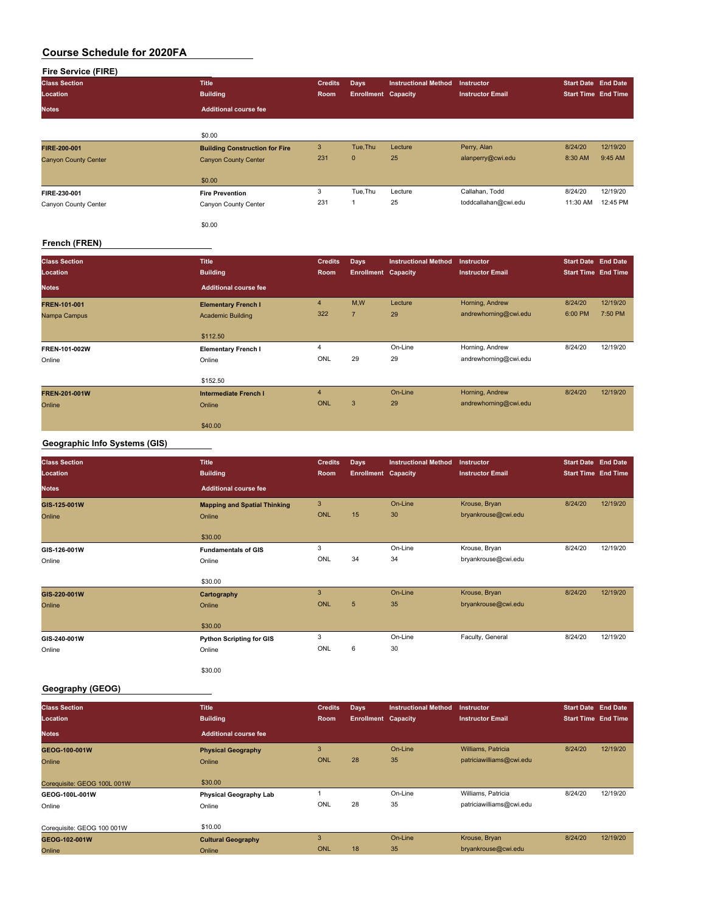# Course Schedule for 2020FA

## Fire Service (FIRE)

| Class Section / Location / Notes | Title / Building / Additional course fee | Credits / Room | Days / Enrollment | Instructional Method / Capacity | Instructor / Instructor Email | Start Date / Start Time | End Date / End Time |
|---|---|---|---|---|---|---|---|
| | $0.00 | | | | | | |
| **FIRE-200-001**<br>Canyon County Center | **Building Construction for Fire**<br>Canyon County Center<br>$0.00 | 3<br>231 | Tue,Thu<br>0 | Lecture<br>25 | Perry, Alan<br>alanperry@cwi.edu | 8/24/20<br>8:30 AM | 12/19/20<br>9:45 AM |
| **FIRE-230-001**<br>Canyon County Center | **Fire Prevention**<br>Canyon County Center<br>$0.00 | 3<br>231 | Tue,Thu<br>1 | Lecture<br>25 | Callahan, Todd<br>toddcallahan@cwi.edu | 8/24/20<br>11:30 AM | 12/19/20<br>12:45 PM |

## French (FREN)

| Class Section / Location / Notes | Title / Building / Additional course fee | Credits / Room | Days / Enrollment | Instructional Method / Capacity | Instructor / Instructor Email | Start Date / Start Time | End Date / End Time |
|---|---|---|---|---|---|---|---|
| **FREN-101-001**<br>Nampa Campus | **Elementary French I**<br>Academic Building<br>$112.50 | 4<br>322 | M,W<br>7 | Lecture<br>29 | Horning, Andrew<br>andrewhorning@cwi.edu | 8/24/20<br>6:00 PM | 12/19/20<br>7:50 PM |
| **FREN-101-002W**<br>Online | **Elementary French I**<br>Online<br>$152.50 | 4<br>ONL | <br>29 | On-Line<br>29 | Horning, Andrew<br>andrewhorning@cwi.edu | 8/24/20 | 12/19/20 |
| **FREN-201-001W**<br>Online | **Intermediate French I**<br>Online<br>$40.00 | 4<br>ONL | <br>3 | On-Line<br>29 | Horning, Andrew<br>andrewhorning@cwi.edu | 8/24/20 | 12/19/20 |

## Geographic Info Systems (GIS)

| Class Section / Location / Notes | Title / Building / Additional course fee | Credits / Room | Days / Enrollment | Instructional Method / Capacity | Instructor / Instructor Email | Start Date / Start Time | End Date / End Time |
|---|---|---|---|---|---|---|---|
| **GIS-125-001W**<br>Online | **Mapping and Spatial Thinking**<br>Online<br>$30.00 | 3<br>ONL | <br>15 | On-Line<br>30 | Krouse, Bryan<br>bryankrouse@cwi.edu | 8/24/20 | 12/19/20 |
| **GIS-126-001W**<br>Online | **Fundamentals of GIS**<br>Online<br>$30.00 | 3<br>ONL | <br>34 | On-Line<br>34 | Krouse, Bryan<br>bryankrouse@cwi.edu | 8/24/20 | 12/19/20 |
| **GIS-220-001W**<br>Online | **Cartography**<br>Online<br>$30.00 | 3<br>ONL | <br>5 | On-Line<br>35 | Krouse, Bryan<br>bryankrouse@cwi.edu | 8/24/20 | 12/19/20 |
| **GIS-240-001W**<br>Online | **Python Scripting for GIS**<br>Online<br>$30.00 | 3<br>ONL | <br>6 | On-Line<br>30 | Faculty, General | 8/24/20 | 12/19/20 |

## Geography (GEOG)

| Class Section / Location / Notes | Title / Building / Additional course fee | Credits / Room | Days / Enrollment | Instructional Method / Capacity | Instructor / Instructor Email | Start Date / Start Time | End Date / End Time |
|---|---|---|---|---|---|---|---|
| **GEOG-100-001W**<br>Online<br>Corequisite: GEOG 100L 001W | **Physical Geography**<br>Online<br>$30.00 | 3<br>ONL | <br>28 | On-Line<br>35 | Williams, Patricia<br>patriciawilliams@cwi.edu | 8/24/20 | 12/19/20 |
| **GEOG-100L-001W**<br>Online<br>Corequisite: GEOG 100 001W | **Physical Geography Lab**<br>Online<br>$10.00 | 1<br>ONL | <br>28 | On-Line<br>35 | Williams, Patricia<br>patriciawilliams@cwi.edu | 8/24/20 | 12/19/20 |
| **GEOG-102-001W**<br>Online | **Cultural Geography**<br>Online | 3<br>ONL | <br>18 | On-Line<br>35 | Krouse, Bryan<br>bryankrouse@cwi.edu | 8/24/20 | 12/19/20 |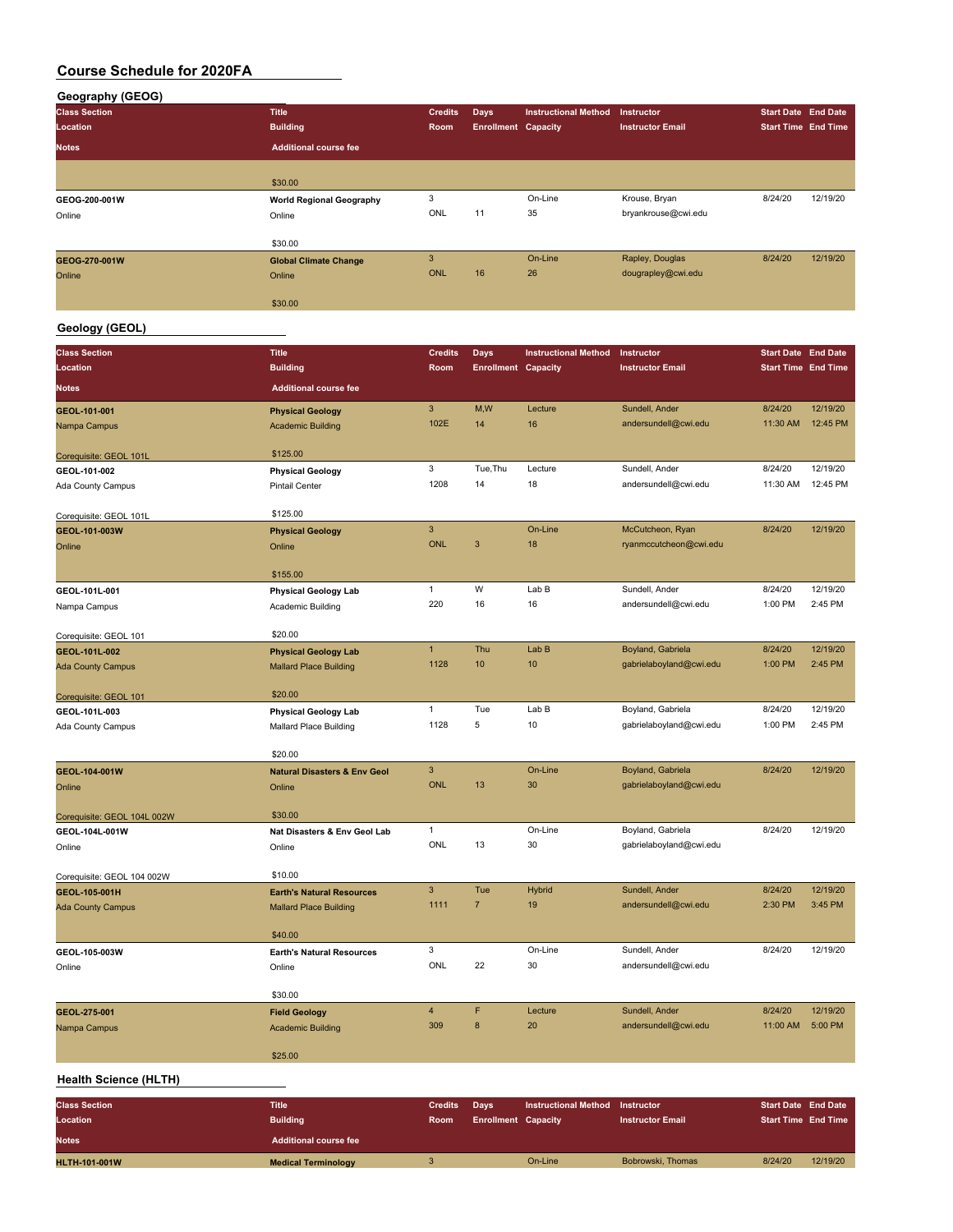# Course Schedule for 2020FA

## Geography (GEOG)

| Class Section / Location / Notes | Title / Building / Additional course fee | Credits / Room | Days / Enrollment | Instructional Method / Capacity | Instructor / Instructor Email | Start Date / Start Time | End Date / End Time |
|---|---|---|---|---|---|---|---|
| | $30.00 | | | | | | |
| GEOG-200-001W | **World Regional Geography** | 3 | | On-Line | Krouse, Bryan | 8/24/20 | 12/19/20 |
| Online | Online | ONL | 11 | 35 | bryankrouse@cwi.edu | | |
| | $30.00 | | | | | | |
| GEOG-270-001W | **Global Climate Change** | 3 | | On-Line | Rapley, Douglas | 8/24/20 | 12/19/20 |
| Online | Online | ONL | 16 | 26 | dougrapley@cwi.edu | | |
| | $30.00 | | | | | | |

## Geology (GEOL)

| Class Section / Location / Notes | Title / Building / Additional course fee | Credits / Room | Days / Enrollment | Instructional Method / Capacity | Instructor / Instructor Email | Start Date / Start Time | End Date / End Time |
|---|---|---|---|---|---|---|---|
| GEOL-101-001 | **Physical Geology** | 3 | M,W | Lecture | Sundell, Ander | 8/24/20 | 12/19/20 |
| Nampa Campus | Academic Building | 102E | 14 | 16 | andersundell@cwi.edu | 11:30 AM | 12:45 PM |
| Corequisite: GEOL 101L | $125.00 | | | | | | |
| GEOL-101-002 | **Physical Geology** | 3 | Tue,Thu | Lecture | Sundell, Ander | 8/24/20 | 12/19/20 |
| Ada County Campus | Pintail Center | 1208 | 14 | 18 | andersundell@cwi.edu | 11:30 AM | 12:45 PM |
| Corequisite: GEOL 101L | $125.00 | | | | | | |
| GEOL-101-003W | **Physical Geology** | 3 | | On-Line | McCutcheon, Ryan | 8/24/20 | 12/19/20 |
| Online | Online | ONL | 3 | 18 | ryanmccutcheon@cwi.edu | | |
| | $155.00 | | | | | | |
| GEOL-101L-001 | **Physical Geology Lab** | 1 | W | Lab B | Sundell, Ander | 8/24/20 | 12/19/20 |
| Nampa Campus | Academic Building | 220 | 16 | 16 | andersundell@cwi.edu | 1:00 PM | 2:45 PM |
| Corequisite: GEOL 101 | $20.00 | | | | | | |
| GEOL-101L-002 | **Physical Geology Lab** | 1 | Thu | Lab B | Boyland, Gabriela | 8/24/20 | 12/19/20 |
| Ada County Campus | Mallard Place Building | 1128 | 10 | 10 | gabrielaboyland@cwi.edu | 1:00 PM | 2:45 PM |
| Corequisite: GEOL 101 | $20.00 | | | | | | |
| GEOL-101L-003 | **Physical Geology Lab** | 1 | Tue | Lab B | Boyland, Gabriela | 8/24/20 | 12/19/20 |
| Ada County Campus | Mallard Place Building | 1128 | 5 | 10 | gabrielaboyland@cwi.edu | 1:00 PM | 2:45 PM |
| | $20.00 | | | | | | |
| GEOL-104-001W | **Natural Disasters & Env Geol** | 3 | | On-Line | Boyland, Gabriela | 8/24/20 | 12/19/20 |
| Online | Online | ONL | 13 | 30 | gabrielaboyland@cwi.edu | | |
| Corequisite: GEOL 104L 002W | $30.00 | | | | | | |
| GEOL-104L-001W | **Nat Disasters & Env Geol Lab** | 1 | | On-Line | Boyland, Gabriela | 8/24/20 | 12/19/20 |
| Online | Online | ONL | 13 | 30 | gabrielaboyland@cwi.edu | | |
| Corequisite: GEOL 104 002W | $10.00 | | | | | | |
| GEOL-105-001H | **Earth's Natural Resources** | 3 | Tue | Hybrid | Sundell, Ander | 8/24/20 | 12/19/20 |
| Ada County Campus | Mallard Place Building | 1111 | 7 | 19 | andersundell@cwi.edu | 2:30 PM | 3:45 PM |
| | $40.00 | | | | | | |
| GEOL-105-003W | **Earth's Natural Resources** | 3 | | On-Line | Sundell, Ander | 8/24/20 | 12/19/20 |
| Online | Online | ONL | 22 | 30 | andersundell@cwi.edu | | |
| | $30.00 | | | | | | |
| GEOL-275-001 | **Field Geology** | 4 | F | Lecture | Sundell, Ander | 8/24/20 | 12/19/20 |
| Nampa Campus | Academic Building | 309 | 8 | 20 | andersundell@cwi.edu | 11:00 AM | 5:00 PM |
| | $25.00 | | | | | | |

## Health Science (HLTH)

| Class Section / Location / Notes | Title / Building / Additional course fee | Credits / Room | Days / Enrollment | Instructional Method / Capacity | Instructor / Instructor Email | Start Date / Start Time | End Date / End Time |
|---|---|---|---|---|---|---|---|
| HLTH-101-001W | **Medical Terminology** | 3 | | On-Line | Bobrowski, Thomas | 8/24/20 | 12/19/20 |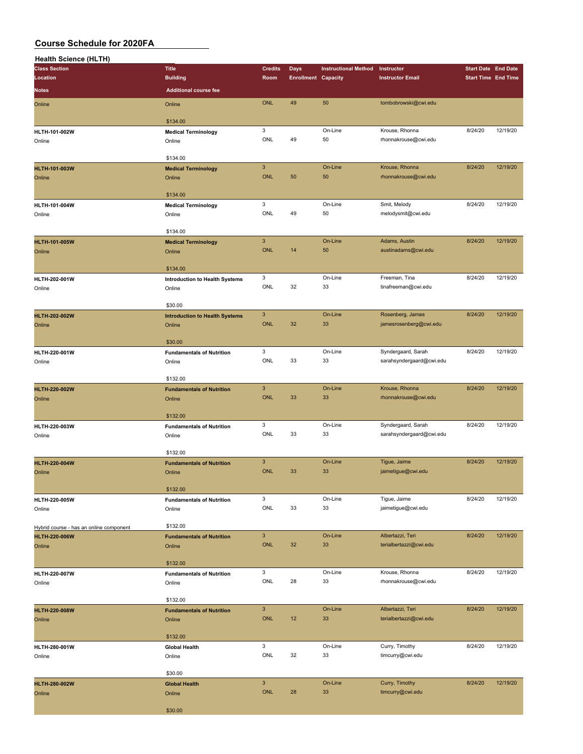# Course Schedule for 2020FA

## Health Science (HLTH)

| Class Section / Location / Notes | Title / Building / Additional course fee | Credits / Room | Days / Enrollment | Instructional Method / Capacity | Instructor / Instructor Email | Start Date / Start Time | End Date / End Time |
|---|---|---|---|---|---|---|---|
| Online | Online / $134.00 | ONL | 49 | 50 | tombobrowski@cwi.edu | | |
| HLTH-101-002W / Online | Medical Terminology / Online / $134.00 | 3 / ONL | 49 | On-Line / 50 | Krouse, Rhonna / rhonnakrouse@cwi.edu | 8/24/20 | 12/19/20 |
| HLTH-101-003W / Online | Medical Terminology / Online / $134.00 | 3 / ONL | 50 | On-Line / 50 | Krouse, Rhonna / rhonnakrouse@cwi.edu | 8/24/20 | 12/19/20 |
| HLTH-101-004W / Online | Medical Terminology / Online / $134.00 | 3 / ONL | 49 | On-Line / 50 | Smit, Melody / melodysmit@cwi.edu | 8/24/20 | 12/19/20 |
| HLTH-101-005W / Online | Medical Terminology / Online / $134.00 | 3 / ONL | 14 | On-Line / 50 | Adams, Austin / austinadams@cwi.edu | 8/24/20 | 12/19/20 |
| HLTH-202-001W / Online | Introduction to Health Systems / Online / $30.00 | 3 / ONL | 32 | On-Line / 33 | Freeman, Tina / tinafreeman@cwi.edu | 8/24/20 | 12/19/20 |
| HLTH-202-002W / Online | Introduction to Health Systems / Online / $30.00 | 3 / ONL | 32 | On-Line / 33 | Rosenberg, James / jamesrosenberg@cwi.edu | 8/24/20 | 12/19/20 |
| HLTH-220-001W / Online | Fundamentals of Nutrition / Online / $132.00 | 3 / ONL | 33 | On-Line / 33 | Syndergaard, Sarah / sarahsyndergaard@cwi.edu | 8/24/20 | 12/19/20 |
| HLTH-220-002W / Online | Fundamentals of Nutrition / Online / $132.00 | 3 / ONL | 33 | On-Line / 33 | Krouse, Rhonna / rhonnakrouse@cwi.edu | 8/24/20 | 12/19/20 |
| HLTH-220-003W / Online | Fundamentals of Nutrition / Online / $132.00 | 3 / ONL | 33 | On-Line / 33 | Syndergaard, Sarah / sarahsyndergaard@cwi.edu | 8/24/20 | 12/19/20 |
| HLTH-220-004W / Online | Fundamentals of Nutrition / Online / $132.00 | 3 / ONL | 33 | On-Line / 33 | Tigue, Jaime / jaimetigue@cwi.edu | 8/24/20 | 12/19/20 |
| HLTH-220-005W / Online / Hybrid course - has an online component | Fundamentals of Nutrition / Online / $132.00 | 3 / ONL | 33 | On-Line / 33 | Tigue, Jaime / jaimetigue@cwi.edu | 8/24/20 | 12/19/20 |
| HLTH-220-006W / Online | Fundamentals of Nutrition / Online / $132.00 | 3 / ONL | 32 | On-Line / 33 | Albertazzi, Teri / terialbertazzi@cwi.edu | 8/24/20 | 12/19/20 |
| HLTH-220-007W / Online | Fundamentals of Nutrition / Online / $132.00 | 3 / ONL | 28 | On-Line / 33 | Krouse, Rhonna / rhonnakrouse@cwi.edu | 8/24/20 | 12/19/20 |
| HLTH-220-008W / Online | Fundamentals of Nutrition / Online / $132.00 | 3 / ONL | 12 | On-Line / 33 | Albertazzi, Teri / terialbertazzi@cwi.edu | 8/24/20 | 12/19/20 |
| HLTH-280-001W / Online | Global Health / Online / $30.00 | 3 / ONL | 32 | On-Line / 33 | Curry, Timothy / timcurry@cwi.edu | 8/24/20 | 12/19/20 |
| HLTH-280-002W / Online | Global Health / Online / $30.00 | 3 / ONL | 28 | On-Line / 33 | Curry, Timothy / timcurry@cwi.edu | 8/24/20 | 12/19/20 |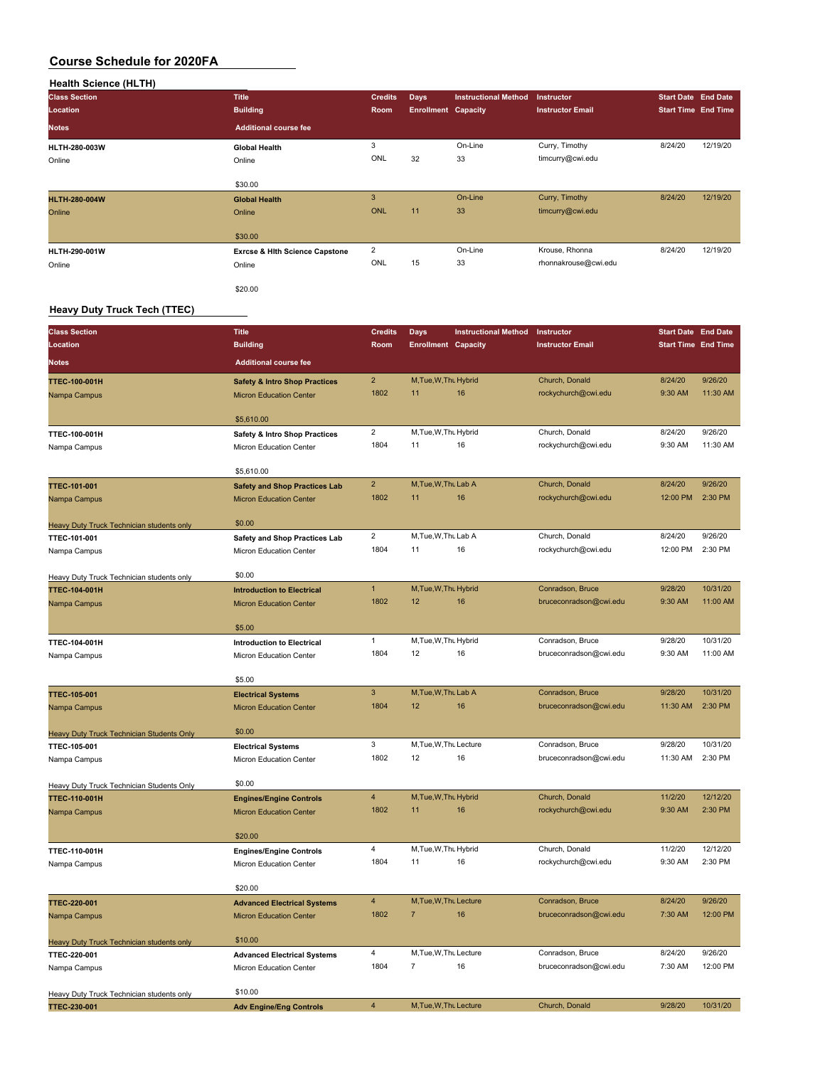## Course Schedule for 2020FA

### Health Science (HLTH)

| Class Section | Title | Credits | Days | Instructional Method | Instructor | Start Date | End Date |
|---|---|---|---|---|---|---|---|
| Location | Building | Room | Enrollment | Capacity | Instructor Email | Start Time | End Time |
| Notes | Additional course fee | | | | | | |
| HLTH-280-003W | Global Health | 3 | | On-Line | Curry, Timothy | 8/24/20 | 12/19/20 |
| Online | Online | ONL | 32 | 33 | timcurry@cwi.edu | | |
| | $30.00 | | | | | | |
| HLTH-280-004W | Global Health | 3 | | On-Line | Curry, Timothy | 8/24/20 | 12/19/20 |
| Online | Online | ONL | 11 | 33 | timcurry@cwi.edu | | |
| | $30.00 | | | | | | |
| HLTH-290-001W | Exrcse & Hlth Science Capstone | 2 | | On-Line | Krouse, Rhonna | 8/24/20 | 12/19/20 |
| Online | Online | ONL | 15 | 33 | rhonnakrouse@cwi.edu | | |
| | $20.00 | | | | | | |

### Heavy Duty Truck Tech (TTEC)

| Class Section | Title | Credits | Days | Instructional Method | Instructor | Start Date | End Date |
|---|---|---|---|---|---|---|---|
| Location | Building | Room | Enrollment | Capacity | Instructor Email | Start Time | End Time |
| Notes | Additional course fee | | | | | | |
| TTEC-100-001H | Safety & Intro Shop Practices | 2 | M,Tue,W,Thu | Hybrid | Church, Donald | 8/24/20 | 9/26/20 |
| Nampa Campus | Micron Education Center | 1802 | 11 | 16 | rockychurch@cwi.edu | 9:30 AM | 11:30 AM |
| | $5,610.00 | | | | | | |
| TTEC-100-001H | Safety & Intro Shop Practices | 2 | M,Tue,W,Thu | Hybrid | Church, Donald | 8/24/20 | 9/26/20 |
| Nampa Campus | Micron Education Center | 1804 | 11 | 16 | rockychurch@cwi.edu | 9:30 AM | 11:30 AM |
| | $5,610.00 | | | | | | |
| TTEC-101-001 | Safety and Shop Practices Lab | 2 | M,Tue,W,Thu | Lab A | Church, Donald | 8/24/20 | 9/26/20 |
| Nampa Campus | Micron Education Center | 1802 | 11 | 16 | rockychurch@cwi.edu | 12:00 PM | 2:30 PM |
| Heavy Duty Truck Technician students only | $0.00 | | | | | | |
| TTEC-101-001 | Safety and Shop Practices Lab | 2 | M,Tue,W,Thu | Lab A | Church, Donald | 8/24/20 | 9/26/20 |
| Nampa Campus | Micron Education Center | 1804 | 11 | 16 | rockychurch@cwi.edu | 12:00 PM | 2:30 PM |
| Heavy Duty Truck Technician students only | $0.00 | | | | | | |
| TTEC-104-001H | Introduction to Electrical | 1 | M,Tue,W,Thu | Hybrid | Conradson, Bruce | 9/28/20 | 10/31/20 |
| Nampa Campus | Micron Education Center | 1802 | 12 | 16 | bruceconradson@cwi.edu | 9:30 AM | 11:00 AM |
| | $5.00 | | | | | | |
| TTEC-104-001H | Introduction to Electrical | 1 | M,Tue,W,Thu | Hybrid | Conradson, Bruce | 9/28/20 | 10/31/20 |
| Nampa Campus | Micron Education Center | 1804 | 12 | 16 | bruceconradson@cwi.edu | 9:30 AM | 11:00 AM |
| | $5.00 | | | | | | |
| TTEC-105-001 | Electrical Systems | 3 | M,Tue,W,Thu | Lab A | Conradson, Bruce | 9/28/20 | 10/31/20 |
| Nampa Campus | Micron Education Center | 1804 | 12 | 16 | bruceconradson@cwi.edu | 11:30 AM | 2:30 PM |
| Heavy Duty Truck Technician Students Only | $0.00 | | | | | | |
| TTEC-105-001 | Electrical Systems | 3 | M,Tue,W,Thu | Lecture | Conradson, Bruce | 9/28/20 | 10/31/20 |
| Nampa Campus | Micron Education Center | 1802 | 12 | 16 | bruceconradson@cwi.edu | 11:30 AM | 2:30 PM |
| Heavy Duty Truck Technician Students Only | $0.00 | | | | | | |
| TTEC-110-001H | Engines/Engine Controls | 4 | M,Tue,W,Thu | Hybrid | Church, Donald | 11/2/20 | 12/12/20 |
| Nampa Campus | Micron Education Center | 1802 | 11 | 16 | rockychurch@cwi.edu | 9:30 AM | 2:30 PM |
| | $20.00 | | | | | | |
| TTEC-110-001H | Engines/Engine Controls | 4 | M,Tue,W,Thu | Hybrid | Church, Donald | 11/2/20 | 12/12/20 |
| Nampa Campus | Micron Education Center | 1804 | 11 | 16 | rockychurch@cwi.edu | 9:30 AM | 2:30 PM |
| | $20.00 | | | | | | |
| TTEC-220-001 | Advanced Electrical Systems | 4 | M,Tue,W,Thu | Lecture | Conradson, Bruce | 8/24/20 | 9/26/20 |
| Nampa Campus | Micron Education Center | 1802 | 7 | 16 | bruceconradson@cwi.edu | 7:30 AM | 12:00 PM |
| Heavy Duty Truck Technician students only | $10.00 | | | | | | |
| TTEC-220-001 | Advanced Electrical Systems | 4 | M,Tue,W,Thu | Lecture | Conradson, Bruce | 8/24/20 | 9/26/20 |
| Nampa Campus | Micron Education Center | 1804 | 7 | 16 | bruceconradson@cwi.edu | 7:30 AM | 12:00 PM |
| Heavy Duty Truck Technician students only | $10.00 | | | | | | |
| TTEC-230-001 | Adv Engine/Eng Controls | 4 | M,Tue,W,Thu | Lecture | Church, Donald | 9/28/20 | 10/31/20 |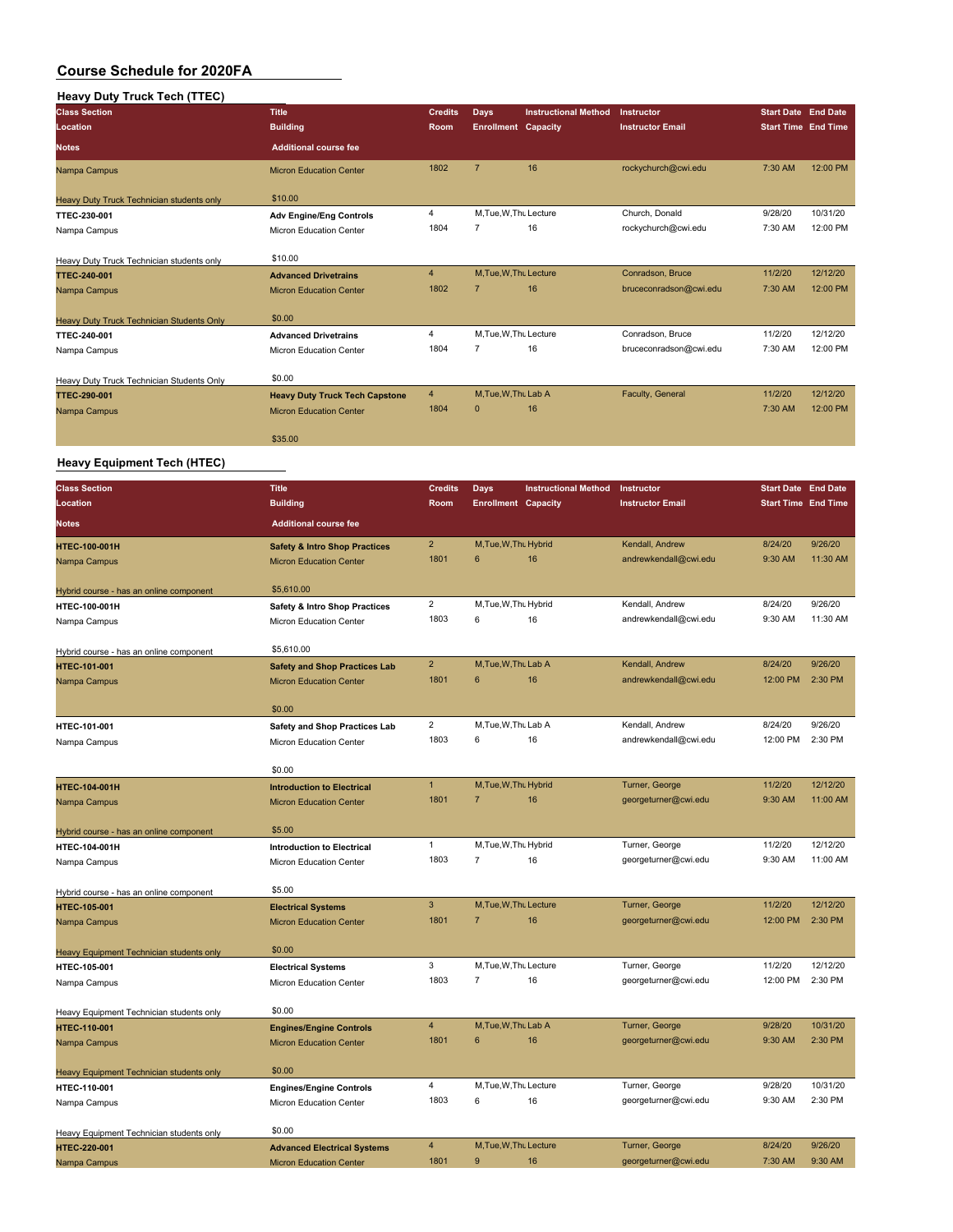# Course Schedule for 2020FA

## Heavy Duty Truck Tech (TTEC)

| Class Section / Location / Notes | Title / Building / Additional course fee | Credits / Room | Days / Enrollment | Instructional Method / Capacity | Instructor / Instructor Email | Start Date / Start Time | End Date / End Time |
|---|---|---|---|---|---|---|---|
| Nampa Campus | Micron Education Center | 1802 | 7 | 16 | rockychurch@cwi.edu | 7:30 AM | 12:00 PM |
| Heavy Duty Truck Technician students only | $10.00 | | | | | | |
| TTEC-230-001 | Adv Engine/Eng Controls | 4 | M,Tue,W,Thu | Lecture | Church, Donald | 9/28/20 | 10/31/20 |
| Nampa Campus | Micron Education Center | 1804 | 7 | 16 | rockychurch@cwi.edu | 7:30 AM | 12:00 PM |
| Heavy Duty Truck Technician students only | $10.00 | | | | | | |
| TTEC-240-001 | Advanced Drivetrains | 4 | M,Tue,W,Thu | Lecture | Conradson, Bruce | 11/2/20 | 12/12/20 |
| Nampa Campus | Micron Education Center | 1802 | 7 | 16 | bruceconradson@cwi.edu | 7:30 AM | 12:00 PM |
| Heavy Duty Truck Technician Students Only | $0.00 | | | | | | |
| TTEC-240-001 | Advanced Drivetrains | 4 | M,Tue,W,Thu | Lecture | Conradson, Bruce | 11/2/20 | 12/12/20 |
| Nampa Campus | Micron Education Center | 1804 | 7 | 16 | bruceconradson@cwi.edu | 7:30 AM | 12:00 PM |
| Heavy Duty Truck Technician Students Only | $0.00 | | | | | | |
| TTEC-290-001 | Heavy Duty Truck Tech Capstone | 4 | M,Tue,W,Thu | Lab A | Faculty, General | 11/2/20 | 12/12/20 |
| Nampa Campus | Micron Education Center | 1804 | 0 | 16 | | 7:30 AM | 12:00 PM |
| | $35.00 | | | | | | |

## Heavy Equipment Tech (HTEC)

| Class Section / Location / Notes | Title / Building / Additional course fee | Credits / Room | Days / Enrollment | Instructional Method / Capacity | Instructor / Instructor Email | Start Date / Start Time | End Date / End Time |
|---|---|---|---|---|---|---|---|
| HTEC-100-001H | Safety & Intro Shop Practices | 2 | M,Tue,W,Thu | Hybrid | Kendall, Andrew | 8/24/20 | 9/26/20 |
| Nampa Campus | Micron Education Center | 1801 | 6 | 16 | andrewkendall@cwi.edu | 9:30 AM | 11:30 AM |
| Hybrid course - has an online component | $5,610.00 | | | | | | |
| HTEC-100-001H | Safety & Intro Shop Practices | 2 | M,Tue,W,Thu | Hybrid | Kendall, Andrew | 8/24/20 | 9/26/20 |
| Nampa Campus | Micron Education Center | 1803 | 6 | 16 | andrewkendall@cwi.edu | 9:30 AM | 11:30 AM |
| Hybrid course - has an online component | $5,610.00 | | | | | | |
| HTEC-101-001 | Safety and Shop Practices Lab | 2 | M,Tue,W,Thu | Lab A | Kendall, Andrew | 8/24/20 | 9/26/20 |
| Nampa Campus | Micron Education Center | 1801 | 6 | 16 | andrewkendall@cwi.edu | 12:00 PM | 2:30 PM |
| | $0.00 | | | | | | |
| HTEC-101-001 | Safety and Shop Practices Lab | 2 | M,Tue,W,Thu | Lab A | Kendall, Andrew | 8/24/20 | 9/26/20 |
| Nampa Campus | Micron Education Center | 1803 | 6 | 16 | andrewkendall@cwi.edu | 12:00 PM | 2:30 PM |
| | $0.00 | | | | | | |
| HTEC-104-001H | Introduction to Electrical | 1 | M,Tue,W,Thu | Hybrid | Turner, George | 11/2/20 | 12/12/20 |
| Nampa Campus | Micron Education Center | 1801 | 7 | 16 | georgeturner@cwi.edu | 9:30 AM | 11:00 AM |
| Hybrid course - has an online component | $5.00 | | | | | | |
| HTEC-104-001H | Introduction to Electrical | 1 | M,Tue,W,Thu | Hybrid | Turner, George | 11/2/20 | 12/12/20 |
| Nampa Campus | Micron Education Center | 1803 | 7 | 16 | georgeturner@cwi.edu | 9:30 AM | 11:00 AM |
| Hybrid course - has an online component | $5.00 | | | | | | |
| HTEC-105-001 | Electrical Systems | 3 | M,Tue,W,Thu | Lecture | Turner, George | 11/2/20 | 12/12/20 |
| Nampa Campus | Micron Education Center | 1801 | 7 | 16 | georgeturner@cwi.edu | 12:00 PM | 2:30 PM |
| Heavy Equipment Technician students only | $0.00 | | | | | | |
| HTEC-105-001 | Electrical Systems | 3 | M,Tue,W,Thu | Lecture | Turner, George | 11/2/20 | 12/12/20 |
| Nampa Campus | Micron Education Center | 1803 | 7 | 16 | georgeturner@cwi.edu | 12:00 PM | 2:30 PM |
| Heavy Equipment Technician students only | $0.00 | | | | | | |
| HTEC-110-001 | Engines/Engine Controls | 4 | M,Tue,W,Thu | Lab A | Turner, George | 9/28/20 | 10/31/20 |
| Nampa Campus | Micron Education Center | 1801 | 6 | 16 | georgeturner@cwi.edu | 9:30 AM | 2:30 PM |
| Heavy Equipment Technician students only | $0.00 | | | | | | |
| HTEC-110-001 | Engines/Engine Controls | 4 | M,Tue,W,Thu | Lecture | Turner, George | 9/28/20 | 10/31/20 |
| Nampa Campus | Micron Education Center | 1803 | 6 | 16 | georgeturner@cwi.edu | 9:30 AM | 2:30 PM |
| Heavy Equipment Technician students only | $0.00 | | | | | | |
| HTEC-220-001 | Advanced Electrical Systems | 4 | M,Tue,W,Thu | Lecture | Turner, George | 8/24/20 | 9/26/20 |
| Nampa Campus | Micron Education Center | 1801 | 9 | 16 | georgeturner@cwi.edu | 7:30 AM | 9:30 AM |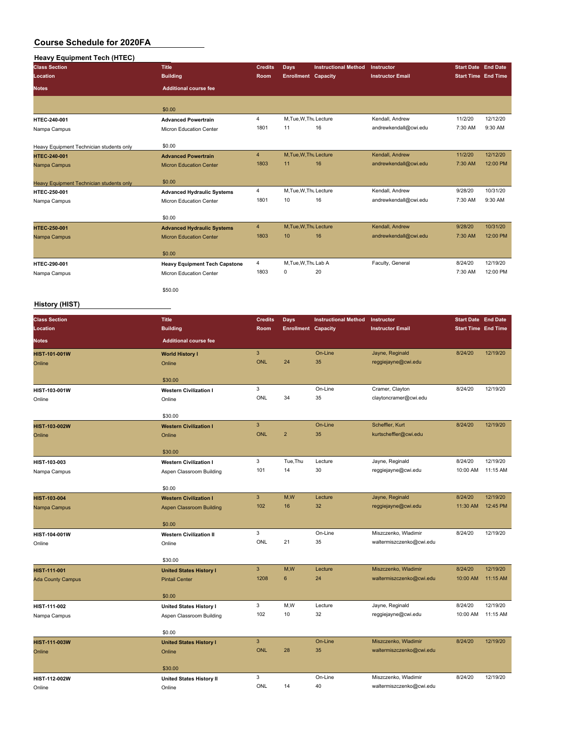# Course Schedule for 2020FA

## Heavy Equipment Tech (HTEC)

| Class Section<br>Location<br>Notes | Title<br>Building<br>Additional course fee | Credits<br>Room | Days<br>Enrollment | Instructional Method<br>Capacity | Instructor<br>Instructor Email | Start Date<br>Start Time | End Date<br>End Time |
|---|---|---|---|---|---|---|---|
| | $0.00 | | | | | | |
| HTEC-240-001<br>Nampa Campus<br>Heavy Equipment Technician students only | Advanced Powertrain<br>Micron Education Center<br>$0.00 | 4<br>1801 | M,Tue,W,Thu<br>11 | Lecture<br>16 | Kendall, Andrew<br>andrewkendall@cwi.edu | 11/2/20<br>7:30 AM | 12/12/20<br>9:30 AM |
| HTEC-240-001<br>Nampa Campus<br>Heavy Equipment Technician students only | Advanced Powertrain<br>Micron Education Center<br>$0.00 | 4<br>1803 | M,Tue,W,Thu<br>11 | Lecture<br>16 | Kendall, Andrew<br>andrewkendall@cwi.edu | 11/2/20<br>7:30 AM | 12/12/20<br>12:00 PM |
| HTEC-250-001<br>Nampa Campus | Advanced Hydraulic Systems<br>Micron Education Center<br>$0.00 | 4<br>1801 | M,Tue,W,Thu<br>10 | Lecture<br>16 | Kendall, Andrew<br>andrewkendall@cwi.edu | 9/28/20<br>7:30 AM | 10/31/20<br>9:30 AM |
| HTEC-250-001<br>Nampa Campus | Advanced Hydraulic Systems<br>Micron Education Center<br>$0.00 | 4<br>1803 | M,Tue,W,Thu<br>10 | Lecture<br>16 | Kendall, Andrew<br>andrewkendall@cwi.edu | 9/28/20<br>7:30 AM | 10/31/20<br>12:00 PM |
| HTEC-290-001<br>Nampa Campus | Heavy Equipment Tech Capstone<br>Micron Education Center<br>$50.00 | 4<br>1803 | M,Tue,W,Thu<br>0 | Lab A<br>20 | Faculty, General | 8/24/20<br>7:30 AM | 12/19/20<br>12:00 PM |

## History (HIST)

| Class Section<br>Location<br>Notes | Title<br>Building<br>Additional course fee | Credits<br>Room | Days<br>Enrollment | Instructional Method<br>Capacity | Instructor<br>Instructor Email | Start Date<br>Start Time | End Date<br>End Time |
|---|---|---|---|---|---|---|---|
| HIST-101-001W<br>Online | World History I<br>Online<br>$30.00 | 3<br>ONL | 24 | On-Line<br>35 | Jayne, Reginald<br>reggiejayne@cwi.edu | 8/24/20 | 12/19/20 |
| HIST-103-001W<br>Online | Western Civilization I<br>Online<br>$30.00 | 3<br>ONL | 34 | On-Line<br>35 | Cramer, Clayton<br>claytoncramer@cwi.edu | 8/24/20 | 12/19/20 |
| HIST-103-002W<br>Online | Western Civilization I<br>Online<br>$30.00 | 3<br>ONL | 2 | On-Line<br>35 | Scheffler, Kurt<br>kurtscheffler@cwi.edu | 8/24/20 | 12/19/20 |
| HIST-103-003<br>Nampa Campus | Western Civilization I<br>Aspen Classroom Building<br>$0.00 | 3<br>101 | Tue,Thu<br>14 | Lecture<br>30 | Jayne, Reginald<br>reggiejayne@cwi.edu | 8/24/20<br>10:00 AM | 12/19/20<br>11:15 AM |
| HIST-103-004<br>Nampa Campus | Western Civilization I<br>Aspen Classroom Building<br>$0.00 | 3<br>102 | M,W<br>16 | Lecture<br>32 | Jayne, Reginald<br>reggiejayne@cwi.edu | 8/24/20<br>11:30 AM | 12/19/20<br>12:45 PM |
| HIST-104-001W<br>Online | Western Civilization II<br>Online<br>$30.00 | 3<br>ONL | 21 | On-Line<br>35 | Miszczenko, Wladimir<br>waltermiszczenko@cwi.edu | 8/24/20 | 12/19/20 |
| HIST-111-001<br>Ada County Campus | United States History I<br>Pintail Center<br>$0.00 | 3<br>1208 | M,W<br>6 | Lecture<br>24 | Miszczenko, Wladimir<br>waltermiszczenko@cwi.edu | 8/24/20<br>10:00 AM | 12/19/20<br>11:15 AM |
| HIST-111-002<br>Nampa Campus | United States History I<br>Aspen Classroom Building<br>$0.00 | 3<br>102 | M,W<br>10 | Lecture<br>32 | Jayne, Reginald<br>reggiejayne@cwi.edu | 8/24/20<br>10:00 AM | 12/19/20<br>11:15 AM |
| HIST-111-003W<br>Online | United States History I<br>Online<br>$30.00 | 3<br>ONL | 28 | On-Line<br>35 | Miszczenko, Wladimir<br>waltermiszczenko@cwi.edu | 8/24/20 | 12/19/20 |
| HIST-112-002W<br>Online | United States History II<br>Online | 3<br>ONL | 14 | On-Line<br>40 | Miszczenko, Wladimir<br>waltermiszczenko@cwi.edu | 8/24/20 | 12/19/20 |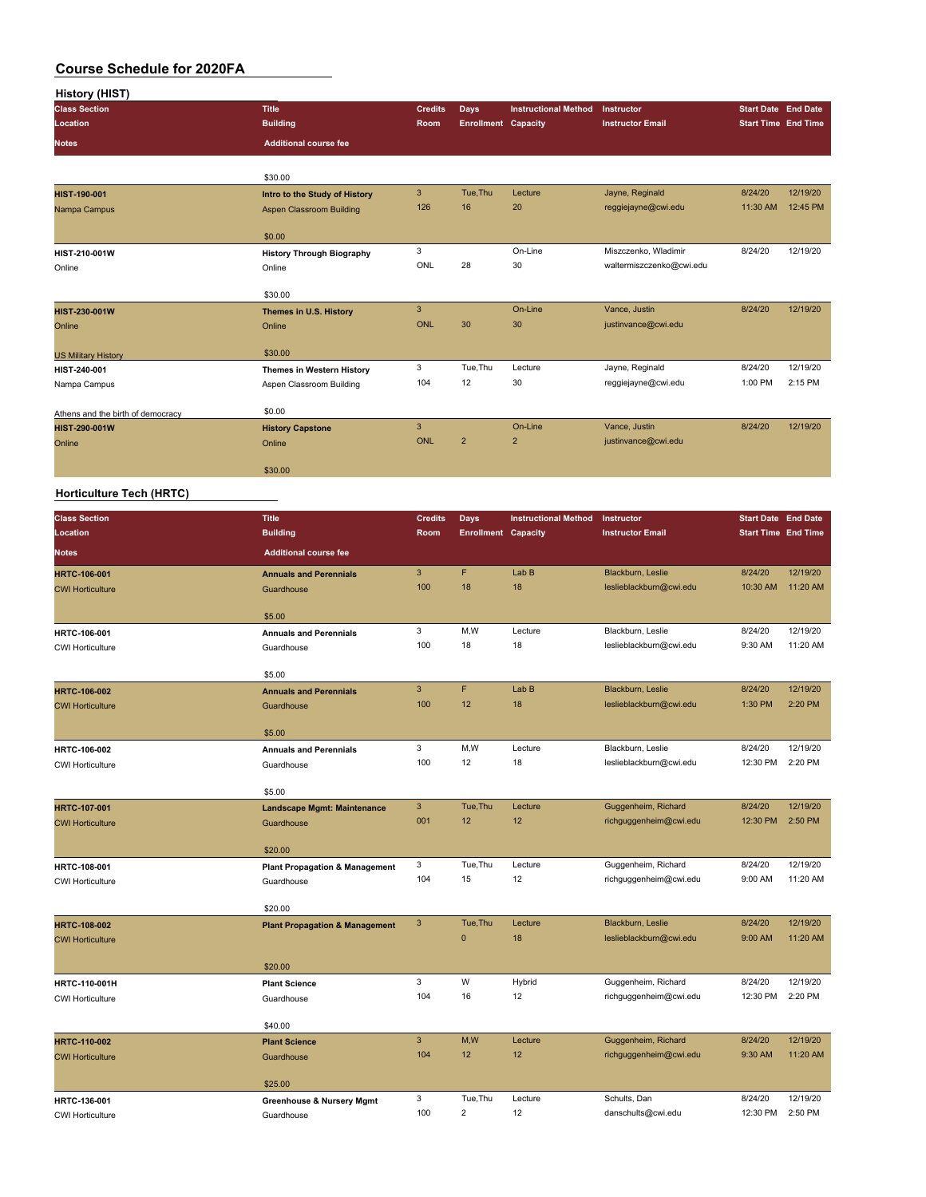# Course Schedule for 2020FA

## History (HIST)

| Class Section / Location / Notes | Title / Building / Additional course fee | Credits / Room | Days / Enrollment | Instructional Method / Capacity | Instructor / Instructor Email | Start Date / Start Time | End Date / End Time |
|---|---|---|---|---|---|---|---|
| | $30.00 | | | | | | |
| HIST-190-001 | Intro to the Study of History | 3 | Tue,Thu | Lecture | Jayne, Reginald | 8/24/20 | 12/19/20 |
| Nampa Campus | Aspen Classroom Building | 126 | 16 | 20 | reggiejayne@cwi.edu | 11:30 AM | 12:45 PM |
| | $0.00 | | | | | | |
| HIST-210-001W | History Through Biography | 3 | | On-Line | Miszczenko, Wladimir | 8/24/20 | 12/19/20 |
| Online | Online | ONL | 28 | 30 | waltermiszczenko@cwi.edu | | |
| | $30.00 | | | | | | |
| HIST-230-001W | Themes in U.S. History | 3 | | On-Line | Vance, Justin | 8/24/20 | 12/19/20 |
| Online | Online | ONL | 30 | 30 | justinvance@cwi.edu | | |
| US Military History | $30.00 | | | | | | |
| HIST-240-001 | Themes in Western History | 3 | Tue,Thu | Lecture | Jayne, Reginald | 8/24/20 | 12/19/20 |
| Nampa Campus | Aspen Classroom Building | 104 | 12 | 30 | reggiejayne@cwi.edu | 1:00 PM | 2:15 PM |
| Athens and the birth of democracy | $0.00 | | | | | | |
| HIST-290-001W | History Capstone | 3 | | On-Line | Vance, Justin | 8/24/20 | 12/19/20 |
| Online | Online | ONL | 2 | 2 | justinvance@cwi.edu | | |
| | $30.00 | | | | | | |

## Horticulture Tech (HRTC)

| Class Section / Location / Notes | Title / Building / Additional course fee | Credits / Room | Days / Enrollment | Instructional Method / Capacity | Instructor / Instructor Email | Start Date / Start Time | End Date / End Time |
|---|---|---|---|---|---|---|---|
| HRTC-106-001 | Annuals and Perennials | 3 | F | Lab B | Blackburn, Leslie | 8/24/20 | 12/19/20 |
| CWI Horticulture | Guardhouse | 100 | 18 | 18 | leslieblackburn@cwi.edu | 10:30 AM | 11:20 AM |
| | $5.00 | | | | | | |
| HRTC-106-001 | Annuals and Perennials | 3 | M,W | Lecture | Blackburn, Leslie | 8/24/20 | 12/19/20 |
| CWI Horticulture | Guardhouse | 100 | 18 | 18 | leslieblackburn@cwi.edu | 9:30 AM | 11:20 AM |
| | $5.00 | | | | | | |
| HRTC-106-002 | Annuals and Perennials | 3 | F | Lab B | Blackburn, Leslie | 8/24/20 | 12/19/20 |
| CWI Horticulture | Guardhouse | 100 | 12 | 18 | leslieblackburn@cwi.edu | 1:30 PM | 2:20 PM |
| | $5.00 | | | | | | |
| HRTC-106-002 | Annuals and Perennials | 3 | M,W | Lecture | Blackburn, Leslie | 8/24/20 | 12/19/20 |
| CWI Horticulture | Guardhouse | 100 | 12 | 18 | leslieblackburn@cwi.edu | 12:30 PM | 2:20 PM |
| | $5.00 | | | | | | |
| HRTC-107-001 | Landscape Mgmt: Maintenance | 3 | Tue,Thu | Lecture | Guggenheim, Richard | 8/24/20 | 12/19/20 |
| CWI Horticulture | Guardhouse | 001 | 12 | 12 | richguggenheim@cwi.edu | 12:30 PM | 2:50 PM |
| | $20.00 | | | | | | |
| HRTC-108-001 | Plant Propagation & Management | 3 | Tue,Thu | Lecture | Guggenheim, Richard | 8/24/20 | 12/19/20 |
| CWI Horticulture | Guardhouse | 104 | 15 | 12 | richguggenheim@cwi.edu | 9:00 AM | 11:20 AM |
| | $20.00 | | | | | | |
| HRTC-108-002 | Plant Propagation & Management | 3 | Tue,Thu | Lecture | Blackburn, Leslie | 8/24/20 | 12/19/20 |
| CWI Horticulture | | | 0 | 18 | leslieblackburn@cwi.edu | 9:00 AM | 11:20 AM |
| | $20.00 | | | | | | |
| HRTC-110-001H | Plant Science | 3 | W | Hybrid | Guggenheim, Richard | 8/24/20 | 12/19/20 |
| CWI Horticulture | Guardhouse | 104 | 16 | 12 | richguggenheim@cwi.edu | 12:30 PM | 2:20 PM |
| | $40.00 | | | | | | |
| HRTC-110-002 | Plant Science | 3 | M,W | Lecture | Guggenheim, Richard | 8/24/20 | 12/19/20 |
| CWI Horticulture | Guardhouse | 104 | 12 | 12 | richguggenheim@cwi.edu | 9:30 AM | 11:20 AM |
| | $25.00 | | | | | | |
| HRTC-136-001 | Greenhouse & Nursery Mgmt | 3 | Tue,Thu | Lecture | Schults, Dan | 8/24/20 | 12/19/20 |
| CWI Horticulture | Guardhouse | 100 | 2 | 12 | danschults@cwi.edu | 12:30 PM | 2:50 PM |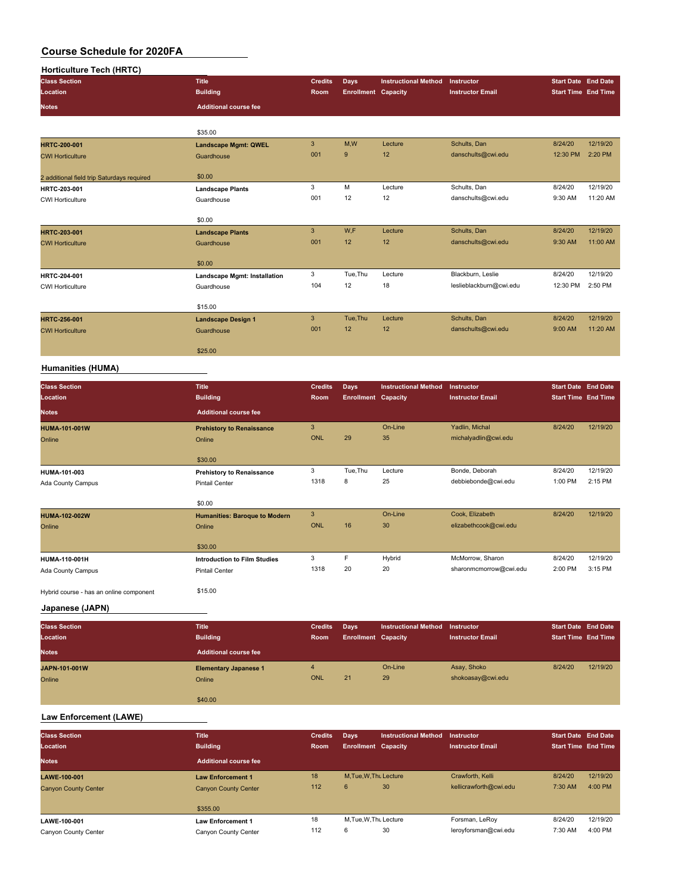# Course Schedule for 2020FA

## Horticulture Tech (HRTC)

| Class Section / Location / Notes | Title / Building / Additional course fee | Credits / Room | Days / Enrollment | Instructional Method / Capacity | Instructor / Instructor Email | Start Date / Start Time | End Date / End Time |
|---|---|---|---|---|---|---|---|
| | $35.00 | | | | | | |
| **HRTC-200-001**<br>CWI Horticulture<br>2 additional field trip Saturdays required | **Landscape Mgmt: QWEL**<br>Guardhouse<br>$0.00 | 3<br>001 | M,W<br>9 | Lecture<br>12 | Schults, Dan<br>danschults@cwi.edu | 8/24/20<br>12:30 PM | 12/19/20<br>2:20 PM |
| **HRTC-203-001**<br>CWI Horticulture | **Landscape Plants**<br>Guardhouse<br>$0.00 | 3<br>001 | M<br>12 | Lecture<br>12 | Schults, Dan<br>danschults@cwi.edu | 8/24/20<br>9:30 AM | 12/19/20<br>11:20 AM |
| **HRTC-203-001**<br>CWI Horticulture | **Landscape Plants**<br>Guardhouse<br>$0.00 | 3<br>001 | W,F<br>12 | Lecture<br>12 | Schults, Dan<br>danschults@cwi.edu | 8/24/20<br>9:30 AM | 12/19/20<br>11:00 AM |
| **HRTC-204-001**<br>CWI Horticulture | **Landscape Mgmt: Installation**<br>Guardhouse<br>$15.00 | 3<br>104 | Tue,Thu<br>12 | Lecture<br>18 | Blackburn, Leslie<br>leslieblackburn@cwi.edu | 8/24/20<br>12:30 PM | 12/19/20<br>2:50 PM |
| **HRTC-256-001**<br>CWI Horticulture | **Landscape Design 1**<br>Guardhouse<br>$25.00 | 3<br>001 | Tue,Thu<br>12 | Lecture<br>12 | Schults, Dan<br>danschults@cwi.edu | 8/24/20<br>9:00 AM | 12/19/20<br>11:20 AM |

## Humanities (HUMA)

| Class Section / Location / Notes | Title / Building / Additional course fee | Credits / Room | Days / Enrollment | Instructional Method / Capacity | Instructor / Instructor Email | Start Date / Start Time | End Date / End Time |
|---|---|---|---|---|---|---|---|
| **HUMA-101-001W**<br>Online | **Prehistory to Renaissance**<br>Online<br>$30.00 | 3<br>ONL | <br>29 | On-Line<br>35 | Yadlin, Michal<br>michalyadlin@cwi.edu | 8/24/20 | 12/19/20 |
| **HUMA-101-003**<br>Ada County Campus | **Prehistory to Renaissance**<br>Pintail Center<br>$0.00 | 3<br>1318 | Tue,Thu<br>8 | Lecture<br>25 | Bonde, Deborah<br>debbiebonde@cwi.edu | 8/24/20<br>1:00 PM | 12/19/20<br>2:15 PM |
| **HUMA-102-002W**<br>Online | **Humanities: Baroque to Modern**<br>Online<br>$30.00 | 3<br>ONL | <br>16 | On-Line<br>30 | Cook, Elizabeth<br>elizabethcook@cwi.edu | 8/24/20 | 12/19/20 |
| **HUMA-110-001H**<br>Ada County Campus<br>Hybrid course - has an online component | **Introduction to Film Studies**<br>Pintail Center<br>$15.00 | 3<br>1318 | F<br>20 | Hybrid<br>20 | McMorrow, Sharon<br>sharonmcmorrow@cwi.edu | 8/24/20<br>2:00 PM | 12/19/20<br>3:15 PM |

## Japanese (JAPN)

| Class Section / Location / Notes | Title / Building / Additional course fee | Credits / Room | Days / Enrollment | Instructional Method / Capacity | Instructor / Instructor Email | Start Date / Start Time | End Date / End Time |
|---|---|---|---|---|---|---|---|
| **JAPN-101-001W**<br>Online | **Elementary Japanese 1**<br>Online<br>$40.00 | 4<br>ONL | <br>21 | On-Line<br>29 | Asay, Shoko<br>shokoasay@cwi.edu | 8/24/20 | 12/19/20 |

## Law Enforcement (LAWE)

| Class Section / Location / Notes | Title / Building / Additional course fee | Credits / Room | Days / Enrollment | Instructional Method / Capacity | Instructor / Instructor Email | Start Date / Start Time | End Date / End Time |
|---|---|---|---|---|---|---|---|
| **LAWE-100-001**<br>Canyon County Center | **Law Enforcement 1**<br>Canyon County Center<br>$355.00 | 18<br>112 | M,Tue,W,Thu<br>6 | Lecture<br>30 | Crawforth, Kelli<br>kellicrawforth@cwi.edu | 8/24/20<br>7:30 AM | 12/19/20<br>4:00 PM |
| **LAWE-100-001**<br>Canyon County Center | **Law Enforcement 1**<br>Canyon County Center | 18<br>112 | M,Tue,W,Thu<br>6 | Lecture<br>30 | Forsman, LeRoy<br>leroyforsman@cwi.edu | 8/24/20<br>7:30 AM | 12/19/20<br>4:00 PM |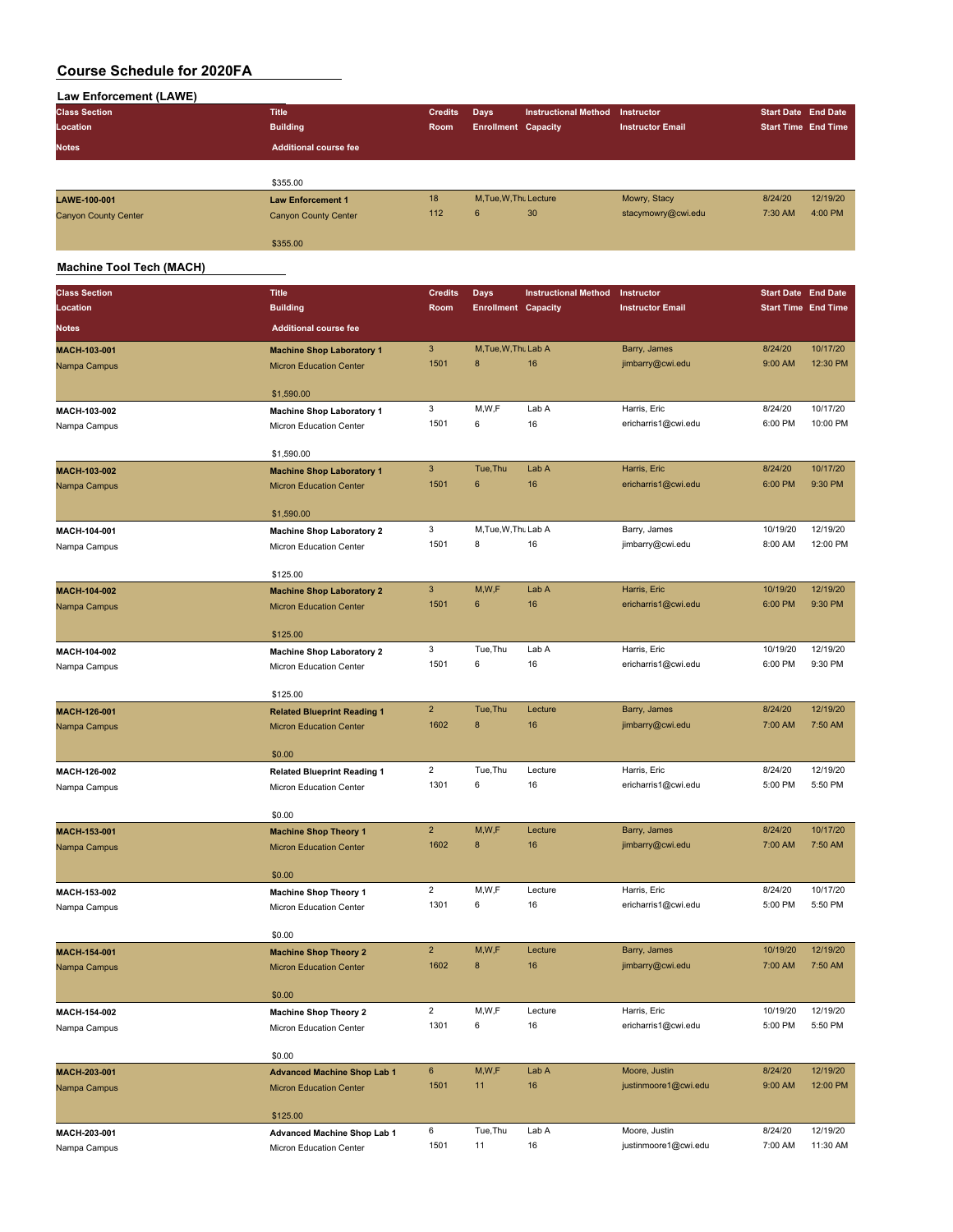# Course Schedule for 2020FA

## Law Enforcement (LAWE)

| Class Section / Location / Notes | Title / Building / Additional course fee | Credits / Room | Days / Enrollment | Instructional Method / Capacity | Instructor / Instructor Email | Start Date / Start Time | End Date / End Time |
|---|---|---|---|---|---|---|---|
| | $355.00 | | | | | | |
| LAWE-100-001 | Law Enforcement 1 | 18 | M,Tue,W,Thu | Lecture | Mowry, Stacy | 8/24/20 | 12/19/20 |
| Canyon County Center | Canyon County Center | 112 | 6 | 30 | stacymowry@cwi.edu | 7:30 AM | 4:00 PM |
| | $355.00 | | | | | | |

## Machine Tool Tech (MACH)

| Class Section / Location / Notes | Title / Building / Additional course fee | Credits / Room | Days / Enrollment | Instructional Method / Capacity | Instructor / Instructor Email | Start Date / Start Time | End Date / End Time |
|---|---|---|---|---|---|---|---|
| MACH-103-001 | Machine Shop Laboratory 1 | 3 | M,Tue,W,Thu | Lab A | Barry, James | 8/24/20 | 10/17/20 |
| Nampa Campus | Micron Education Center | 1501 | 8 | 16 | jimbarry@cwi.edu | 9:00 AM | 12:30 PM |
| | $1,590.00 | | | | | | |
| MACH-103-002 | Machine Shop Laboratory 1 | 3 | M,W,F | Lab A | Harris, Eric | 8/24/20 | 10/17/20 |
| Nampa Campus | Micron Education Center | 1501 | 6 | 16 | ericharris1@cwi.edu | 6:00 PM | 10:00 PM |
| | $1,590.00 | | | | | | |
| MACH-103-002 | Machine Shop Laboratory 1 | 3 | Tue,Thu | Lab A | Harris, Eric | 8/24/20 | 10/17/20 |
| Nampa Campus | Micron Education Center | 1501 | 6 | 16 | ericharris1@cwi.edu | 6:00 PM | 9:30 PM |
| | $1,590.00 | | | | | | |
| MACH-104-001 | Machine Shop Laboratory 2 | 3 | M,Tue,W,Thu | Lab A | Barry, James | 10/19/20 | 12/19/20 |
| Nampa Campus | Micron Education Center | 1501 | 8 | 16 | jimbarry@cwi.edu | 8:00 AM | 12:00 PM |
| | $125.00 | | | | | | |
| MACH-104-002 | Machine Shop Laboratory 2 | 3 | M,W,F | Lab A | Harris, Eric | 10/19/20 | 12/19/20 |
| Nampa Campus | Micron Education Center | 1501 | 6 | 16 | ericharris1@cwi.edu | 6:00 PM | 9:30 PM |
| | $125.00 | | | | | | |
| MACH-104-002 | Machine Shop Laboratory 2 | 3 | Tue,Thu | Lab A | Harris, Eric | 10/19/20 | 12/19/20 |
| Nampa Campus | Micron Education Center | 1501 | 6 | 16 | ericharris1@cwi.edu | 6:00 PM | 9:30 PM |
| | $125.00 | | | | | | |
| MACH-126-001 | Related Blueprint Reading 1 | 2 | Tue,Thu | Lecture | Barry, James | 8/24/20 | 12/19/20 |
| Nampa Campus | Micron Education Center | 1602 | 8 | 16 | jimbarry@cwi.edu | 7:00 AM | 7:50 AM |
| | $0.00 | | | | | | |
| MACH-126-002 | Related Blueprint Reading 1 | 2 | Tue,Thu | Lecture | Harris, Eric | 8/24/20 | 12/19/20 |
| Nampa Campus | Micron Education Center | 1301 | 6 | 16 | ericharris1@cwi.edu | 5:00 PM | 5:50 PM |
| | $0.00 | | | | | | |
| MACH-153-001 | Machine Shop Theory 1 | 2 | M,W,F | Lecture | Barry, James | 8/24/20 | 10/17/20 |
| Nampa Campus | Micron Education Center | 1602 | 8 | 16 | jimbarry@cwi.edu | 7:00 AM | 7:50 AM |
| | $0.00 | | | | | | |
| MACH-153-002 | Machine Shop Theory 1 | 2 | M,W,F | Lecture | Harris, Eric | 8/24/20 | 10/17/20 |
| Nampa Campus | Micron Education Center | 1301 | 6 | 16 | ericharris1@cwi.edu | 5:00 PM | 5:50 PM |
| | $0.00 | | | | | | |
| MACH-154-001 | Machine Shop Theory 2 | 2 | M,W,F | Lecture | Barry, James | 10/19/20 | 12/19/20 |
| Nampa Campus | Micron Education Center | 1602 | 8 | 16 | jimbarry@cwi.edu | 7:00 AM | 7:50 AM |
| | $0.00 | | | | | | |
| MACH-154-002 | Machine Shop Theory 2 | 2 | M,W,F | Lecture | Harris, Eric | 10/19/20 | 12/19/20 |
| Nampa Campus | Micron Education Center | 1301 | 6 | 16 | ericharris1@cwi.edu | 5:00 PM | 5:50 PM |
| | $0.00 | | | | | | |
| MACH-203-001 | Advanced Machine Shop Lab 1 | 6 | M,W,F | Lab A | Moore, Justin | 8/24/20 | 12/19/20 |
| Nampa Campus | Micron Education Center | 1501 | 11 | 16 | justinmoore1@cwi.edu | 9:00 AM | 12:00 PM |
| | $125.00 | | | | | | |
| MACH-203-001 | Advanced Machine Shop Lab 1 | 6 | Tue,Thu | Lab A | Moore, Justin | 8/24/20 | 12/19/20 |
| Nampa Campus | Micron Education Center | 1501 | 11 | 16 | justinmoore1@cwi.edu | 7:00 AM | 11:30 AM |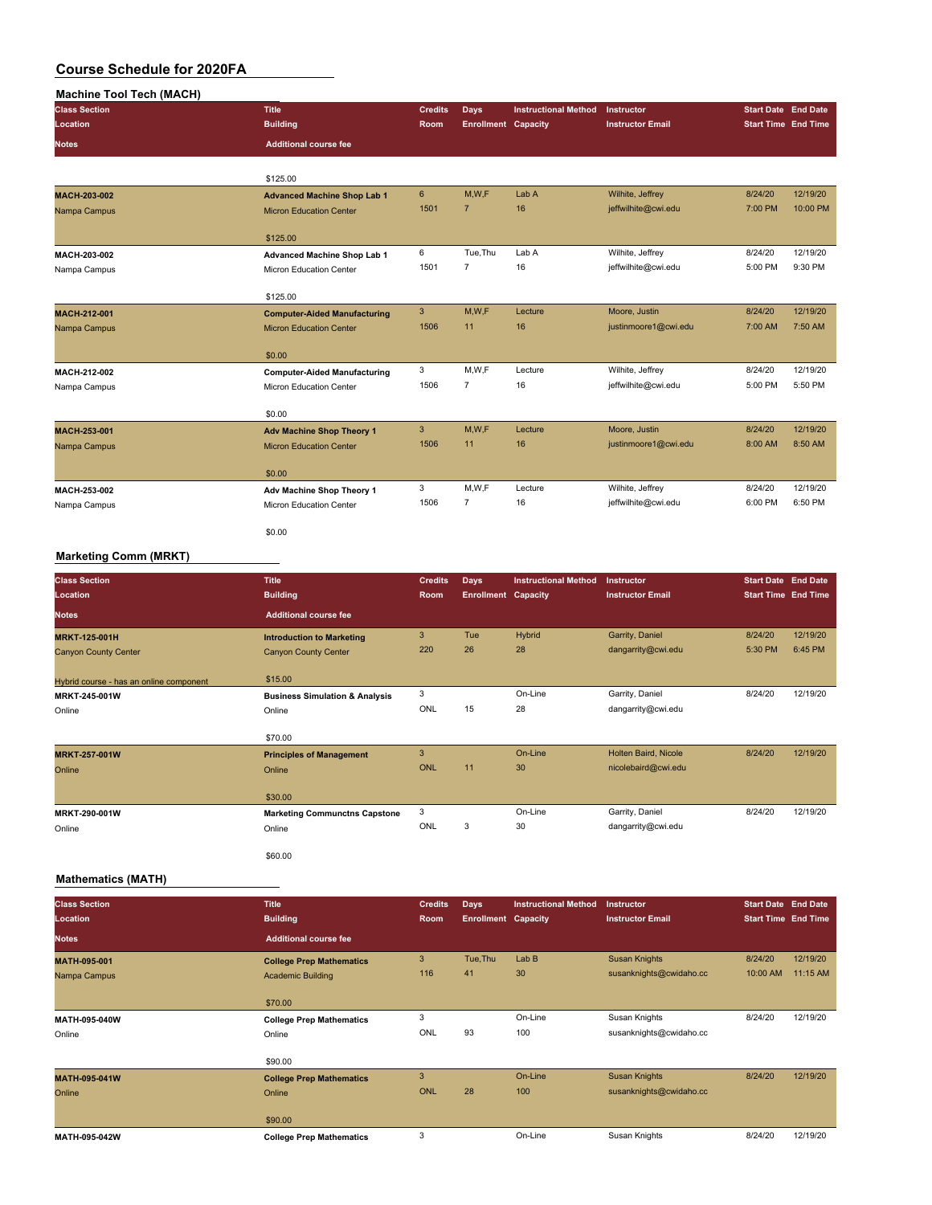# Course Schedule for 2020FA

## Machine Tool Tech (MACH)

| Class Section / Location / Notes | Title / Building / Additional course fee | Credits / Room | Days / Enrollment | Instructional Method / Capacity | Instructor / Instructor Email | Start Date / Start Time | End Date / End Time |
|---|---|---|---|---|---|---|---|
| | $125.00 | | | | | | |
| MACH-203-002<br>Nampa Campus | Advanced Machine Shop Lab 1<br>Micron Education Center<br>$125.00 | 6<br>1501 | M,W,F<br>7 | Lab A<br>16 | Wilhite, Jeffrey<br>jeffwilhite@cwi.edu | 8/24/20<br>7:00 PM | 12/19/20<br>10:00 PM |
| MACH-203-002<br>Nampa Campus | Advanced Machine Shop Lab 1<br>Micron Education Center<br>$125.00 | 6<br>1501 | Tue,Thu<br>7 | Lab A<br>16 | Wilhite, Jeffrey<br>jeffwilhite@cwi.edu | 8/24/20<br>5:00 PM | 12/19/20<br>9:30 PM |
| MACH-212-001<br>Nampa Campus | Computer-Aided Manufacturing<br>Micron Education Center<br>$0.00 | 3<br>1506 | M,W,F<br>11 | Lecture<br>16 | Moore, Justin<br>justinmoore1@cwi.edu | 8/24/20<br>7:00 AM | 12/19/20<br>7:50 AM |
| MACH-212-002<br>Nampa Campus | Computer-Aided Manufacturing<br>Micron Education Center<br>$0.00 | 3<br>1506 | M,W,F<br>7 | Lecture<br>16 | Wilhite, Jeffrey<br>jeffwilhite@cwi.edu | 8/24/20<br>5:00 PM | 12/19/20<br>5:50 PM |
| MACH-253-001<br>Nampa Campus | Adv Machine Shop Theory 1<br>Micron Education Center<br>$0.00 | 3<br>1506 | M,W,F<br>11 | Lecture<br>16 | Moore, Justin<br>justinmoore1@cwi.edu | 8/24/20<br>8:00 AM | 12/19/20<br>8:50 AM |
| MACH-253-002<br>Nampa Campus | Adv Machine Shop Theory 1<br>Micron Education Center<br>$0.00 | 3<br>1506 | M,W,F<br>7 | Lecture<br>16 | Wilhite, Jeffrey<br>jeffwilhite@cwi.edu | 8/24/20<br>6:00 PM | 12/19/20<br>6:50 PM |

## Marketing Comm (MRKT)

| Class Section / Location / Notes | Title / Building / Additional course fee | Credits / Room | Days / Enrollment | Instructional Method / Capacity | Instructor / Instructor Email | Start Date / Start Time | End Date / End Time |
|---|---|---|---|---|---|---|---|
| MRKT-125-001H<br>Canyon County Center<br>Hybrid course - has an online component | Introduction to Marketing<br>Canyon County Center<br>$15.00 | 3<br>220 | Tue<br>26 | Hybrid<br>28 | Garrity, Daniel<br>dangarrity@cwi.edu | 8/24/20<br>5:30 PM | 12/19/20<br>6:45 PM |
| MRKT-245-001W<br>Online | Business Simulation & Analysis<br>Online<br>$70.00 | 3<br>ONL | 15 | On-Line<br>28 | Garrity, Daniel<br>dangarrity@cwi.edu | 8/24/20 | 12/19/20 |
| MRKT-257-001W<br>Online | Principles of Management<br>Online<br>$30.00 | 3<br>ONL | 11 | On-Line<br>30 | Holten Baird, Nicole<br>nicolebaird@cwi.edu | 8/24/20 | 12/19/20 |
| MRKT-290-001W<br>Online | Marketing Communctns Capstone<br>Online<br>$60.00 | 3<br>ONL | 3 | On-Line<br>30 | Garrity, Daniel<br>dangarrity@cwi.edu | 8/24/20 | 12/19/20 |

## Mathematics (MATH)

| Class Section / Location / Notes | Title / Building / Additional course fee | Credits / Room | Days / Enrollment | Instructional Method / Capacity | Instructor / Instructor Email | Start Date / Start Time | End Date / End Time |
|---|---|---|---|---|---|---|---|
| MATH-095-001<br>Nampa Campus | College Prep Mathematics<br>Academic Building<br>$70.00 | 3<br>116 | Tue,Thu<br>41 | Lab B<br>30 | Susan Knights<br>susanknights@cwidaho.cc | 8/24/20<br>10:00 AM | 12/19/20<br>11:15 AM |
| MATH-095-040W<br>Online | College Prep Mathematics<br>Online<br>$90.00 | 3<br>ONL | 93 | On-Line<br>100 | Susan Knights<br>susanknights@cwidaho.cc | 8/24/20 | 12/19/20 |
| MATH-095-041W<br>Online | College Prep Mathematics<br>Online<br>$90.00 | 3<br>ONL | 28 | On-Line<br>100 | Susan Knights<br>susanknights@cwidaho.cc | 8/24/20 | 12/19/20 |
| MATH-095-042W | College Prep Mathematics | 3 | | On-Line | Susan Knights | 8/24/20 | 12/19/20 |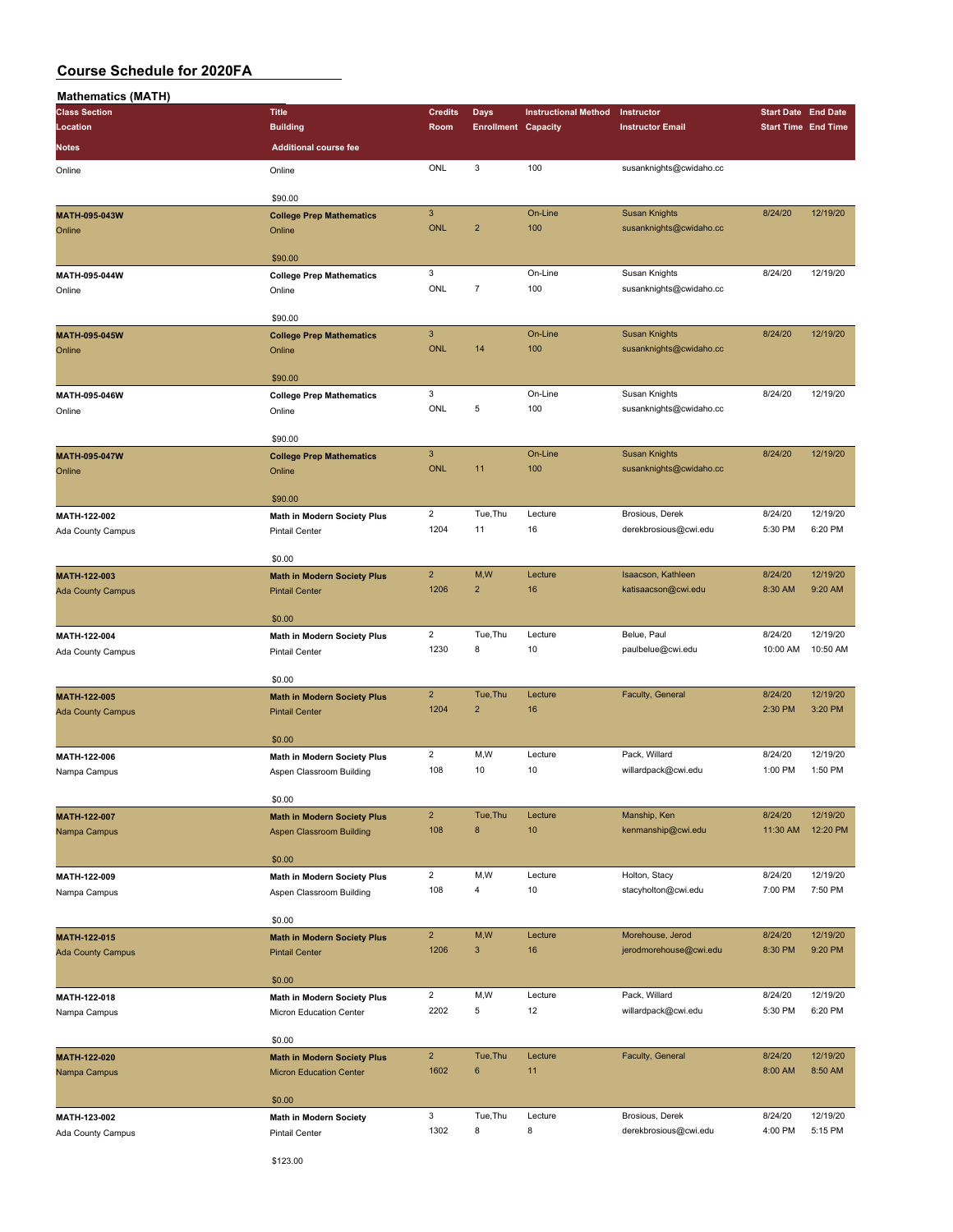# Course Schedule for 2020FA

## Mathematics (MATH)

| Class Section / Location / Notes | Title / Building / Additional course fee | Credits / Room | Days / Enrollment | Instructional Method / Capacity | Instructor / Instructor Email | Start Date / Start Time | End Date / End Time |
|---|---|---|---|---|---|---|---|
| Online | Online<br>$90.00 | ONL | 3 | 100 | susanknights@cwidaho.cc | | |
| MATH-095-043W<br>Online | College Prep Mathematics<br>Online<br>$90.00 | 3<br>ONL | <br>2 | On-Line<br>100 | Susan Knights<br>susanknights@cwidaho.cc | 8/24/20 | 12/19/20 |
| MATH-095-044W<br>Online | College Prep Mathematics<br>Online<br>$90.00 | 3<br>ONL | <br>7 | On-Line<br>100 | Susan Knights<br>susanknights@cwidaho.cc | 8/24/20 | 12/19/20 |
| MATH-095-045W<br>Online | College Prep Mathematics<br>Online<br>$90.00 | 3<br>ONL | <br>14 | On-Line<br>100 | Susan Knights<br>susanknights@cwidaho.cc | 8/24/20 | 12/19/20 |
| MATH-095-046W<br>Online | College Prep Mathematics<br>Online<br>$90.00 | 3<br>ONL | <br>5 | On-Line<br>100 | Susan Knights<br>susanknights@cwidaho.cc | 8/24/20 | 12/19/20 |
| MATH-095-047W<br>Online | College Prep Mathematics<br>Online<br>$90.00 | 3<br>ONL | <br>11 | On-Line<br>100 | Susan Knights<br>susanknights@cwidaho.cc | 8/24/20 | 12/19/20 |
| MATH-122-002<br>Ada County Campus | Math in Modern Society Plus<br>Pintail Center<br>$0.00 | 2<br>1204 | Tue,Thu<br>11 | Lecture<br>16 | Brosious, Derek<br>derekbrosious@cwi.edu | 8/24/20<br>5:30 PM | 12/19/20<br>6:20 PM |
| MATH-122-003<br>Ada County Campus | Math in Modern Society Plus<br>Pintail Center<br>$0.00 | 2<br>1206 | M,W<br>2 | Lecture<br>16 | Isaacson, Kathleen<br>katisaacson@cwi.edu | 8/24/20<br>8:30 AM | 12/19/20<br>9:20 AM |
| MATH-122-004<br>Ada County Campus | Math in Modern Society Plus<br>Pintail Center<br>$0.00 | 2<br>1230 | Tue,Thu<br>8 | Lecture<br>10 | Belue, Paul<br>paulbelue@cwi.edu | 8/24/20<br>10:00 AM | 12/19/20<br>10:50 AM |
| MATH-122-005<br>Ada County Campus | Math in Modern Society Plus<br>Pintail Center<br>$0.00 | 2<br>1204 | Tue,Thu<br>2 | Lecture<br>16 | Faculty, General | 8/24/20<br>2:30 PM | 12/19/20<br>3:20 PM |
| MATH-122-006<br>Nampa Campus | Math in Modern Society Plus<br>Aspen Classroom Building<br>$0.00 | 2<br>108 | M,W<br>10 | Lecture<br>10 | Pack, Willard<br>willardpack@cwi.edu | 8/24/20<br>1:00 PM | 12/19/20<br>1:50 PM |
| MATH-122-007<br>Nampa Campus | Math in Modern Society Plus<br>Aspen Classroom Building<br>$0.00 | 2<br>108 | Tue,Thu<br>8 | Lecture<br>10 | Manship, Ken<br>kenmanship@cwi.edu | 8/24/20<br>11:30 AM | 12/19/20<br>12:20 PM |
| MATH-122-009<br>Nampa Campus | Math in Modern Society Plus<br>Aspen Classroom Building<br>$0.00 | 2<br>108 | M,W<br>4 | Lecture<br>10 | Holton, Stacy<br>stacyholton@cwi.edu | 8/24/20<br>7:00 PM | 12/19/20<br>7:50 PM |
| MATH-122-015<br>Ada County Campus | Math in Modern Society Plus<br>Pintail Center<br>$0.00 | 2<br>1206 | M,W<br>3 | Lecture<br>16 | Morehouse, Jerod<br>jerodmorehouse@cwi.edu | 8/24/20<br>8:30 PM | 12/19/20<br>9:20 PM |
| MATH-122-018<br>Nampa Campus | Math in Modern Society Plus<br>Micron Education Center<br>$0.00 | 2<br>2202 | M,W<br>5 | Lecture<br>12 | Pack, Willard<br>willardpack@cwi.edu | 8/24/20<br>5:30 PM | 12/19/20<br>6:20 PM |
| MATH-122-020<br>Nampa Campus | Math in Modern Society Plus<br>Micron Education Center<br>$0.00 | 2<br>1602 | Tue,Thu<br>6 | Lecture<br>11 | Faculty, General | 8/24/20<br>8:00 AM | 12/19/20<br>8:50 AM |
| MATH-123-002<br>Ada County Campus | Math in Modern Society<br>Pintail Center<br>$123.00 | 3<br>1302 | Tue,Thu<br>8 | Lecture<br>8 | Brosious, Derek<br>derekbrosious@cwi.edu | 8/24/20<br>4:00 PM | 12/19/20<br>5:15 PM |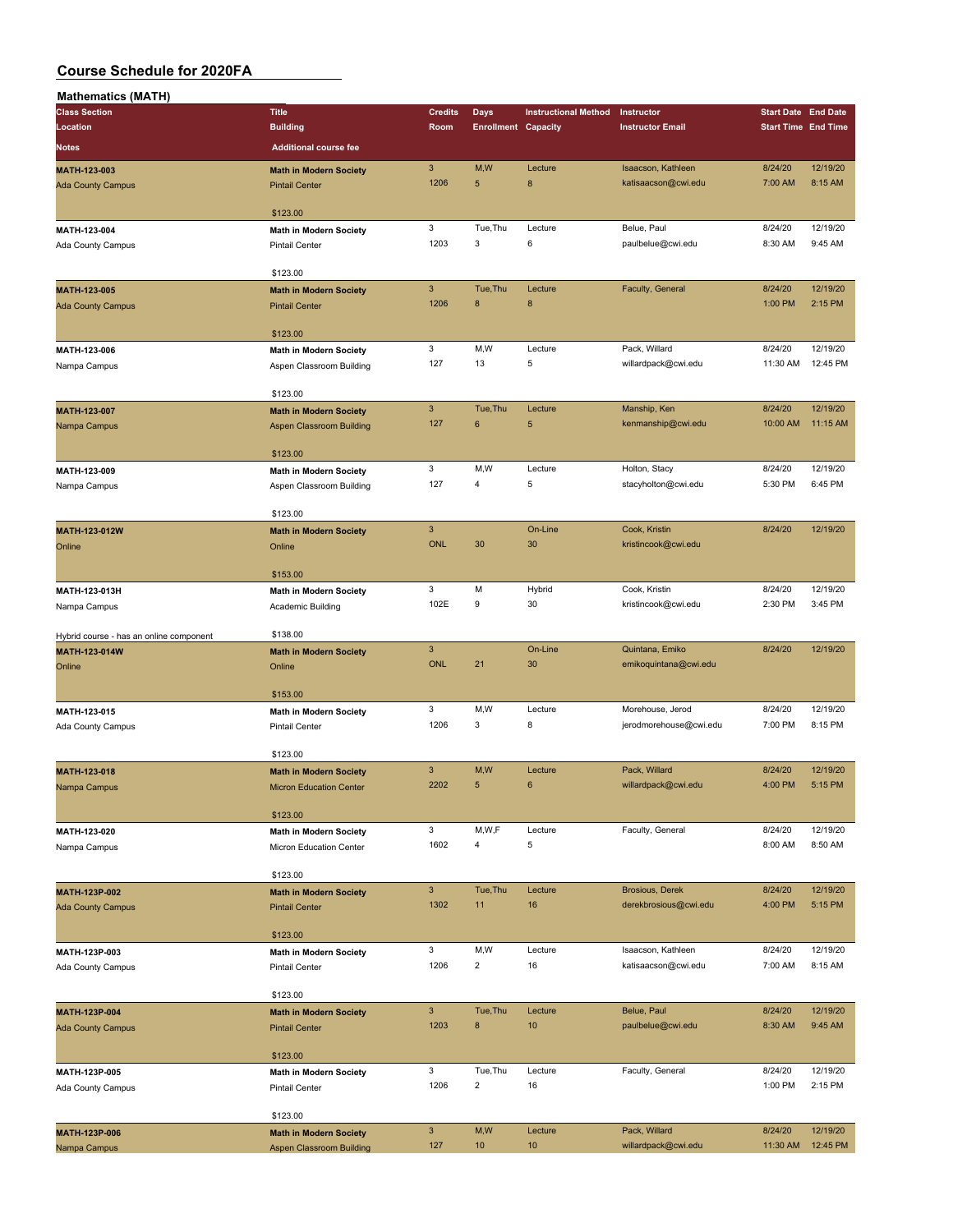# Course Schedule for 2020FA

## Mathematics (MATH)

| Class Section<br>Location<br>Notes | Title<br>Building<br>Additional course fee | Credits<br>Room | Days<br>Enrollment | Instructional Method<br>Capacity | Instructor<br>Instructor Email | Start Date<br>Start Time | End Date<br>End Time |
|---|---|---|---|---|---|---|---|
| **MATH-123-003**<br>Ada County Campus | **Math in Modern Society**<br>Pintail Center<br>$123.00 | 3<br>1206 | M,W<br>5 | Lecture<br>8 | Isaacson, Kathleen<br>katisaacson@cwi.edu | 8/24/20<br>7:00 AM | 12/19/20<br>8:15 AM |
| **MATH-123-004**<br>Ada County Campus | **Math in Modern Society**<br>Pintail Center<br>$123.00 | 3<br>1203 | Tue,Thu<br>3 | Lecture<br>6 | Belue, Paul<br>paulbelue@cwi.edu | 8/24/20<br>8:30 AM | 12/19/20<br>9:45 AM |
| **MATH-123-005**<br>Ada County Campus | **Math in Modern Society**<br>Pintail Center<br>$123.00 | 3<br>1206 | Tue,Thu<br>8 | Lecture<br>8 | Faculty, General | 8/24/20<br>1:00 PM | 12/19/20<br>2:15 PM |
| **MATH-123-006**<br>Nampa Campus | **Math in Modern Society**<br>Aspen Classroom Building<br>$123.00 | 3<br>127 | M,W<br>13 | Lecture<br>5 | Pack, Willard<br>willardpack@cwi.edu | 8/24/20<br>11:30 AM | 12/19/20<br>12:45 PM |
| **MATH-123-007**<br>Nampa Campus | **Math in Modern Society**<br>Aspen Classroom Building<br>$123.00 | 3<br>127 | Tue,Thu<br>6 | Lecture<br>5 | Manship, Ken<br>kenmanship@cwi.edu | 8/24/20<br>10:00 AM | 12/19/20<br>11:15 AM |
| **MATH-123-009**<br>Nampa Campus | **Math in Modern Society**<br>Aspen Classroom Building<br>$123.00 | 3<br>127 | M,W<br>4 | Lecture<br>5 | Holton, Stacy<br>stacyholton@cwi.edu | 8/24/20<br>5:30 PM | 12/19/20<br>6:45 PM |
| **MATH-123-012W**<br>Online | **Math in Modern Society**<br>Online<br>$153.00 | 3<br>ONL | <br>30 | On-Line<br>30 | Cook, Kristin<br>kristincook@cwi.edu | 8/24/20 | 12/19/20 |
| **MATH-123-013H**<br>Nampa Campus<br>Hybrid course - has an online component | **Math in Modern Society**<br>Academic Building<br>$138.00 | 3<br>102E | M<br>9 | Hybrid<br>30 | Cook, Kristin<br>kristincook@cwi.edu | 8/24/20<br>2:30 PM | 12/19/20<br>3:45 PM |
| **MATH-123-014W**<br>Online | **Math in Modern Society**<br>Online<br>$153.00 | 3<br>ONL | <br>21 | On-Line<br>30 | Quintana, Emiko<br>emikoquintana@cwi.edu | 8/24/20 | 12/19/20 |
| **MATH-123-015**<br>Ada County Campus | **Math in Modern Society**<br>Pintail Center<br>$123.00 | 3<br>1206 | M,W<br>3 | Lecture<br>8 | Morehouse, Jerod<br>jerodmorehouse@cwi.edu | 8/24/20<br>7:00 PM | 12/19/20<br>8:15 PM |
| **MATH-123-018**<br>Nampa Campus | **Math in Modern Society**<br>Micron Education Center<br>$123.00 | 3<br>2202 | M,W<br>5 | Lecture<br>6 | Pack, Willard<br>willardpack@cwi.edu | 8/24/20<br>4:00 PM | 12/19/20<br>5:15 PM |
| **MATH-123-020**<br>Nampa Campus | **Math in Modern Society**<br>Micron Education Center<br>$123.00 | 3<br>1602 | M,W,F<br>4 | Lecture<br>5 | Faculty, General | 8/24/20<br>8:00 AM | 12/19/20<br>8:50 AM |
| **MATH-123P-002**<br>Ada County Campus | **Math in Modern Society**<br>Pintail Center<br>$123.00 | 3<br>1302 | Tue,Thu<br>11 | Lecture<br>16 | Brosious, Derek<br>derekbrosious@cwi.edu | 8/24/20<br>4:00 PM | 12/19/20<br>5:15 PM |
| **MATH-123P-003**<br>Ada County Campus | **Math in Modern Society**<br>Pintail Center<br>$123.00 | 3<br>1206 | M,W<br>2 | Lecture<br>16 | Isaacson, Kathleen<br>katisaacson@cwi.edu | 8/24/20<br>7:00 AM | 12/19/20<br>8:15 AM |
| **MATH-123P-004**<br>Ada County Campus | **Math in Modern Society**<br>Pintail Center<br>$123.00 | 3<br>1203 | Tue,Thu<br>8 | Lecture<br>10 | Belue, Paul<br>paulbelue@cwi.edu | 8/24/20<br>8:30 AM | 12/19/20<br>9:45 AM |
| **MATH-123P-005**<br>Ada County Campus | **Math in Modern Society**<br>Pintail Center<br>$123.00 | 3<br>1206 | Tue,Thu<br>2 | Lecture<br>16 | Faculty, General | 8/24/20<br>1:00 PM | 12/19/20<br>2:15 PM |
| **MATH-123P-006**<br>Nampa Campus | **Math in Modern Society**<br>Aspen Classroom Building | 3<br>127 | M,W<br>10 | Lecture<br>10 | Pack, Willard<br>willardpack@cwi.edu | 8/24/20<br>11:30 AM | 12/19/20<br>12:45 PM |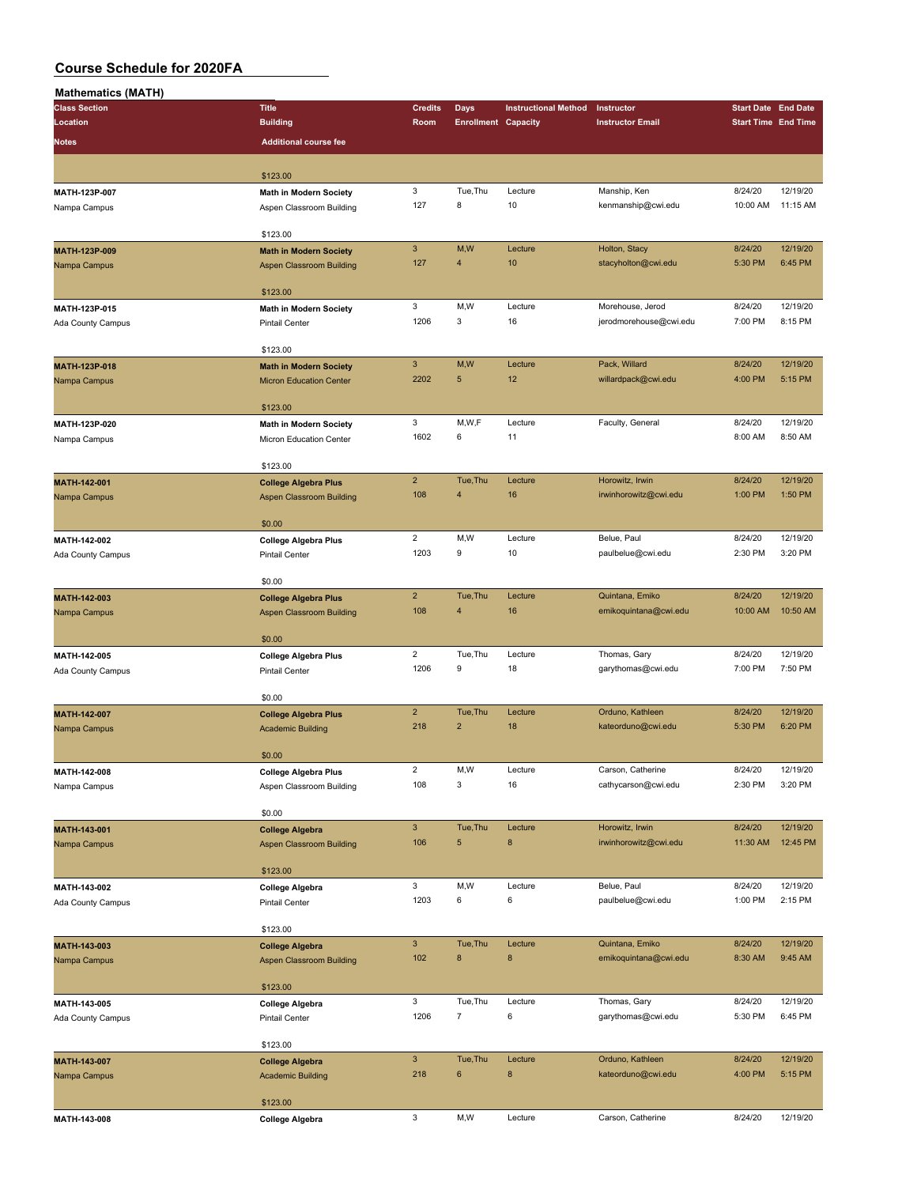# Course Schedule for 2020FA

## Mathematics (MATH)

| Class Section / Location / Notes | Title / Building / Additional course fee | Credits / Room | Days / Enrollment | Instructional Method / Capacity | Instructor / Instructor Email | Start Date / Start Time | End Date / End Time |
|---|---|---|---|---|---|---|---|
| | $123.00 | | | | | | |
| MATH-123P-007 / Nampa Campus | Math in Modern Society / Aspen Classroom Building / $123.00 | 3 / 127 | Tue,Thu / 8 | Lecture / 10 | Manship, Ken / kenmanship@cwi.edu | 8/24/20 / 10:00 AM | 12/19/20 / 11:15 AM |
| MATH-123P-009 / Nampa Campus | Math in Modern Society / Aspen Classroom Building / $123.00 | 3 / 127 | M,W / 4 | Lecture / 10 | Holton, Stacy / stacyholton@cwi.edu | 8/24/20 / 5:30 PM | 12/19/20 / 6:45 PM |
| MATH-123P-015 / Ada County Campus | Math in Modern Society / Pintail Center / $123.00 | 3 / 1206 | M,W / 3 | Lecture / 16 | Morehouse, Jerod / jerodmorehouse@cwi.edu | 8/24/20 / 7:00 PM | 12/19/20 / 8:15 PM |
| MATH-123P-018 / Nampa Campus | Math in Modern Society / Micron Education Center / $123.00 | 3 / 2202 | M,W / 5 | Lecture / 12 | Pack, Willard / willardpack@cwi.edu | 8/24/20 / 4:00 PM | 12/19/20 / 5:15 PM |
| MATH-123P-020 / Nampa Campus | Math in Modern Society / Micron Education Center / $123.00 | 3 / 1602 | M,W,F / 6 | Lecture / 11 | Faculty, General | 8/24/20 / 8:00 AM | 12/19/20 / 8:50 AM |
| MATH-142-001 / Nampa Campus | College Algebra Plus / Aspen Classroom Building / $0.00 | 2 / 108 | Tue,Thu / 4 | Lecture / 16 | Horowitz, Irwin / irwinhorowitz@cwi.edu | 8/24/20 / 1:00 PM | 12/19/20 / 1:50 PM |
| MATH-142-002 / Ada County Campus | College Algebra Plus / Pintail Center / $0.00 | 2 / 1203 | M,W / 9 | Lecture / 10 | Belue, Paul / paulbelue@cwi.edu | 8/24/20 / 2:30 PM | 12/19/20 / 3:20 PM |
| MATH-142-003 / Nampa Campus | College Algebra Plus / Aspen Classroom Building / $0.00 | 2 / 108 | Tue,Thu / 4 | Lecture / 16 | Quintana, Emiko / emikoquintana@cwi.edu | 8/24/20 / 10:00 AM | 12/19/20 / 10:50 AM |
| MATH-142-005 / Ada County Campus | College Algebra Plus / Pintail Center / $0.00 | 2 / 1206 | Tue,Thu / 9 | Lecture / 18 | Thomas, Gary / garythomas@cwi.edu | 8/24/20 / 7:00 PM | 12/19/20 / 7:50 PM |
| MATH-142-007 / Nampa Campus | College Algebra Plus / Academic Building / $0.00 | 2 / 218 | Tue,Thu / 2 | Lecture / 18 | Orduno, Kathleen / kateorduno@cwi.edu | 8/24/20 / 5:30 PM | 12/19/20 / 6:20 PM |
| MATH-142-008 / Nampa Campus | College Algebra Plus / Aspen Classroom Building / $0.00 | 2 / 108 | M,W / 3 | Lecture / 16 | Carson, Catherine / cathycarson@cwi.edu | 8/24/20 / 2:30 PM | 12/19/20 / 3:20 PM |
| MATH-143-001 / Nampa Campus | College Algebra / Aspen Classroom Building / $123.00 | 3 / 106 | Tue,Thu / 5 | Lecture / 8 | Horowitz, Irwin / irwinhorowitz@cwi.edu | 8/24/20 / 11:30 AM | 12/19/20 / 12:45 PM |
| MATH-143-002 / Ada County Campus | College Algebra / Pintail Center / $123.00 | 3 / 1203 | M,W / 6 | Lecture / 6 | Belue, Paul / paulbelue@cwi.edu | 8/24/20 / 1:00 PM | 12/19/20 / 2:15 PM |
| MATH-143-003 / Nampa Campus | College Algebra / Aspen Classroom Building / $123.00 | 3 / 102 | Tue,Thu / 8 | Lecture / 8 | Quintana, Emiko / emikoquintana@cwi.edu | 8/24/20 / 8:30 AM | 12/19/20 / 9:45 AM |
| MATH-143-005 / Ada County Campus | College Algebra / Pintail Center / $123.00 | 3 / 1206 | Tue,Thu / 7 | Lecture / 6 | Thomas, Gary / garythomas@cwi.edu | 8/24/20 / 5:30 PM | 12/19/20 / 6:45 PM |
| MATH-143-007 / Nampa Campus | College Algebra / Academic Building / $123.00 | 3 / 218 | Tue,Thu / 6 | Lecture / 8 | Orduno, Kathleen / kateorduno@cwi.edu | 8/24/20 / 4:00 PM | 12/19/20 / 5:15 PM |
| MATH-143-008 | College Algebra | 3 | M,W | Lecture | Carson, Catherine | 8/24/20 | 12/19/20 |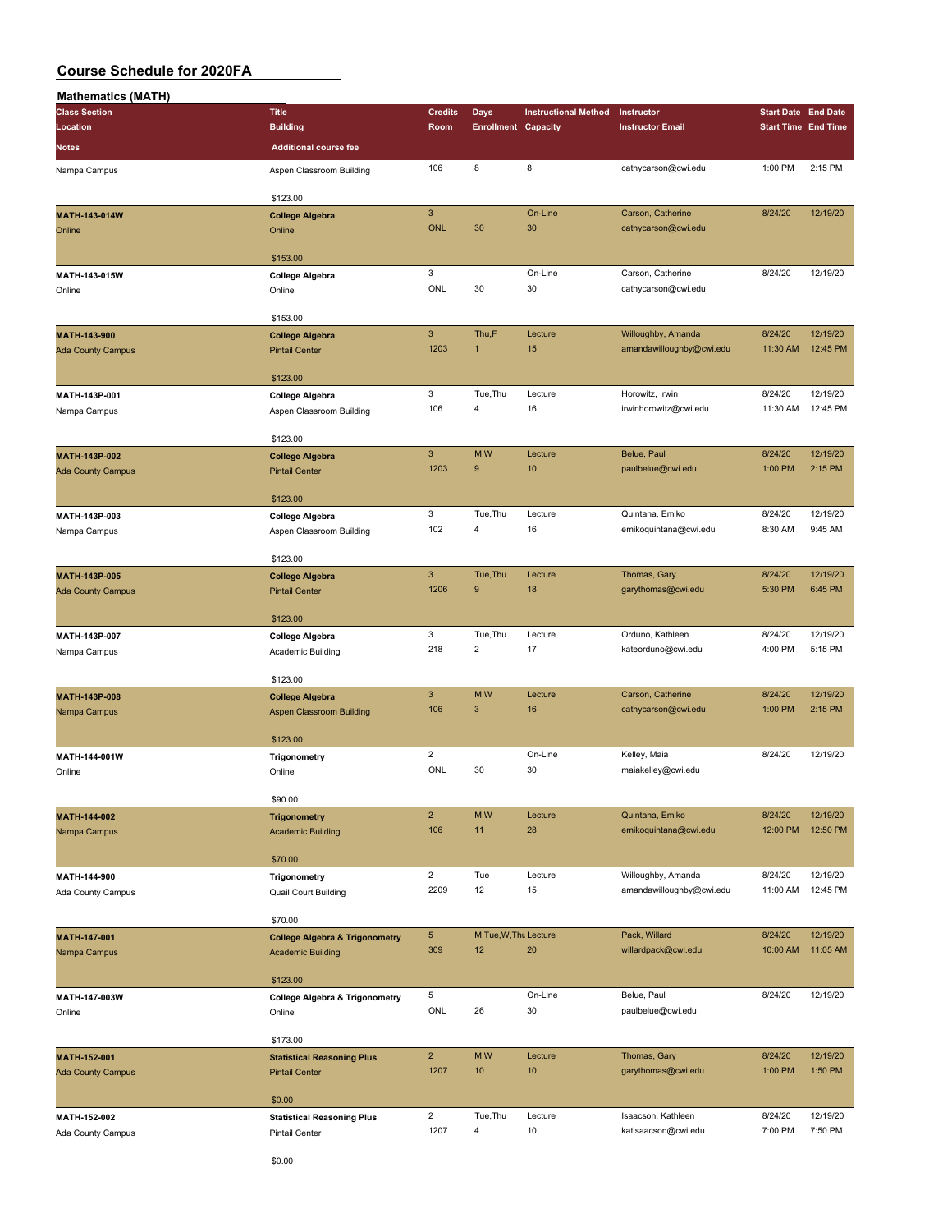# Course Schedule for 2020FA

## Mathematics (MATH)

| Class Section / Location / Notes | Title / Building / Additional course fee | Credits / Room | Days / Enrollment | Instructional Method / Capacity | Instructor / Instructor Email | Start Date / Start Time | End Date / End Time |
|---|---|---|---|---|---|---|---|
| Nampa Campus | Aspen Classroom Building | 106 | 8 | 8 | cathycarson@cwi.edu | 1:00 PM | 2:15 PM |
| | $123.00 | | | | | | |
| MATH-143-014W | College Algebra | 3 | | On-Line | Carson, Catherine | 8/24/20 | 12/19/20 |
| Online | Online | ONL | 30 | 30 | cathycarson@cwi.edu | | |
| | $153.00 | | | | | | |
| MATH-143-015W | College Algebra | 3 | | On-Line | Carson, Catherine | 8/24/20 | 12/19/20 |
| Online | Online | ONL | 30 | 30 | cathycarson@cwi.edu | | |
| | $153.00 | | | | | | |
| MATH-143-900 | College Algebra | 3 | Thu,F | Lecture | Willoughby, Amanda | 8/24/20 | 12/19/20 |
| Ada County Campus | Pintail Center | 1203 | 1 | 15 | amandawilloughby@cwi.edu | 11:30 AM | 12:45 PM |
| | $123.00 | | | | | | |
| MATH-143P-001 | College Algebra | 3 | Tue,Thu | Lecture | Horowitz, Irwin | 8/24/20 | 12/19/20 |
| Nampa Campus | Aspen Classroom Building | 106 | 4 | 16 | irwinhorowitz@cwi.edu | 11:30 AM | 12:45 PM |
| | $123.00 | | | | | | |
| MATH-143P-002 | College Algebra | 3 | M,W | Lecture | Belue, Paul | 8/24/20 | 12/19/20 |
| Ada County Campus | Pintail Center | 1203 | 9 | 10 | paulbelue@cwi.edu | 1:00 PM | 2:15 PM |
| | $123.00 | | | | | | |
| MATH-143P-003 | College Algebra | 3 | Tue,Thu | Lecture | Quintana, Emiko | 8/24/20 | 12/19/20 |
| Nampa Campus | Aspen Classroom Building | 102 | 4 | 16 | emikoquintana@cwi.edu | 8:30 AM | 9:45 AM |
| | $123.00 | | | | | | |
| MATH-143P-005 | College Algebra | 3 | Tue,Thu | Lecture | Thomas, Gary | 8/24/20 | 12/19/20 |
| Ada County Campus | Pintail Center | 1206 | 9 | 18 | garythomas@cwi.edu | 5:30 PM | 6:45 PM |
| | $123.00 | | | | | | |
| MATH-143P-007 | College Algebra | 3 | Tue,Thu | Lecture | Orduno, Kathleen | 8/24/20 | 12/19/20 |
| Nampa Campus | Academic Building | 218 | 2 | 17 | kateorduno@cwi.edu | 4:00 PM | 5:15 PM |
| | $123.00 | | | | | | |
| MATH-143P-008 | College Algebra | 3 | M,W | Lecture | Carson, Catherine | 8/24/20 | 12/19/20 |
| Nampa Campus | Aspen Classroom Building | 106 | 3 | 16 | cathycarson@cwi.edu | 1:00 PM | 2:15 PM |
| | $123.00 | | | | | | |
| MATH-144-001W | Trigonometry | 2 | | On-Line | Kelley, Maia | 8/24/20 | 12/19/20 |
| Online | Online | ONL | 30 | 30 | maiakelley@cwi.edu | | |
| | $90.00 | | | | | | |
| MATH-144-002 | Trigonometry | 2 | M,W | Lecture | Quintana, Emiko | 8/24/20 | 12/19/20 |
| Nampa Campus | Academic Building | 106 | 11 | 28 | emikoquintana@cwi.edu | 12:00 PM | 12:50 PM |
| | $70.00 | | | | | | |
| MATH-144-900 | Trigonometry | 2 | Tue | Lecture | Willoughby, Amanda | 8/24/20 | 12/19/20 |
| Ada County Campus | Quail Court Building | 2209 | 12 | 15 | amandawilloughby@cwi.edu | 11:00 AM | 12:45 PM |
| | $70.00 | | | | | | |
| MATH-147-001 | College Algebra & Trigonometry | 5 | M,Tue,W,Thu | Lecture | Pack, Willard | 8/24/20 | 12/19/20 |
| Nampa Campus | Academic Building | 309 | 12 | 20 | willardpack@cwi.edu | 10:00 AM | 11:05 AM |
| | $123.00 | | | | | | |
| MATH-147-003W | College Algebra & Trigonometry | 5 | | On-Line | Belue, Paul | 8/24/20 | 12/19/20 |
| Online | Online | ONL | 26 | 30 | paulbelue@cwi.edu | | |
| | $173.00 | | | | | | |
| MATH-152-001 | Statistical Reasoning Plus | 2 | M,W | Lecture | Thomas, Gary | 8/24/20 | 12/19/20 |
| Ada County Campus | Pintail Center | 1207 | 10 | 10 | garythomas@cwi.edu | 1:00 PM | 1:50 PM |
| | $0.00 | | | | | | |
| MATH-152-002 | Statistical Reasoning Plus | 2 | Tue,Thu | Lecture | Isaacson, Kathleen | 8/24/20 | 12/19/20 |
| Ada County Campus | Pintail Center | 1207 | 4 | 10 | katisaacson@cwi.edu | 7:00 PM | 7:50 PM |
| | $0.00 | | | | | | |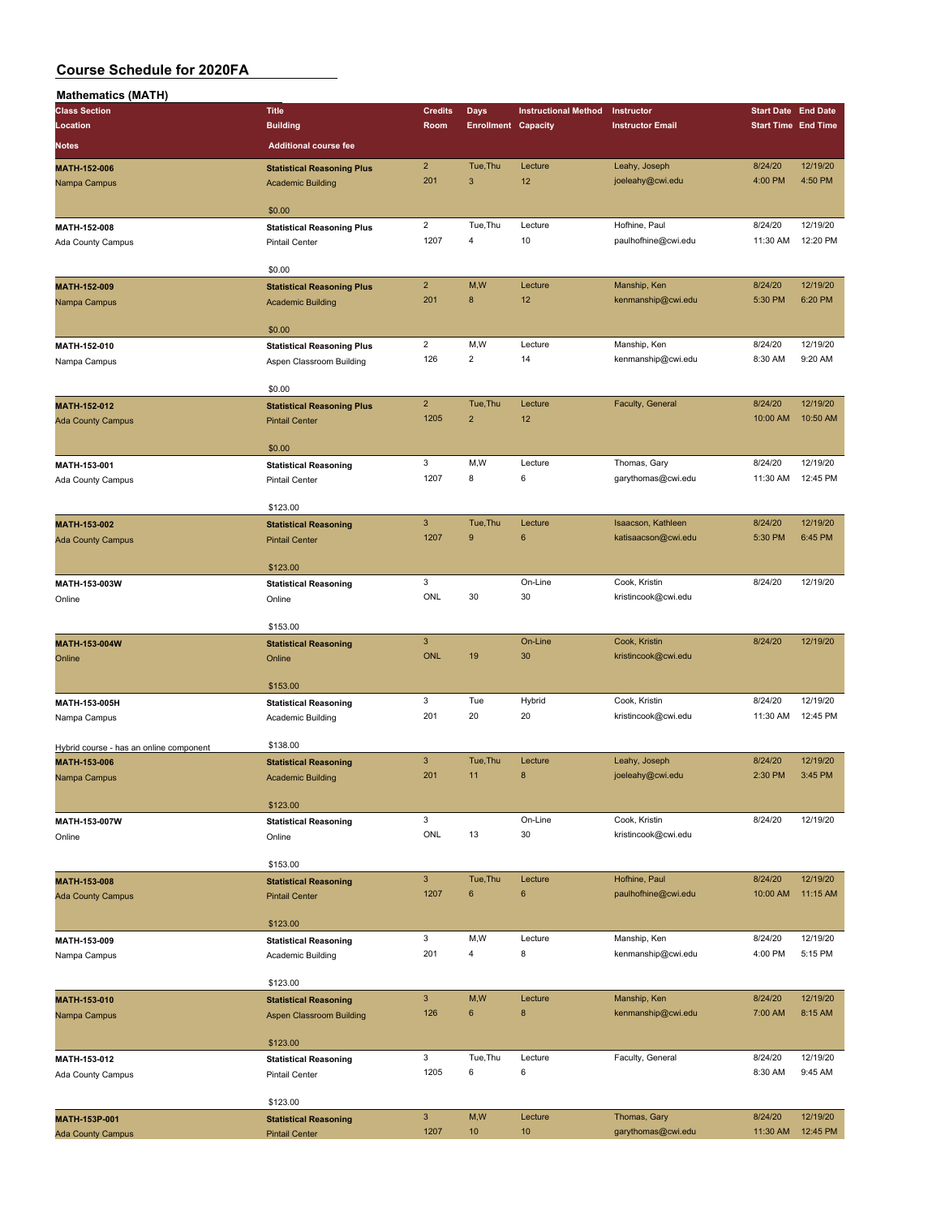# Course Schedule for 2020FA

## Mathematics (MATH)

| Class Section / Location / Notes | Title / Building / Additional course fee | Credits / Room | Days / Enrollment | Instructional Method / Capacity | Instructor / Instructor Email | Start Date / Start Time | End Date / End Time |
|---|---|---|---|---|---|---|---|
| MATH-152-006 / Nampa Campus | Statistical Reasoning Plus / Academic Building / $0.00 | 2 / 201 | Tue,Thu / 3 | Lecture / 12 | Leahy, Joseph / joeleahy@cwi.edu | 8/24/20 / 4:00 PM | 12/19/20 / 4:50 PM |
| MATH-152-008 / Ada County Campus | Statistical Reasoning Plus / Pintail Center / $0.00 | 2 / 1207 | Tue,Thu / 4 | Lecture / 10 | Hofhine, Paul / paulhofhine@cwi.edu | 8/24/20 / 11:30 AM | 12/19/20 / 12:20 PM |
| MATH-152-009 / Nampa Campus | Statistical Reasoning Plus / Academic Building / $0.00 | 2 / 201 | M,W / 8 | Lecture / 12 | Manship, Ken / kenmanship@cwi.edu | 8/24/20 / 5:30 PM | 12/19/20 / 6:20 PM |
| MATH-152-010 / Nampa Campus | Statistical Reasoning Plus / Aspen Classroom Building / $0.00 | 2 / 126 | M,W / 2 | Lecture / 14 | Manship, Ken / kenmanship@cwi.edu | 8/24/20 / 8:30 AM | 12/19/20 / 9:20 AM |
| MATH-152-012 / Ada County Campus | Statistical Reasoning Plus / Pintail Center / $0.00 | 2 / 1205 | Tue,Thu / 2 | Lecture / 12 | Faculty, General | 8/24/20 / 10:00 AM | 12/19/20 / 10:50 AM |
| MATH-153-001 / Ada County Campus | Statistical Reasoning / Pintail Center / $123.00 | 3 / 1207 | M,W / 8 | Lecture / 6 | Thomas, Gary / garythomas@cwi.edu | 8/24/20 / 11:30 AM | 12/19/20 / 12:45 PM |
| MATH-153-002 / Ada County Campus | Statistical Reasoning / Pintail Center / $123.00 | 3 / 1207 | Tue,Thu / 9 | Lecture / 6 | Isaacson, Kathleen / katisaacson@cwi.edu | 8/24/20 / 5:30 PM | 12/19/20 / 6:45 PM |
| MATH-153-003W / Online | Statistical Reasoning / Online / $153.00 | 3 / ONL | 30 | On-Line / 30 | Cook, Kristin / kristincook@cwi.edu | 8/24/20 | 12/19/20 |
| MATH-153-004W / Online | Statistical Reasoning / Online / $153.00 | 3 / ONL | 19 | On-Line / 30 | Cook, Kristin / kristincook@cwi.edu | 8/24/20 | 12/19/20 |
| MATH-153-005H / Nampa Campus / Hybrid course - has an online component | Statistical Reasoning / Academic Building / $138.00 | 3 / 201 | Tue / 20 | Hybrid / 20 | Cook, Kristin / kristincook@cwi.edu | 8/24/20 / 11:30 AM | 12/19/20 / 12:45 PM |
| MATH-153-006 / Nampa Campus | Statistical Reasoning / Academic Building / $123.00 | 3 / 201 | Tue,Thu / 11 | Lecture / 8 | Leahy, Joseph / joeleahy@cwi.edu | 8/24/20 / 2:30 PM | 12/19/20 / 3:45 PM |
| MATH-153-007W / Online | Statistical Reasoning / Online / $153.00 | 3 / ONL | 13 | On-Line / 30 | Cook, Kristin / kristincook@cwi.edu | 8/24/20 | 12/19/20 |
| MATH-153-008 / Ada County Campus | Statistical Reasoning / Pintail Center / $123.00 | 3 / 1207 | Tue,Thu / 6 | Lecture / 6 | Hofhine, Paul / paulhofhine@cwi.edu | 8/24/20 / 10:00 AM | 12/19/20 / 11:15 AM |
| MATH-153-009 / Nampa Campus | Statistical Reasoning / Academic Building / $123.00 | 3 / 201 | M,W / 4 | Lecture / 8 | Manship, Ken / kenmanship@cwi.edu | 8/24/20 / 4:00 PM | 12/19/20 / 5:15 PM |
| MATH-153-010 / Nampa Campus | Statistical Reasoning / Aspen Classroom Building / $123.00 | 3 / 126 | M,W / 6 | Lecture / 8 | Manship, Ken / kenmanship@cwi.edu | 8/24/20 / 7:00 AM | 12/19/20 / 8:15 AM |
| MATH-153-012 / Ada County Campus | Statistical Reasoning / Pintail Center / $123.00 | 3 / 1205 | Tue,Thu / 6 | Lecture / 6 | Faculty, General | 8/24/20 / 8:30 AM | 12/19/20 / 9:45 AM |
| MATH-153P-001 / Ada County Campus | Statistical Reasoning / Pintail Center | 3 / 1207 | M,W / 10 | Lecture / 10 | Thomas, Gary / garythomas@cwi.edu | 8/24/20 / 11:30 AM | 12/19/20 / 12:45 PM |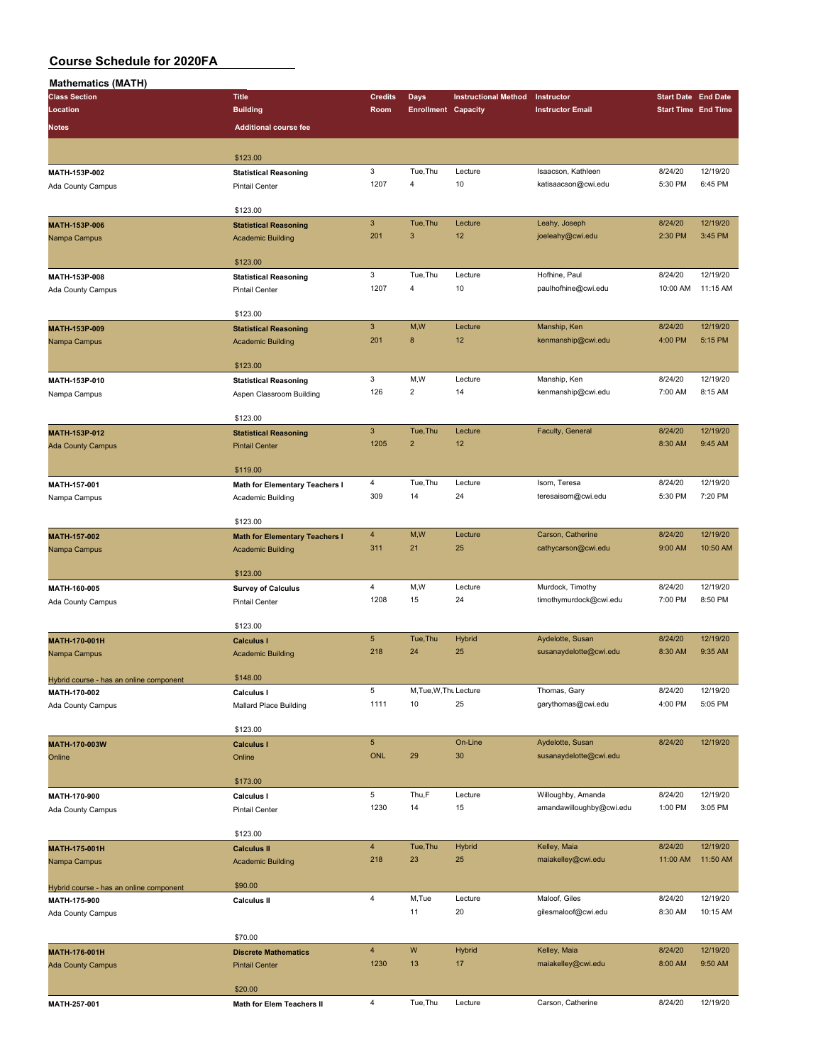# Course Schedule for 2020FA

## Mathematics (MATH)

| Class Section / Location / Notes | Title / Building / Additional course fee | Credits / Room | Days / Enrollment | Instructional Method / Capacity | Instructor / Instructor Email | Start Date / Start Time | End Date / End Time |
|---|---|---|---|---|---|---|---|
| | $123.00 | | | | | | |
| MATH-153P-002 | Statistical Reasoning | 3 | Tue,Thu | Lecture | Isaacson, Kathleen | 8/24/20 | 12/19/20 |
| Ada County Campus | Pintail Center | 1207 | 4 | 10 | katisaacson@cwi.edu | 5:30 PM | 6:45 PM |
| | $123.00 | | | | | | |
| MATH-153P-006 | Statistical Reasoning | 3 | Tue,Thu | Lecture | Leahy, Joseph | 8/24/20 | 12/19/20 |
| Nampa Campus | Academic Building | 201 | 3 | 12 | joeleahy@cwi.edu | 2:30 PM | 3:45 PM |
| | $123.00 | | | | | | |
| MATH-153P-008 | Statistical Reasoning | 3 | Tue,Thu | Lecture | Hofhine, Paul | 8/24/20 | 12/19/20 |
| Ada County Campus | Pintail Center | 1207 | 4 | 10 | paulhofhine@cwi.edu | 10:00 AM | 11:15 AM |
| | $123.00 | | | | | | |
| MATH-153P-009 | Statistical Reasoning | 3 | M,W | Lecture | Manship, Ken | 8/24/20 | 12/19/20 |
| Nampa Campus | Academic Building | 201 | 8 | 12 | kenmanship@cwi.edu | 4:00 PM | 5:15 PM |
| | $123.00 | | | | | | |
| MATH-153P-010 | Statistical Reasoning | 3 | M,W | Lecture | Manship, Ken | 8/24/20 | 12/19/20 |
| Nampa Campus | Aspen Classroom Building | 126 | 2 | 14 | kenmanship@cwi.edu | 7:00 AM | 8:15 AM |
| | $123.00 | | | | | | |
| MATH-153P-012 | Statistical Reasoning | 3 | Tue,Thu | Lecture | Faculty, General | 8/24/20 | 12/19/20 |
| Ada County Campus | Pintail Center | 1205 | 2 | 12 | | 8:30 AM | 9:45 AM |
| | $119.00 | | | | | | |
| MATH-157-001 | Math for Elementary Teachers I | 4 | Tue,Thu | Lecture | Isom, Teresa | 8/24/20 | 12/19/20 |
| Nampa Campus | Academic Building | 309 | 14 | 24 | teresaisom@cwi.edu | 5:30 PM | 7:20 PM |
| | $123.00 | | | | | | |
| MATH-157-002 | Math for Elementary Teachers I | 4 | M,W | Lecture | Carson, Catherine | 8/24/20 | 12/19/20 |
| Nampa Campus | Academic Building | 311 | 21 | 25 | cathycarson@cwi.edu | 9:00 AM | 10:50 AM |
| | $123.00 | | | | | | |
| MATH-160-005 | Survey of Calculus | 4 | M,W | Lecture | Murdock, Timothy | 8/24/20 | 12/19/20 |
| Ada County Campus | Pintail Center | 1208 | 15 | 24 | timothymurdock@cwi.edu | 7:00 PM | 8:50 PM |
| | $123.00 | | | | | | |
| MATH-170-001H | Calculus I | 5 | Tue,Thu | Hybrid | Aydelotte, Susan | 8/24/20 | 12/19/20 |
| Nampa Campus | Academic Building | 218 | 24 | 25 | susanaydelotte@cwi.edu | 8:30 AM | 9:35 AM |
| Hybrid course - has an online component | $148.00 | | | | | | |
| MATH-170-002 | Calculus I | 5 | M,Tue,W,Thu | Lecture | Thomas, Gary | 8/24/20 | 12/19/20 |
| Ada County Campus | Mallard Place Building | 1111 | 10 | 25 | garythomas@cwi.edu | 4:00 PM | 5:05 PM |
| | $123.00 | | | | | | |
| MATH-170-003W | Calculus I | 5 | | On-Line | Aydelotte, Susan | 8/24/20 | 12/19/20 |
| Online | Online | ONL | 29 | 30 | susanaydelotte@cwi.edu | | |
| | $173.00 | | | | | | |
| MATH-170-900 | Calculus I | 5 | Thu,F | Lecture | Willoughby, Amanda | 8/24/20 | 12/19/20 |
| Ada County Campus | Pintail Center | 1230 | 14 | 15 | amandawilloughby@cwi.edu | 1:00 PM | 3:05 PM |
| | $123.00 | | | | | | |
| MATH-175-001H | Calculus II | 4 | Tue,Thu | Hybrid | Kelley, Maia | 8/24/20 | 12/19/20 |
| Nampa Campus | Academic Building | 218 | 23 | 25 | maiakelley@cwi.edu | 11:00 AM | 11:50 AM |
| Hybrid course - has an online component | $90.00 | | | | | | |
| MATH-175-900 | Calculus II | 4 | M,Tue | Lecture | Maloof, Giles | 8/24/20 | 12/19/20 |
| Ada County Campus | | | 11 | 20 | gilesmaloof@cwi.edu | 8:30 AM | 10:15 AM |
| | $70.00 | | | | | | |
| MATH-176-001H | Discrete Mathematics | 4 | W | Hybrid | Kelley, Maia | 8/24/20 | 12/19/20 |
| Ada County Campus | Pintail Center | 1230 | 13 | 17 | maiakelley@cwi.edu | 8:00 AM | 9:50 AM |
| | $20.00 | | | | | | |
| MATH-257-001 | Math for Elem Teachers II | 4 | Tue,Thu | Lecture | Carson, Catherine | 8/24/20 | 12/19/20 |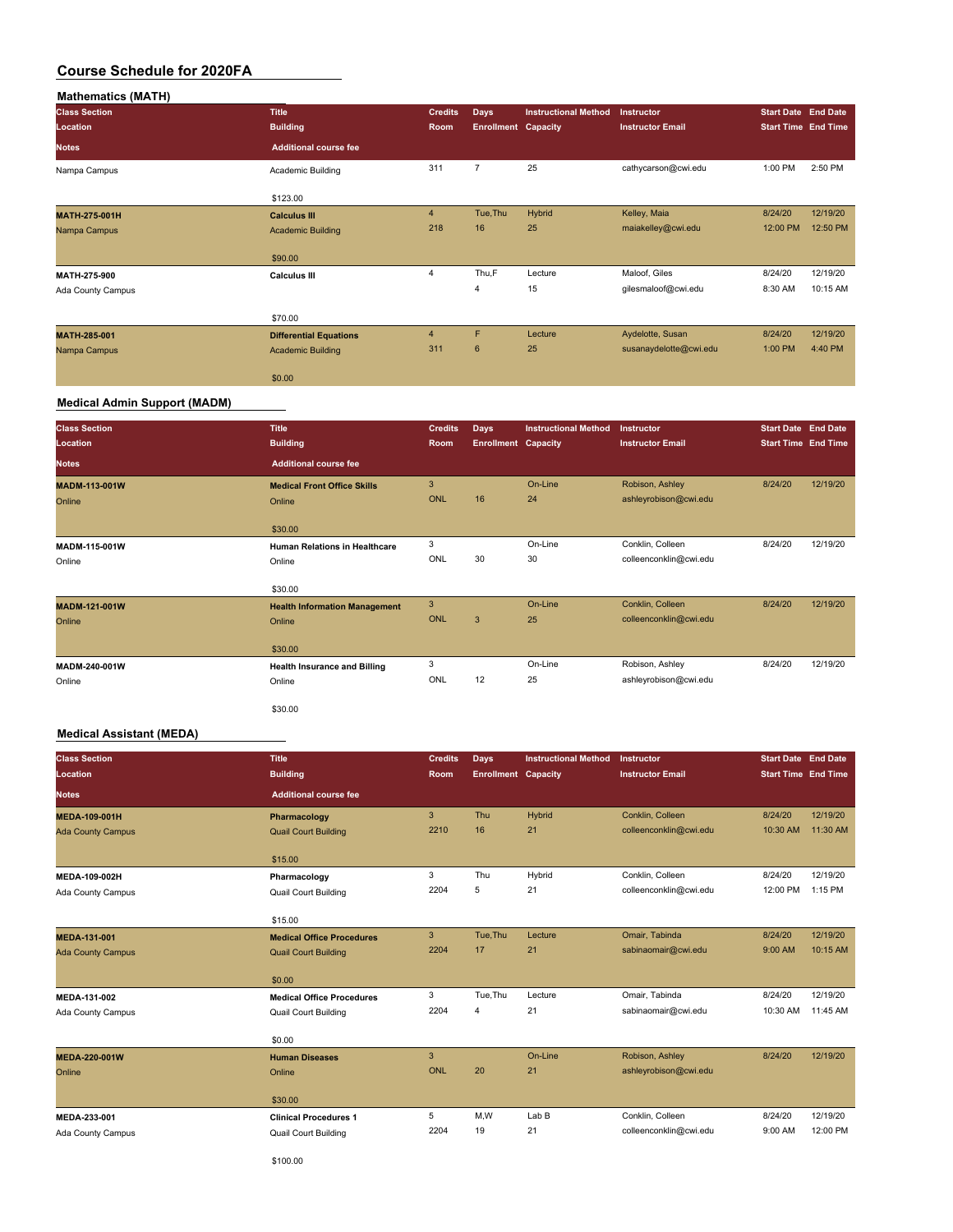# Course Schedule for 2020FA

## Mathematics (MATH)

| Class Section / Location / Notes | Title / Building / Additional course fee | Credits / Room | Days / Enrollment | Instructional Method / Capacity | Instructor / Instructor Email | Start Date / Start Time | End Date / End Time |
|---|---|---|---|---|---|---|---|
| Nampa Campus | Academic Building<br>$123.00 | 311 | 7 | 25 | cathycarson@cwi.edu | 1:00 PM | 2:50 PM |
| **MATH-275-001H**<br>Nampa Campus | **Calculus III**<br>Academic Building<br>$90.00 | 4<br>218 | Tue,Thu<br>16 | Hybrid<br>25 | Kelley, Maia<br>maiakelley@cwi.edu | 8/24/20<br>12:00 PM | 12/19/20<br>12:50 PM |
| **MATH-275-900**<br>Ada County Campus | **Calculus III**<br>$70.00 | 4 | Thu,F<br>4 | Lecture<br>15 | Maloof, Giles<br>gilesmaloof@cwi.edu | 8/24/20<br>8:30 AM | 12/19/20<br>10:15 AM |
| **MATH-285-001**<br>Nampa Campus | **Differential Equations**<br>Academic Building<br>$0.00 | 4<br>311 | F<br>6 | Lecture<br>25 | Aydelotte, Susan<br>susanaydelotte@cwi.edu | 8/24/20<br>1:00 PM | 12/19/20<br>4:40 PM |

## Medical Admin Support (MADM)

| Class Section / Location / Notes | Title / Building / Additional course fee | Credits / Room | Days / Enrollment | Instructional Method / Capacity | Instructor / Instructor Email | Start Date / Start Time | End Date / End Time |
|---|---|---|---|---|---|---|---|
| **MADM-113-001W**<br>Online | **Medical Front Office Skills**<br>Online<br>$30.00 | 3<br>ONL | 16 | On-Line<br>24 | Robison, Ashley<br>ashleyrobison@cwi.edu | 8/24/20 | 12/19/20 |
| **MADM-115-001W**<br>Online | **Human Relations in Healthcare**<br>Online<br>$30.00 | 3<br>ONL | 30 | On-Line<br>30 | Conklin, Colleen<br>colleenconklin@cwi.edu | 8/24/20 | 12/19/20 |
| **MADM-121-001W**<br>Online | **Health Information Management**<br>Online<br>$30.00 | 3<br>ONL | 3 | On-Line<br>25 | Conklin, Colleen<br>colleenconklin@cwi.edu | 8/24/20 | 12/19/20 |
| **MADM-240-001W**<br>Online | **Health Insurance and Billing**<br>Online<br>$30.00 | 3<br>ONL | 12 | On-Line<br>25 | Robison, Ashley<br>ashleyrobison@cwi.edu | 8/24/20 | 12/19/20 |

## Medical Assistant (MEDA)

| Class Section / Location / Notes | Title / Building / Additional course fee | Credits / Room | Days / Enrollment | Instructional Method / Capacity | Instructor / Instructor Email | Start Date / Start Time | End Date / End Time |
|---|---|---|---|---|---|---|---|
| **MEDA-109-001H**<br>Ada County Campus | **Pharmacology**<br>Quail Court Building<br>$15.00 | 3<br>2210 | Thu<br>16 | Hybrid<br>21 | Conklin, Colleen<br>colleenconklin@cwi.edu | 8/24/20<br>10:30 AM | 12/19/20<br>11:30 AM |
| **MEDA-109-002H**<br>Ada County Campus | **Pharmacology**<br>Quail Court Building<br>$15.00 | 3<br>2204 | Thu<br>5 | Hybrid<br>21 | Conklin, Colleen<br>colleenconklin@cwi.edu | 8/24/20<br>12:00 PM | 12/19/20<br>1:15 PM |
| **MEDA-131-001**<br>Ada County Campus | **Medical Office Procedures**<br>Quail Court Building<br>$0.00 | 3<br>2204 | Tue,Thu<br>17 | Lecture<br>21 | Omair, Tabinda<br>sabinaomair@cwi.edu | 8/24/20<br>9:00 AM | 12/19/20<br>10:15 AM |
| **MEDA-131-002**<br>Ada County Campus | **Medical Office Procedures**<br>Quail Court Building<br>$0.00 | 3<br>2204 | Tue,Thu<br>4 | Lecture<br>21 | Omair, Tabinda<br>sabinaomair@cwi.edu | 8/24/20<br>10:30 AM | 12/19/20<br>11:45 AM |
| **MEDA-220-001W**<br>Online | **Human Diseases**<br>Online<br>$30.00 | 3<br>ONL | 20 | On-Line<br>21 | Robison, Ashley<br>ashleyrobison@cwi.edu | 8/24/20 | 12/19/20 |
| **MEDA-233-001**<br>Ada County Campus | **Clinical Procedures 1**<br>Quail Court Building<br>$100.00 | 5<br>2204 | M,W<br>19 | Lab B<br>21 | Conklin, Colleen<br>colleenconklin@cwi.edu | 8/24/20<br>9:00 AM | 12/19/20<br>12:00 PM |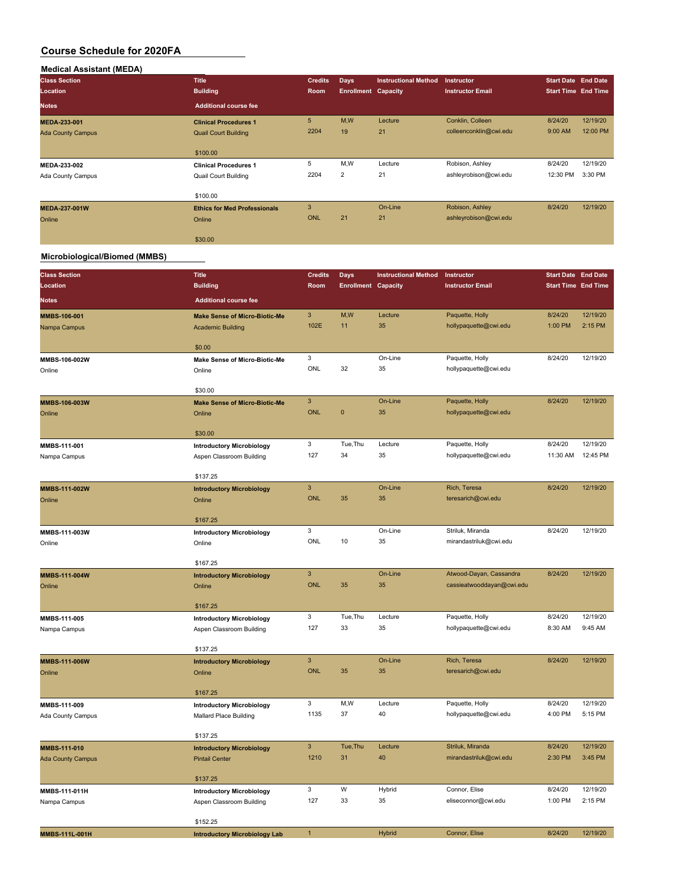# Course Schedule for 2020FA

## Medical Assistant (MEDA)

| Class Section / Location / Notes | Title / Building / Additional course fee | Credits / Room | Days / Enrollment | Instructional Method / Capacity | Instructor / Instructor Email | Start Date / Start Time | End Date / End Time |
|---|---|---|---|---|---|---|---|
| **MEDA-233-001** Ada County Campus | **Clinical Procedures 1** Quail Court Building $100.00 | 5 2204 | M,W 19 | Lecture 21 | Conklin, Colleen colleenconklin@cwi.edu | 8/24/20 9:00 AM | 12/19/20 12:00 PM |
| **MEDA-233-002** Ada County Campus | **Clinical Procedures 1** Quail Court Building $100.00 | 5 2204 | M,W 2 | Lecture 21 | Robison, Ashley ashleyrobison@cwi.edu | 8/24/20 12:30 PM | 12/19/20 3:30 PM |
| **MEDA-237-001W** Online | **Ethics for Med Professionals** Online $30.00 | 3 ONL | 21 | On-Line 21 | Robison, Ashley ashleyrobison@cwi.edu | 8/24/20 | 12/19/20 |

## Microbiological/Biomed (MMBS)

| Class Section / Location / Notes | Title / Building / Additional course fee | Credits / Room | Days / Enrollment | Instructional Method / Capacity | Instructor / Instructor Email | Start Date / Start Time | End Date / End Time |
|---|---|---|---|---|---|---|---|
| **MMBS-106-001** Nampa Campus | **Make Sense of Micro-Biotic-Me** Academic Building $0.00 | 3 102E | M,W 11 | Lecture 35 | Paquette, Holly hollypaquette@cwi.edu | 8/24/20 1:00 PM | 12/19/20 2:15 PM |
| **MMBS-106-002W** Online | **Make Sense of Micro-Biotic-Me** Online $30.00 | 3 ONL | 32 | On-Line 35 | Paquette, Holly hollypaquette@cwi.edu | 8/24/20 | 12/19/20 |
| **MMBS-106-003W** Online | **Make Sense of Micro-Biotic-Me** Online $30.00 | 3 ONL | 0 | On-Line 35 | Paquette, Holly hollypaquette@cwi.edu | 8/24/20 | 12/19/20 |
| **MMBS-111-001** Nampa Campus | **Introductory Microbiology** Aspen Classroom Building $137.25 | 3 127 | Tue,Thu 34 | Lecture 35 | Paquette, Holly hollypaquette@cwi.edu | 8/24/20 11:30 AM | 12/19/20 12:45 PM |
| **MMBS-111-002W** Online | **Introductory Microbiology** Online $167.25 | 3 ONL | 35 | On-Line 35 | Rich, Teresa teresarich@cwi.edu | 8/24/20 | 12/19/20 |
| **MMBS-111-003W** Online | **Introductory Microbiology** Online $167.25 | 3 ONL | 10 | On-Line 35 | Striluk, Miranda mirandastriluk@cwi.edu | 8/24/20 | 12/19/20 |
| **MMBS-111-004W** Online | **Introductory Microbiology** Online $167.25 | 3 ONL | 35 | On-Line 35 | Atwood-Dayan, Cassandra cassieatwooddayan@cwi.edu | 8/24/20 | 12/19/20 |
| **MMBS-111-005** Nampa Campus | **Introductory Microbiology** Aspen Classroom Building $137.25 | 3 127 | Tue,Thu 33 | Lecture 35 | Paquette, Holly hollypaquette@cwi.edu | 8/24/20 8:30 AM | 12/19/20 9:45 AM |
| **MMBS-111-006W** Online | **Introductory Microbiology** Online $167.25 | 3 ONL | 35 | On-Line 35 | Rich, Teresa teresarich@cwi.edu | 8/24/20 | 12/19/20 |
| **MMBS-111-009** Ada County Campus | **Introductory Microbiology** Mallard Place Building $137.25 | 3 1135 | M,W 37 | Lecture 40 | Paquette, Holly hollypaquette@cwi.edu | 8/24/20 4:00 PM | 12/19/20 5:15 PM |
| **MMBS-111-010** Ada County Campus | **Introductory Microbiology** Pintail Center $137.25 | 3 1210 | Tue,Thu 31 | Lecture 40 | Striluk, Miranda mirandastriluk@cwi.edu | 8/24/20 2:30 PM | 12/19/20 3:45 PM |
| **MMBS-111-011H** Nampa Campus | **Introductory Microbiology** Aspen Classroom Building $152.25 | 3 127 | W 33 | Hybrid 35 | Connor, Elise eliseconnor@cwi.edu | 8/24/20 1:00 PM | 12/19/20 2:15 PM |
| **MMBS-111L-001H** | **Introductory Microbiology Lab** | 1 | | Hybrid | Connor, Elise | 8/24/20 | 12/19/20 |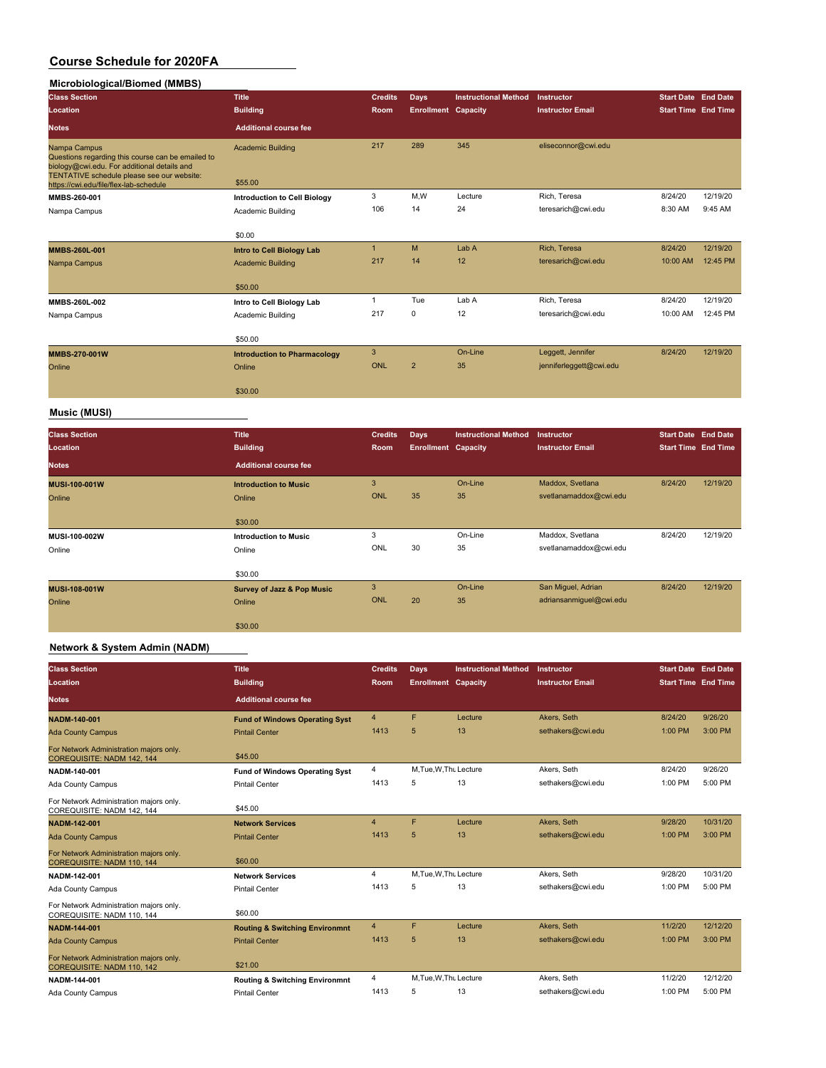# Course Schedule for 2020FA

## Microbiological/Biomed (MMBS)

| Class Section<br>Location<br>Notes | Title<br>Building<br>Additional course fee | Credits<br>Room | Days<br>Enrollment | Instructional Method<br>Capacity | Instructor<br>Instructor Email | Start Date<br>Start Time | End Date<br>End Time |
|---|---|---|---|---|---|---|---|
| Nampa Campus<br>Questions regarding this course can be emailed to biology@cwi.edu. For additional details and TENTATIVE schedule please see our website: https://cwi.edu/file/flex-lab-schedule | Academic Building<br>$55.00 | 217 | 289 | 345 | eliseconnor@cwi.edu | | |
| **MMBS-260-001**<br>Nampa Campus | **Introduction to Cell Biology**<br>Academic Building<br>$0.00 | 3<br>106 | M,W<br>14 | Lecture<br>24 | Rich, Teresa<br>teresarich@cwi.edu | 8/24/20<br>8:30 AM | 12/19/20<br>9:45 AM |
| **MMBS-260L-001**<br>Nampa Campus | **Intro to Cell Biology Lab**<br>Academic Building<br>$50.00 | 1<br>217 | M<br>14 | Lab A<br>12 | Rich, Teresa<br>teresarich@cwi.edu | 8/24/20<br>10:00 AM | 12/19/20<br>12:45 PM |
| **MMBS-260L-002**<br>Nampa Campus | **Intro to Cell Biology Lab**<br>Academic Building<br>$50.00 | 1<br>217 | Tue<br>0 | Lab A<br>12 | Rich, Teresa<br>teresarich@cwi.edu | 8/24/20<br>10:00 AM | 12/19/20<br>12:45 PM |
| **MMBS-270-001W**<br>Online | **Introduction to Pharmacology**<br>Online<br>$30.00 | 3<br>ONL | <br>2 | On-Line<br>35 | Leggett, Jennifer<br>jenniferleggett@cwi.edu | 8/24/20 | 12/19/20 |

## Music (MUSI)

| Class Section<br>Location<br>Notes | Title<br>Building<br>Additional course fee | Credits<br>Room | Days<br>Enrollment | Instructional Method<br>Capacity | Instructor<br>Instructor Email | Start Date<br>Start Time | End Date<br>End Time |
|---|---|---|---|---|---|---|---|
| **MUSI-100-001W**<br>Online | **Introduction to Music**<br>Online<br>$30.00 | 3<br>ONL | <br>35 | On-Line<br>35 | Maddox, Svetlana<br>svetlanamaddox@cwi.edu | 8/24/20 | 12/19/20 |
| **MUSI-100-002W**<br>Online | **Introduction to Music**<br>Online<br>$30.00 | 3<br>ONL | <br>30 | On-Line<br>35 | Maddox, Svetlana<br>svetlanamaddox@cwi.edu | 8/24/20 | 12/19/20 |
| **MUSI-108-001W**<br>Online | **Survey of Jazz & Pop Music**<br>Online<br>$30.00 | 3<br>ONL | <br>20 | On-Line<br>35 | San Miguel, Adrian<br>adriansanmiguel@cwi.edu | 8/24/20 | 12/19/20 |

## Network & System Admin (NADM)

| Class Section<br>Location<br>Notes | Title<br>Building<br>Additional course fee | Credits<br>Room | Days<br>Enrollment | Instructional Method<br>Capacity | Instructor<br>Instructor Email | Start Date<br>Start Time | End Date<br>End Time |
|---|---|---|---|---|---|---|---|
| **NADM-140-001**<br>Ada County Campus<br>For Network Administration majors only. COREQUISITE: NADM 142, 144 | **Fund of Windows Operating Syst**<br>Pintail Center<br>$45.00 | 4<br>1413 | F<br>5 | Lecture<br>13 | Akers, Seth<br>sethakers@cwi.edu | 8/24/20<br>1:00 PM | 9/26/20<br>3:00 PM |
| **NADM-140-001**<br>Ada County Campus<br>For Network Administration majors only. COREQUISITE: NADM 142, 144 | **Fund of Windows Operating Syst**<br>Pintail Center<br>$45.00 | 4<br>1413 | M,Tue,W,Thu<br>5 | Lecture<br>13 | Akers, Seth<br>sethakers@cwi.edu | 8/24/20<br>1:00 PM | 9/26/20<br>5:00 PM |
| **NADM-142-001**<br>Ada County Campus<br>For Network Administration majors only. COREQUISITE: NADM 110, 144 | **Network Services**<br>Pintail Center<br>$60.00 | 4<br>1413 | F<br>5 | Lecture<br>13 | Akers, Seth<br>sethakers@cwi.edu | 9/28/20<br>1:00 PM | 10/31/20<br>3:00 PM |
| **NADM-142-001**<br>Ada County Campus<br>For Network Administration majors only. COREQUISITE: NADM 110, 144 | **Network Services**<br>Pintail Center<br>$60.00 | 4<br>1413 | M,Tue,W,Thu<br>5 | Lecture<br>13 | Akers, Seth<br>sethakers@cwi.edu | 9/28/20<br>1:00 PM | 10/31/20<br>5:00 PM |
| **NADM-144-001**<br>Ada County Campus<br>For Network Administration majors only. COREQUISITE: NADM 110, 142 | **Routing & Switching Environmnt**<br>Pintail Center<br>$21.00 | 4<br>1413 | F<br>5 | Lecture<br>13 | Akers, Seth<br>sethakers@cwi.edu | 11/2/20<br>1:00 PM | 12/12/20<br>3:00 PM |
| **NADM-144-001**<br>Ada County Campus | **Routing & Switching Environmnt**<br>Pintail Center | 4<br>1413 | M,Tue,W,Thu<br>5 | Lecture<br>13 | Akers, Seth<br>sethakers@cwi.edu | 11/2/20<br>1:00 PM | 12/12/20<br>5:00 PM |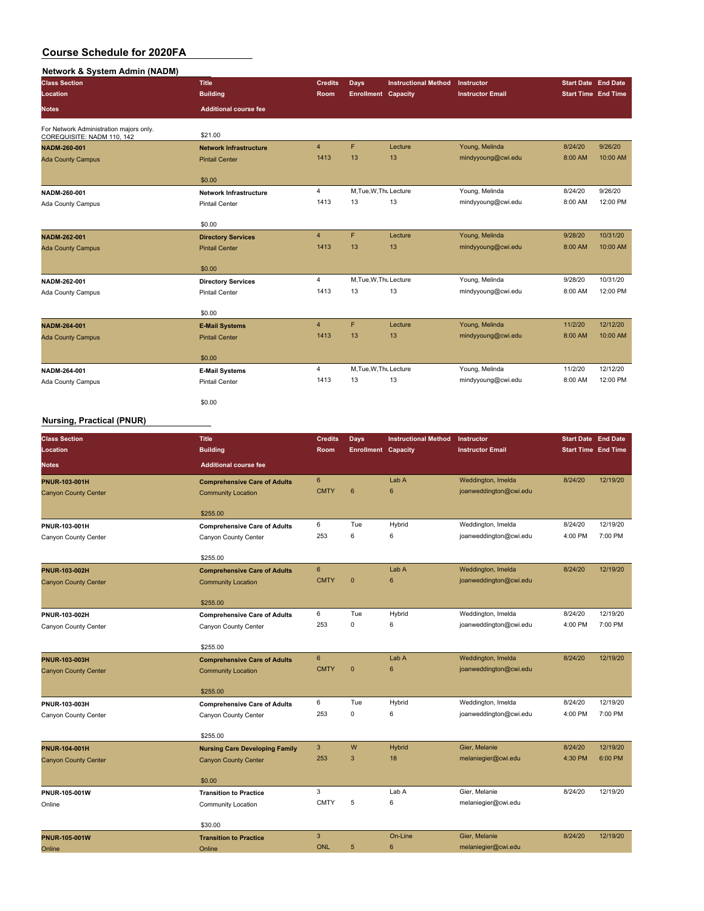# Course Schedule for 2020FA

## Network & System Admin (NADM)

| Class Section<br>Location<br>Notes | Title<br>Building<br>Additional course fee | Credits<br>Room | Days<br>Enrollment | Instructional Method<br>Capacity | Instructor<br>Instructor Email | Start Date<br>Start Time | End Date<br>End Time |
|---|---|---|---|---|---|---|---|
| For Network Administration majors only. COREQUISITE: NADM 110, 142 | $21.00 | | | | | | |
| **NADM-260-001**<br>Ada County Campus | **Network Infrastructure**<br>Pintail Center<br>$0.00 | 4<br>1413 | F<br>13 | Lecture<br>13 | Young, Melinda<br>mindyyoung@cwi.edu | 8/24/20<br>8:00 AM | 9/26/20<br>10:00 AM |
| **NADM-260-001**<br>Ada County Campus | **Network Infrastructure**<br>Pintail Center<br>$0.00 | 4<br>1413 | M,Tue,W,Thu<br>13 | Lecture<br>13 | Young, Melinda<br>mindyyoung@cwi.edu | 8/24/20<br>8:00 AM | 9/26/20<br>12:00 PM |
| **NADM-262-001**<br>Ada County Campus | **Directory Services**<br>Pintail Center<br>$0.00 | 4<br>1413 | F<br>13 | Lecture<br>13 | Young, Melinda<br>mindyyoung@cwi.edu | 9/28/20<br>8:00 AM | 10/31/20<br>10:00 AM |
| **NADM-262-001**<br>Ada County Campus | **Directory Services**<br>Pintail Center<br>$0.00 | 4<br>1413 | M,Tue,W,Thu<br>13 | Lecture<br>13 | Young, Melinda<br>mindyyoung@cwi.edu | 9/28/20<br>8:00 AM | 10/31/20<br>12:00 PM |
| **NADM-264-001**<br>Ada County Campus | **E-Mail Systems**<br>Pintail Center<br>$0.00 | 4<br>1413 | F<br>13 | Lecture<br>13 | Young, Melinda<br>mindyyoung@cwi.edu | 11/2/20<br>8:00 AM | 12/12/20<br>10:00 AM |
| **NADM-264-001**<br>Ada County Campus | **E-Mail Systems**<br>Pintail Center<br>$0.00 | 4<br>1413 | M,Tue,W,Thu<br>13 | Lecture<br>13 | Young, Melinda<br>mindyyoung@cwi.edu | 11/2/20<br>8:00 AM | 12/12/20<br>12:00 PM |

## Nursing, Practical (PNUR)

| Class Section<br>Location<br>Notes | Title<br>Building<br>Additional course fee | Credits<br>Room | Days<br>Enrollment | Instructional Method<br>Capacity | Instructor<br>Instructor Email | Start Date<br>Start Time | End Date<br>End Time |
|---|---|---|---|---|---|---|---|
| **PNUR-103-001H**<br>Canyon County Center | **Comprehensive Care of Adults**<br>Community Location<br>$255.00 | 6<br>CMTY | <br>6 | Lab A<br>6 | Weddington, Imelda<br>joanweddington@cwi.edu | 8/24/20 | 12/19/20 |
| **PNUR-103-001H**<br>Canyon County Center | **Comprehensive Care of Adults**<br>Canyon County Center<br>$255.00 | 6<br>253 | Tue<br>6 | Hybrid<br>6 | Weddington, Imelda<br>joanweddington@cwi.edu | 8/24/20<br>4:00 PM | 12/19/20<br>7:00 PM |
| **PNUR-103-002H**<br>Canyon County Center | **Comprehensive Care of Adults**<br>Community Location<br>$255.00 | 6<br>CMTY | <br>0 | Lab A<br>6 | Weddington, Imelda<br>joanweddington@cwi.edu | 8/24/20 | 12/19/20 |
| **PNUR-103-002H**<br>Canyon County Center | **Comprehensive Care of Adults**<br>Canyon County Center<br>$255.00 | 6<br>253 | Tue<br>0 | Hybrid<br>6 | Weddington, Imelda<br>joanweddington@cwi.edu | 8/24/20<br>4:00 PM | 12/19/20<br>7:00 PM |
| **PNUR-103-003H**<br>Canyon County Center | **Comprehensive Care of Adults**<br>Community Location<br>$255.00 | 6<br>CMTY | <br>0 | Lab A<br>6 | Weddington, Imelda<br>joanweddington@cwi.edu | 8/24/20 | 12/19/20 |
| **PNUR-103-003H**<br>Canyon County Center | **Comprehensive Care of Adults**<br>Canyon County Center<br>$255.00 | 6<br>253 | Tue<br>0 | Hybrid<br>6 | Weddington, Imelda<br>joanweddington@cwi.edu | 8/24/20<br>4:00 PM | 12/19/20<br>7:00 PM |
| **PNUR-104-001H**<br>Canyon County Center | **Nursing Care Developing Family**<br>Canyon County Center<br>$0.00 | 3<br>253 | W<br>3 | Hybrid<br>18 | Gier, Melanie<br>melaniegier@cwi.edu | 8/24/20<br>4:30 PM | 12/19/20<br>6:00 PM |
| **PNUR-105-001W**<br>Online | **Transition to Practice**<br>Community Location<br>$30.00 | 3<br>CMTY | <br>5 | Lab A<br>6 | Gier, Melanie<br>melaniegier@cwi.edu | 8/24/20 | 12/19/20 |
| **PNUR-105-001W**<br>Online | **Transition to Practice**<br>Online | 3<br>ONL | <br>5 | On-Line<br>6 | Gier, Melanie<br>melaniegier@cwi.edu | 8/24/20 | 12/19/20 |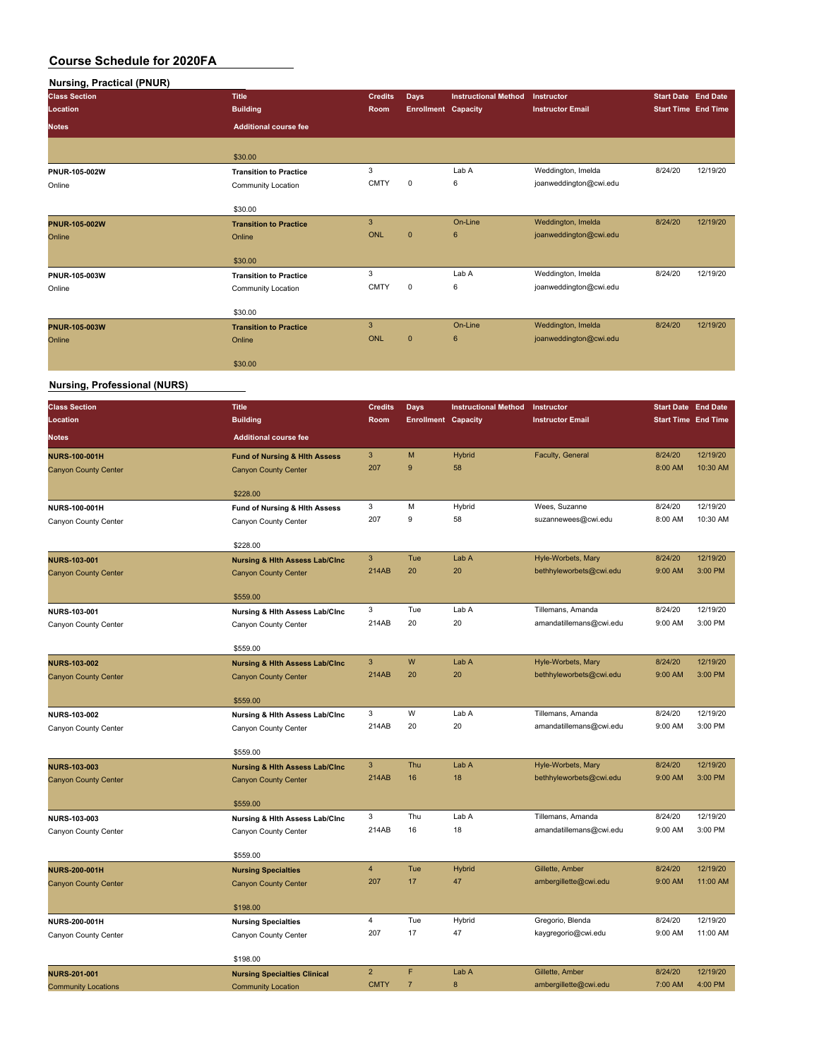# Course Schedule for 2020FA

## Nursing, Practical (PNUR)

| Class Section / Location / Notes | Title / Building / Additional course fee | Credits / Room | Days / Enrollment | Instructional Method / Capacity | Instructor / Instructor Email | Start Date / Start Time | End Date / End Time |
|---|---|---|---|---|---|---|---|
| | $30.00 | | | | | | |
| PNUR-105-002W<br>Online | Transition to Practice<br>Community Location<br>$30.00 | 3<br>CMTY | <br>0 | Lab A<br>6 | Weddington, Imelda<br>joanweddington@cwi.edu | 8/24/20 | 12/19/20 |
| PNUR-105-002W<br>Online | Transition to Practice<br>Online<br>$30.00 | 3<br>ONL | <br>0 | On-Line<br>6 | Weddington, Imelda<br>joanweddington@cwi.edu | 8/24/20 | 12/19/20 |
| PNUR-105-003W<br>Online | Transition to Practice<br>Community Location<br>$30.00 | 3<br>CMTY | <br>0 | Lab A<br>6 | Weddington, Imelda<br>joanweddington@cwi.edu | 8/24/20 | 12/19/20 |
| PNUR-105-003W<br>Online | Transition to Practice<br>Online<br>$30.00 | 3<br>ONL | <br>0 | On-Line<br>6 | Weddington, Imelda<br>joanweddington@cwi.edu | 8/24/20 | 12/19/20 |

## Nursing, Professional (NURS)

| Class Section / Location / Notes | Title / Building / Additional course fee | Credits / Room | Days / Enrollment | Instructional Method / Capacity | Instructor / Instructor Email | Start Date / Start Time | End Date / End Time |
|---|---|---|---|---|---|---|---|
| NURS-100-001H<br>Canyon County Center | Fund of Nursing & Hlth Assess<br>Canyon County Center<br>$228.00 | 3<br>207 | M<br>9 | Hybrid<br>58 | Faculty, General | 8/24/20<br>8:00 AM | 12/19/20<br>10:30 AM |
| NURS-100-001H<br>Canyon County Center | Fund of Nursing & Hlth Assess<br>Canyon County Center<br>$228.00 | 3<br>207 | M<br>9 | Hybrid<br>58 | Wees, Suzanne<br>suzannewees@cwi.edu | 8/24/20<br>8:00 AM | 12/19/20<br>10:30 AM |
| NURS-103-001<br>Canyon County Center | Nursing & Hlth Assess Lab/Clnc<br>Canyon County Center<br>$559.00 | 3<br>214AB | Tue<br>20 | Lab A<br>20 | Hyle-Worbets, Mary<br>bethhyleworbets@cwi.edu | 8/24/20<br>9:00 AM | 12/19/20<br>3:00 PM |
| NURS-103-001<br>Canyon County Center | Nursing & Hlth Assess Lab/Clnc<br>Canyon County Center<br>$559.00 | 3<br>214AB | Tue<br>20 | Lab A<br>20 | Tillemans, Amanda<br>amandatillemans@cwi.edu | 8/24/20<br>9:00 AM | 12/19/20<br>3:00 PM |
| NURS-103-002<br>Canyon County Center | Nursing & Hlth Assess Lab/Clnc<br>Canyon County Center<br>$559.00 | 3<br>214AB | W<br>20 | Lab A<br>20 | Hyle-Worbets, Mary<br>bethhyleworbets@cwi.edu | 8/24/20<br>9:00 AM | 12/19/20<br>3:00 PM |
| NURS-103-002<br>Canyon County Center | Nursing & Hlth Assess Lab/Clnc<br>Canyon County Center<br>$559.00 | 3<br>214AB | W<br>20 | Lab A<br>20 | Tillemans, Amanda<br>amandatillemans@cwi.edu | 8/24/20<br>9:00 AM | 12/19/20<br>3:00 PM |
| NURS-103-003<br>Canyon County Center | Nursing & Hlth Assess Lab/Clnc<br>Canyon County Center<br>$559.00 | 3<br>214AB | Thu<br>16 | Lab A<br>18 | Hyle-Worbets, Mary<br>bethhyleworbets@cwi.edu | 8/24/20<br>9:00 AM | 12/19/20<br>3:00 PM |
| NURS-103-003<br>Canyon County Center | Nursing & Hlth Assess Lab/Clnc<br>Canyon County Center<br>$559.00 | 3<br>214AB | Thu<br>16 | Lab A<br>18 | Tillemans, Amanda<br>amandatillemans@cwi.edu | 8/24/20<br>9:00 AM | 12/19/20<br>3:00 PM |
| NURS-200-001H<br>Canyon County Center | Nursing Specialties<br>Canyon County Center<br>$198.00 | 4<br>207 | Tue<br>17 | Hybrid<br>47 | Gillette, Amber<br>ambergillette@cwi.edu | 8/24/20<br>9:00 AM | 12/19/20<br>11:00 AM |
| NURS-200-001H<br>Canyon County Center | Nursing Specialties<br>Canyon County Center<br>$198.00 | 4<br>207 | Tue<br>17 | Hybrid<br>47 | Gregorio, Blenda<br>kaygregorio@cwi.edu | 8/24/20<br>9:00 AM | 12/19/20<br>11:00 AM |
| NURS-201-001<br>Community Locations | Nursing Specialties Clinical<br>Community Location | 2<br>CMTY | F<br>7 | Lab A<br>8 | Gillette, Amber<br>ambergillette@cwi.edu | 8/24/20<br>7:00 AM | 12/19/20<br>4:00 PM |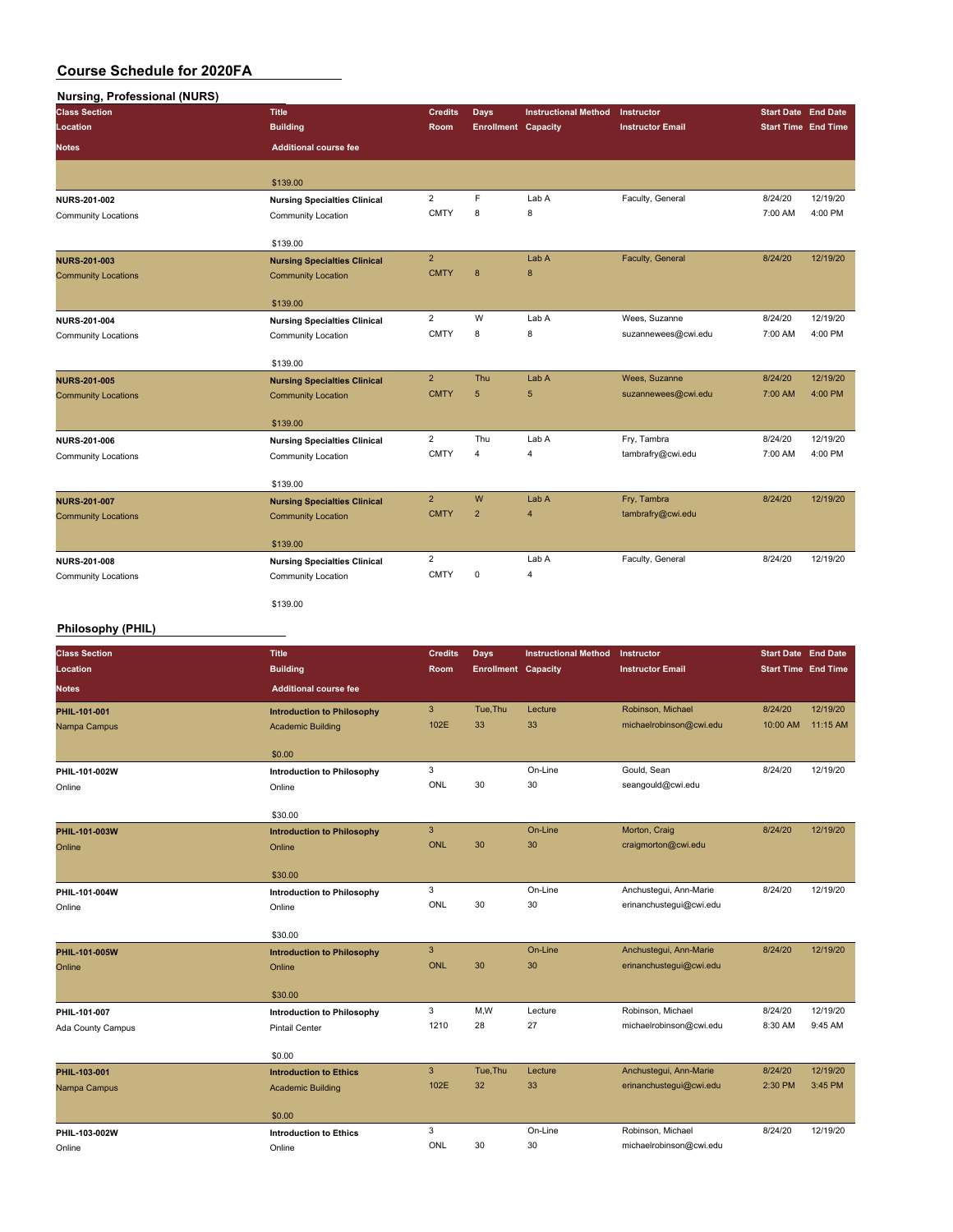# Course Schedule for 2020FA

## Nursing, Professional (NURS)

| Class Section / Location / Notes | Title / Building / Additional course fee | Credits / Room | Days / Enrollment | Instructional Method / Capacity | Instructor / Instructor Email | Start Date / Start Time | End Date / End Time |
|---|---|---|---|---|---|---|---|
| | $139.00 | | | | | | |
| NURS-201-002 / Community Locations | Nursing Specialties Clinical / Community Location / $139.00 | 2 / CMTY | F / 8 | Lab A / 8 | Faculty, General | 8/24/20 / 7:00 AM | 12/19/20 / 4:00 PM |
| NURS-201-003 / Community Locations | Nursing Specialties Clinical / Community Location / $139.00 | 2 / CMTY | 8 | Lab A / 8 | Faculty, General | 8/24/20 | 12/19/20 |
| NURS-201-004 / Community Locations | Nursing Specialties Clinical / Community Location / $139.00 | 2 / CMTY | W / 8 | Lab A / 8 | Wees, Suzanne / suzannewees@cwi.edu | 8/24/20 / 7:00 AM | 12/19/20 / 4:00 PM |
| NURS-201-005 / Community Locations | Nursing Specialties Clinical / Community Location / $139.00 | 2 / CMTY | Thu / 5 | Lab A / 5 | Wees, Suzanne / suzannewees@cwi.edu | 8/24/20 / 7:00 AM | 12/19/20 / 4:00 PM |
| NURS-201-006 / Community Locations | Nursing Specialties Clinical / Community Location / $139.00 | 2 / CMTY | Thu / 4 | Lab A / 4 | Fry, Tambra / tambrafry@cwi.edu | 8/24/20 / 7:00 AM | 12/19/20 / 4:00 PM |
| NURS-201-007 / Community Locations | Nursing Specialties Clinical / Community Location / $139.00 | 2 / CMTY | W / 2 | Lab A / 4 | Fry, Tambra / tambrafry@cwi.edu | 8/24/20 | 12/19/20 |
| NURS-201-008 / Community Locations | Nursing Specialties Clinical / Community Location / $139.00 | 2 / CMTY | 0 | Lab A / 4 | Faculty, General | 8/24/20 | 12/19/20 |

## Philosophy (PHIL)

| Class Section / Location / Notes | Title / Building / Additional course fee | Credits / Room | Days / Enrollment | Instructional Method / Capacity | Instructor / Instructor Email | Start Date / Start Time | End Date / End Time |
|---|---|---|---|---|---|---|---|
| PHIL-101-001 / Nampa Campus | Introduction to Philosophy / Academic Building / $0.00 | 3 / 102E | Tue,Thu / 33 | Lecture / 33 | Robinson, Michael / michaelrobinson@cwi.edu | 8/24/20 / 10:00 AM | 12/19/20 / 11:15 AM |
| PHIL-101-002W / Online | Introduction to Philosophy / Online / $30.00 | 3 / ONL | 30 | On-Line / 30 | Gould, Sean / seangould@cwi.edu | 8/24/20 | 12/19/20 |
| PHIL-101-003W / Online | Introduction to Philosophy / Online / $30.00 | 3 / ONL | 30 | On-Line / 30 | Morton, Craig / craigmorton@cwi.edu | 8/24/20 | 12/19/20 |
| PHIL-101-004W / Online | Introduction to Philosophy / Online / $30.00 | 3 / ONL | 30 | On-Line / 30 | Anchustegui, Ann-Marie / erinanchustegui@cwi.edu | 8/24/20 | 12/19/20 |
| PHIL-101-005W / Online | Introduction to Philosophy / Online / $30.00 | 3 / ONL | 30 | On-Line / 30 | Anchustegui, Ann-Marie / erinanchustegui@cwi.edu | 8/24/20 | 12/19/20 |
| PHIL-101-007 / Ada County Campus | Introduction to Philosophy / Pintail Center / $0.00 | 3 / 1210 | M,W / 28 | Lecture / 27 | Robinson, Michael / michaelrobinson@cwi.edu | 8/24/20 / 8:30 AM | 12/19/20 / 9:45 AM |
| PHIL-103-001 / Nampa Campus | Introduction to Ethics / Academic Building / $0.00 | 3 / 102E | Tue,Thu / 32 | Lecture / 33 | Anchustegui, Ann-Marie / erinanchustegui@cwi.edu | 8/24/20 / 2:30 PM | 12/19/20 / 3:45 PM |
| PHIL-103-002W / Online | Introduction to Ethics / Online | 3 / ONL | 30 | On-Line / 30 | Robinson, Michael / michaelrobinson@cwi.edu | 8/24/20 | 12/19/20 |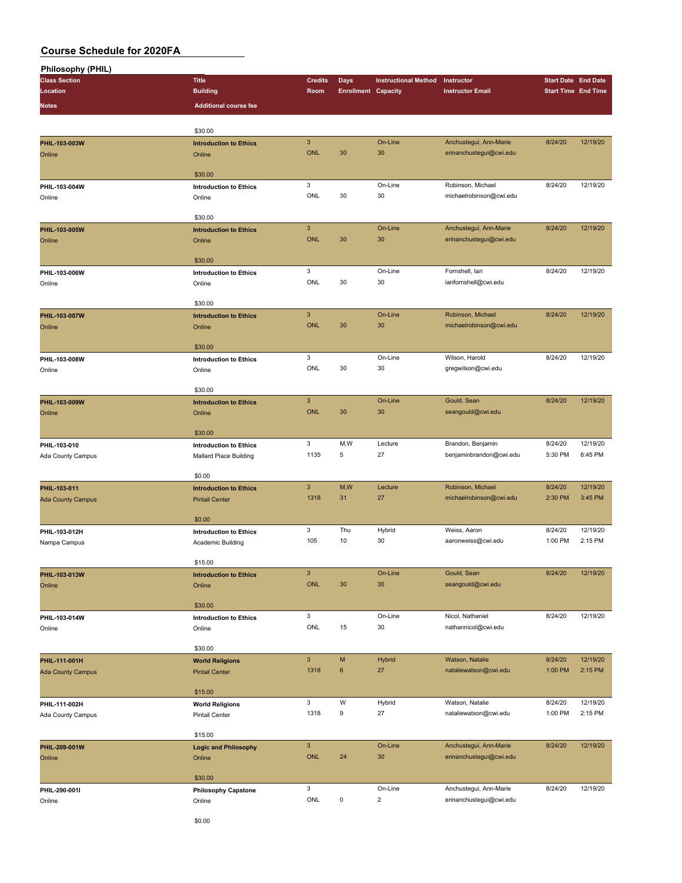# Course Schedule for 2020FA

## Philosophy (PHIL)

| Class Section<br>Location<br>Notes | Title<br>Building<br>Additional course fee | Credits<br>Room | Days<br>Enrollment | Instructional Method<br>Capacity | Instructor<br>Instructor Email | Start Date<br>Start Time | End Date<br>End Time |
|---|---|---|---|---|---|---|---|
| | $30.00 | | | | | | |
| PHIL-103-003W<br>Online | Introduction to Ethics<br>Online<br>$30.00 | 3<br>ONL | <br>30 | On-Line<br>30 | Anchustegui, Ann-Marie<br>erinanchustegui@cwi.edu | 8/24/20 | 12/19/20 |
| PHIL-103-004W<br>Online | Introduction to Ethics<br>Online<br>$30.00 | 3<br>ONL | <br>30 | On-Line<br>30 | Robinson, Michael<br>michaelrobinson@cwi.edu | 8/24/20 | 12/19/20 |
| PHIL-103-005W<br>Online | Introduction to Ethics<br>Online<br>$30.00 | 3<br>ONL | <br>30 | On-Line<br>30 | Anchustegui, Ann-Marie<br>erinanchustegui@cwi.edu | 8/24/20 | 12/19/20 |
| PHIL-103-006W<br>Online | Introduction to Ethics<br>Online<br>$30.00 | 3<br>ONL | <br>30 | On-Line<br>30 | Fornshell, Ian<br>ianfornshell@cwi.edu | 8/24/20 | 12/19/20 |
| PHIL-103-007W<br>Online | Introduction to Ethics<br>Online<br>$30.00 | 3<br>ONL | <br>30 | On-Line<br>30 | Robinson, Michael<br>michaelrobinson@cwi.edu | 8/24/20 | 12/19/20 |
| PHIL-103-008W<br>Online | Introduction to Ethics<br>Online<br>$30.00 | 3<br>ONL | <br>30 | On-Line<br>30 | Wilson, Harold<br>gregwilson@cwi.edu | 8/24/20 | 12/19/20 |
| PHIL-103-009W<br>Online | Introduction to Ethics<br>Online<br>$30.00 | 3<br>ONL | <br>30 | On-Line<br>30 | Gould, Sean<br>seangould@cwi.edu | 8/24/20 | 12/19/20 |
| PHIL-103-010<br>Ada County Campus | Introduction to Ethics<br>Mallard Place Building<br>$0.00 | 3<br>1135 | M,W<br>5 | Lecture<br>27 | Brandon, Benjamin<br>benjaminbrandon@cwi.edu | 8/24/20<br>5:30 PM | 12/19/20<br>6:45 PM |
| PHIL-103-011<br>Ada County Campus | Introduction to Ethics<br>Pintail Center<br>$0.00 | 3<br>1318 | M,W<br>31 | Lecture<br>27 | Robinson, Michael<br>michaelrobinson@cwi.edu | 8/24/20<br>2:30 PM | 12/19/20<br>3:45 PM |
| PHIL-103-012H<br>Nampa Campus | Introduction to Ethics<br>Academic Building<br>$15.00 | 3<br>105 | Thu<br>10 | Hybrid<br>30 | Weiss, Aaron<br>aaronweiss@cwi.edu | 8/24/20<br>1:00 PM | 12/19/20<br>2:15 PM |
| PHIL-103-013W<br>Online | Introduction to Ethics<br>Online<br>$30.00 | 3<br>ONL | <br>30 | On-Line<br>30 | Gould, Sean<br>seangould@cwi.edu | 8/24/20 | 12/19/20 |
| PHIL-103-014W<br>Online | Introduction to Ethics<br>Online<br>$30.00 | 3<br>ONL | <br>15 | On-Line<br>30 | Nicol, Nathaniel<br>nathannicol@cwi.edu | 8/24/20 | 12/19/20 |
| PHIL-111-001H<br>Ada County Campus | World Religions<br>Pintail Center<br>$15.00 | 3<br>1318 | M<br>6 | Hybrid<br>27 | Watson, Natalie<br>nataliewatson@cwi.edu | 8/24/20<br>1:00 PM | 12/19/20<br>2:15 PM |
| PHIL-111-002H<br>Ada County Campus | World Religions<br>Pintail Center<br>$15.00 | 3<br>1318 | W<br>9 | Hybrid<br>27 | Watson, Natalie<br>nataliewatson@cwi.edu | 8/24/20<br>1:00 PM | 12/19/20<br>2:15 PM |
| PHIL-209-001W<br>Online | Logic and Philosophy<br>Online<br>$30.00 | 3<br>ONL | <br>24 | On-Line<br>30 | Anchustegui, Ann-Marie<br>erinanchustegui@cwi.edu | 8/24/20 | 12/19/20 |
| PHIL-290-001I<br>Online | Philosophy Capstone<br>Online<br>$0.00 | 3<br>ONL | <br>0 | On-Line<br>2 | Anchustegui, Ann-Marie<br>erinanchustegui@cwi.edu | 8/24/20 | 12/19/20 |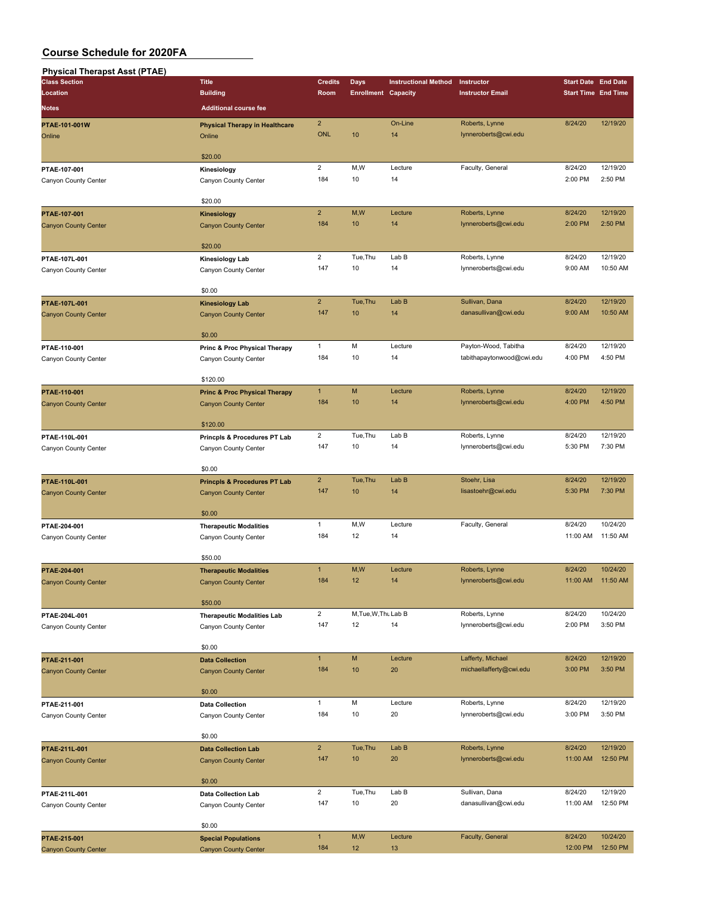# Course Schedule for 2020FA

## Physical Therapst Asst (PTAE)

| Class Section / Location | Title / Building | Credits / Room | Days / Enrollment | Instructional Method / Capacity | Instructor / Instructor Email | Start Date / Start Time | End Date / End Time | Notes / Additional course fee |
|---|---|---|---|---|---|---|---|---|
| PTAE-101-001W / Online | Physical Therapy in Healthcare / Online | 2 / ONL | 10 | On-Line / 14 | Roberts, Lynne / lynneroberts@cwi.edu | 8/24/20 | 12/19/20 | $20.00 |
| PTAE-107-001 / Canyon County Center | Kinesiology / Canyon County Center | 2 / 184 | M,W / 10 | Lecture / 14 | Faculty, General | 8/24/20 / 2:00 PM | 12/19/20 / 2:50 PM | $20.00 |
| PTAE-107-001 / Canyon County Center | Kinesiology / Canyon County Center | 2 / 184 | M,W / 10 | Lecture / 14 | Roberts, Lynne / lynneroberts@cwi.edu | 8/24/20 / 2:00 PM | 12/19/20 / 2:50 PM | $20.00 |
| PTAE-107L-001 / Canyon County Center | Kinesiology Lab / Canyon County Center | 2 / 147 | Tue,Thu / 10 | Lab B / 14 | Roberts, Lynne / lynneroberts@cwi.edu | 8/24/20 / 9:00 AM | 12/19/20 / 10:50 AM | $0.00 |
| PTAE-107L-001 / Canyon County Center | Kinesiology Lab / Canyon County Center | 2 / 147 | Tue,Thu / 10 | Lab B / 14 | Sullivan, Dana / danasullivan@cwi.edu | 8/24/20 / 9:00 AM | 12/19/20 / 10:50 AM | $0.00 |
| PTAE-110-001 / Canyon County Center | Princ & Proc Physical Therapy / Canyon County Center | 1 / 184 | M / 10 | Lecture / 14 | Payton-Wood, Tabitha / tabithapaytonwood@cwi.edu | 8/24/20 / 4:00 PM | 12/19/20 / 4:50 PM | $120.00 |
| PTAE-110-001 / Canyon County Center | Princ & Proc Physical Therapy / Canyon County Center | 1 / 184 | M / 10 | Lecture / 14 | Roberts, Lynne / lynneroberts@cwi.edu | 8/24/20 / 4:00 PM | 12/19/20 / 4:50 PM | $120.00 |
| PTAE-110L-001 / Canyon County Center | Princpls & Procedures PT Lab / Canyon County Center | 2 / 147 | Tue,Thu / 10 | Lab B / 14 | Roberts, Lynne / lynneroberts@cwi.edu | 8/24/20 / 5:30 PM | 12/19/20 / 7:30 PM | $0.00 |
| PTAE-110L-001 / Canyon County Center | Princpls & Procedures PT Lab / Canyon County Center | 2 / 147 | Tue,Thu / 10 | Lab B / 14 | Stoehr, Lisa / lisastoehr@cwi.edu | 8/24/20 / 5:30 PM | 12/19/20 / 7:30 PM | $0.00 |
| PTAE-204-001 / Canyon County Center | Therapeutic Modalities / Canyon County Center | 1 / 184 | M,W / 12 | Lecture / 14 | Faculty, General | 8/24/20 / 11:00 AM | 10/24/20 / 11:50 AM | $50.00 |
| PTAE-204-001 / Canyon County Center | Therapeutic Modalities / Canyon County Center | 1 / 184 | M,W / 12 | Lecture / 14 | Roberts, Lynne / lynneroberts@cwi.edu | 8/24/20 / 11:00 AM | 10/24/20 / 11:50 AM | $50.00 |
| PTAE-204L-001 / Canyon County Center | Therapeutic Modalities Lab / Canyon County Center | 2 / 147 | M,Tue,W,Thu / 12 | Lab B / 14 | Roberts, Lynne / lynneroberts@cwi.edu | 8/24/20 / 2:00 PM | 10/24/20 / 3:50 PM | $0.00 |
| PTAE-211-001 / Canyon County Center | Data Collection / Canyon County Center | 1 / 184 | M / 10 | Lecture / 20 | Lafferty, Michael / michaellafferty@cwi.edu | 8/24/20 / 3:00 PM | 12/19/20 / 3:50 PM | $0.00 |
| PTAE-211-001 / Canyon County Center | Data Collection / Canyon County Center | 1 / 184 | M / 10 | Lecture / 20 | Roberts, Lynne / lynneroberts@cwi.edu | 8/24/20 / 3:00 PM | 12/19/20 / 3:50 PM | $0.00 |
| PTAE-211L-001 / Canyon County Center | Data Collection Lab / Canyon County Center | 2 / 147 | Tue,Thu / 10 | Lab B / 20 | Roberts, Lynne / lynneroberts@cwi.edu | 8/24/20 / 11:00 AM | 12/19/20 / 12:50 PM | $0.00 |
| PTAE-211L-001 / Canyon County Center | Data Collection Lab / Canyon County Center | 2 / 147 | Tue,Thu / 10 | Lab B / 20 | Sullivan, Dana / danasullivan@cwi.edu | 8/24/20 / 11:00 AM | 12/19/20 / 12:50 PM | $0.00 |
| PTAE-215-001 / Canyon County Center | Special Populations / Canyon County Center | 1 / 184 | M,W / 12 | Lecture / 13 | Faculty, General | 8/24/20 / 12:00 PM | 10/24/20 / 12:50 PM | |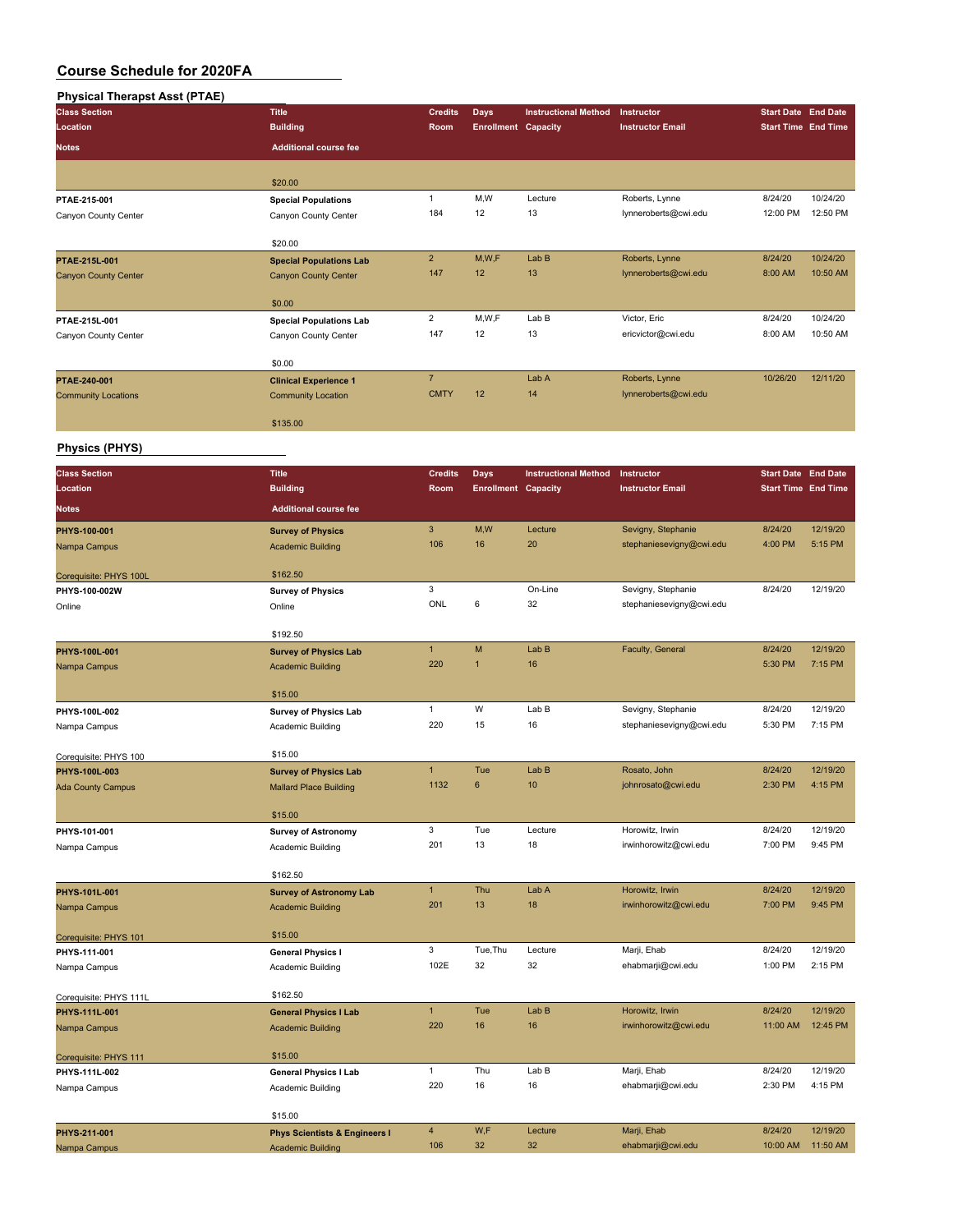# Course Schedule for 2020FA

## Physical Therapst Asst (PTAE)

| Class Section<br>Location<br>Notes | Title<br>Building<br>Additional course fee | Credits<br>Room | Days<br>Enrollment | Instructional Method<br>Capacity | Instructor<br>Instructor Email | Start Date<br>Start Time | End Date<br>End Time |
|---|---|---|---|---|---|---|---|
| | $20.00 | | | | | | |
| PTAE-215-001<br>Canyon County Center | Special Populations<br>Canyon County Center<br>$20.00 | 1<br>184 | M,W<br>12 | Lecture<br>13 | Roberts, Lynne<br>lynneroberts@cwi.edu | 8/24/20<br>12:00 PM | 10/24/20<br>12:50 PM |
| PTAE-215L-001<br>Canyon County Center | Special Populations Lab<br>Canyon County Center<br>$0.00 | 2<br>147 | M,W,F<br>12 | Lab B<br>13 | Roberts, Lynne<br>lynneroberts@cwi.edu | 8/24/20<br>8:00 AM | 10/24/20<br>10:50 AM |
| PTAE-215L-001<br>Canyon County Center | Special Populations Lab<br>Canyon County Center<br>$0.00 | 2<br>147 | M,W,F<br>12 | Lab B<br>13 | Victor, Eric<br>ericvictor@cwi.edu | 8/24/20<br>8:00 AM | 10/24/20<br>10:50 AM |
| PTAE-240-001<br>Community Locations | Clinical Experience 1<br>Community Location<br>$135.00 | 7<br>CMTY | <br>12 | Lab A<br>14 | Roberts, Lynne<br>lynneroberts@cwi.edu | 10/26/20 | 12/11/20 |

## Physics (PHYS)

| Class Section<br>Location<br>Notes | Title<br>Building<br>Additional course fee | Credits<br>Room | Days<br>Enrollment | Instructional Method<br>Capacity | Instructor<br>Instructor Email | Start Date<br>Start Time | End Date<br>End Time |
|---|---|---|---|---|---|---|---|
| PHYS-100-001<br>Nampa Campus<br>Corequisite: PHYS 100L | Survey of Physics<br>Academic Building<br>$162.50 | 3<br>106 | M,W<br>16 | Lecture<br>20 | Sevigny, Stephanie<br>stephaniesevigny@cwi.edu | 8/24/20<br>4:00 PM | 12/19/20<br>5:15 PM |
| PHYS-100-002W<br>Online | Survey of Physics<br>Online<br>$192.50 | 3<br>ONL | <br>6 | On-Line<br>32 | Sevigny, Stephanie<br>stephaniesevigny@cwi.edu | 8/24/20 | 12/19/20 |
| PHYS-100L-001<br>Nampa Campus | Survey of Physics Lab<br>Academic Building<br>$15.00 | 1<br>220 | M<br>1 | Lab B<br>16 | Faculty, General | 8/24/20<br>5:30 PM | 12/19/20<br>7:15 PM |
| PHYS-100L-002<br>Nampa Campus<br>Corequisite: PHYS 100 | Survey of Physics Lab<br>Academic Building<br>$15.00 | 1<br>220 | W<br>15 | Lab B<br>16 | Sevigny, Stephanie<br>stephaniesevigny@cwi.edu | 8/24/20<br>5:30 PM | 12/19/20<br>7:15 PM |
| PHYS-100L-003<br>Ada County Campus | Survey of Physics Lab<br>Mallard Place Building<br>$15.00 | 1<br>1132 | Tue<br>6 | Lab B<br>10 | Rosato, John<br>johnrosato@cwi.edu | 8/24/20<br>2:30 PM | 12/19/20<br>4:15 PM |
| PHYS-101-001<br>Nampa Campus | Survey of Astronomy<br>Academic Building<br>$162.50 | 3<br>201 | Tue<br>13 | Lecture<br>18 | Horowitz, Irwin<br>irwinhorowitz@cwi.edu | 8/24/20<br>7:00 PM | 12/19/20<br>9:45 PM |
| PHYS-101L-001<br>Nampa Campus<br>Corequisite: PHYS 101 | Survey of Astronomy Lab<br>Academic Building<br>$15.00 | 1<br>201 | Thu<br>13 | Lab A<br>18 | Horowitz, Irwin<br>irwinhorowitz@cwi.edu | 8/24/20<br>7:00 PM | 12/19/20<br>9:45 PM |
| PHYS-111-001<br>Nampa Campus<br>Corequisite: PHYS 111L | General Physics I<br>Academic Building<br>$162.50 | 3<br>102E | Tue,Thu<br>32 | Lecture<br>32 | Marji, Ehab<br>ehabmarji@cwi.edu | 8/24/20<br>1:00 PM | 12/19/20<br>2:15 PM |
| PHYS-111L-001<br>Nampa Campus<br>Corequisite: PHYS 111 | General Physics I Lab<br>Academic Building<br>$15.00 | 1<br>220 | Tue<br>16 | Lab B<br>16 | Horowitz, Irwin<br>irwinhorowitz@cwi.edu | 8/24/20<br>11:00 AM | 12/19/20<br>12:45 PM |
| PHYS-111L-002<br>Nampa Campus | General Physics I Lab<br>Academic Building<br>$15.00 | 1<br>220 | Thu<br>16 | Lab B<br>16 | Marji, Ehab<br>ehabmarji@cwi.edu | 8/24/20<br>2:30 PM | 12/19/20<br>4:15 PM |
| PHYS-211-001<br>Nampa Campus | Phys Scientists & Engineers I<br>Academic Building | 4<br>106 | W,F<br>32 | Lecture<br>32 | Marji, Ehab<br>ehabmarji@cwi.edu | 8/24/20<br>10:00 AM | 12/19/20<br>11:50 AM |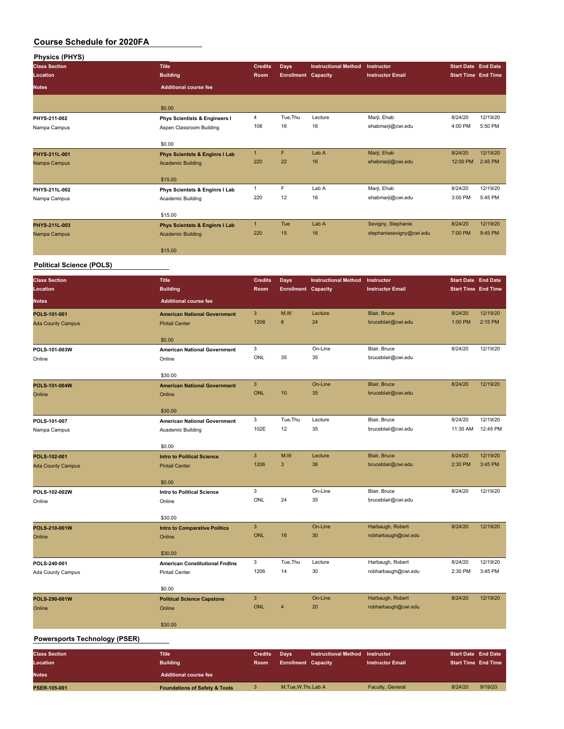# Course Schedule for 2020FA

## Physics (PHYS)

| Class Section / Location / Notes | Title / Building / Additional course fee | Credits / Room | Days / Enrollment | Instructional Method / Capacity | Instructor / Instructor Email | Start Date / Start Time | End Date / End Time |
|---|---|---|---|---|---|---|---|
| | $0.00 | | | | | | |
| PHYS-211-002<br>Nampa Campus | Phys Scientists & Engineers I<br>Aspen Classroom Building<br>$0.00 | 4<br>108 | Tue,Thu<br>16 | Lecture<br>16 | Marji, Ehab<br>ehabmarji@cwi.edu | 8/24/20<br>4:00 PM | 12/19/20<br>5:50 PM |
| PHYS-211L-001<br>Nampa Campus | Phys Scientsts & Enginrs I Lab<br>Academic Building<br>$15.00 | 1<br>220 | F<br>22 | Lab A<br>16 | Marji, Ehab<br>ehabmarji@cwi.edu | 8/24/20<br>12:00 PM | 12/19/20<br>2:45 PM |
| PHYS-211L-002<br>Nampa Campus | Phys Scientsts & Enginrs I Lab<br>Academic Building<br>$15.00 | 1<br>220 | F<br>12 | Lab A<br>16 | Marji, Ehab<br>ehabmarji@cwi.edu | 8/24/20<br>3:00 PM | 12/19/20<br>5:45 PM |
| PHYS-211L-003<br>Nampa Campus | Phys Scientsts & Enginrs I Lab<br>Academic Building<br>$15.00 | 1<br>220 | Tue<br>15 | Lab A<br>16 | Sevigny, Stephanie<br>stephaniesevigny@cwi.edu | 8/24/20<br>7:00 PM | 12/19/20<br>9:45 PM |

## Political Science (POLS)

| Class Section / Location / Notes | Title / Building / Additional course fee | Credits / Room | Days / Enrollment | Instructional Method / Capacity | Instructor / Instructor Email | Start Date / Start Time | End Date / End Time |
|---|---|---|---|---|---|---|---|
| POLS-101-001<br>Ada County Campus | American National Government<br>Pintail Center<br>$0.00 | 3<br>1208 | M,W<br>6 | Lecture<br>24 | Blair, Bruce<br>bruceblair@cwi.edu | 8/24/20<br>1:00 PM | 12/19/20<br>2:15 PM |
| POLS-101-003W<br>Online | American National Government<br>Online<br>$30.00 | 3<br>ONL | <br>35 | On-Line<br>35 | Blair, Bruce<br>bruceblair@cwi.edu | 8/24/20 | 12/19/20 |
| POLS-101-004W<br>Online | American National Government<br>Online<br>$30.00 | 3<br>ONL | <br>10 | On-Line<br>35 | Blair, Bruce<br>bruceblair@cwi.edu | 8/24/20 | 12/19/20 |
| POLS-101-007<br>Nampa Campus | American National Government<br>Academic Building<br>$0.00 | 3<br>102E | Tue,Thu<br>12 | Lecture<br>35 | Blair, Bruce<br>bruceblair@cwi.edu | 8/24/20<br>11:30 AM | 12/19/20<br>12:45 PM |
| POLS-102-001<br>Ada County Campus | Intro to Political Science<br>Pintail Center<br>$0.00 | 3<br>1206 | M,W<br>3 | Lecture<br>36 | Blair, Bruce<br>bruceblair@cwi.edu | 8/24/20<br>2:30 PM | 12/19/20<br>3:45 PM |
| POLS-102-002W<br>Online | Intro to Political Science<br>Online<br>$30.00 | 3<br>ONL | <br>24 | On-Line<br>35 | Blair, Bruce<br>bruceblair@cwi.edu | 8/24/20 | 12/19/20 |
| POLS-210-001W<br>Online | Intro to Comparative Politics<br>Online<br>$30.00 | 3<br>ONL | <br>16 | On-Line<br>30 | Harbaugh, Robert<br>robharbaugh@cwi.edu | 8/24/20 | 12/19/20 |
| POLS-240-001<br>Ada County Campus | American Constitutional Fndtns<br>Pintail Center<br>$0.00 | 3<br>1206 | Tue,Thu<br>14 | Lecture<br>30 | Harbaugh, Robert<br>robharbaugh@cwi.edu | 8/24/20<br>2:30 PM | 12/19/20<br>3:45 PM |
| POLS-290-001W<br>Online | Political Science Capstone<br>Online<br>$30.00 | 3<br>ONL | <br>4 | On-Line<br>20 | Harbaugh, Robert<br>robharbaugh@cwi.edu | 8/24/20 | 12/19/20 |

## Powersports Technology (PSER)

| Class Section / Location / Notes | Title / Building / Additional course fee | Credits / Room | Days / Enrollment | Instructional Method / Capacity | Instructor / Instructor Email | Start Date / Start Time | End Date / End Time |
|---|---|---|---|---|---|---|---|
| PSER-105-001 | Foundations of Safety & Tools | 3 | M,Tue,W,Thu | Lab A | Faculty, General | 8/24/20 | 9/19/20 |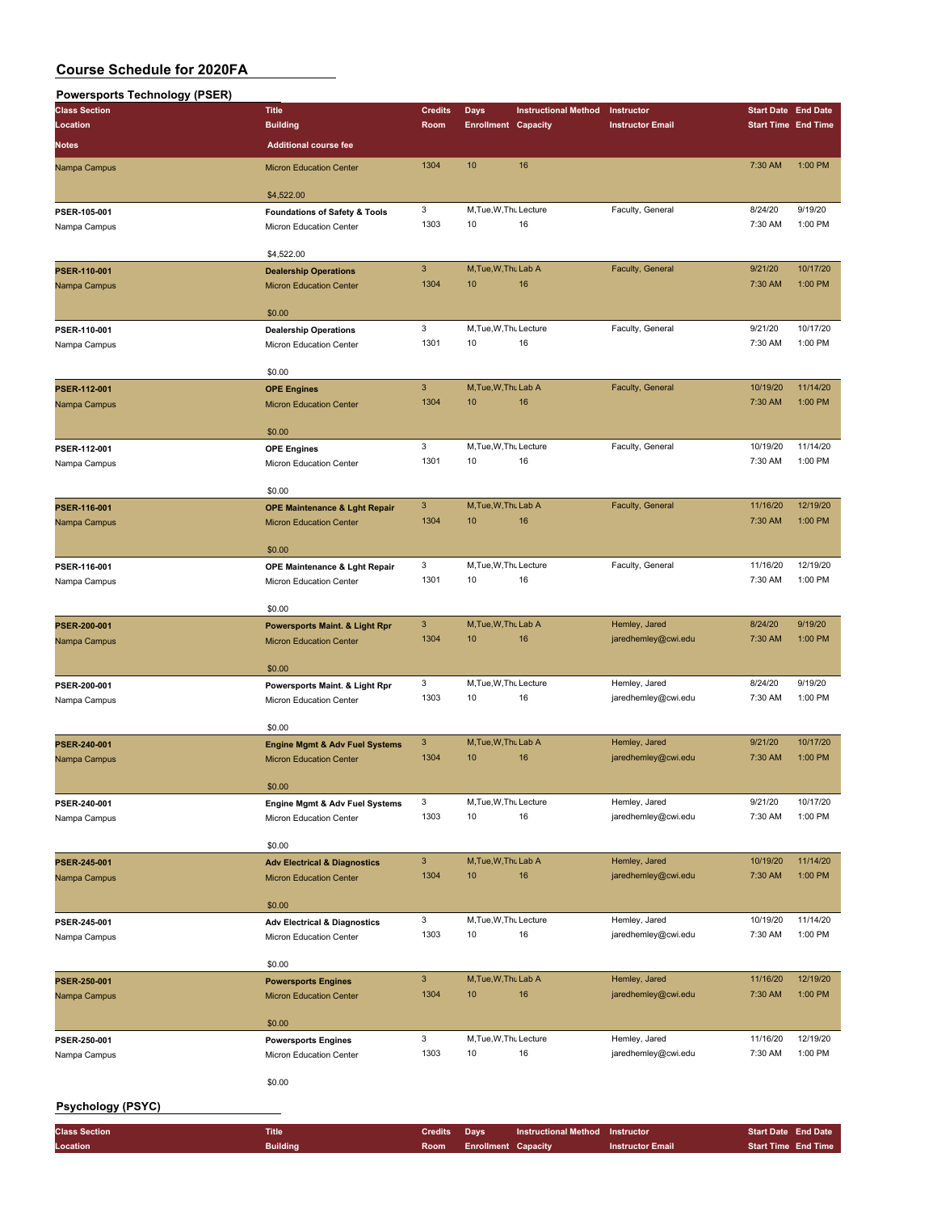# Course Schedule for 2020FA

## Powersports Technology (PSER)

| Class Section<br>Location<br>Notes | Title<br>Building<br>Additional course fee | Credits<br>Room | Days<br>Enrollment | Instructional Method<br>Capacity | Instructor<br>Instructor Email | Start Date<br>Start Time | End Date<br>End Time |
|---|---|---|---|---|---|---|---|
| Nampa Campus | Micron Education Center<br>$4,522.00 | 1304 | 10 | 16 | | 7:30 AM | 1:00 PM |
| PSER-105-001<br>Nampa Campus | **Foundations of Safety & Tools**<br>Micron Education Center<br>$4,522.00 | 3<br>1303 | M,Tue,W,Thu<br>10 | Lecture<br>16 | Faculty, General | 8/24/20<br>7:30 AM | 9/19/20<br>1:00 PM |
| PSER-110-001<br>Nampa Campus | **Dealership Operations**<br>Micron Education Center<br>$0.00 | 3<br>1304 | M,Tue,W,Thu<br>10 | Lab A<br>16 | Faculty, General | 9/21/20<br>7:30 AM | 10/17/20<br>1:00 PM |
| PSER-110-001<br>Nampa Campus | **Dealership Operations**<br>Micron Education Center<br>$0.00 | 3<br>1301 | M,Tue,W,Thu<br>10 | Lecture<br>16 | Faculty, General | 9/21/20<br>7:30 AM | 10/17/20<br>1:00 PM |
| PSER-112-001<br>Nampa Campus | **OPE Engines**<br>Micron Education Center<br>$0.00 | 3<br>1304 | M,Tue,W,Thu<br>10 | Lab A<br>16 | Faculty, General | 10/19/20<br>7:30 AM | 11/14/20<br>1:00 PM |
| PSER-112-001<br>Nampa Campus | **OPE Engines**<br>Micron Education Center<br>$0.00 | 3<br>1301 | M,Tue,W,Thu<br>10 | Lecture<br>16 | Faculty, General | 10/19/20<br>7:30 AM | 11/14/20<br>1:00 PM |
| PSER-116-001<br>Nampa Campus | **OPE Maintenance & Lght Repair**<br>Micron Education Center<br>$0.00 | 3<br>1304 | M,Tue,W,Thu<br>10 | Lab A<br>16 | Faculty, General | 11/16/20<br>7:30 AM | 12/19/20<br>1:00 PM |
| PSER-116-001<br>Nampa Campus | **OPE Maintenance & Lght Repair**<br>Micron Education Center<br>$0.00 | 3<br>1301 | M,Tue,W,Thu<br>10 | Lecture<br>16 | Faculty, General | 11/16/20<br>7:30 AM | 12/19/20<br>1:00 PM |
| PSER-200-001<br>Nampa Campus | **Powersports Maint. & Light Rpr**<br>Micron Education Center<br>$0.00 | 3<br>1304 | M,Tue,W,Thu<br>10 | Lab A<br>16 | Hemley, Jared<br>jaredhemley@cwi.edu | 8/24/20<br>7:30 AM | 9/19/20<br>1:00 PM |
| PSER-200-001<br>Nampa Campus | **Powersports Maint. & Light Rpr**<br>Micron Education Center<br>$0.00 | 3<br>1303 | M,Tue,W,Thu<br>10 | Lecture<br>16 | Hemley, Jared<br>jaredhemley@cwi.edu | 8/24/20<br>7:30 AM | 9/19/20<br>1:00 PM |
| PSER-240-001<br>Nampa Campus | **Engine Mgmt & Adv Fuel Systems**<br>Micron Education Center<br>$0.00 | 3<br>1304 | M,Tue,W,Thu<br>10 | Lab A<br>16 | Hemley, Jared<br>jaredhemley@cwi.edu | 9/21/20<br>7:30 AM | 10/17/20<br>1:00 PM |
| PSER-240-001<br>Nampa Campus | **Engine Mgmt & Adv Fuel Systems**<br>Micron Education Center<br>$0.00 | 3<br>1303 | M,Tue,W,Thu<br>10 | Lecture<br>16 | Hemley, Jared<br>jaredhemley@cwi.edu | 9/21/20<br>7:30 AM | 10/17/20<br>1:00 PM |
| PSER-245-001<br>Nampa Campus | **Adv Electrical & Diagnostics**<br>Micron Education Center<br>$0.00 | 3<br>1304 | M,Tue,W,Thu<br>10 | Lab A<br>16 | Hemley, Jared<br>jaredhemley@cwi.edu | 10/19/20<br>7:30 AM | 11/14/20<br>1:00 PM |
| PSER-245-001<br>Nampa Campus | **Adv Electrical & Diagnostics**<br>Micron Education Center<br>$0.00 | 3<br>1303 | M,Tue,W,Thu<br>10 | Lecture<br>16 | Hemley, Jared<br>jaredhemley@cwi.edu | 10/19/20<br>7:30 AM | 11/14/20<br>1:00 PM |
| PSER-250-001<br>Nampa Campus | **Powersports Engines**<br>Micron Education Center<br>$0.00 | 3<br>1304 | M,Tue,W,Thu<br>10 | Lab A<br>16 | Hemley, Jared<br>jaredhemley@cwi.edu | 11/16/20<br>7:30 AM | 12/19/20<br>1:00 PM |
| PSER-250-001<br>Nampa Campus | **Powersports Engines**<br>Micron Education Center<br>$0.00 | 3<br>1303 | M,Tue,W,Thu<br>10 | Lecture<br>16 | Hemley, Jared<br>jaredhemley@cwi.edu | 11/16/20<br>7:30 AM | 12/19/20<br>1:00 PM |

## Psychology (PSYC)

| Class Section<br>Location | Title<br>Building | Credits<br>Room | Days<br>Enrollment | Instructional Method<br>Capacity | Instructor<br>Instructor Email | Start Date<br>Start Time | End Date<br>End Time |
|---|---|---|---|---|---|---|---|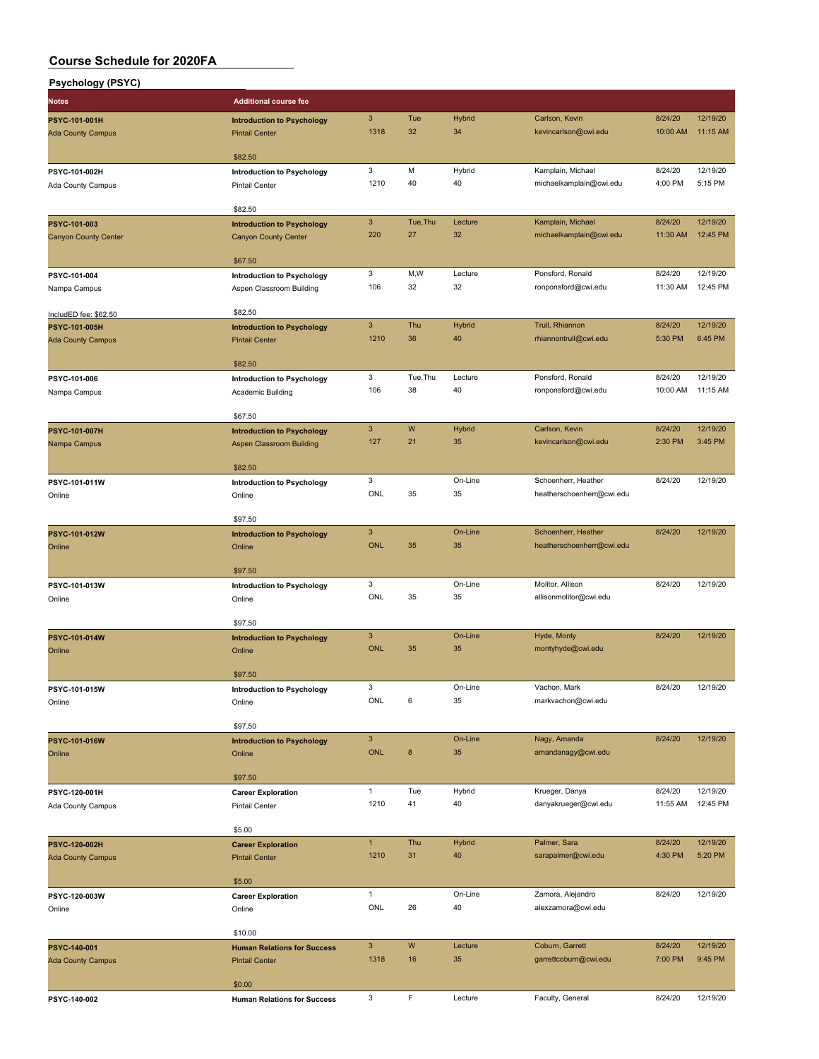# Course Schedule for 2020FA

## Psychology (PSYC)

| Notes | Additional course fee | | | | | | |
|---|---|---|---|---|---|---|---|
| PSYC-101-001H<br>Ada County Campus | Introduction to Psychology<br>Pintail Center<br>$82.50 | 3<br>1318 | Tue<br>32 | Hybrid<br>34 | Carlson, Kevin<br>kevincarlson@cwi.edu | 8/24/20<br>10:00 AM | 12/19/20<br>11:15 AM |
| PSYC-101-002H<br>Ada County Campus | Introduction to Psychology<br>Pintail Center<br>$82.50 | 3<br>1210 | M<br>40 | Hybrid<br>40 | Kamplain, Michael<br>michaelkamplain@cwi.edu | 8/24/20<br>4:00 PM | 12/19/20<br>5:15 PM |
| PSYC-101-003<br>Canyon County Center | Introduction to Psychology<br>Canyon County Center<br>$67.50 | 3<br>220 | Tue,Thu<br>27 | Lecture<br>32 | Kamplain, Michael<br>michaelkamplain@cwi.edu | 8/24/20<br>11:30 AM | 12/19/20<br>12:45 PM |
| PSYC-101-004<br>Nampa Campus<br>IncludED fee: $62.50 | Introduction to Psychology<br>Aspen Classroom Building<br>$82.50 | 3<br>106 | M,W<br>32 | Lecture<br>32 | Ponsford, Ronald<br>ronponsford@cwi.edu | 8/24/20<br>11:30 AM | 12/19/20<br>12:45 PM |
| PSYC-101-005H<br>Ada County Campus | Introduction to Psychology<br>Pintail Center<br>$82.50 | 3<br>1210 | Thu<br>36 | Hybrid<br>40 | Trull, Rhiannon<br>rhiannontrull@cwi.edu | 8/24/20<br>5:30 PM | 12/19/20<br>6:45 PM |
| PSYC-101-006<br>Nampa Campus | Introduction to Psychology<br>Academic Building<br>$67.50 | 3<br>106 | Tue,Thu<br>38 | Lecture<br>40 | Ponsford, Ronald<br>ronponsford@cwi.edu | 8/24/20<br>10:00 AM | 12/19/20<br>11:15 AM |
| PSYC-101-007H<br>Nampa Campus | Introduction to Psychology<br>Aspen Classroom Building<br>$82.50 | 3<br>127 | W<br>21 | Hybrid<br>35 | Carlson, Kevin<br>kevincarlson@cwi.edu | 8/24/20<br>2:30 PM | 12/19/20<br>3:45 PM |
| PSYC-101-011W<br>Online | Introduction to Psychology<br>Online<br>$97.50 | 3<br>ONL | <br>35 | On-Line<br>35 | Schoenherr, Heather<br>heatherschoenherr@cwi.edu | 8/24/20 | 12/19/20 |
| PSYC-101-012W<br>Online | Introduction to Psychology<br>Online<br>$97.50 | 3<br>ONL | <br>35 | On-Line<br>35 | Schoenherr, Heather<br>heatherschoenherr@cwi.edu | 8/24/20 | 12/19/20 |
| PSYC-101-013W<br>Online | Introduction to Psychology<br>Online<br>$97.50 | 3<br>ONL | <br>35 | On-Line<br>35 | Molitor, Allison<br>allisonmolitor@cwi.edu | 8/24/20 | 12/19/20 |
| PSYC-101-014W<br>Online | Introduction to Psychology<br>Online<br>$97.50 | 3<br>ONL | <br>35 | On-Line<br>35 | Hyde, Monty<br>montyhyde@cwi.edu | 8/24/20 | 12/19/20 |
| PSYC-101-015W<br>Online | Introduction to Psychology<br>Online<br>$97.50 | 3<br>ONL | <br>6 | On-Line<br>35 | Vachon, Mark<br>markvachon@cwi.edu | 8/24/20 | 12/19/20 |
| PSYC-101-016W<br>Online | Introduction to Psychology<br>Online<br>$97.50 | 3<br>ONL | <br>8 | On-Line<br>35 | Nagy, Amanda<br>amandanagy@cwi.edu | 8/24/20 | 12/19/20 |
| PSYC-120-001H<br>Ada County Campus | Career Exploration<br>Pintail Center<br>$5.00 | 1<br>1210 | Tue<br>41 | Hybrid<br>40 | Krueger, Danya<br>danyakrueger@cwi.edu | 8/24/20<br>11:55 AM | 12/19/20<br>12:45 PM |
| PSYC-120-002H<br>Ada County Campus | Career Exploration<br>Pintail Center<br>$5.00 | 1<br>1210 | Thu<br>31 | Hybrid<br>40 | Palmer, Sara<br>sarapalmer@cwi.edu | 8/24/20<br>4:30 PM | 12/19/20<br>5:20 PM |
| PSYC-120-003W<br>Online | Career Exploration<br>Online<br>$10.00 | 1<br>ONL | <br>26 | On-Line<br>40 | Zamora, Alejandro<br>alexzamora@cwi.edu | 8/24/20 | 12/19/20 |
| PSYC-140-001<br>Ada County Campus | Human Relations for Success<br>Pintail Center<br>$0.00 | 3<br>1318 | W<br>16 | Lecture<br>35 | Coburn, Garrett<br>garrettcoburn@cwi.edu | 8/24/20<br>7:00 PM | 12/19/20<br>9:45 PM |
| PSYC-140-002 | Human Relations for Success | 3 | F | Lecture | Faculty, General | 8/24/20 | 12/19/20 |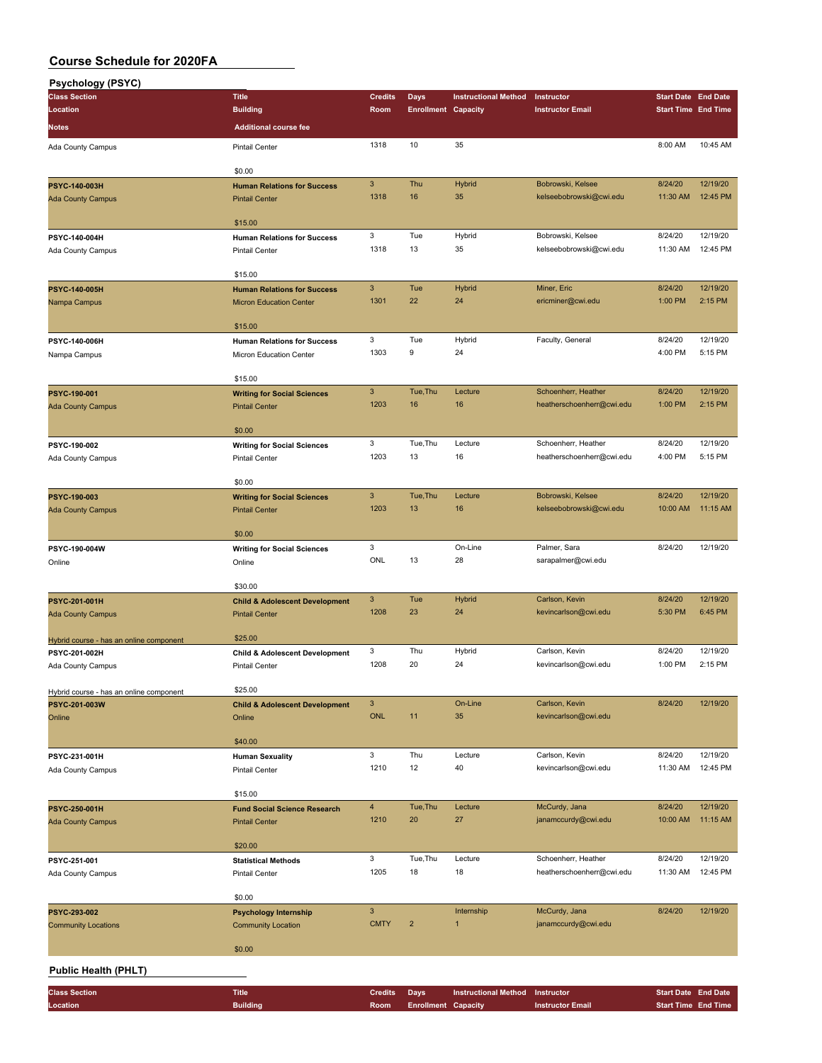# Course Schedule for 2020FA

## Psychology (PSYC)

| Class Section / Location / Notes | Title / Building / Additional course fee | Credits / Room | Days / Enrollment | Instructional Method / Capacity | Instructor / Instructor Email | Start Date / Start Time | End Date / End Time |
|---|---|---|---|---|---|---|---|
| Ada County Campus | Pintail Center<br>$0.00 | 1318 | 10 | 35 | | 8:00 AM | 10:45 AM |
| **PSYC-140-003H**<br>Ada County Campus | **Human Relations for Success**<br>Pintail Center<br>$15.00 | 3<br>1318 | Thu<br>16 | Hybrid<br>35 | Bobrowski, Kelsee<br>kelseebobrowski@cwi.edu | 8/24/20<br>11:30 AM | 12/19/20<br>12:45 PM |
| **PSYC-140-004H**<br>Ada County Campus | **Human Relations for Success**<br>Pintail Center<br>$15.00 | 3<br>1318 | Tue<br>13 | Hybrid<br>35 | Bobrowski, Kelsee<br>kelseebobrowski@cwi.edu | 8/24/20<br>11:30 AM | 12/19/20<br>12:45 PM |
| **PSYC-140-005H**<br>Nampa Campus | **Human Relations for Success**<br>Micron Education Center<br>$15.00 | 3<br>1301 | Tue<br>22 | Hybrid<br>24 | Miner, Eric<br>ericminer@cwi.edu | 8/24/20<br>1:00 PM | 12/19/20<br>2:15 PM |
| **PSYC-140-006H**<br>Nampa Campus | **Human Relations for Success**<br>Micron Education Center<br>$15.00 | 3<br>1303 | Tue<br>9 | Hybrid<br>24 | Faculty, General | 8/24/20<br>4:00 PM | 12/19/20<br>5:15 PM |
| **PSYC-190-001**<br>Ada County Campus | **Writing for Social Sciences**<br>Pintail Center<br>$0.00 | 3<br>1203 | Tue,Thu<br>16 | Lecture<br>16 | Schoenherr, Heather<br>heatherschoenherr@cwi.edu | 8/24/20<br>1:00 PM | 12/19/20<br>2:15 PM |
| **PSYC-190-002**<br>Ada County Campus | **Writing for Social Sciences**<br>Pintail Center<br>$0.00 | 3<br>1203 | Tue,Thu<br>13 | Lecture<br>16 | Schoenherr, Heather<br>heatherschoenherr@cwi.edu | 8/24/20<br>4:00 PM | 12/19/20<br>5:15 PM |
| **PSYC-190-003**<br>Ada County Campus | **Writing for Social Sciences**<br>Pintail Center<br>$0.00 | 3<br>1203 | Tue,Thu<br>13 | Lecture<br>16 | Bobrowski, Kelsee<br>kelseebobrowski@cwi.edu | 8/24/20<br>10:00 AM | 12/19/20<br>11:15 AM |
| **PSYC-190-004W**<br>Online | **Writing for Social Sciences**<br>Online<br>$30.00 | 3<br>ONL | 13 | On-Line<br>28 | Palmer, Sara<br>sarapalmer@cwi.edu | 8/24/20 | 12/19/20 |
| **PSYC-201-001H**<br>Ada County Campus<br>Hybrid course - has an online component | **Child & Adolescent Development**<br>Pintail Center<br>$25.00 | 3<br>1208 | Tue<br>23 | Hybrid<br>24 | Carlson, Kevin<br>kevincarlson@cwi.edu | 8/24/20<br>5:30 PM | 12/19/20<br>6:45 PM |
| **PSYC-201-002H**<br>Ada County Campus<br>Hybrid course - has an online component | **Child & Adolescent Development**<br>Pintail Center<br>$25.00 | 3<br>1208 | Thu<br>20 | Hybrid<br>24 | Carlson, Kevin<br>kevincarlson@cwi.edu | 8/24/20<br>1:00 PM | 12/19/20<br>2:15 PM |
| **PSYC-201-003W**<br>Online | **Child & Adolescent Development**<br>Online<br>$40.00 | 3<br>ONL | 11 | On-Line<br>35 | Carlson, Kevin<br>kevincarlson@cwi.edu | 8/24/20 | 12/19/20 |
| **PSYC-231-001H**<br>Ada County Campus | **Human Sexuality**<br>Pintail Center<br>$15.00 | 3<br>1210 | Thu<br>12 | Lecture<br>40 | Carlson, Kevin<br>kevincarlson@cwi.edu | 8/24/20<br>11:30 AM | 12/19/20<br>12:45 PM |
| **PSYC-250-001H**<br>Ada County Campus | **Fund Social Science Research**<br>Pintail Center<br>$20.00 | 4<br>1210 | Tue,Thu<br>20 | Lecture<br>27 | McCurdy, Jana<br>janamccurdy@cwi.edu | 8/24/20<br>10:00 AM | 12/19/20<br>11:15 AM |
| **PSYC-251-001**<br>Ada County Campus | **Statistical Methods**<br>Pintail Center<br>$0.00 | 3<br>1205 | Tue,Thu<br>18 | Lecture<br>18 | Schoenherr, Heather<br>heatherschoenherr@cwi.edu | 8/24/20<br>11:30 AM | 12/19/20<br>12:45 PM |
| **PSYC-293-002**<br>Community Locations | **Psychology Internship**<br>Community Location<br>$0.00 | 3<br>CMTY | 2 | Internship<br>1 | McCurdy, Jana<br>janamccurdy@cwi.edu | 8/24/20 | 12/19/20 |

## Public Health (PHLT)

| Class Section / Location | Title / Building | Credits / Room | Days / Enrollment | Instructional Method / Capacity | Instructor / Instructor Email | Start Date / Start Time | End Date / End Time |
|---|---|---|---|---|---|---|---|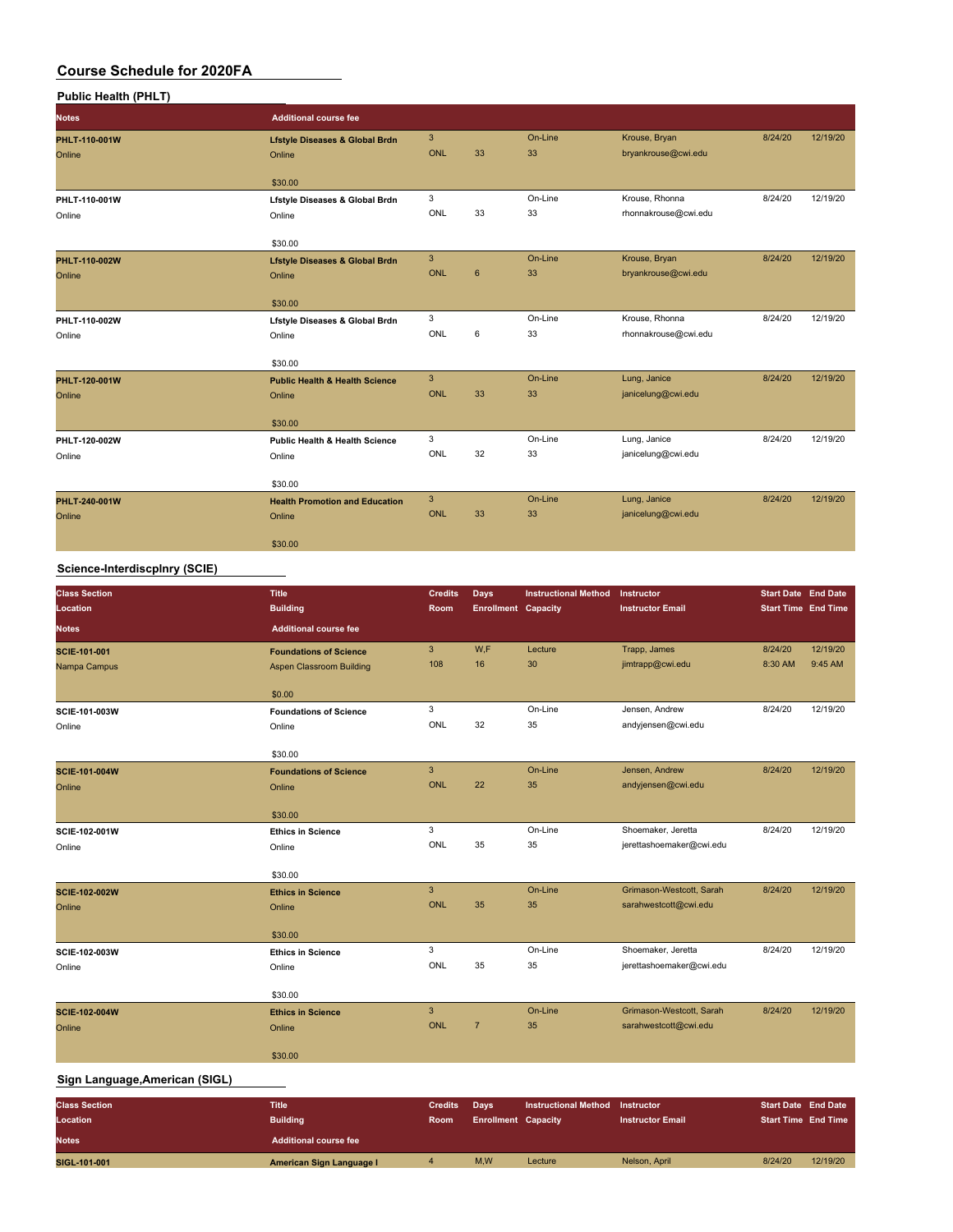# Course Schedule for 2020FA

## Public Health (PHLT)

| Class Section / Location / Notes | Title / Building / Additional course fee | Credits / Room | Days / Enrollment | Instructional Method / Capacity | Instructor / Instructor Email | Start Date / Start Time | End Date / End Time |
|---|---|---|---|---|---|---|---|
| PHLT-110-001W | Lfstyle Diseases & Global Brdn | 3 | | On-Line | Krouse, Bryan | 8/24/20 | 12/19/20 |
| Online | Online | ONL | 33 | 33 | bryankrouse@cwi.edu | | |
| | $30.00 | | | | | | |
| PHLT-110-001W | Lfstyle Diseases & Global Brdn | 3 | | On-Line | Krouse, Rhonna | 8/24/20 | 12/19/20 |
| Online | Online | ONL | 33 | 33 | rhonnakrouse@cwi.edu | | |
| | $30.00 | | | | | | |
| PHLT-110-002W | Lfstyle Diseases & Global Brdn | 3 | | On-Line | Krouse, Bryan | 8/24/20 | 12/19/20 |
| Online | Online | ONL | 6 | 33 | bryankrouse@cwi.edu | | |
| | $30.00 | | | | | | |
| PHLT-110-002W | Lfstyle Diseases & Global Brdn | 3 | | On-Line | Krouse, Rhonna | 8/24/20 | 12/19/20 |
| Online | Online | ONL | 6 | 33 | rhonnakrouse@cwi.edu | | |
| | $30.00 | | | | | | |
| PHLT-120-001W | Public Health & Health Science | 3 | | On-Line | Lung, Janice | 8/24/20 | 12/19/20 |
| Online | Online | ONL | 33 | 33 | janicelung@cwi.edu | | |
| | $30.00 | | | | | | |
| PHLT-120-002W | Public Health & Health Science | 3 | | On-Line | Lung, Janice | 8/24/20 | 12/19/20 |
| Online | Online | ONL | 32 | 33 | janicelung@cwi.edu | | |
| | $30.00 | | | | | | |
| PHLT-240-001W | Health Promotion and Education | 3 | | On-Line | Lung, Janice | 8/24/20 | 12/19/20 |
| Online | Online | ONL | 33 | 33 | janicelung@cwi.edu | | |
| | $30.00 | | | | | | |

## Science-Interdiscplnry (SCIE)

| Class Section / Location / Notes | Title / Building / Additional course fee | Credits / Room | Days / Enrollment | Instructional Method / Capacity | Instructor / Instructor Email | Start Date / Start Time | End Date / End Time |
|---|---|---|---|---|---|---|---|
| SCIE-101-001 | Foundations of Science | 3 | W,F | Lecture | Trapp, James | 8/24/20 | 12/19/20 |
| Nampa Campus | Aspen Classroom Building | 108 | 16 | 30 | jimtrapp@cwi.edu | 8:30 AM | 9:45 AM |
| | $0.00 | | | | | | |
| SCIE-101-003W | Foundations of Science | 3 | | On-Line | Jensen, Andrew | 8/24/20 | 12/19/20 |
| Online | Online | ONL | 32 | 35 | andyjensen@cwi.edu | | |
| | $30.00 | | | | | | |
| SCIE-101-004W | Foundations of Science | 3 | | On-Line | Jensen, Andrew | 8/24/20 | 12/19/20 |
| Online | Online | ONL | 22 | 35 | andyjensen@cwi.edu | | |
| | $30.00 | | | | | | |
| SCIE-102-001W | Ethics in Science | 3 | | On-Line | Shoemaker, Jeretta | 8/24/20 | 12/19/20 |
| Online | Online | ONL | 35 | 35 | jerettashoemaker@cwi.edu | | |
| | $30.00 | | | | | | |
| SCIE-102-002W | Ethics in Science | 3 | | On-Line | Grimason-Westcott, Sarah | 8/24/20 | 12/19/20 |
| Online | Online | ONL | 35 | 35 | sarahwestcott@cwi.edu | | |
| | $30.00 | | | | | | |
| SCIE-102-003W | Ethics in Science | 3 | | On-Line | Shoemaker, Jeretta | 8/24/20 | 12/19/20 |
| Online | Online | ONL | 35 | 35 | jerettashoemaker@cwi.edu | | |
| | $30.00 | | | | | | |
| SCIE-102-004W | Ethics in Science | 3 | | On-Line | Grimason-Westcott, Sarah | 8/24/20 | 12/19/20 |
| Online | Online | ONL | 7 | 35 | sarahwestcott@cwi.edu | | |
| | $30.00 | | | | | | |

## Sign Language,American (SIGL)

| Class Section / Location / Notes | Title / Building / Additional course fee | Credits / Room | Days / Enrollment | Instructional Method / Capacity | Instructor / Instructor Email | Start Date / Start Time | End Date / End Time |
|---|---|---|---|---|---|---|---|
| SIGL-101-001 | American Sign Language I | 4 | M,W | Lecture | Nelson, April | 8/24/20 | 12/19/20 |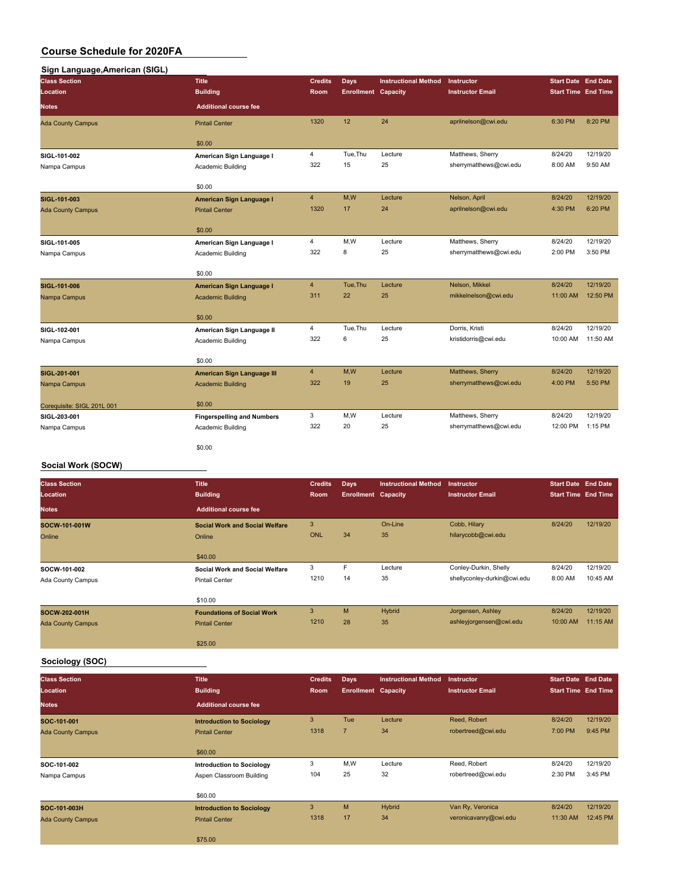# Course Schedule for 2020FA

## Sign Language,American (SIGL)

| Class Section / Location / Notes | Title / Building / Additional course fee | Credits / Room | Days / Enrollment | Instructional Method / Capacity | Instructor / Instructor Email | Start Date / Start Time | End Date / End Time |
|---|---|---|---|---|---|---|---|
| Ada County Campus | Pintail Center | 1320 | 12 | 24 | aprilnelson@cwi.edu | 6:30 PM | 8:20 PM |
| | $0.00 | | | | | | |
| SIGL-101-002 | American Sign Language I | 4 | Tue,Thu | Lecture | Matthews, Sherry | 8/24/20 | 12/19/20 |
| Nampa Campus | Academic Building | 322 | 15 | 25 | sherrymatthews@cwi.edu | 8:00 AM | 9:50 AM |
| | $0.00 | | | | | | |
| SIGL-101-003 | American Sign Language I | 4 | M,W | Lecture | Nelson, April | 8/24/20 | 12/19/20 |
| Ada County Campus | Pintail Center | 1320 | 17 | 24 | aprilnelson@cwi.edu | 4:30 PM | 6:20 PM |
| | $0.00 | | | | | | |
| SIGL-101-005 | American Sign Language I | 4 | M,W | Lecture | Matthews, Sherry | 8/24/20 | 12/19/20 |
| Nampa Campus | Academic Building | 322 | 8 | 25 | sherrymatthews@cwi.edu | 2:00 PM | 3:50 PM |
| | $0.00 | | | | | | |
| SIGL-101-006 | American Sign Language I | 4 | Tue,Thu | Lecture | Nelson, Mikkel | 8/24/20 | 12/19/20 |
| Nampa Campus | Academic Building | 311 | 22 | 25 | mikkelnelson@cwi.edu | 11:00 AM | 12:50 PM |
| | $0.00 | | | | | | |
| SIGL-102-001 | American Sign Language II | 4 | Tue,Thu | Lecture | Dorris, Kristi | 8/24/20 | 12/19/20 |
| Nampa Campus | Academic Building | 322 | 6 | 25 | kristidorris@cwi.edu | 10:00 AM | 11:50 AM |
| | $0.00 | | | | | | |
| SIGL-201-001 | American Sign Language III | 4 | M,W | Lecture | Matthews, Sherry | 8/24/20 | 12/19/20 |
| Nampa Campus | Academic Building | 322 | 19 | 25 | sherrymatthews@cwi.edu | 4:00 PM | 5:50 PM |
| Corequisite: SIGL 201L 001 | $0.00 | | | | | | |
| SIGL-203-001 | Fingerspelling and Numbers | 3 | M,W | Lecture | Matthews, Sherry | 8/24/20 | 12/19/20 |
| Nampa Campus | Academic Building | 322 | 20 | 25 | sherrymatthews@cwi.edu | 12:00 PM | 1:15 PM |
| | $0.00 | | | | | | |

## Social Work (SOCW)

| Class Section / Location / Notes | Title / Building / Additional course fee | Credits / Room | Days / Enrollment | Instructional Method / Capacity | Instructor / Instructor Email | Start Date / Start Time | End Date / End Time |
|---|---|---|---|---|---|---|---|
| SOCW-101-001W | Social Work and Social Welfare | 3 | | On-Line | Cobb, Hilary | 8/24/20 | 12/19/20 |
| Online | Online | ONL | 34 | 35 | hilarycobb@cwi.edu | | |
| | $40.00 | | | | | | |
| SOCW-101-002 | Social Work and Social Welfare | 3 | F | Lecture | Conley-Durkin, Shelly | 8/24/20 | 12/19/20 |
| Ada County Campus | Pintail Center | 1210 | 14 | 35 | shellyconley-durkin@cwi.edu | 8:00 AM | 10:45 AM |
| | $10.00 | | | | | | |
| SOCW-202-001H | Foundations of Social Work | 3 | M | Hybrid | Jorgensen, Ashley | 8/24/20 | 12/19/20 |
| Ada County Campus | Pintail Center | 1210 | 28 | 35 | ashleyjorgensen@cwi.edu | 10:00 AM | 11:15 AM |
| | $25.00 | | | | | | |

## Sociology (SOC)

| Class Section / Location / Notes | Title / Building / Additional course fee | Credits / Room | Days / Enrollment | Instructional Method / Capacity | Instructor / Instructor Email | Start Date / Start Time | End Date / End Time |
|---|---|---|---|---|---|---|---|
| SOC-101-001 | Introduction to Sociology | 3 | Tue | Lecture | Reed, Robert | 8/24/20 | 12/19/20 |
| Ada County Campus | Pintail Center | 1318 | 7 | 34 | robertreed@cwi.edu | 7:00 PM | 9:45 PM |
| | $60.00 | | | | | | |
| SOC-101-002 | Introduction to Sociology | 3 | M,W | Lecture | Reed, Robert | 8/24/20 | 12/19/20 |
| Nampa Campus | Aspen Classroom Building | 104 | 25 | 32 | robertreed@cwi.edu | 2:30 PM | 3:45 PM |
| | $60.00 | | | | | | |
| SOC-101-003H | Introduction to Sociology | 3 | M | Hybrid | Van Ry, Veronica | 8/24/20 | 12/19/20 |
| Ada County Campus | Pintail Center | 1318 | 17 | 34 | veronicavanry@cwi.edu | 11:30 AM | 12:45 PM |
| | $75.00 | | | | | | |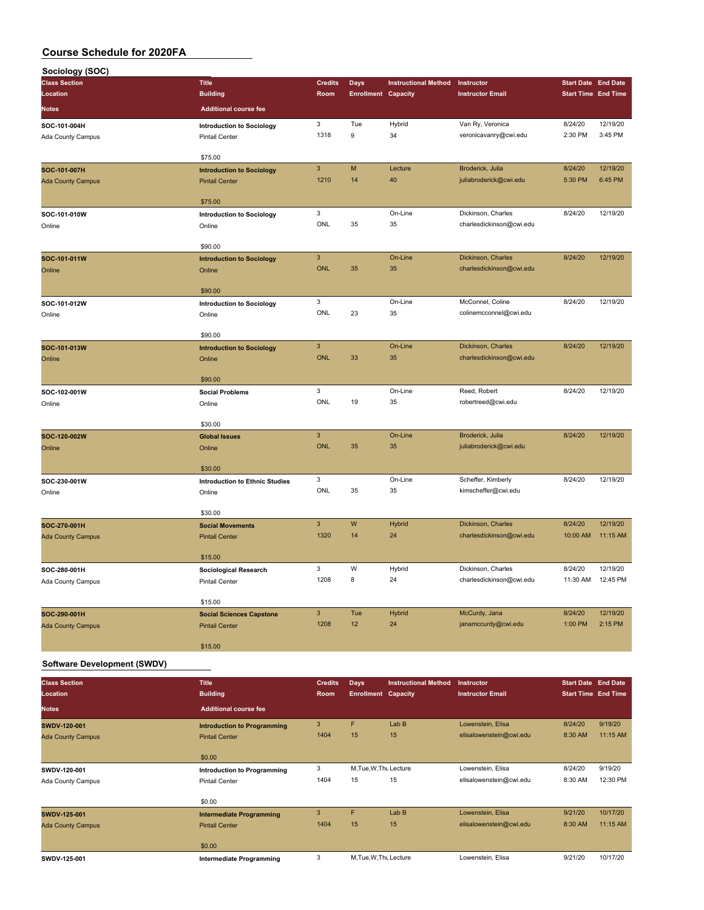# Course Schedule for 2020FA

## Sociology (SOC)

| Class Section / Location / Notes | Title / Building / Additional course fee | Credits / Room | Days / Enrollment | Instructional Method / Capacity | Instructor / Instructor Email | Start Date / Start Time | End Date / End Time |
|---|---|---|---|---|---|---|---|
| SOC-101-004H<br>Ada County Campus | Introduction to Sociology<br>Pintail Center<br>$75.00 | 3<br>1318 | Tue<br>9 | Hybrid<br>34 | Van Ry, Veronica<br>veronicavanry@cwi.edu | 8/24/20<br>2:30 PM | 12/19/20<br>3:45 PM |
| SOC-101-007H<br>Ada County Campus | Introduction to Sociology<br>Pintail Center<br>$75.00 | 3<br>1210 | M<br>14 | Lecture<br>40 | Broderick, Julia<br>juliabroderick@cwi.edu | 8/24/20<br>5:30 PM | 12/19/20<br>6:45 PM |
| SOC-101-010W<br>Online | Introduction to Sociology<br>Online<br>$90.00 | 3<br>ONL | <br>35 | On-Line<br>35 | Dickinson, Charles<br>charlesdickinson@cwi.edu | 8/24/20 | 12/19/20 |
| SOC-101-011W<br>Online | Introduction to Sociology<br>Online<br>$90.00 | 3<br>ONL | <br>35 | On-Line<br>35 | Dickinson, Charles<br>charlesdickinson@cwi.edu | 8/24/20 | 12/19/20 |
| SOC-101-012W<br>Online | Introduction to Sociology<br>Online<br>$90.00 | 3<br>ONL | <br>23 | On-Line<br>35 | McConnel, Coline<br>colinemcconnel@cwi.edu | 8/24/20 | 12/19/20 |
| SOC-101-013W<br>Online | Introduction to Sociology<br>Online<br>$90.00 | 3<br>ONL | <br>33 | On-Line<br>35 | Dickinson, Charles<br>charlesdickinson@cwi.edu | 8/24/20 | 12/19/20 |
| SOC-102-001W<br>Online | Social Problems<br>Online<br>$30.00 | 3<br>ONL | <br>19 | On-Line<br>35 | Reed, Robert<br>robertreed@cwi.edu | 8/24/20 | 12/19/20 |
| SOC-120-002W<br>Online | Global Issues<br>Online<br>$30.00 | 3<br>ONL | <br>35 | On-Line<br>35 | Broderick, Julia<br>juliabroderick@cwi.edu | 8/24/20 | 12/19/20 |
| SOC-230-001W<br>Online | Introduction to Ethnic Studies<br>Online<br>$30.00 | 3<br>ONL | <br>35 | On-Line<br>35 | Scheffer, Kimberly<br>kimscheffer@cwi.edu | 8/24/20 | 12/19/20 |
| SOC-270-001H<br>Ada County Campus | Social Movements<br>Pintail Center<br>$15.00 | 3<br>1320 | W<br>14 | Hybrid<br>24 | Dickinson, Charles<br>charlesdickinson@cwi.edu | 8/24/20<br>10:00 AM | 12/19/20<br>11:15 AM |
| SOC-280-001H<br>Ada County Campus | Sociological Research<br>Pintail Center<br>$15.00 | 3<br>1208 | W<br>8 | Hybrid<br>24 | Dickinson, Charles<br>charlesdickinson@cwi.edu | 8/24/20<br>11:30 AM | 12/19/20<br>12:45 PM |
| SOC-290-001H<br>Ada County Campus | Social Sciences Capstone<br>Pintail Center<br>$15.00 | 3<br>1208 | Tue<br>12 | Hybrid<br>24 | McCurdy, Jana<br>janamccurdy@cwi.edu | 8/24/20<br>1:00 PM | 12/19/20<br>2:15 PM |

## Software Development (SWDV)

| Class Section / Location / Notes | Title / Building / Additional course fee | Credits / Room | Days / Enrollment | Instructional Method / Capacity | Instructor / Instructor Email | Start Date / Start Time | End Date / End Time |
|---|---|---|---|---|---|---|---|
| SWDV-120-001<br>Ada County Campus | Introduction to Programming<br>Pintail Center<br>$0.00 | 3<br>1404 | F<br>15 | Lab B<br>15 | Lowenstein, Elisa<br>elisalowenstein@cwi.edu | 8/24/20<br>8:30 AM | 9/19/20<br>11:15 AM |
| SWDV-120-001<br>Ada County Campus | Introduction to Programming<br>Pintail Center<br>$0.00 | 3<br>1404 | M,Tue,W,Thu<br>15 | Lecture<br>15 | Lowenstein, Elisa<br>elisalowenstein@cwi.edu | 8/24/20<br>8:30 AM | 9/19/20<br>12:30 PM |
| SWDV-125-001<br>Ada County Campus | Intermediate Programming<br>Pintail Center<br>$0.00 | 3<br>1404 | F<br>15 | Lab B<br>15 | Lowenstein, Elisa<br>elisalowenstein@cwi.edu | 9/21/20<br>8:30 AM | 10/17/20<br>11:15 AM |
| SWDV-125-001 | Intermediate Programming | 3 | M,Tue,W,Thu | Lecture | Lowenstein, Elisa | 9/21/20 | 10/17/20 |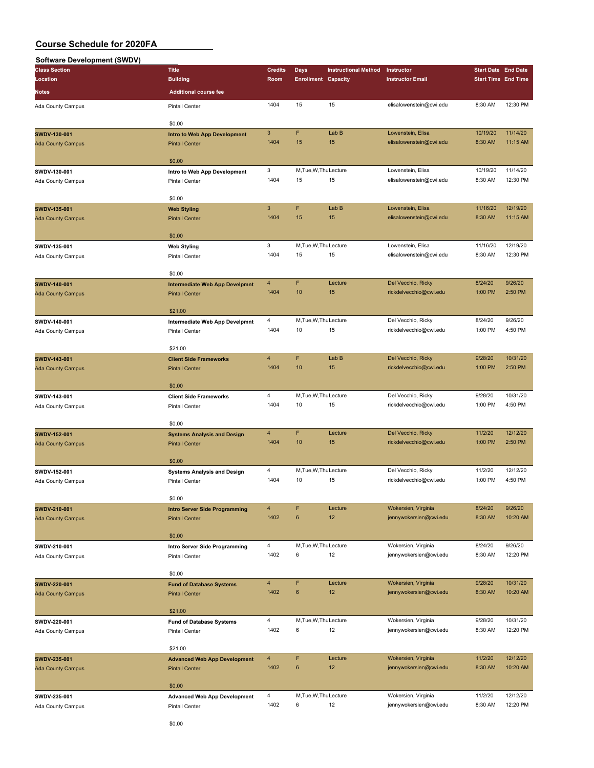# Course Schedule for 2020FA

## Software Development (SWDV)

| Class Section / Location / Notes | Title / Building / Additional course fee | Credits / Room | Days / Enrollment | Instructional Method / Capacity | Instructor / Instructor Email | Start Date / Start Time | End Date / End Time |
|---|---|---|---|---|---|---|---|
| Ada County Campus | Pintail Center / $0.00 | 1404 | 15 | 15 | elisalowenstein@cwi.edu | 8:30 AM | 12:30 PM |
| **SWDV-130-001** / Ada County Campus | **Intro to Web App Development** / Pintail Center / $0.00 | 3 / 1404 | F / 15 | Lab B / 15 | Lowenstein, Elisa / elisalowenstein@cwi.edu | 10/19/20 / 8:30 AM | 11/14/20 / 11:15 AM |
| **SWDV-130-001** / Ada County Campus | **Intro to Web App Development** / Pintail Center / $0.00 | 3 / 1404 | M,Tue,W,Thu / 15 | Lecture / 15 | Lowenstein, Elisa / elisalowenstein@cwi.edu | 10/19/20 / 8:30 AM | 11/14/20 / 12:30 PM |
| **SWDV-135-001** / Ada County Campus | **Web Styling** / Pintail Center / $0.00 | 3 / 1404 | F / 15 | Lab B / 15 | Lowenstein, Elisa / elisalowenstein@cwi.edu | 11/16/20 / 8:30 AM | 12/19/20 / 11:15 AM |
| **SWDV-135-001** / Ada County Campus | **Web Styling** / Pintail Center / $0.00 | 3 / 1404 | M,Tue,W,Thu / 15 | Lecture / 15 | Lowenstein, Elisa / elisalowenstein@cwi.edu | 11/16/20 / 8:30 AM | 12/19/20 / 12:30 PM |
| **SWDV-140-001** / Ada County Campus | **Intermediate Web App Develpmnt** / Pintail Center / $21.00 | 4 / 1404 | F / 10 | Lecture / 15 | Del Vecchio, Ricky / rickdelvecchio@cwi.edu | 8/24/20 / 1:00 PM | 9/26/20 / 2:50 PM |
| **SWDV-140-001** / Ada County Campus | **Intermediate Web App Develpmnt** / Pintail Center / $21.00 | 4 / 1404 | M,Tue,W,Thu / 10 | Lecture / 15 | Del Vecchio, Ricky / rickdelvecchio@cwi.edu | 8/24/20 / 1:00 PM | 9/26/20 / 4:50 PM |
| **SWDV-143-001** / Ada County Campus | **Client Side Frameworks** / Pintail Center / $0.00 | 4 / 1404 | F / 10 | Lab B / 15 | Del Vecchio, Ricky / rickdelvecchio@cwi.edu | 9/28/20 / 1:00 PM | 10/31/20 / 2:50 PM |
| **SWDV-143-001** / Ada County Campus | **Client Side Frameworks** / Pintail Center / $0.00 | 4 / 1404 | M,Tue,W,Thu / 10 | Lecture / 15 | Del Vecchio, Ricky / rickdelvecchio@cwi.edu | 9/28/20 / 1:00 PM | 10/31/20 / 4:50 PM |
| **SWDV-152-001** / Ada County Campus | **Systems Analysis and Design** / Pintail Center / $0.00 | 4 / 1404 | F / 10 | Lecture / 15 | Del Vecchio, Ricky / rickdelvecchio@cwi.edu | 11/2/20 / 1:00 PM | 12/12/20 / 2:50 PM |
| **SWDV-152-001** / Ada County Campus | **Systems Analysis and Design** / Pintail Center / $0.00 | 4 / 1404 | M,Tue,W,Thu / 10 | Lecture / 15 | Del Vecchio, Ricky / rickdelvecchio@cwi.edu | 11/2/20 / 1:00 PM | 12/12/20 / 4:50 PM |
| **SWDV-210-001** / Ada County Campus | **Intro Server Side Programming** / Pintail Center / $0.00 | 4 / 1402 | F / 6 | Lecture / 12 | Wokersien, Virginia / jennywokersien@cwi.edu | 8/24/20 / 8:30 AM | 9/26/20 / 10:20 AM |
| **SWDV-210-001** / Ada County Campus | **Intro Server Side Programming** / Pintail Center / $0.00 | 4 / 1402 | M,Tue,W,Thu / 6 | Lecture / 12 | Wokersien, Virginia / jennywokersien@cwi.edu | 8/24/20 / 8:30 AM | 9/26/20 / 12:20 PM |
| **SWDV-220-001** / Ada County Campus | **Fund of Database Systems** / Pintail Center / $21.00 | 4 / 1402 | F / 6 | Lecture / 12 | Wokersien, Virginia / jennywokersien@cwi.edu | 9/28/20 / 8:30 AM | 10/31/20 / 10:20 AM |
| **SWDV-220-001** / Ada County Campus | **Fund of Database Systems** / Pintail Center / $21.00 | 4 / 1402 | M,Tue,W,Thu / 6 | Lecture / 12 | Wokersien, Virginia / jennywokersien@cwi.edu | 9/28/20 / 8:30 AM | 10/31/20 / 12:20 PM |
| **SWDV-235-001** / Ada County Campus | **Advanced Web App Development** / Pintail Center / $0.00 | 4 / 1402 | F / 6 | Lecture / 12 | Wokersien, Virginia / jennywokersien@cwi.edu | 11/2/20 / 8:30 AM | 12/12/20 / 10:20 AM |
| **SWDV-235-001** / Ada County Campus | **Advanced Web App Development** / Pintail Center / $0.00 | 4 / 1402 | M,Tue,W,Thu / 6 | Lecture / 12 | Wokersien, Virginia / jennywokersien@cwi.edu | 11/2/20 / 8:30 AM | 12/12/20 / 12:20 PM |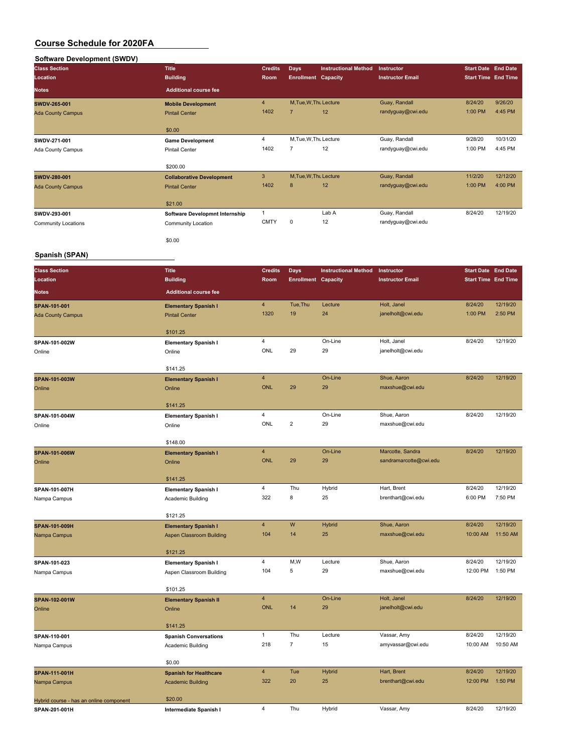# Course Schedule for 2020FA

## Software Development (SWDV)

| Class Section<br>Location<br>Notes | Title<br>Building<br>Additional course fee | Credits<br>Room | Days<br>Enrollment | Instructional Method<br>Capacity | Instructor<br>Instructor Email | Start Date<br>Start Time | End Date<br>End Time |
|---|---|---|---|---|---|---|---|
| SWDV-265-001<br>Ada County Campus | Mobile Development<br>Pintail Center<br>$0.00 | 4<br>1402 | M,Tue,W,Thu<br>7 | Lecture<br>12 | Guay, Randall<br>randyguay@cwi.edu | 8/24/20<br>1:00 PM | 9/26/20<br>4:45 PM |
| SWDV-271-001<br>Ada County Campus | Game Development<br>Pintail Center<br>$200.00 | 4<br>1402 | M,Tue,W,Thu<br>7 | Lecture<br>12 | Guay, Randall<br>randyguay@cwi.edu | 9/28/20<br>1:00 PM | 10/31/20<br>4:45 PM |
| SWDV-280-001<br>Ada County Campus | Collaborative Development<br>Pintail Center<br>$21.00 | 3<br>1402 | M,Tue,W,Thu<br>8 | Lecture<br>12 | Guay, Randall<br>randyguay@cwi.edu | 11/2/20<br>1:00 PM | 12/12/20<br>4:00 PM |
| SWDV-293-001<br>Community Locations | Software Developmnt Internship<br>Community Location<br>$0.00 | 1<br>CMTY | <br>0 | Lab A<br>12 | Guay, Randall<br>randyguay@cwi.edu | 8/24/20 | 12/19/20 |

## Spanish (SPAN)

| Class Section<br>Location<br>Notes | Title<br>Building<br>Additional course fee | Credits<br>Room | Days<br>Enrollment | Instructional Method<br>Capacity | Instructor<br>Instructor Email | Start Date<br>Start Time | End Date<br>End Time |
|---|---|---|---|---|---|---|---|
| SPAN-101-001<br>Ada County Campus | Elementary Spanish I<br>Pintail Center<br>$101.25 | 4<br>1320 | Tue,Thu<br>19 | Lecture<br>24 | Holt, Janel<br>janelholt@cwi.edu | 8/24/20<br>1:00 PM | 12/19/20<br>2:50 PM |
| SPAN-101-002W<br>Online | Elementary Spanish I<br>Online<br>$141.25 | 4<br>ONL | <br>29 | On-Line<br>29 | Holt, Janel<br>janelholt@cwi.edu | 8/24/20 | 12/19/20 |
| SPAN-101-003W<br>Online | Elementary Spanish I<br>Online<br>$141.25 | 4<br>ONL | <br>29 | On-Line<br>29 | Shue, Aaron<br>maxshue@cwi.edu | 8/24/20 | 12/19/20 |
| SPAN-101-004W<br>Online | Elementary Spanish I<br>Online<br>$148.00 | 4<br>ONL | <br>2 | On-Line<br>29 | Shue, Aaron<br>maxshue@cwi.edu | 8/24/20 | 12/19/20 |
| SPAN-101-006W<br>Online | Elementary Spanish I<br>Online<br>$141.25 | 4<br>ONL | <br>29 | On-Line<br>29 | Marcotte, Sandra<br>sandramarcotte@cwi.edu | 8/24/20 | 12/19/20 |
| SPAN-101-007H<br>Nampa Campus | Elementary Spanish I<br>Academic Building<br>$121.25 | 4<br>322 | Thu<br>8 | Hybrid<br>25 | Hart, Brent<br>brenthart@cwi.edu | 8/24/20<br>6:00 PM | 12/19/20<br>7:50 PM |
| SPAN-101-009H<br>Nampa Campus | Elementary Spanish I<br>Aspen Classroom Building<br>$121.25 | 4<br>104 | W<br>14 | Hybrid<br>25 | Shue, Aaron<br>maxshue@cwi.edu | 8/24/20<br>10:00 AM | 12/19/20<br>11:50 AM |
| SPAN-101-023<br>Nampa Campus | Elementary Spanish I<br>Aspen Classroom Building<br>$101.25 | 4<br>104 | M,W<br>5 | Lecture<br>29 | Shue, Aaron<br>maxshue@cwi.edu | 8/24/20<br>12:00 PM | 12/19/20<br>1:50 PM |
| SPAN-102-001W<br>Online | Elementary Spanish II<br>Online<br>$141.25 | 4<br>ONL | <br>14 | On-Line<br>29 | Holt, Janel<br>janelholt@cwi.edu | 8/24/20 | 12/19/20 |
| SPAN-110-001<br>Nampa Campus | Spanish Conversations<br>Academic Building<br>$0.00 | 1<br>218 | Thu<br>7 | Lecture<br>15 | Vassar, Amy<br>amyvassar@cwi.edu | 8/24/20<br>10:00 AM | 12/19/20<br>10:50 AM |
| SPAN-111-001H<br>Nampa Campus<br>Hybrid course - has an online component | Spanish for Healthcare<br>Academic Building<br>$20.00 | 4<br>322 | Tue<br>20 | Hybrid<br>25 | Hart, Brent<br>brenthart@cwi.edu | 8/24/20<br>12:00 PM | 12/19/20<br>1:50 PM |
| SPAN-201-001H | Intermediate Spanish I | 4 | Thu | Hybrid | Vassar, Amy | 8/24/20 | 12/19/20 |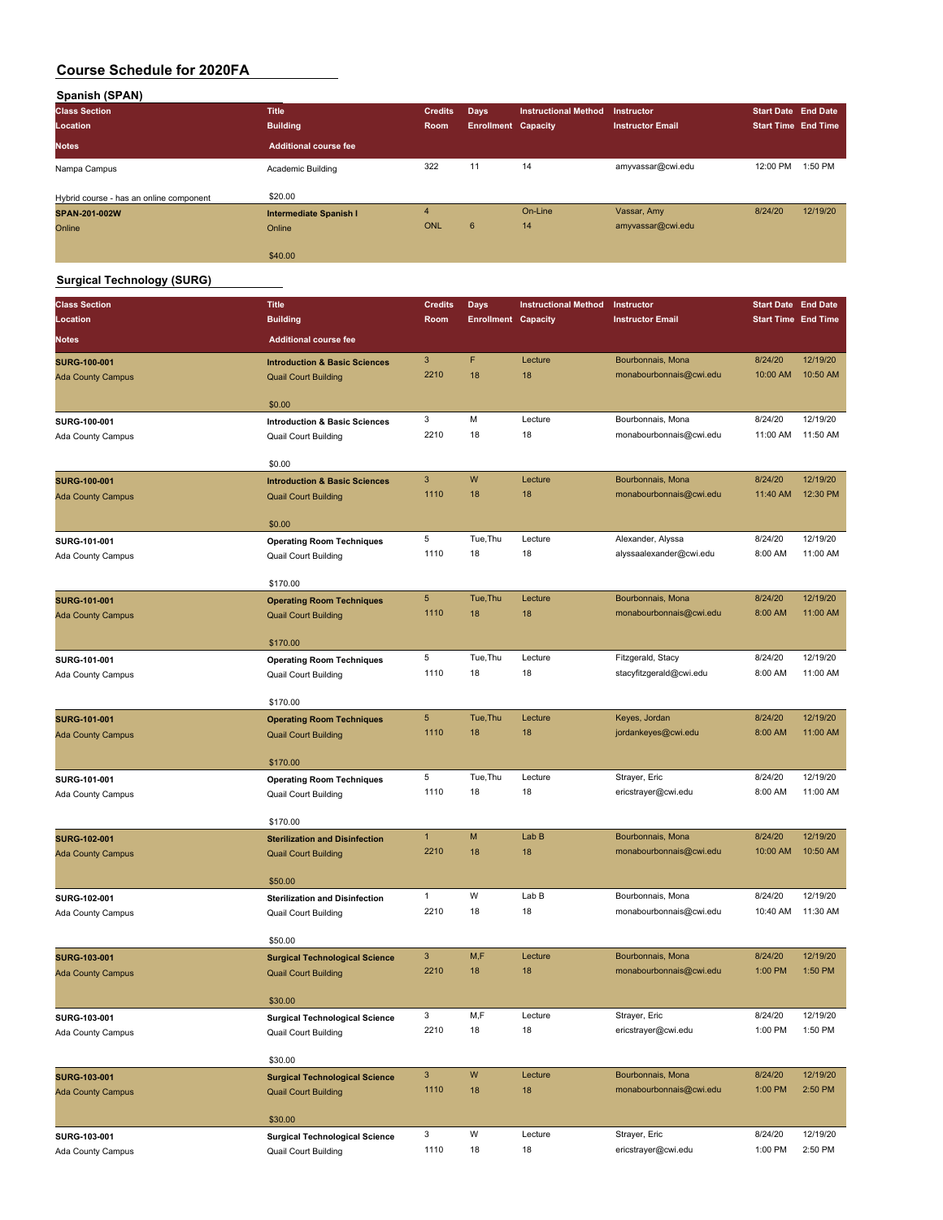# Course Schedule for 2020FA

## Spanish (SPAN)

| Class Section<br>Location<br>Notes | Title<br>Building<br>Additional course fee | Credits<br>Room | Days<br>Enrollment | Instructional Method<br>Capacity | Instructor<br>Instructor Email | Start Date<br>Start Time | End Date<br>End Time |
|---|---|---|---|---|---|---|---|
| Nampa Campus<br>Hybrid course - has an online component | Academic Building<br>$20.00 | 322 | 11 | 14 | amyvassar@cwi.edu | 12:00 PM | 1:50 PM |
| **SPAN-201-002W**<br>Online | **Intermediate Spanish I**<br>Online<br>$40.00 | 4<br>ONL | <br>6 | On-Line<br>14 | Vassar, Amy<br>amyvassar@cwi.edu | 8/24/20 | 12/19/20 |

## Surgical Technology (SURG)

| Class Section<br>Location<br>Notes | Title<br>Building<br>Additional course fee | Credits<br>Room | Days<br>Enrollment | Instructional Method<br>Capacity | Instructor<br>Instructor Email | Start Date<br>Start Time | End Date<br>End Time |
|---|---|---|---|---|---|---|---|
| **SURG-100-001**<br>Ada County Campus | **Introduction & Basic Sciences**<br>Quail Court Building<br>$0.00 | 3<br>2210 | F<br>18 | Lecture<br>18 | Bourbonnais, Mona<br>monabourbonnais@cwi.edu | 8/24/20<br>10:00 AM | 12/19/20<br>10:50 AM |
| **SURG-100-001**<br>Ada County Campus | **Introduction & Basic Sciences**<br>Quail Court Building<br>$0.00 | 3<br>2210 | M<br>18 | Lecture<br>18 | Bourbonnais, Mona<br>monabourbonnais@cwi.edu | 8/24/20<br>11:00 AM | 12/19/20<br>11:50 AM |
| **SURG-100-001**<br>Ada County Campus | **Introduction & Basic Sciences**<br>Quail Court Building<br>$0.00 | 3<br>1110 | W<br>18 | Lecture<br>18 | Bourbonnais, Mona<br>monabourbonnais@cwi.edu | 8/24/20<br>11:40 AM | 12/19/20<br>12:30 PM |
| **SURG-101-001**<br>Ada County Campus | **Operating Room Techniques**<br>Quail Court Building<br>$170.00 | 5<br>1110 | Tue,Thu<br>18 | Lecture<br>18 | Alexander, Alyssa<br>alyssaalexander@cwi.edu | 8/24/20<br>8:00 AM | 12/19/20<br>11:00 AM |
| **SURG-101-001**<br>Ada County Campus | **Operating Room Techniques**<br>Quail Court Building<br>$170.00 | 5<br>1110 | Tue,Thu<br>18 | Lecture<br>18 | Bourbonnais, Mona<br>monabourbonnais@cwi.edu | 8/24/20<br>8:00 AM | 12/19/20<br>11:00 AM |
| **SURG-101-001**<br>Ada County Campus | **Operating Room Techniques**<br>Quail Court Building<br>$170.00 | 5<br>1110 | Tue,Thu<br>18 | Lecture<br>18 | Fitzgerald, Stacy<br>stacyfitzgerald@cwi.edu | 8/24/20<br>8:00 AM | 12/19/20<br>11:00 AM |
| **SURG-101-001**<br>Ada County Campus | **Operating Room Techniques**<br>Quail Court Building<br>$170.00 | 5<br>1110 | Tue,Thu<br>18 | Lecture<br>18 | Keyes, Jordan<br>jordankeyes@cwi.edu | 8/24/20<br>8:00 AM | 12/19/20<br>11:00 AM |
| **SURG-101-001**<br>Ada County Campus | **Operating Room Techniques**<br>Quail Court Building<br>$170.00 | 5<br>1110 | Tue,Thu<br>18 | Lecture<br>18 | Strayer, Eric<br>ericstrayer@cwi.edu | 8/24/20<br>8:00 AM | 12/19/20<br>11:00 AM |
| **SURG-102-001**<br>Ada County Campus | **Sterilization and Disinfection**<br>Quail Court Building<br>$50.00 | 1<br>2210 | M<br>18 | Lab B<br>18 | Bourbonnais, Mona<br>monabourbonnais@cwi.edu | 8/24/20<br>10:00 AM | 12/19/20<br>10:50 AM |
| **SURG-102-001**<br>Ada County Campus | **Sterilization and Disinfection**<br>Quail Court Building<br>$50.00 | 1<br>2210 | W<br>18 | Lab B<br>18 | Bourbonnais, Mona<br>monabourbonnais@cwi.edu | 8/24/20<br>10:40 AM | 12/19/20<br>11:30 AM |
| **SURG-103-001**<br>Ada County Campus | **Surgical Technological Science**<br>Quail Court Building<br>$30.00 | 3<br>2210 | M,F<br>18 | Lecture<br>18 | Bourbonnais, Mona<br>monabourbonnais@cwi.edu | 8/24/20<br>1:00 PM | 12/19/20<br>1:50 PM |
| **SURG-103-001**<br>Ada County Campus | **Surgical Technological Science**<br>Quail Court Building<br>$30.00 | 3<br>2210 | M,F<br>18 | Lecture<br>18 | Strayer, Eric<br>ericstrayer@cwi.edu | 8/24/20<br>1:00 PM | 12/19/20<br>1:50 PM |
| **SURG-103-001**<br>Ada County Campus | **Surgical Technological Science**<br>Quail Court Building<br>$30.00 | 3<br>1110 | W<br>18 | Lecture<br>18 | Bourbonnais, Mona<br>monabourbonnais@cwi.edu | 8/24/20<br>1:00 PM | 12/19/20<br>2:50 PM |
| **SURG-103-001**<br>Ada County Campus | **Surgical Technological Science**<br>Quail Court Building | 3<br>1110 | W<br>18 | Lecture<br>18 | Strayer, Eric<br>ericstrayer@cwi.edu | 8/24/20<br>1:00 PM | 12/19/20<br>2:50 PM |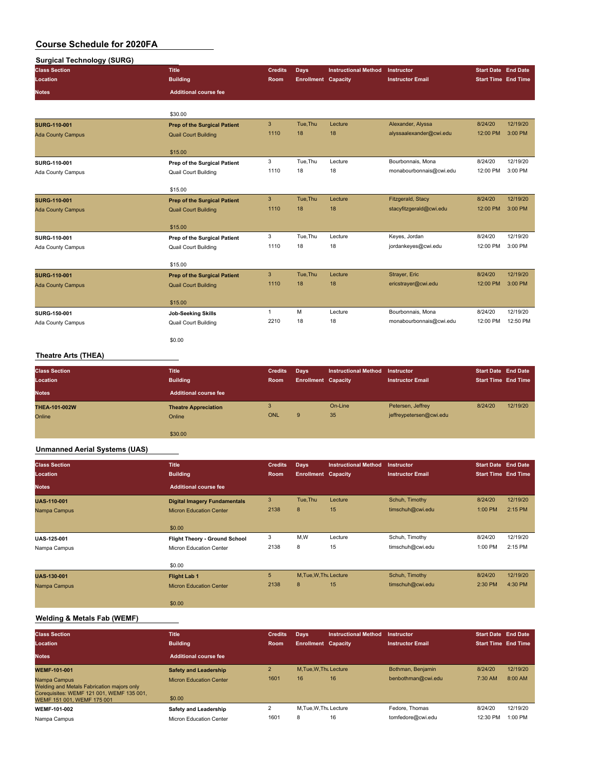# Course Schedule for 2020FA

## Surgical Technology (SURG)

| Class Section / Location / Notes | Title / Building / Additional course fee | Credits / Room | Days / Enrollment | Instructional Method / Capacity | Instructor / Instructor Email | Start Date / Start Time | End Date / End Time |
|---|---|---|---|---|---|---|---|
| | $30.00 | | | | | | |
| **SURG-110-001**<br>Ada County Campus | **Prep of the Surgical Patient**<br>Quail Court Building<br>$15.00 | 3<br>1110 | Tue,Thu<br>18 | Lecture<br>18 | Alexander, Alyssa<br>alyssaalexander@cwi.edu | 8/24/20<br>12:00 PM | 12/19/20<br>3:00 PM |
| **SURG-110-001**<br>Ada County Campus | **Prep of the Surgical Patient**<br>Quail Court Building<br>$15.00 | 3<br>1110 | Tue,Thu<br>18 | Lecture<br>18 | Bourbonnais, Mona<br>monabourbonnais@cwi.edu | 8/24/20<br>12:00 PM | 12/19/20<br>3:00 PM |
| **SURG-110-001**<br>Ada County Campus | **Prep of the Surgical Patient**<br>Quail Court Building<br>$15.00 | 3<br>1110 | Tue,Thu<br>18 | Lecture<br>18 | Fitzgerald, Stacy<br>stacyfitzgerald@cwi.edu | 8/24/20<br>12:00 PM | 12/19/20<br>3:00 PM |
| **SURG-110-001**<br>Ada County Campus | **Prep of the Surgical Patient**<br>Quail Court Building<br>$15.00 | 3<br>1110 | Tue,Thu<br>18 | Lecture<br>18 | Keyes, Jordan<br>jordankeyes@cwi.edu | 8/24/20<br>12:00 PM | 12/19/20<br>3:00 PM |
| **SURG-110-001**<br>Ada County Campus | **Prep of the Surgical Patient**<br>Quail Court Building<br>$15.00 | 3<br>1110 | Tue,Thu<br>18 | Lecture<br>18 | Strayer, Eric<br>ericstrayer@cwi.edu | 8/24/20<br>12:00 PM | 12/19/20<br>3:00 PM |
| **SURG-150-001**<br>Ada County Campus | **Job-Seeking Skills**<br>Quail Court Building<br>$0.00 | 1<br>2210 | M<br>18 | Lecture<br>18 | Bourbonnais, Mona<br>monabourbonnais@cwi.edu | 8/24/20<br>12:00 PM | 12/19/20<br>12:50 PM |

## Theatre Arts (THEA)

| Class Section / Location / Notes | Title / Building / Additional course fee | Credits / Room | Days / Enrollment | Instructional Method / Capacity | Instructor / Instructor Email | Start Date / Start Time | End Date / End Time |
|---|---|---|---|---|---|---|---|
| **THEA-101-002W**<br>Online | **Theatre Appreciation**<br>Online<br>$30.00 | 3<br>ONL | <br>9 | On-Line<br>35 | Petersen, Jeffrey<br>jeffreypetersen@cwi.edu | 8/24/20 | 12/19/20 |

## Unmanned Aerial Systems (UAS)

| Class Section / Location / Notes | Title / Building / Additional course fee | Credits / Room | Days / Enrollment | Instructional Method / Capacity | Instructor / Instructor Email | Start Date / Start Time | End Date / End Time |
|---|---|---|---|---|---|---|---|
| **UAS-110-001**<br>Nampa Campus | **Digital Imagery Fundamentals**<br>Micron Education Center<br>$0.00 | 3<br>2138 | Tue,Thu<br>8 | Lecture<br>15 | Schuh, Timothy<br>timschuh@cwi.edu | 8/24/20<br>1:00 PM | 12/19/20<br>2:15 PM |
| **UAS-125-001**<br>Nampa Campus | **Flight Theory - Ground School**<br>Micron Education Center<br>$0.00 | 3<br>2138 | M,W<br>8 | Lecture<br>15 | Schuh, Timothy<br>timschuh@cwi.edu | 8/24/20<br>1:00 PM | 12/19/20<br>2:15 PM |
| **UAS-130-001**<br>Nampa Campus | **Flight Lab 1**<br>Micron Education Center<br>$0.00 | 5<br>2138 | M,Tue,W,Thu<br>8 | Lecture<br>15 | Schuh, Timothy<br>timschuh@cwi.edu | 8/24/20<br>2:30 PM | 12/19/20<br>4:30 PM |

## Welding & Metals Fab (WEMF)

| Class Section / Location / Notes | Title / Building / Additional course fee | Credits / Room | Days / Enrollment | Instructional Method / Capacity | Instructor / Instructor Email | Start Date / Start Time | End Date / End Time |
|---|---|---|---|---|---|---|---|
| **WEMF-101-001**<br>Nampa Campus<br>Welding and Metals Fabrication majors only<br>Corequisites: WEMF 121 001, WEMF 135 001, WEMF 151 001, WEMF 175 001 | **Safety and Leadership**<br>Micron Education Center<br>$0.00 | 2<br>1601 | M,Tue,W,Thu<br>16 | Lecture<br>16 | Bothman, Benjamin<br>benbothman@cwi.edu | 8/24/20<br>7:30 AM | 12/19/20<br>8:00 AM |
| **WEMF-101-002**<br>Nampa Campus | **Safety and Leadership**<br>Micron Education Center | 2<br>1601 | M,Tue,W,Thu<br>8 | Lecture<br>16 | Fedore, Thomas<br>tomfedore@cwi.edu | 8/24/20<br>12:30 PM | 12/19/20<br>1:00 PM |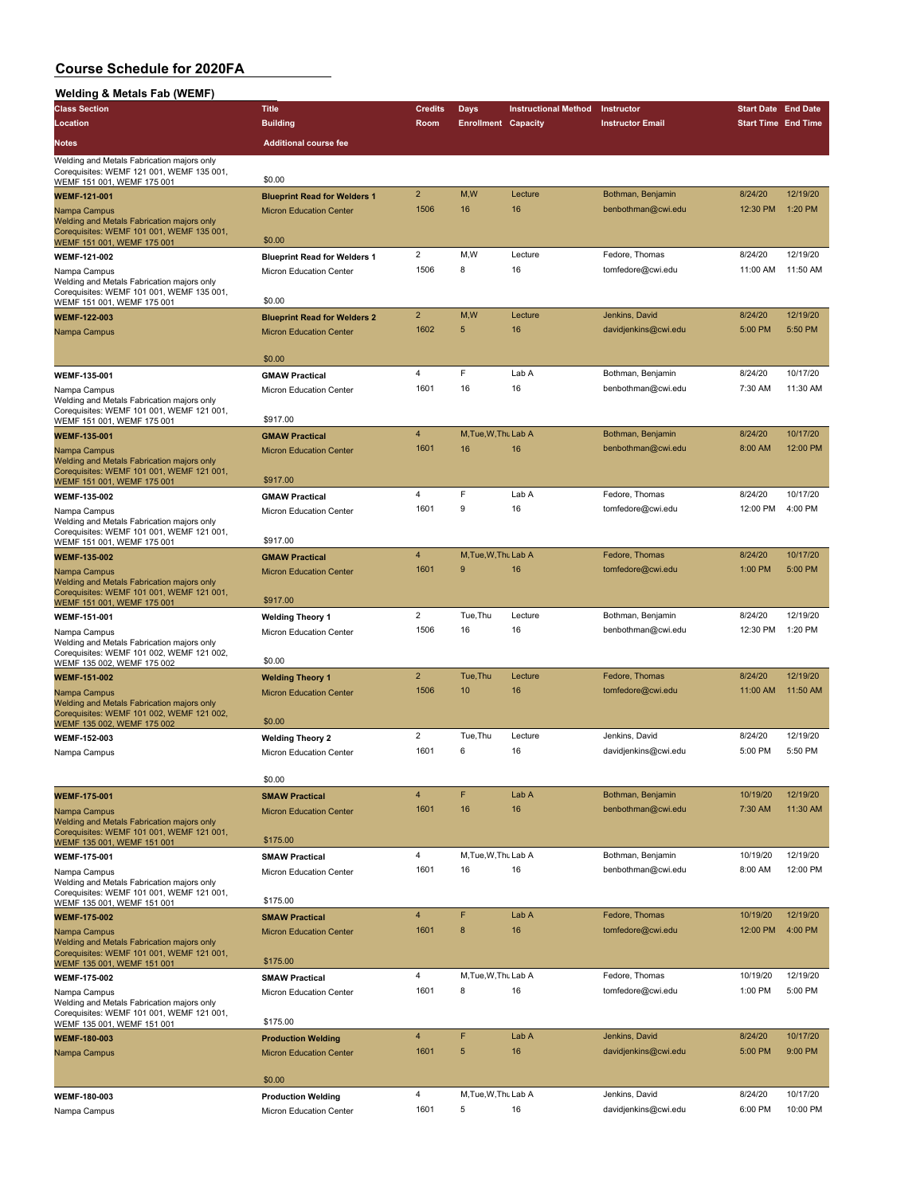# Course Schedule for 2020FA

## Welding & Metals Fab (WEMF)

| Class Section / Location / Notes | Title / Building / Additional course fee | Credits / Room | Days / Enrollment | Instructional Method / Capacity | Instructor / Instructor Email | Start Date / Start Time | End Date / End Time |
|---|---|---|---|---|---|---|---|
| Welding and Metals Fabrication majors only Corequisites: WEMF 121 001, WEMF 135 001, WEMF 151 001, WEMF 175 001 | $0.00 | | | | | | |
| **WEMF-121-001** | **Blueprint Read for Welders 1** | 2 | M,W | Lecture | Bothman, Benjamin | 8/24/20 | 12/19/20 |
| Nampa Campus | Micron Education Center | 1506 | 16 | 16 | benbothman@cwi.edu | 12:30 PM | 1:20 PM |
| Welding and Metals Fabrication majors only Corequisites: WEMF 101 001, WEMF 135 001, WEMF 151 001, WEMF 175 001 | $0.00 | | | | | | |
| **WEMF-121-002** | **Blueprint Read for Welders 1** | 2 | M,W | Lecture | Fedore, Thomas | 8/24/20 | 12/19/20 |
| Nampa Campus | Micron Education Center | 1506 | 8 | 16 | tomfedore@cwi.edu | 11:00 AM | 11:50 AM |
| Welding and Metals Fabrication majors only Corequisites: WEMF 101 001, WEMF 135 001, WEMF 151 001, WEMF 175 001 | $0.00 | | | | | | |
| **WEMF-122-003** | **Blueprint Read for Welders 2** | 2 | M,W | Lecture | Jenkins, David | 8/24/20 | 12/19/20 |
| Nampa Campus | Micron Education Center | 1602 | 5 | 16 | davidjenkins@cwi.edu | 5:00 PM | 5:50 PM |
| | $0.00 | | | | | | |
| **WEMF-135-001** | **GMAW Practical** | 4 | F | Lab A | Bothman, Benjamin | 8/24/20 | 10/17/20 |
| Nampa Campus | Micron Education Center | 1601 | 16 | 16 | benbothman@cwi.edu | 7:30 AM | 11:30 AM |
| Welding and Metals Fabrication majors only Corequisites: WEMF 101 001, WEMF 121 001, WEMF 151 001, WEMF 175 001 | $917.00 | | | | | | |
| **WEMF-135-001** | **GMAW Practical** | 4 | M,Tue,W,Thu | Lab A | Bothman, Benjamin | 8/24/20 | 10/17/20 |
| Nampa Campus | Micron Education Center | 1601 | 16 | 16 | benbothman@cwi.edu | 8:00 AM | 12:00 PM |
| Welding and Metals Fabrication majors only Corequisites: WEMF 101 001, WEMF 121 001, WEMF 151 001, WEMF 175 001 | $917.00 | | | | | | |
| **WEMF-135-002** | **GMAW Practical** | 4 | F | Lab A | Fedore, Thomas | 8/24/20 | 10/17/20 |
| Nampa Campus | Micron Education Center | 1601 | 9 | 16 | tomfedore@cwi.edu | 12:00 PM | 4:00 PM |
| Welding and Metals Fabrication majors only Corequisites: WEMF 101 001, WEMF 121 001, WEMF 151 001, WEMF 175 001 | $917.00 | | | | | | |
| **WEMF-135-002** | **GMAW Practical** | 4 | M,Tue,W,Thu | Lab A | Fedore, Thomas | 8/24/20 | 10/17/20 |
| Nampa Campus | Micron Education Center | 1601 | 9 | 16 | tomfedore@cwi.edu | 1:00 PM | 5:00 PM |
| Welding and Metals Fabrication majors only Corequisites: WEMF 101 001, WEMF 121 001, WEMF 151 001, WEMF 175 001 | $917.00 | | | | | | |
| **WEMF-151-001** | **Welding Theory 1** | 2 | Tue,Thu | Lecture | Bothman, Benjamin | 8/24/20 | 12/19/20 |
| Nampa Campus | Micron Education Center | 1506 | 16 | 16 | benbothman@cwi.edu | 12:30 PM | 1:20 PM |
| Welding and Metals Fabrication majors only Corequisites: WEMF 101 002, WEMF 121 002, WEMF 135 002, WEMF 175 002 | $0.00 | | | | | | |
| **WEMF-151-002** | **Welding Theory 1** | 2 | Tue,Thu | Lecture | Fedore, Thomas | 8/24/20 | 12/19/20 |
| Nampa Campus | Micron Education Center | 1506 | 10 | 16 | tomfedore@cwi.edu | 11:00 AM | 11:50 AM |
| Welding and Metals Fabrication majors only Corequisites: WEMF 101 002, WEMF 121 002, WEMF 135 002, WEMF 175 002 | $0.00 | | | | | | |
| **WEMF-152-003** | **Welding Theory 2** | 2 | Tue,Thu | Lecture | Jenkins, David | 8/24/20 | 12/19/20 |
| Nampa Campus | Micron Education Center | 1601 | 6 | 16 | davidjenkins@cwi.edu | 5:00 PM | 5:50 PM |
| | $0.00 | | | | | | |
| **WEMF-175-001** | **SMAW Practical** | 4 | F | Lab A | Bothman, Benjamin | 10/19/20 | 12/19/20 |
| Nampa Campus | Micron Education Center | 1601 | 16 | 16 | benbothman@cwi.edu | 7:30 AM | 11:30 AM |
| Welding and Metals Fabrication majors only Corequisites: WEMF 101 001, WEMF 121 001, WEMF 135 001, WEMF 151 001 | $175.00 | | | | | | |
| **WEMF-175-001** | **SMAW Practical** | 4 | M,Tue,W,Thu | Lab A | Bothman, Benjamin | 10/19/20 | 12/19/20 |
| Nampa Campus | Micron Education Center | 1601 | 16 | 16 | benbothman@cwi.edu | 8:00 AM | 12:00 PM |
| Welding and Metals Fabrication majors only Corequisites: WEMF 101 001, WEMF 121 001, WEMF 135 001, WEMF 151 001 | $175.00 | | | | | | |
| **WEMF-175-002** | **SMAW Practical** | 4 | F | Lab A | Fedore, Thomas | 10/19/20 | 12/19/20 |
| Nampa Campus | Micron Education Center | 1601 | 8 | 16 | tomfedore@cwi.edu | 12:00 PM | 4:00 PM |
| Welding and Metals Fabrication majors only Corequisites: WEMF 101 001, WEMF 121 001, WEMF 135 001, WEMF 151 001 | $175.00 | | | | | | |
| **WEMF-175-002** | **SMAW Practical** | 4 | M,Tue,W,Thu | Lab A | Fedore, Thomas | 10/19/20 | 12/19/20 |
| Nampa Campus | Micron Education Center | 1601 | 8 | 16 | tomfedore@cwi.edu | 1:00 PM | 5:00 PM |
| Welding and Metals Fabrication majors only Corequisites: WEMF 101 001, WEMF 121 001, WEMF 135 001, WEMF 151 001 | $175.00 | | | | | | |
| **WEMF-180-003** | **Production Welding** | 4 | F | Lab A | Jenkins, David | 8/24/20 | 10/17/20 |
| Nampa Campus | Micron Education Center | 1601 | 5 | 16 | davidjenkins@cwi.edu | 5:00 PM | 9:00 PM |
| | $0.00 | | | | | | |
| **WEMF-180-003** | **Production Welding** | 4 | M,Tue,W,Thu | Lab A | Jenkins, David | 8/24/20 | 10/17/20 |
| Nampa Campus | Micron Education Center | 1601 | 5 | 16 | davidjenkins@cwi.edu | 6:00 PM | 10:00 PM |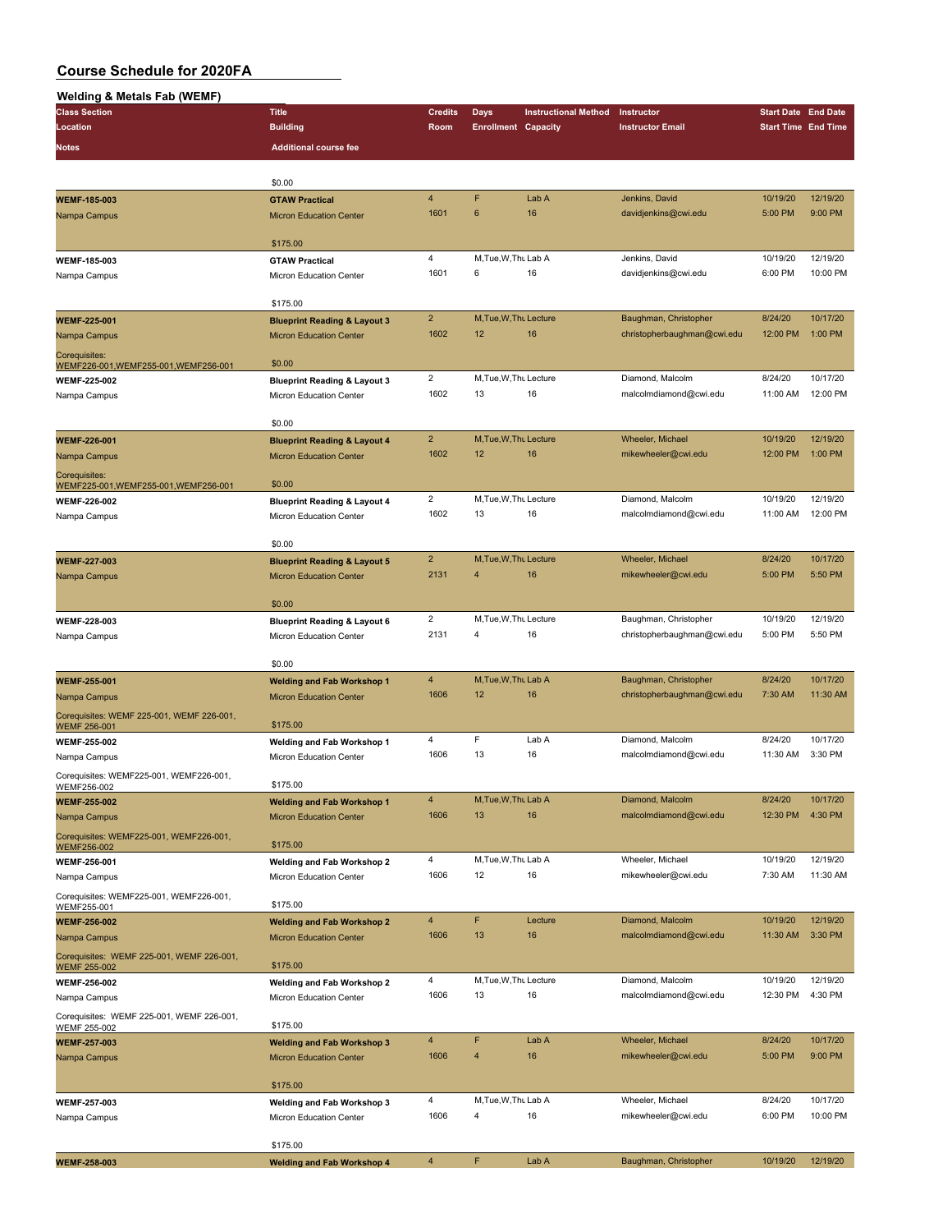# Course Schedule for 2020FA

## Welding & Metals Fab (WEMF)

| Class Section / Location / Notes | Title / Building / Additional course fee | Credits / Room | Days / Enrollment | Instructional Method / Capacity | Instructor / Instructor Email | Start Date / Start Time | End Date / End Time |
|---|---|---|---|---|---|---|---|
| | $0.00 | | | | | | |
| **WEMF-185-003**<br>Nampa Campus | **GTAW Practical**<br>Micron Education Center<br>$175.00 | 4<br>1601 | F<br>6 | Lab A<br>16 | Jenkins, David<br>davidjenkins@cwi.edu | 10/19/20<br>5:00 PM | 12/19/20<br>9:00 PM |
| **WEMF-185-003**<br>Nampa Campus | **GTAW Practical**<br>Micron Education Center<br>$175.00 | 4<br>1601 | M,Tue,W,Thu<br>6 | Lab A<br>16 | Jenkins, David<br>davidjenkins@cwi.edu | 10/19/20<br>6:00 PM | 12/19/20<br>10:00 PM |
| **WEMF-225-001**<br>Nampa Campus<br>Corequisites: WEMF226-001,WEMF255-001,WEMF256-001 | **Blueprint Reading & Layout 3**<br>Micron Education Center<br>$0.00 | 2<br>1602 | M,Tue,W,Thu<br>12 | Lecture<br>16 | Baughman, Christopher<br>christopherbaughman@cwi.edu | 8/24/20<br>12:00 PM | 10/17/20<br>1:00 PM |
| **WEMF-225-002**<br>Nampa Campus | **Blueprint Reading & Layout 3**<br>Micron Education Center<br>$0.00 | 2<br>1602 | M,Tue,W,Thu<br>13 | Lecture<br>16 | Diamond, Malcolm<br>malcolmdiamond@cwi.edu | 8/24/20<br>11:00 AM | 10/17/20<br>12:00 PM |
| **WEMF-226-001**<br>Nampa Campus<br>Corequisites: WEMF225-001,WEMF255-001,WEMF256-001 | **Blueprint Reading & Layout 4**<br>Micron Education Center<br>$0.00 | 2<br>1602 | M,Tue,W,Thu<br>12 | Lecture<br>16 | Wheeler, Michael<br>mikewheeler@cwi.edu | 10/19/20<br>12:00 PM | 12/19/20<br>1:00 PM |
| **WEMF-226-002**<br>Nampa Campus | **Blueprint Reading & Layout 4**<br>Micron Education Center<br>$0.00 | 2<br>1602 | M,Tue,W,Thu<br>13 | Lecture<br>16 | Diamond, Malcolm<br>malcolmdiamond@cwi.edu | 10/19/20<br>11:00 AM | 12/19/20<br>12:00 PM |
| **WEMF-227-003**<br>Nampa Campus | **Blueprint Reading & Layout 5**<br>Micron Education Center<br>$0.00 | 2<br>2131 | M,Tue,W,Thu<br>4 | Lecture<br>16 | Wheeler, Michael<br>mikewheeler@cwi.edu | 8/24/20<br>5:00 PM | 10/17/20<br>5:50 PM |
| **WEMF-228-003**<br>Nampa Campus | **Blueprint Reading & Layout 6**<br>Micron Education Center<br>$0.00 | 2<br>2131 | M,Tue,W,Thu<br>4 | Lecture<br>16 | Baughman, Christopher<br>christopherbaughman@cwi.edu | 10/19/20<br>5:00 PM | 12/19/20<br>5:50 PM |
| **WEMF-255-001**<br>Nampa Campus<br>Corequisites: WEMF 225-001, WEMF 226-001, WEMF 256-001 | **Welding and Fab Workshop 1**<br>Micron Education Center<br>$175.00 | 4<br>1606 | M,Tue,W,Thu<br>12 | Lab A<br>16 | Baughman, Christopher<br>christopherbaughman@cwi.edu | 8/24/20<br>7:30 AM | 10/17/20<br>11:30 AM |
| **WEMF-255-002**<br>Nampa Campus<br>Corequisites: WEMF225-001, WEMF226-001, WEMF256-002 | **Welding and Fab Workshop 1**<br>Micron Education Center<br>$175.00 | 4<br>1606 | F<br>13 | Lab A<br>16 | Diamond, Malcolm<br>malcolmdiamond@cwi.edu | 8/24/20<br>11:30 AM | 10/17/20<br>3:30 PM |
| **WEMF-255-002**<br>Nampa Campus<br>Corequisites: WEMF225-001, WEMF226-001, WEMF256-002 | **Welding and Fab Workshop 1**<br>Micron Education Center<br>$175.00 | 4<br>1606 | M,Tue,W,Thu<br>13 | Lab A<br>16 | Diamond, Malcolm<br>malcolmdiamond@cwi.edu | 8/24/20<br>12:30 PM | 10/17/20<br>4:30 PM |
| **WEMF-256-001**<br>Nampa Campus<br>Corequisites: WEMF225-001, WEMF226-001, WEMF255-001 | **Welding and Fab Workshop 2**<br>Micron Education Center<br>$175.00 | 4<br>1606 | M,Tue,W,Thu<br>12 | Lab A<br>16 | Wheeler, Michael<br>mikewheeler@cwi.edu | 10/19/20<br>7:30 AM | 12/19/20<br>11:30 AM |
| **WEMF-256-002**<br>Nampa Campus<br>Corequisites: WEMF 225-001, WEMF 226-001, WEMF 255-002 | **Welding and Fab Workshop 2**<br>Micron Education Center<br>$175.00 | 4<br>1606 | F<br>13 | Lecture<br>16 | Diamond, Malcolm<br>malcolmdiamond@cwi.edu | 10/19/20<br>11:30 AM | 12/19/20<br>3:30 PM |
| **WEMF-256-002**<br>Nampa Campus<br>Corequisites: WEMF 225-001, WEMF 226-001, WEMF 255-002 | **Welding and Fab Workshop 2**<br>Micron Education Center<br>$175.00 | 4<br>1606 | M,Tue,W,Thu<br>13 | Lecture<br>16 | Diamond, Malcolm<br>malcolmdiamond@cwi.edu | 10/19/20<br>12:30 PM | 12/19/20<br>4:30 PM |
| **WEMF-257-003**<br>Nampa Campus | **Welding and Fab Workshop 3**<br>Micron Education Center<br>$175.00 | 4<br>1606 | F<br>4 | Lab A<br>16 | Wheeler, Michael<br>mikewheeler@cwi.edu | 8/24/20<br>5:00 PM | 10/17/20<br>9:00 PM |
| **WEMF-257-003**<br>Nampa Campus | **Welding and Fab Workshop 3**<br>Micron Education Center<br>$175.00 | 4<br>1606 | M,Tue,W,Thu<br>4 | Lab A<br>16 | Wheeler, Michael<br>mikewheeler@cwi.edu | 8/24/20<br>6:00 PM | 10/17/20<br>10:00 PM |
| **WEMF-258-003** | **Welding and Fab Workshop 4** | 4 | F | Lab A | Baughman, Christopher | 10/19/20 | 12/19/20 |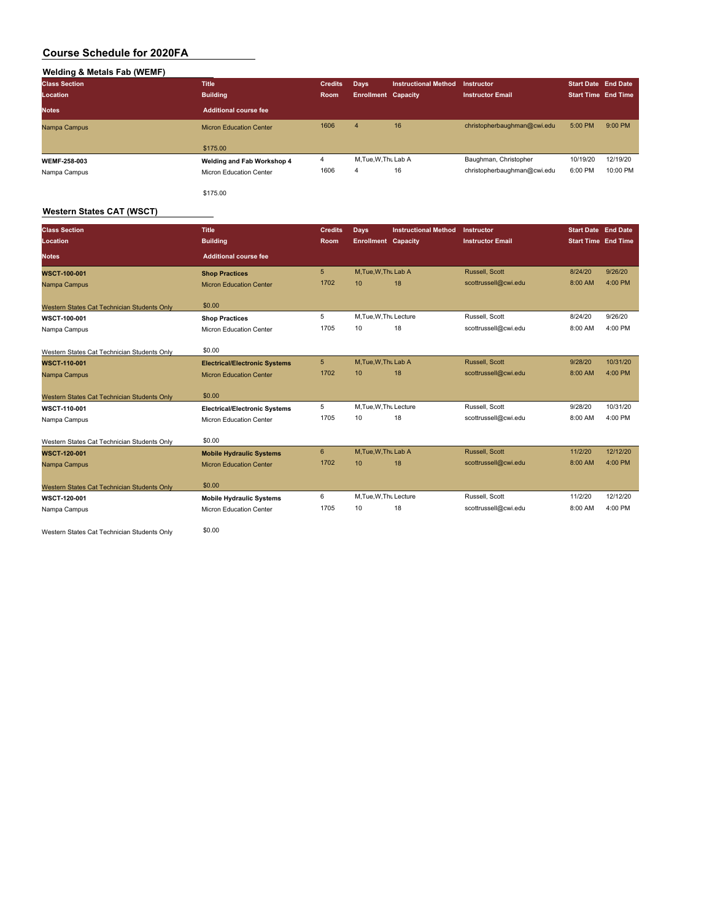# Course Schedule for 2020FA

## Welding & Metals Fab (WEMF)

| Class Section / Location / Notes | Title / Building / Additional course fee | Credits / Room | Days / Enrollment | Instructional Method / Capacity | Instructor / Instructor Email | Start Date / Start Time | End Date / End Time |
|---|---|---|---|---|---|---|---|
| Nampa Campus | Micron Education Center | 1606 | 4 | 16 | christopherbaughman@cwi.edu | 5:00 PM | 9:00 PM |
| | $175.00 | | | | | | |
| **WEMF-258-003** | **Welding and Fab Workshop 4** | 4 | M,Tue,W,Thu | Lab A | Baughman, Christopher | 10/19/20 | 12/19/20 |
| Nampa Campus | Micron Education Center | 1606 | 4 | 16 | christopherbaughman@cwi.edu | 6:00 PM | 10:00 PM |
| | $175.00 | | | | | | |

## Western States CAT (WSCT)

| Class Section / Location / Notes | Title / Building / Additional course fee | Credits / Room | Days / Enrollment | Instructional Method / Capacity | Instructor / Instructor Email | Start Date / Start Time | End Date / End Time |
|---|---|---|---|---|---|---|---|
| **WSCT-100-001** | **Shop Practices** | 5 | M,Tue,W,Thu | Lab A | Russell, Scott | 8/24/20 | 9/26/20 |
| Nampa Campus | Micron Education Center | 1702 | 10 | 18 | scottrussell@cwi.edu | 8:00 AM | 4:00 PM |
| Western States Cat Technician Students Only | $0.00 | | | | | | |
| **WSCT-100-001** | **Shop Practices** | 5 | M,Tue,W,Thu | Lecture | Russell, Scott | 8/24/20 | 9/26/20 |
| Nampa Campus | Micron Education Center | 1705 | 10 | 18 | scottrussell@cwi.edu | 8:00 AM | 4:00 PM |
| Western States Cat Technician Students Only | $0.00 | | | | | | |
| **WSCT-110-001** | **Electrical/Electronic Systems** | 5 | M,Tue,W,Thu | Lab A | Russell, Scott | 9/28/20 | 10/31/20 |
| Nampa Campus | Micron Education Center | 1702 | 10 | 18 | scottrussell@cwi.edu | 8:00 AM | 4:00 PM |
| Western States Cat Technician Students Only | $0.00 | | | | | | |
| **WSCT-110-001** | **Electrical/Electronic Systems** | 5 | M,Tue,W,Thu | Lecture | Russell, Scott | 9/28/20 | 10/31/20 |
| Nampa Campus | Micron Education Center | 1705 | 10 | 18 | scottrussell@cwi.edu | 8:00 AM | 4:00 PM |
| Western States Cat Technician Students Only | $0.00 | | | | | | |
| **WSCT-120-001** | **Mobile Hydraulic Systems** | 6 | M,Tue,W,Thu | Lab A | Russell, Scott | 11/2/20 | 12/12/20 |
| Nampa Campus | Micron Education Center | 1702 | 10 | 18 | scottrussell@cwi.edu | 8:00 AM | 4:00 PM |
| Western States Cat Technician Students Only | $0.00 | | | | | | |
| **WSCT-120-001** | **Mobile Hydraulic Systems** | 6 | M,Tue,W,Thu | Lecture | Russell, Scott | 11/2/20 | 12/12/20 |
| Nampa Campus | Micron Education Center | 1705 | 10 | 18 | scottrussell@cwi.edu | 8:00 AM | 4:00 PM |
| Western States Cat Technician Students Only | $0.00 | | | | | | |